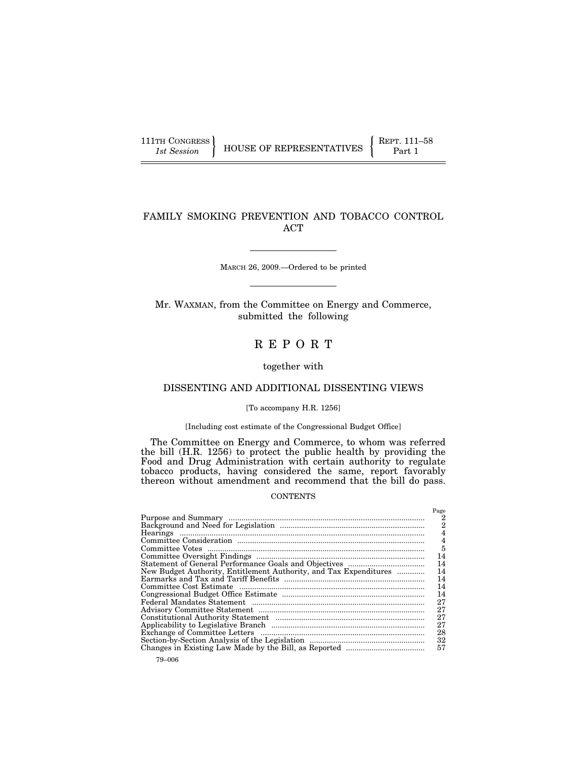111TH CONGRESS
*1st Session*

HOUSE OF REPRESENTATIVES

REPT. 111–58
Part 1

# FAMILY SMOKING PREVENTION AND TOBACCO CONTROL ACT

MARCH 26, 2009.—Ordered to be printed

Mr. WAXMAN, from the Committee on Energy and Commerce, submitted the following

# R E P O R T

together with

## DISSENTING AND ADDITIONAL DISSENTING VIEWS

[To accompany H.R. 1256]

[Including cost estimate of the Congressional Budget Office]

The Committee on Energy and Commerce, to whom was referred the bill (H.R. 1256) to protect the public health by providing the Food and Drug Administration with certain authority to regulate tobacco products, having considered the same, report favorably thereon without amendment and recommend that the bill do pass.

CONTENTS

| | Page |
|---|---|
| Purpose and Summary | 2 |
| Background and Need for Legislation | 2 |
| Hearings | 4 |
| Committee Consideration | 4 |
| Committee Votes | 5 |
| Committee Oversight Findings | 14 |
| Statement of General Performance Goals and Objectives | 14 |
| New Budget Authority, Entitlement Authority, and Tax Expenditures | 14 |
| Earmarks and Tax and Tariff Benefits | 14 |
| Committee Cost Estimate | 14 |
| Congressional Budget Office Estimate | 14 |
| Federal Mandates Statement | 27 |
| Advisory Committee Statement | 27 |
| Constitutional Authority Statement | 27 |
| Applicability to Legislative Branch | 27 |
| Exchange of Committee Letters | 28 |
| Section-by-Section Analysis of the Legislation | 32 |
| Changes in Existing Law Made by the Bill, as Reported | 57 |

79–006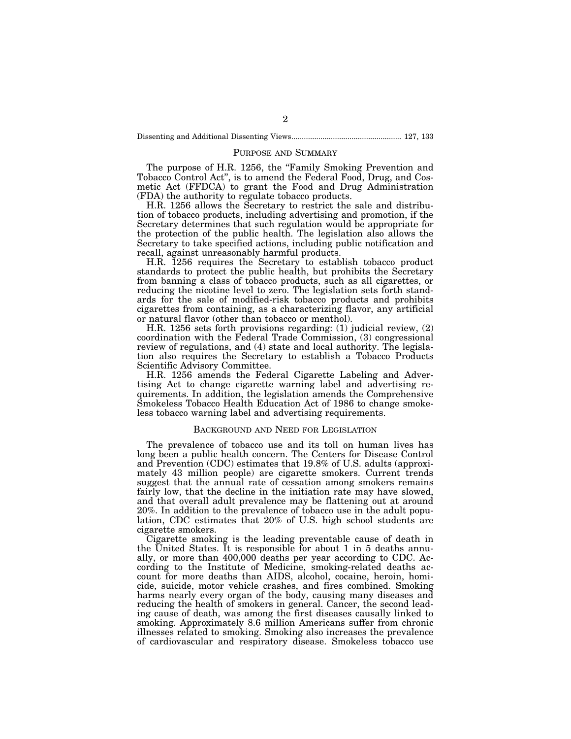Dissenting and Additional Dissenting Views.................................................... 127, 133

## PURPOSE AND SUMMARY

The purpose of H.R. 1256, the "Family Smoking Prevention and Tobacco Control Act", is to amend the Federal Food, Drug, and Cosmetic Act (FFDCA) to grant the Food and Drug Administration (FDA) the authority to regulate tobacco products.

H.R. 1256 allows the Secretary to restrict the sale and distribution of tobacco products, including advertising and promotion, if the Secretary determines that such regulation would be appropriate for the protection of the public health. The legislation also allows the Secretary to take specified actions, including public notification and recall, against unreasonably harmful products.

H.R. 1256 requires the Secretary to establish tobacco product standards to protect the public health, but prohibits the Secretary from banning a class of tobacco products, such as all cigarettes, or reducing the nicotine level to zero. The legislation sets forth standards for the sale of modified-risk tobacco products and prohibits cigarettes from containing, as a characterizing flavor, any artificial or natural flavor (other than tobacco or menthol).

H.R. 1256 sets forth provisions regarding: (1) judicial review, (2) coordination with the Federal Trade Commission, (3) congressional review of regulations, and (4) state and local authority. The legislation also requires the Secretary to establish a Tobacco Products Scientific Advisory Committee.

H.R. 1256 amends the Federal Cigarette Labeling and Advertising Act to change cigarette warning label and advertising requirements. In addition, the legislation amends the Comprehensive Smokeless Tobacco Health Education Act of 1986 to change smokeless tobacco warning label and advertising requirements.

## BACKGROUND AND NEED FOR LEGISLATION

The prevalence of tobacco use and its toll on human lives has long been a public health concern. The Centers for Disease Control and Prevention (CDC) estimates that 19.8% of U.S. adults (approximately 43 million people) are cigarette smokers. Current trends suggest that the annual rate of cessation among smokers remains fairly low, that the decline in the initiation rate may have slowed, and that overall adult prevalence may be flattening out at around 20%. In addition to the prevalence of tobacco use in the adult population, CDC estimates that 20% of U.S. high school students are cigarette smokers.

Cigarette smoking is the leading preventable cause of death in the United States. It is responsible for about 1 in 5 deaths annually, or more than 400,000 deaths per year according to CDC. According to the Institute of Medicine, smoking-related deaths account for more deaths than AIDS, alcohol, cocaine, heroin, homicide, suicide, motor vehicle crashes, and fires combined. Smoking harms nearly every organ of the body, causing many diseases and reducing the health of smokers in general. Cancer, the second leading cause of death, was among the first diseases causally linked to smoking. Approximately 8.6 million Americans suffer from chronic illnesses related to smoking. Smoking also increases the prevalence of cardiovascular and respiratory disease. Smokeless tobacco use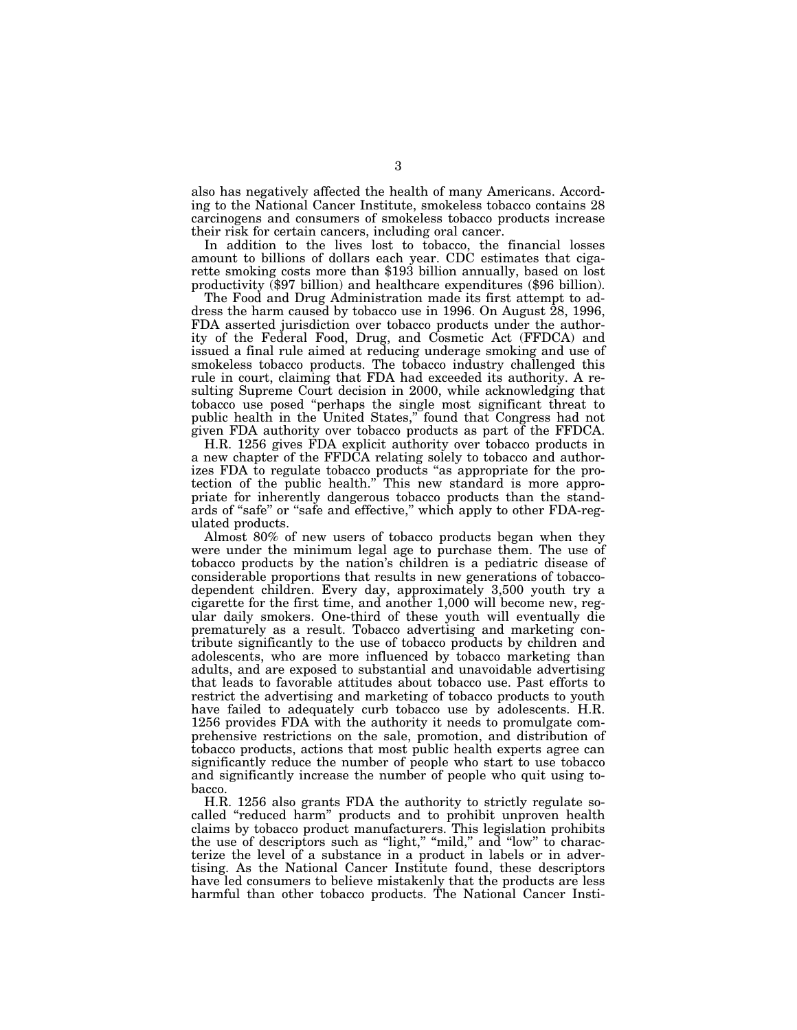also has negatively affected the health of many Americans. According to the National Cancer Institute, smokeless tobacco contains 28 carcinogens and consumers of smokeless tobacco products increase their risk for certain cancers, including oral cancer.

In addition to the lives lost to tobacco, the financial losses amount to billions of dollars each year. CDC estimates that cigarette smoking costs more than $193 billion annually, based on lost productivity ($97 billion) and healthcare expenditures ($96 billion).

The Food and Drug Administration made its first attempt to address the harm caused by tobacco use in 1996. On August 28, 1996, FDA asserted jurisdiction over tobacco products under the authority of the Federal Food, Drug, and Cosmetic Act (FFDCA) and issued a final rule aimed at reducing underage smoking and use of smokeless tobacco products. The tobacco industry challenged this rule in court, claiming that FDA had exceeded its authority. A resulting Supreme Court decision in 2000, while acknowledging that tobacco use posed "perhaps the single most significant threat to public health in the United States," found that Congress had not given FDA authority over tobacco products as part of the FFDCA.

H.R. 1256 gives FDA explicit authority over tobacco products in a new chapter of the FFDCA relating solely to tobacco and authorizes FDA to regulate tobacco products "as appropriate for the protection of the public health." This new standard is more appropriate for inherently dangerous tobacco products than the standards of "safe" or "safe and effective," which apply to other FDA-regulated products.

Almost 80% of new users of tobacco products began when they were under the minimum legal age to purchase them. The use of tobacco products by the nation's children is a pediatric disease of considerable proportions that results in new generations of tobacco-dependent children. Every day, approximately 3,500 youth try a cigarette for the first time, and another 1,000 will become new, regular daily smokers. One-third of these youth will eventually die prematurely as a result. Tobacco advertising and marketing contribute significantly to the use of tobacco products by children and adolescents, who are more influenced by tobacco marketing than adults, and are exposed to substantial and unavoidable advertising that leads to favorable attitudes about tobacco use. Past efforts to restrict the advertising and marketing of tobacco products to youth have failed to adequately curb tobacco use by adolescents. H.R. 1256 provides FDA with the authority it needs to promulgate comprehensive restrictions on the sale, promotion, and distribution of tobacco products, actions that most public health experts agree can significantly reduce the number of people who start to use tobacco and significantly increase the number of people who quit using tobacco.

H.R. 1256 also grants FDA the authority to strictly regulate so-called "reduced harm" products and to prohibit unproven health claims by tobacco product manufacturers. This legislation prohibits the use of descriptors such as "light," "mild," and "low" to characterize the level of a substance in a product in labels or in advertising. As the National Cancer Institute found, these descriptors have led consumers to believe mistakenly that the products are less harmful than other tobacco products. The National Cancer Insti-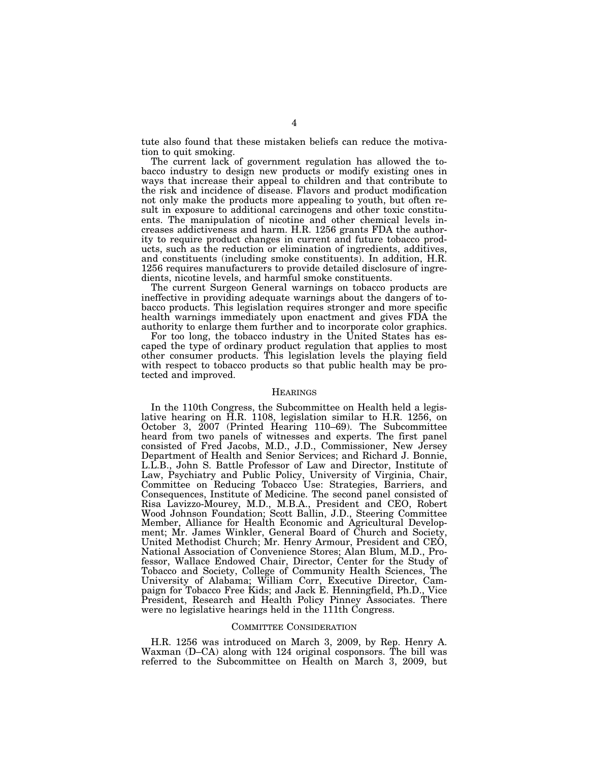tute also found that these mistaken beliefs can reduce the motivation to quit smoking.

The current lack of government regulation has allowed the tobacco industry to design new products or modify existing ones in ways that increase their appeal to children and that contribute to the risk and incidence of disease. Flavors and product modification not only make the products more appealing to youth, but often result in exposure to additional carcinogens and other toxic constituents. The manipulation of nicotine and other chemical levels increases addictiveness and harm. H.R. 1256 grants FDA the authority to require product changes in current and future tobacco products, such as the reduction or elimination of ingredients, additives, and constituents (including smoke constituents). In addition, H.R. 1256 requires manufacturers to provide detailed disclosure of ingredients, nicotine levels, and harmful smoke constituents.

The current Surgeon General warnings on tobacco products are ineffective in providing adequate warnings about the dangers of tobacco products. This legislation requires stronger and more specific health warnings immediately upon enactment and gives FDA the authority to enlarge them further and to incorporate color graphics.

For too long, the tobacco industry in the United States has escaped the type of ordinary product regulation that applies to most other consumer products. This legislation levels the playing field with respect to tobacco products so that public health may be protected and improved.

## HEARINGS

In the 110th Congress, the Subcommittee on Health held a legislative hearing on H.R. 1108, legislation similar to H.R. 1256, on October 3, 2007 (Printed Hearing 110–69). The Subcommittee heard from two panels of witnesses and experts. The first panel consisted of Fred Jacobs, M.D., J.D., Commissioner, New Jersey Department of Health and Senior Services; and Richard J. Bonnie, L.L.B., John S. Battle Professor of Law and Director, Institute of Law, Psychiatry and Public Policy, University of Virginia, Chair, Committee on Reducing Tobacco Use: Strategies, Barriers, and Consequences, Institute of Medicine. The second panel consisted of Risa Lavizzo-Mourey, M.D., M.B.A., President and CEO, Robert Wood Johnson Foundation; Scott Ballin, J.D., Steering Committee Member, Alliance for Health Economic and Agricultural Development; Mr. James Winkler, General Board of Church and Society, United Methodist Church; Mr. Henry Armour, President and CEO, National Association of Convenience Stores; Alan Blum, M.D., Professor, Wallace Endowed Chair, Director, Center for the Study of Tobacco and Society, College of Community Health Sciences, The University of Alabama; William Corr, Executive Director, Campaign for Tobacco Free Kids; and Jack E. Henningfield, Ph.D., Vice President, Research and Health Policy Pinney Associates. There were no legislative hearings held in the 111th Congress.

## COMMITTEE CONSIDERATION

H.R. 1256 was introduced on March 3, 2009, by Rep. Henry A. Waxman (D–CA) along with 124 original cosponsors. The bill was referred to the Subcommittee on Health on March 3, 2009, but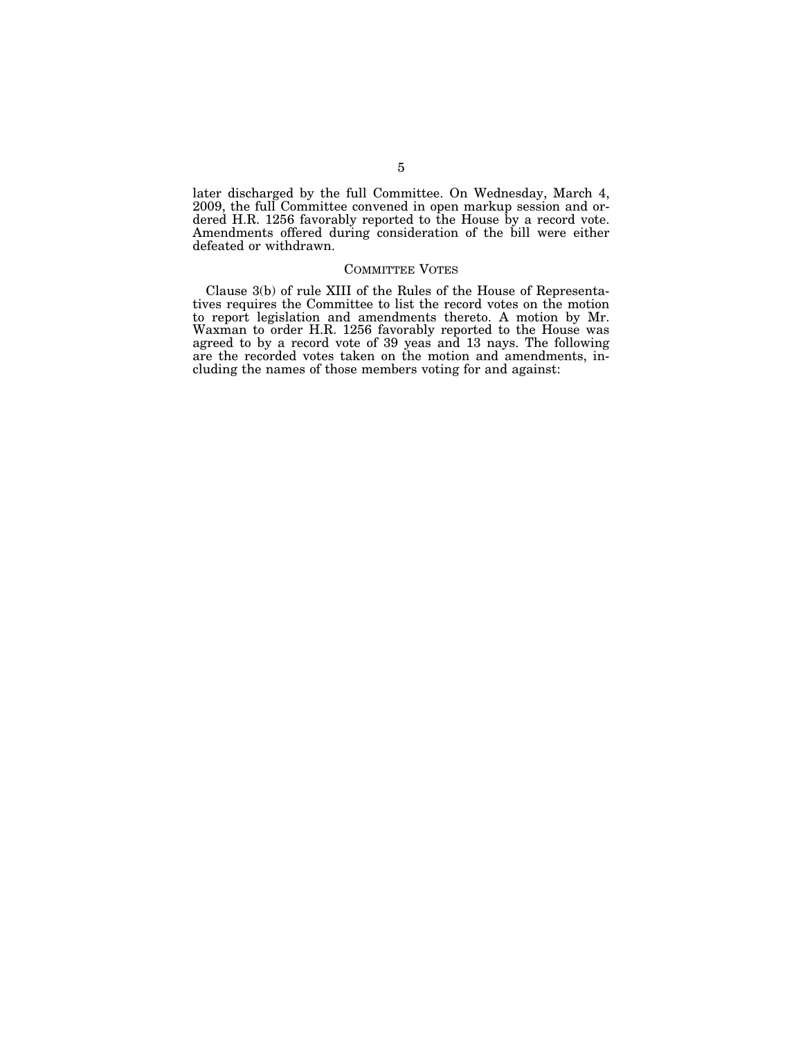later discharged by the full Committee. On Wednesday, March 4, 2009, the full Committee convened in open markup session and ordered H.R. 1256 favorably reported to the House by a record vote. Amendments offered during consideration of the bill were either defeated or withdrawn.

## COMMITTEE VOTES

Clause 3(b) of rule XIII of the Rules of the House of Representatives requires the Committee to list the record votes on the motion to report legislation and amendments thereto. A motion by Mr. Waxman to order H.R. 1256 favorably reported to the House was agreed to by a record vote of 39 yeas and 13 nays. The following are the recorded votes taken on the motion and amendments, including the names of those members voting for and against: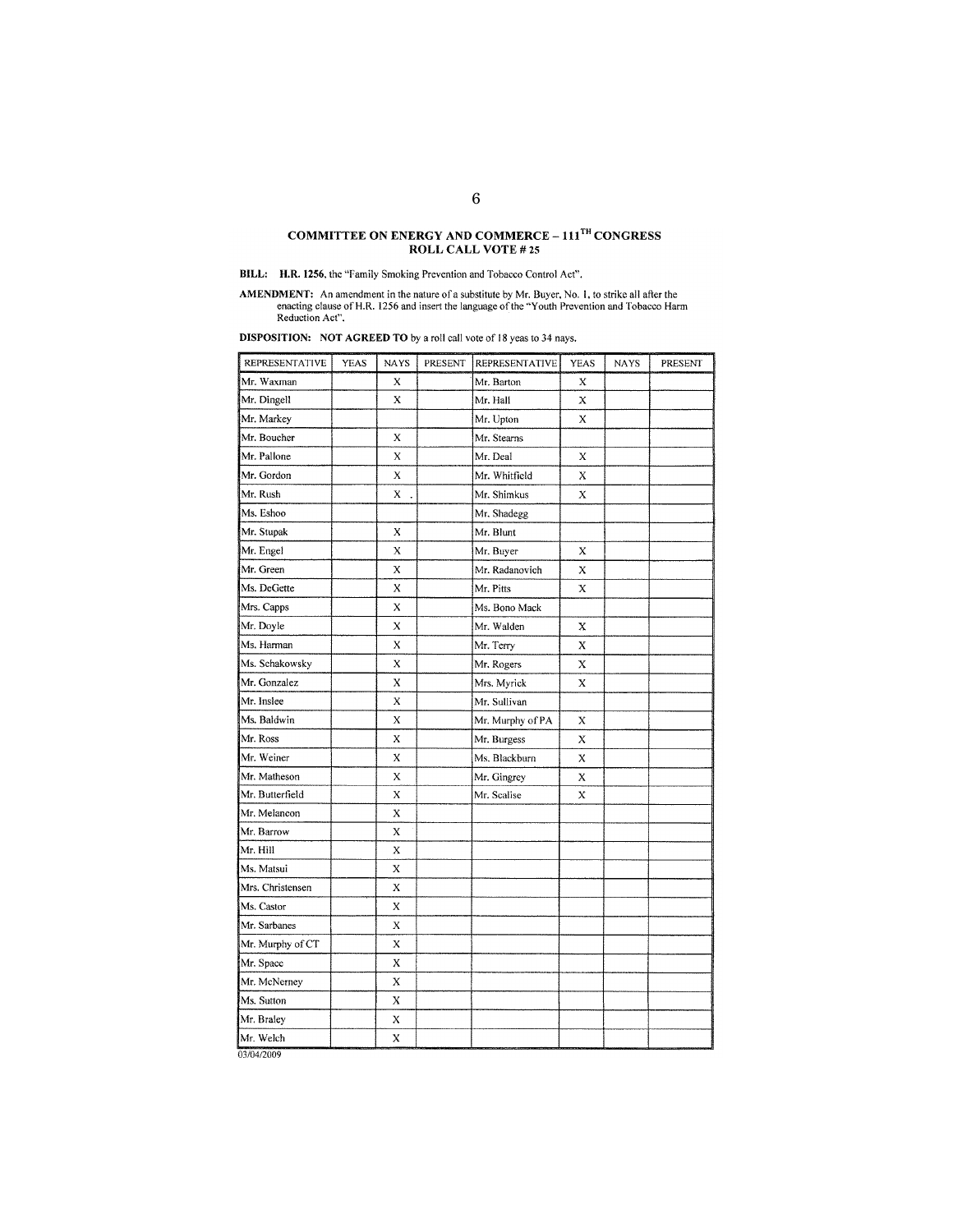## COMMITTEE ON ENERGY AND COMMERCE – 111[TH] CONGRESS
## ROLL CALL VOTE # 25

**BILL:** **H.R. 1256**, the "Family Smoking Prevention and Tobacco Control Act".

**AMENDMENT:** An amendment in the nature of a substitute by Mr. Buyer, No. 1, to strike all after the enacting clause of H.R. 1256 and insert the language of the "Youth Prevention and Tobacco Harm Reduction Act".

**DISPOSITION:** **NOT AGREED TO** by a roll call vote of 18 yeas to 34 nays.

| REPRESENTATIVE | YEAS | NAYS | PRESENT | REPRESENTATIVE | YEAS | NAYS | PRESENT |
|---|---|---|---|---|---|---|---|
| Mr. Waxman | | X | | Mr. Barton | X | | |
| Mr. Dingell | | X | | Mr. Hall | X | | |
| Mr. Markey | | | | Mr. Upton | X | | |
| Mr. Boucher | | X | | Mr. Stearns | | | |
| Mr. Pallone | | X | | Mr. Deal | X | | |
| Mr. Gordon | | X | | Mr. Whitfield | X | | |
| Mr. Rush | | X | | Mr. Shimkus | X | | |
| Ms. Eshoo | | | | Mr. Shadegg | | | |
| Mr. Stupak | | X | | Mr. Blunt | | | |
| Mr. Engel | | X | | Mr. Buyer | X | | |
| Mr. Green | | X | | Mr. Radanovich | X | | |
| Ms. DeGette | | X | | Mr. Pitts | X | | |
| Mrs. Capps | | X | | Ms. Bono Mack | | | |
| Mr. Doyle | | X | | Mr. Walden | X | | |
| Ms. Harman | | X | | Mr. Terry | X | | |
| Ms. Schakowsky | | X | | Mr. Rogers | X | | |
| Mr. Gonzalez | | X | | Mrs. Myrick | X | | |
| Mr. Inslee | | X | | Mr. Sullivan | | | |
| Ms. Baldwin | | X | | Mr. Murphy of PA | X | | |
| Mr. Ross | | X | | Mr. Burgess | X | | |
| Mr. Weiner | | X | | Ms. Blackburn | X | | |
| Mr. Matheson | | X | | Mr. Gingrey | X | | |
| Mr. Butterfield | | X | | Mr. Scalise | X | | |
| Mr. Melancon | | X | | | | | |
| Mr. Barrow | | X | | | | | |
| Mr. Hill | | X | | | | | |
| Ms. Matsui | | X | | | | | |
| Mrs. Christensen | | X | | | | | |
| Ms. Castor | | X | | | | | |
| Mr. Sarbanes | | X | | | | | |
| Mr. Murphy of CT | | X | | | | | |
| Mr. Space | | X | | | | | |
| Mr. McNerney | | X | | | | | |
| Ms. Sutton | | X | | | | | |
| Mr. Braley | | X | | | | | |
| Mr. Welch | | X | | | | | |

03/04/2009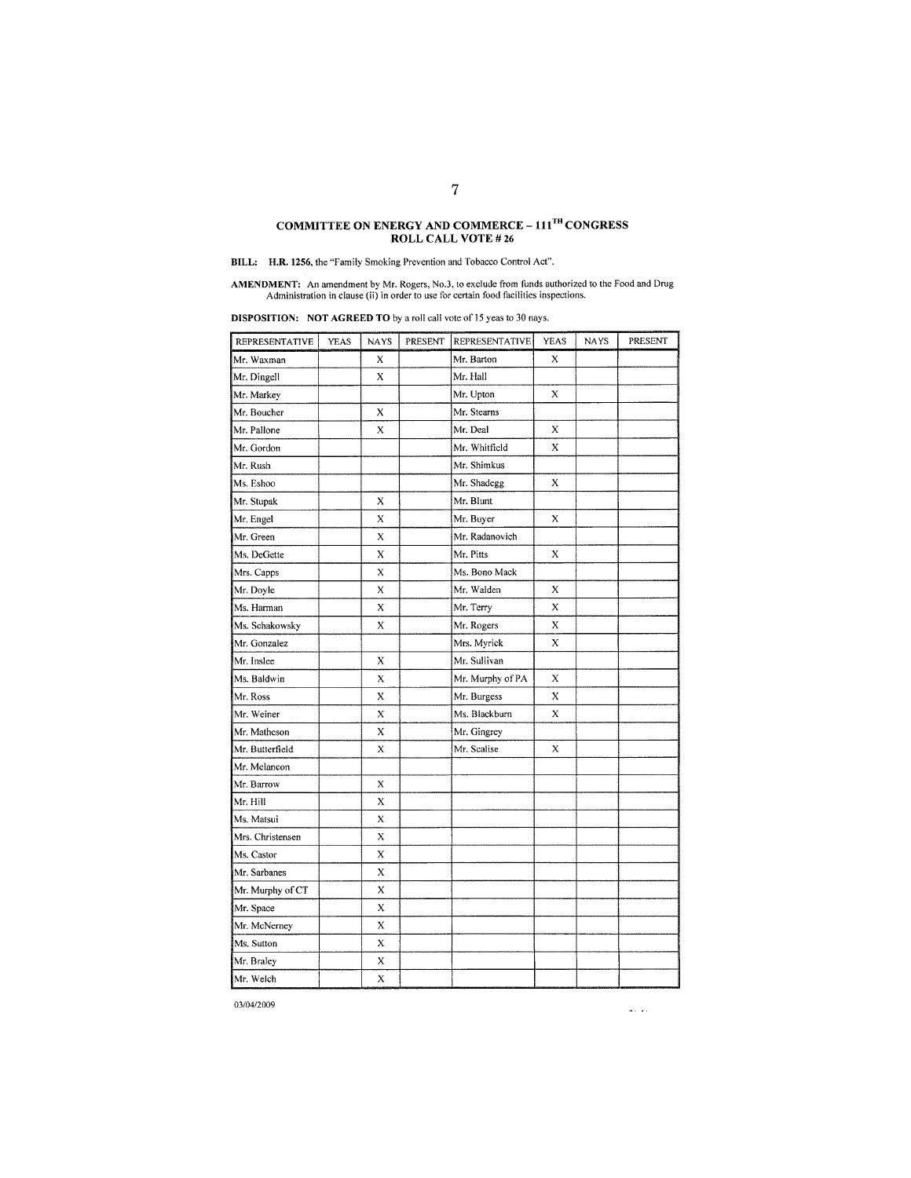## COMMITTEE ON ENERGY AND COMMERCE – 111TH CONGRESS
## ROLL CALL VOTE # 26

**BILL:** **H.R. 1256**, the "Family Smoking Prevention and Tobacco Control Act".

**AMENDMENT:** An amendment by Mr. Rogers, No.3, to exclude from funds authorized to the Food and Drug Administration in clause (ii) in order to use for certain food facilities inspections.

**DISPOSITION:** **NOT AGREED TO** by a roll call vote of 15 yeas to 30 nays.

| REPRESENTATIVE | YEAS | NAYS | PRESENT | REPRESENTATIVE | YEAS | NAYS | PRESENT |
|---|---|---|---|---|---|---|---|
| Mr. Waxman | | X | | Mr. Barton | X | | |
| Mr. Dingell | | X | | Mr. Hall | | | |
| Mr. Markey | | | | Mr. Upton | X | | |
| Mr. Boucher | | X | | Mr. Stearns | | | |
| Mr. Pallone | | X | | Mr. Deal | X | | |
| Mr. Gordon | | | | Mr. Whitfield | X | | |
| Mr. Rush | | | | Mr. Shimkus | | | |
| Ms. Eshoo | | | | Mr. Shadegg | X | | |
| Mr. Stupak | | X | | Mr. Blunt | | | |
| Mr. Engel | | X | | Mr. Buyer | X | | |
| Mr. Green | | X | | Mr. Radanovich | | | |
| Ms. DeGette | | X | | Mr. Pitts | X | | |
| Mrs. Capps | | X | | Ms. Bono Mack | | | |
| Mr. Doyle | | X | | Mr. Walden | X | | |
| Ms. Harman | | X | | Mr. Terry | X | | |
| Ms. Schakowsky | | X | | Mr. Rogers | X | | |
| Mr. Gonzalez | | | | Mrs. Myrick | X | | |
| Mr. Inslee | | X | | Mr. Sullivan | | | |
| Ms. Baldwin | | X | | Mr. Murphy of PA | X | | |
| Mr. Ross | | X | | Mr. Burgess | X | | |
| Mr. Weiner | | X | | Ms. Blackburn | X | | |
| Mr. Matheson | | X | | Mr. Gingrey | | | |
| Mr. Butterfield | | X | | Mr. Scalise | X | | |
| Mr. Melancon | | | | | | | |
| Mr. Barrow | | X | | | | | |
| Mr. Hill | | X | | | | | |
| Ms. Matsui | | X | | | | | |
| Mrs. Christensen | | X | | | | | |
| Ms. Castor | | X | | | | | |
| Mr. Sarbanes | | X | | | | | |
| Mr. Murphy of CT | | X | | | | | |
| Mr. Space | | X | | | | | |
| Mr. McNerney | | X | | | | | |
| Ms. Sutton | | X | | | | | |
| Mr. Braley | | X | | | | | |
| Mr. Welch | | X | | | | | |

03/04/2009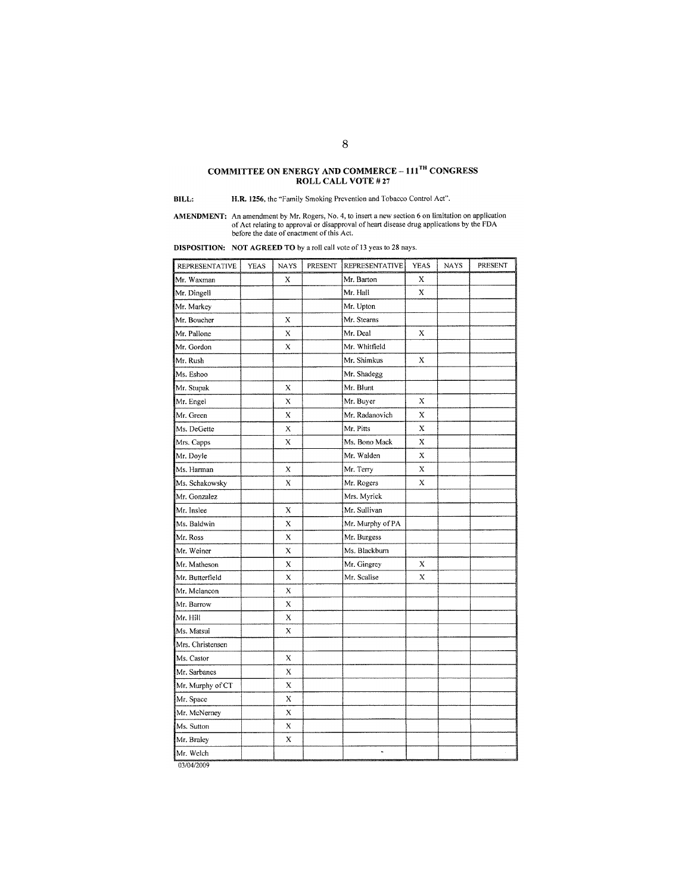## COMMITTEE ON ENERGY AND COMMERCE – 111TH CONGRESS
## ROLL CALL VOTE # 27

**BILL:** **H.R. 1256**, the "Family Smoking Prevention and Tobacco Control Act".

**AMENDMENT:** An amendment by Mr. Rogers, No. 4, to insert a new section 6 on limitation on application of Act relating to approval or disapproval of heart disease drug applications by the FDA before the date of enactment of this Act.

**DISPOSITION:** **NOT AGREED TO** by a roll call vote of 13 yeas to 28 nays.

| REPRESENTATIVE | YEAS | NAYS | PRESENT | REPRESENTATIVE | YEAS | NAYS | PRESENT |
|---|---|---|---|---|---|---|---|
| Mr. Waxman | | X | | Mr. Barton | X | | |
| Mr. Dingell | | | | Mr. Hall | X | | |
| Mr. Markey | | | | Mr. Upton | | | |
| Mr. Boucher | | X | | Mr. Stearns | | | |
| Mr. Pallone | | X | | Mr. Deal | X | | |
| Mr. Gordon | | X | | Mr. Whitfield | | | |
| Mr. Rush | | | | Mr. Shimkus | X | | |
| Ms. Eshoo | | | | Mr. Shadegg | | | |
| Mr. Stupak | | X | | Mr. Blunt | | | |
| Mr. Engel | | X | | Mr. Buyer | X | | |
| Mr. Green | | X | | Mr. Radanovich | X | | |
| Ms. DeGette | | X | | Mr. Pitts | X | | |
| Mrs. Capps | | X | | Ms. Bono Mack | X | | |
| Mr. Doyle | | | | Mr. Walden | X | | |
| Ms. Harman | | X | | Mr. Terry | X | | |
| Ms. Schakowsky | | X | | Mr. Rogers | X | | |
| Mr. Gonzalez | | | | Mrs. Myrick | | | |
| Mr. Inslee | | X | | Mr. Sullivan | | | |
| Ms. Baldwin | | X | | Mr. Murphy of PA | | | |
| Mr. Ross | | X | | Mr. Burgess | | | |
| Mr. Weiner | | X | | Ms. Blackburn | | | |
| Mr. Matheson | | X | | Mr. Gingrey | X | | |
| Mr. Butterfield | | X | | Mr. Scalise | X | | |
| Mr. Melancon | | X | | | | | |
| Mr. Barrow | | X | | | | | |
| Mr. Hill | | X | | | | | |
| Ms. Matsui | | X | | | | | |
| Mrs. Christensen | | | | | | | |
| Ms. Castor | | X | | | | | |
| Mr. Sarbanes | | X | | | | | |
| Mr. Murphy of CT | | X | | | | | |
| Mr. Space | | X | | | | | |
| Mr. McNerney | | X | | | | | |
| Ms. Sutton | | X | | | | | |
| Mr. Braley | | X | | | | | |
| Mr. Welch | | | | | | | |

03/04/2009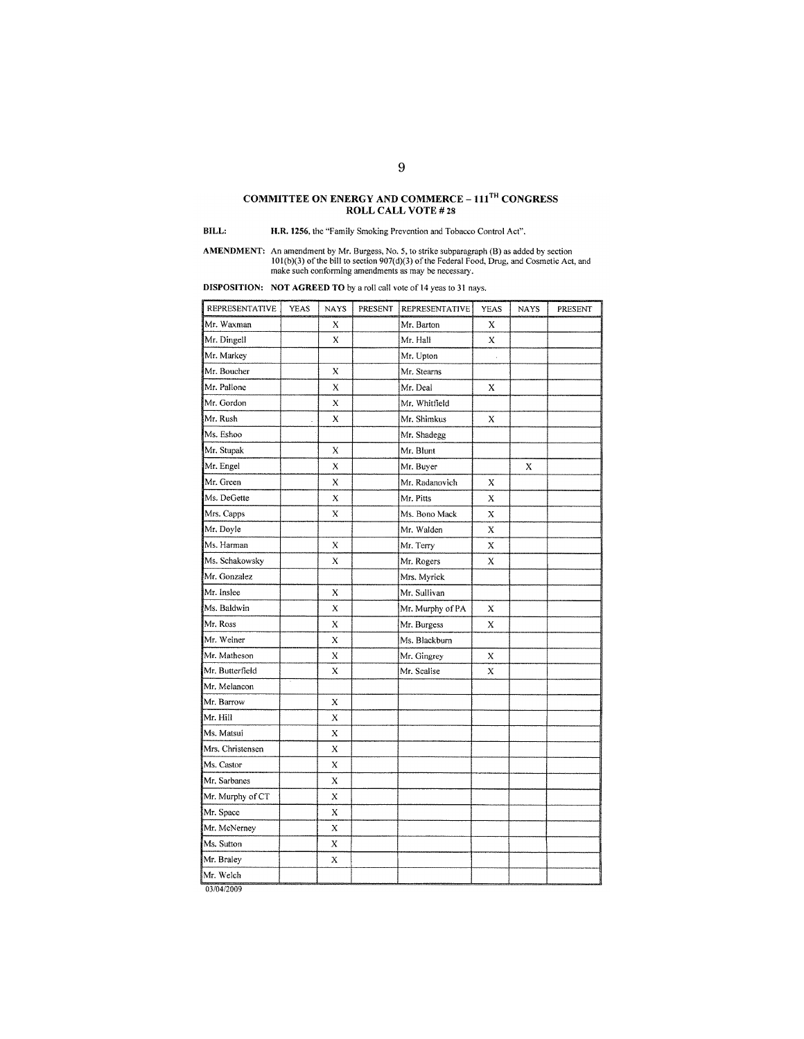## COMMITTEE ON ENERGY AND COMMERCE – 111[TH] CONGRESS
## ROLL CALL VOTE # 28

**BILL:** **H.R. 1256**, the "Family Smoking Prevention and Tobacco Control Act".

**AMENDMENT:** An amendment by Mr. Burgess, No. 5, to strike subparagraph (B) as added by section 101(b)(3) of the bill to section 907(d)(3) of the Federal Food, Drug, and Cosmetic Act, and make such conforming amendments as may be necessary.

**DISPOSITION:** **NOT AGREED TO** by a roll call vote of 14 yeas to 31 nays.

| REPRESENTATIVE | YEAS | NAYS | PRESENT | REPRESENTATIVE | YEAS | NAYS | PRESENT |
|---|---|---|---|---|---|---|---|
| Mr. Waxman | | X | | Mr. Barton | X | | |
| Mr. Dingell | | X | | Mr. Hall | X | | |
| Mr. Markey | | | | Mr. Upton | | | |
| Mr. Boucher | | X | | Mr. Stearns | | | |
| Mr. Pallone | | X | | Mr. Deal | X | | |
| Mr. Gordon | | X | | Mr. Whitfield | | | |
| Mr. Rush | | X | | Mr. Shimkus | X | | |
| Ms. Eshoo | | | | Mr. Shadegg | | | |
| Mr. Stupak | | X | | Mr. Blunt | | | |
| Mr. Engel | | X | | Mr. Buyer | | X | |
| Mr. Green | | X | | Mr. Radanovich | X | | |
| Ms. DeGette | | X | | Mr. Pitts | X | | |
| Mrs. Capps | | X | | Ms. Bono Mack | X | | |
| Mr. Doyle | | | | Mr. Walden | X | | |
| Ms. Harman | | X | | Mr. Terry | X | | |
| Ms. Schakowsky | | X | | Mr. Rogers | X | | |
| Mr. Gonzalez | | | | Mrs. Myrick | | | |
| Mr. Inslee | | X | | Mr. Sullivan | | | |
| Ms. Baldwin | | X | | Mr. Murphy of PA | X | | |
| Mr. Ross | | X | | Mr. Burgess | X | | |
| Mr. Weiner | | X | | Ms. Blackburn | | | |
| Mr. Matheson | | X | | Mr. Gingrey | X | | |
| Mr. Butterfield | | X | | Mr. Scalise | X | | |
| Mr. Melancon | | | | | | | |
| Mr. Barrow | | X | | | | | |
| Mr. Hill | | X | | | | | |
| Ms. Matsui | | X | | | | | |
| Mrs. Christensen | | X | | | | | |
| Ms. Castor | | X | | | | | |
| Mr. Sarbanes | | X | | | | | |
| Mr. Murphy of CT | | X | | | | | |
| Mr. Space | | X | | | | | |
| Mr. McNerney | | X | | | | | |
| Ms. Sutton | | X | | | | | |
| Mr. Braley | | X | | | | | |
| Mr. Welch | | | | | | | |

03/04/2009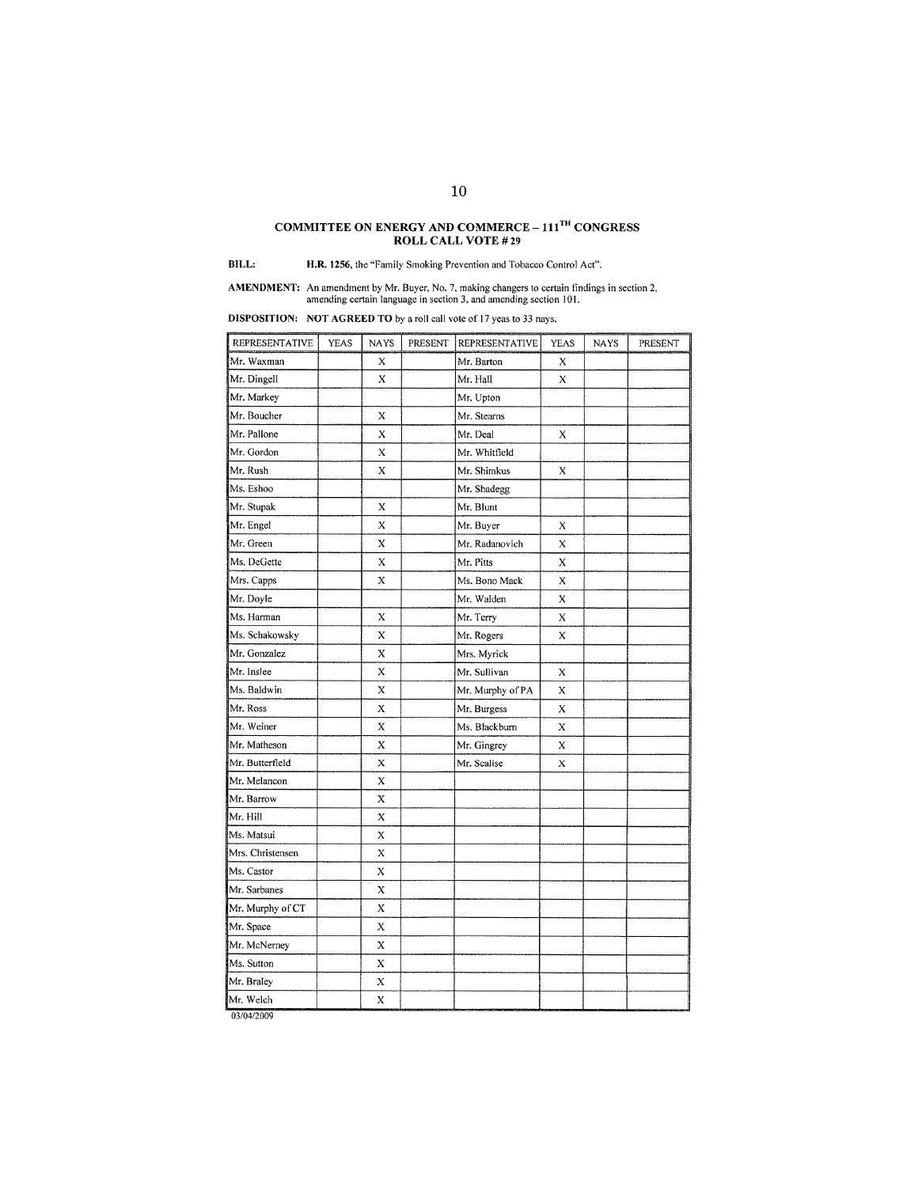**COMMITTEE ON ENERGY AND COMMERCE – 111[TH] CONGRESS**
**ROLL CALL VOTE # 29**

**BILL:** **H.R. 1256**, the "Family Smoking Prevention and Tobacco Control Act".

**AMENDMENT:** An amendment by Mr. Buyer, No. 7, making changers to certain findings in section 2, amending certain language in section 3, and amending section 101.

**DISPOSITION:** **NOT AGREED TO** by a roll call vote of 17 yeas to 33 nays.

| REPRESENTATIVE | YEAS | NAYS | PRESENT | REPRESENTATIVE | YEAS | NAYS | PRESENT |
|---|---|---|---|---|---|---|---|
| Mr. Waxman | | X | | Mr. Barton | X | | |
| Mr. Dingell | | X | | Mr. Hall | X | | |
| Mr. Markey | | | | Mr. Upton | | | |
| Mr. Boucher | | X | | Mr. Stearns | | | |
| Mr. Pallone | | X | | Mr. Deal | X | | |
| Mr. Gordon | | X | | Mr. Whitfield | | | |
| Mr. Rush | | X | | Mr. Shimkus | X | | |
| Ms. Eshoo | | | | Mr. Shadegg | | | |
| Mr. Stupak | | X | | Mr. Blunt | | | |
| Mr. Engel | | X | | Mr. Buyer | X | | |
| Mr. Green | | X | | Mr. Radanovich | X | | |
| Ms. DeGette | | X | | Mr. Pitts | X | | |
| Mrs. Capps | | X | | Ms. Bono Mack | X | | |
| Mr. Doyle | | | | Mr. Walden | X | | |
| Ms. Harman | | X | | Mr. Terry | X | | |
| Ms. Schakowsky | | X | | Mr. Rogers | X | | |
| Mr. Gonzalez | | X | | Mrs. Myrick | | | |
| Mr. Inslee | | X | | Mr. Sullivan | X | | |
| Ms. Baldwin | | X | | Mr. Murphy of PA | X | | |
| Mr. Ross | | X | | Mr. Burgess | X | | |
| Mr. Weiner | | X | | Ms. Blackburn | X | | |
| Mr. Matheson | | X | | Mr. Gingrey | X | | |
| Mr. Butterfield | | X | | Mr. Scalise | X | | |
| Mr. Melancon | | X | | | | | |
| Mr. Barrow | | X | | | | | |
| Mr. Hill | | X | | | | | |
| Ms. Matsui | | X | | | | | |
| Mrs. Christensen | | X | | | | | |
| Ms. Castor | | X | | | | | |
| Mr. Sarbanes | | X | | | | | |
| Mr. Murphy of CT | | X | | | | | |
| Mr. Space | | X | | | | | |
| Mr. McNerney | | X | | | | | |
| Ms. Sutton | | X | | | | | |
| Mr. Braley | | X | | | | | |
| Mr. Welch | | X | | | | | |

03/04/2009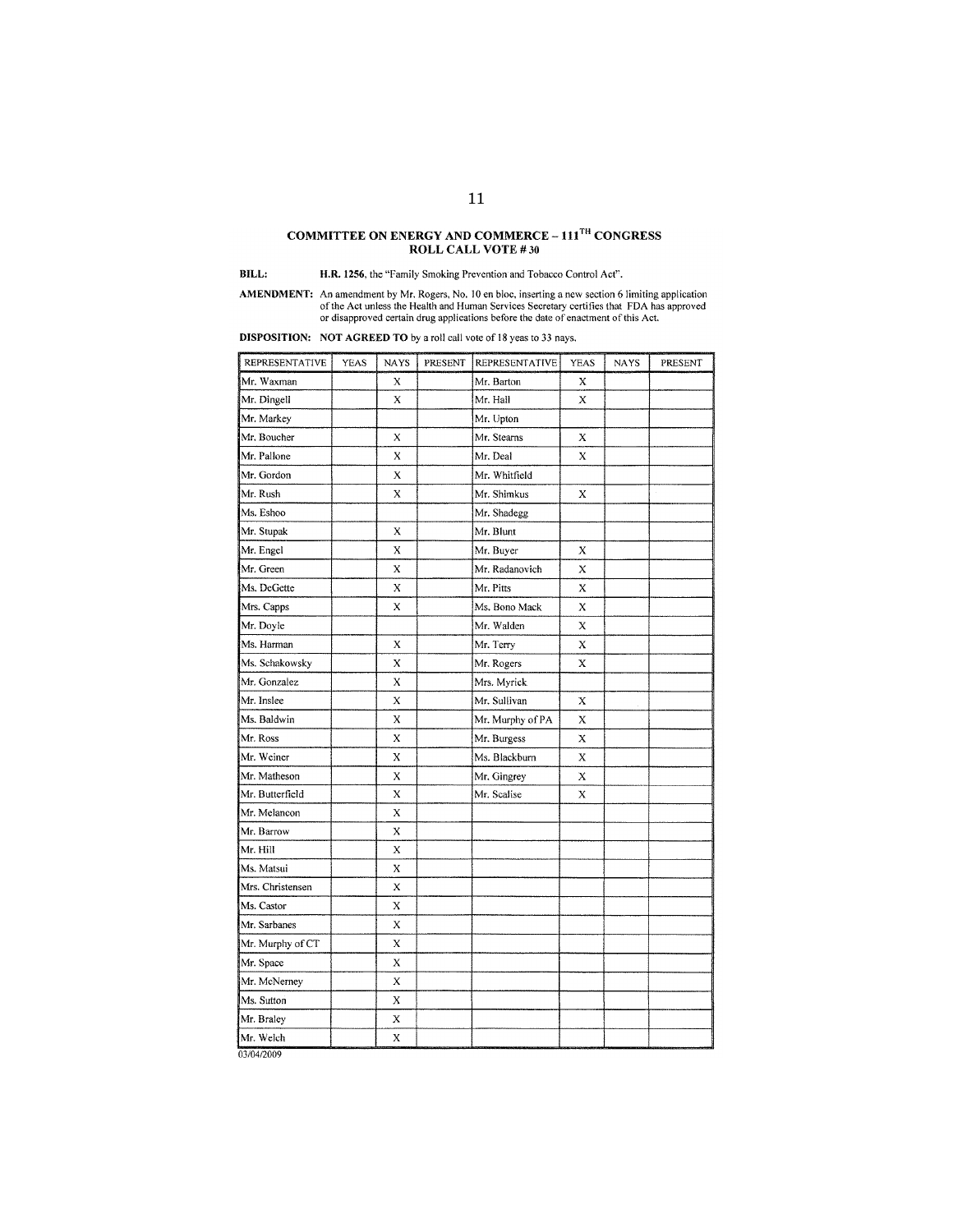## COMMITTEE ON ENERGY AND COMMERCE – 111TH CONGRESS
## ROLL CALL VOTE # 30

**BILL:** **H.R. 1256**, the "Family Smoking Prevention and Tobacco Control Act".

**AMENDMENT:** An amendment by Mr. Rogers, No. 10 en bloc, inserting a new section 6 limiting application of the Act unless the Health and Human Services Secretary certifies that FDA has approved or disapproved certain drug applications before the date of enactment of this Act.

**DISPOSITION:** **NOT AGREED TO** by a roll call vote of 18 yeas to 33 nays.

| REPRESENTATIVE | YEAS | NAYS | PRESENT | REPRESENTATIVE | YEAS | NAYS | PRESENT |
|---|---|---|---|---|---|---|---|
| Mr. Waxman | | X | | Mr. Barton | X | | |
| Mr. Dingell | | X | | Mr. Hall | X | | |
| Mr. Markey | | | | Mr. Upton | | | |
| Mr. Boucher | | X | | Mr. Stearns | X | | |
| Mr. Pallone | | X | | Mr. Deal | X | | |
| Mr. Gordon | | X | | Mr. Whitfield | | | |
| Mr. Rush | | X | | Mr. Shimkus | X | | |
| Ms. Eshoo | | | | Mr. Shadegg | | | |
| Mr. Stupak | | X | | Mr. Blunt | | | |
| Mr. Engel | | X | | Mr. Buyer | X | | |
| Mr. Green | | X | | Mr. Radanovich | X | | |
| Ms. DeGette | | X | | Mr. Pitts | X | | |
| Mrs. Capps | | X | | Ms. Bono Mack | X | | |
| Mr. Doyle | | | | Mr. Walden | X | | |
| Ms. Harman | | X | | Mr. Terry | X | | |
| Ms. Schakowsky | | X | | Mr. Rogers | X | | |
| Mr. Gonzalez | | X | | Mrs. Myrick | | | |
| Mr. Inslee | | X | | Mr. Sullivan | X | | |
| Ms. Baldwin | | X | | Mr. Murphy of PA | X | | |
| Mr. Ross | | X | | Mr. Burgess | X | | |
| Mr. Weiner | | X | | Ms. Blackburn | X | | |
| Mr. Matheson | | X | | Mr. Gingrey | X | | |
| Mr. Butterfield | | X | | Mr. Scalise | X | | |
| Mr. Melancon | | X | | | | | |
| Mr. Barrow | | X | | | | | |
| Mr. Hill | | X | | | | | |
| Ms. Matsui | | X | | | | | |
| Mrs. Christensen | | X | | | | | |
| Ms. Castor | | X | | | | | |
| Mr. Sarbanes | | X | | | | | |
| Mr. Murphy of CT | | X | | | | | |
| Mr. Space | | X | | | | | |
| Mr. McNerney | | X | | | | | |
| Ms. Sutton | | X | | | | | |
| Mr. Braley | | X | | | | | |
| Mr. Welch | | X | | | | | |

03/04/2009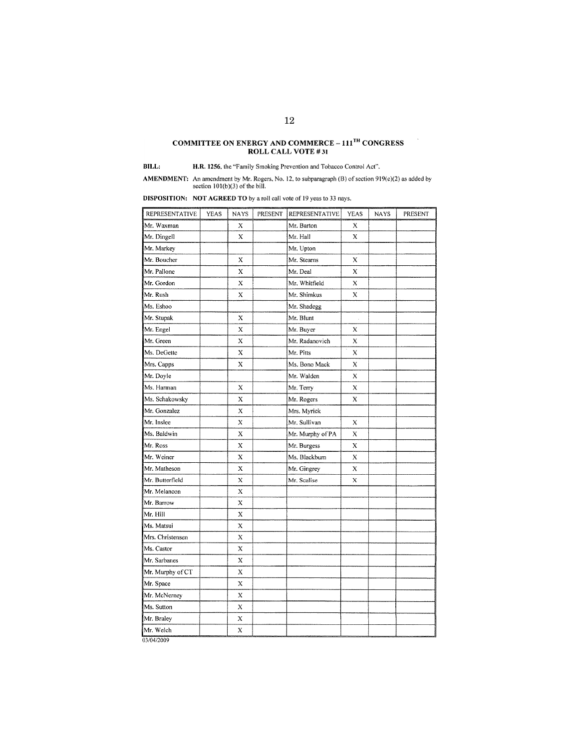## COMMITTEE ON ENERGY AND COMMERCE – 111TH CONGRESS
## ROLL CALL VOTE # 31

**BILL:** **H.R. 1256**, the "Family Smoking Prevention and Tobacco Control Act".

**AMENDMENT:** An amendment by Mr. Rogers, No. 12, to subparagraph (B) of section 919(c)(2) as added by section 101(b)(3) of the bill.

**DISPOSITION:** **NOT AGREED TO** by a roll call vote of 19 yeas to 33 nays.

| REPRESENTATIVE | YEAS | NAYS | PRESENT | REPRESENTATIVE | YEAS | NAYS | PRESENT |
|---|---|---|---|---|---|---|---|
| Mr. Waxman | | X | | Mr. Barton | X | | |
| Mr. Dingell | | X | | Mr. Hall | X | | |
| Mr. Markey | | | | Mr. Upton | | | |
| Mr. Boucher | | X | | Mr. Stearns | X | | |
| Mr. Pallone | | X | | Mr. Deal | X | | |
| Mr. Gordon | | X | | Mr. Whitfield | X | | |
| Mr. Rush | | X | | Mr. Shimkus | X | | |
| Ms. Eshoo | | | | Mr. Shadegg | | | |
| Mr. Stupak | | X | | Mr. Blunt | | | |
| Mr. Engel | | X | | Mr. Buyer | X | | |
| Mr. Green | | X | | Mr. Radanovich | X | | |
| Ms. DeGette | | X | | Mr. Pitts | X | | |
| Mrs. Capps | | X | | Ms. Bono Mack | X | | |
| Mr. Doyle | | | | Mr. Walden | X | | |
| Ms. Harman | | X | | Mr. Terry | X | | |
| Ms. Schakowsky | | X | | Mr. Rogers | X | | |
| Mr. Gonzalez | | X | | Mrs. Myrick | | | |
| Mr. Inslee | | X | | Mr. Sullivan | X | | |
| Ms. Baldwin | | X | | Mr. Murphy of PA | X | | |
| Mr. Ross | | X | | Mr. Burgess | X | | |
| Mr. Weiner | | X | | Ms. Blackburn | X | | |
| Mr. Matheson | | X | | Mr. Gingrey | X | | |
| Mr. Butterfield | | X | | Mr. Scalise | X | | |
| Mr. Melancon | | X | | | | | |
| Mr. Barrow | | X | | | | | |
| Mr. Hill | | X | | | | | |
| Ms. Matsui | | X | | | | | |
| Mrs. Christensen | | X | | | | | |
| Ms. Castor | | X | | | | | |
| Mr. Sarbanes | | X | | | | | |
| Mr. Murphy of CT | | X | | | | | |
| Mr. Space | | X | | | | | |
| Mr. McNerney | | X | | | | | |
| Ms. Sutton | | X | | | | | |
| Mr. Braley | | X | | | | | |
| Mr. Welch | | X | | | | | |

03/04/2009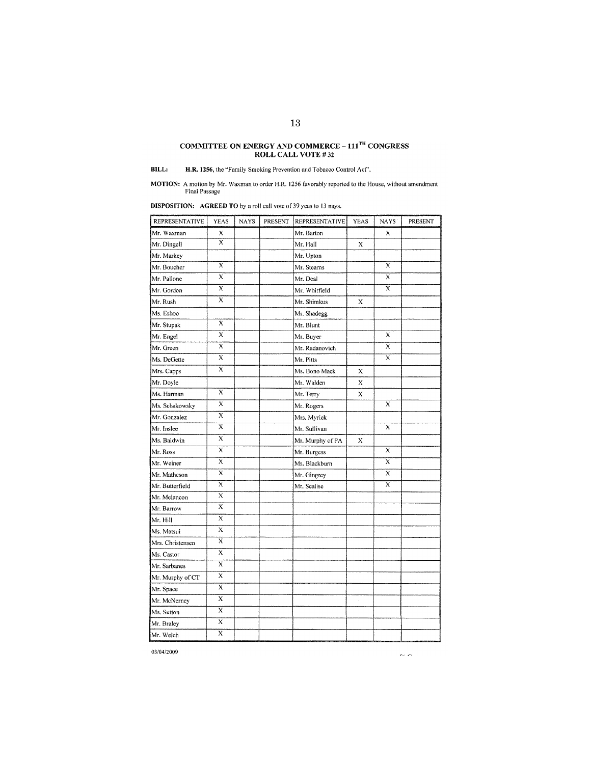## COMMITTEE ON ENERGY AND COMMERCE – 111TH CONGRESS
## ROLL CALL VOTE # 32

**BILL:** **H.R. 1256**, the "Family Smoking Prevention and Tobacco Control Act".

**MOTION:** A motion by Mr. Waxman to order H.R. 1256 favorably reported to the House, without amendment Final Passage

**DISPOSITION:** **AGREED TO** by a roll call vote of 39 yeas to 13 nays.

| REPRESENTATIVE | YEAS | NAYS | PRESENT | REPRESENTATIVE | YEAS | NAYS | PRESENT |
|---|---|---|---|---|---|---|---|
| Mr. Waxman | X | | | Mr. Barton | | X | |
| Mr. Dingell | X | | | Mr. Hall | X | | |
| Mr. Markey | | | | Mr. Upton | | | |
| Mr. Boucher | X | | | Mr. Stearns | | X | |
| Mr. Pallone | X | | | Mr. Deal | | X | |
| Mr. Gordon | X | | | Mr. Whitfield | | X | |
| Mr. Rush | X | | | Mr. Shimkus | X | | |
| Ms. Eshoo | | | | Mr. Shadegg | | | |
| Mr. Stupak | X | | | Mr. Blunt | | | |
| Mr. Engel | X | | | Mr. Buyer | | X | |
| Mr. Green | X | | | Mr. Radanovich | | X | |
| Ms. DeGette | X | | | Mr. Pitts | | X | |
| Mrs. Capps | X | | | Ms. Bono Mack | X | | |
| Mr. Doyle | | | | Mr. Walden | X | | |
| Ms. Harman | X | | | Mr. Terry | X | | |
| Ms. Schakowsky | X | | | Mr. Rogers | | X | |
| Mr. Gonzalez | X | | | Mrs. Myrick | | | |
| Mr. Inslee | X | | | Mr. Sullivan | | X | |
| Ms. Baldwin | X | | | Mr. Murphy of PA | X | | |
| Mr. Ross | X | | | Mr. Burgess | | X | |
| Mr. Weiner | X | | | Ms. Blackburn | | X | |
| Mr. Matheson | X | | | Mr. Gingrey | | X | |
| Mr. Butterfield | X | | | Mr. Scalise | | X | |
| Mr. Melancon | X | | | | | | |
| Mr. Barrow | X | | | | | | |
| Mr. Hill | X | | | | | | |
| Ms. Matsui | X | | | | | | |
| Mrs. Christensen | X | | | | | | |
| Ms. Castor | X | | | | | | |
| Mr. Sarbanes | X | | | | | | |
| Mr. Murphy of CT | X | | | | | | |
| Mr. Space | X | | | | | | |
| Mr. McNerney | X | | | | | | |
| Ms. Sutton | X | | | | | | |
| Mr. Braley | X | | | | | | |
| Mr. Welch | X | | | | | | |

03/04/2009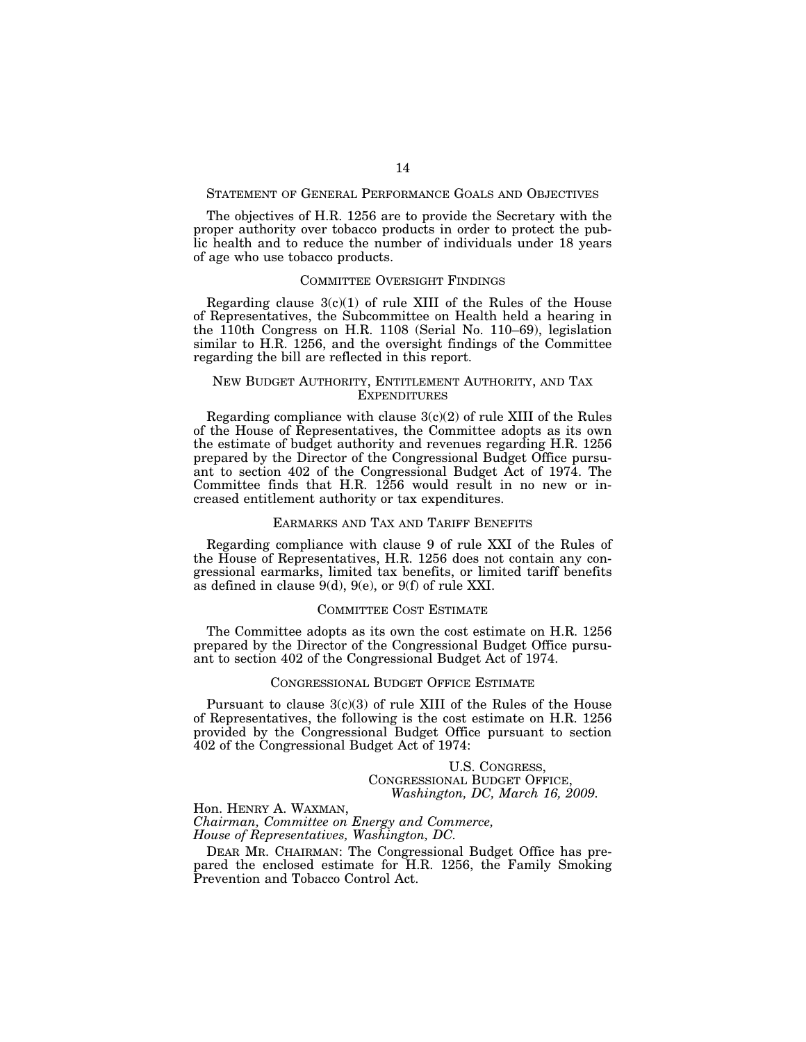## STATEMENT OF GENERAL PERFORMANCE GOALS AND OBJECTIVES

The objectives of H.R. 1256 are to provide the Secretary with the proper authority over tobacco products in order to protect the public health and to reduce the number of individuals under 18 years of age who use tobacco products.

## COMMITTEE OVERSIGHT FINDINGS

Regarding clause 3(c)(1) of rule XIII of the Rules of the House of Representatives, the Subcommittee on Health held a hearing in the 110th Congress on H.R. 1108 (Serial No. 110–69), legislation similar to H.R. 1256, and the oversight findings of the Committee regarding the bill are reflected in this report.

## NEW BUDGET AUTHORITY, ENTITLEMENT AUTHORITY, AND TAX EXPENDITURES

Regarding compliance with clause 3(c)(2) of rule XIII of the Rules of the House of Representatives, the Committee adopts as its own the estimate of budget authority and revenues regarding H.R. 1256 prepared by the Director of the Congressional Budget Office pursuant to section 402 of the Congressional Budget Act of 1974. The Committee finds that H.R. 1256 would result in no new or increased entitlement authority or tax expenditures.

## EARMARKS AND TAX AND TARIFF BENEFITS

Regarding compliance with clause 9 of rule XXI of the Rules of the House of Representatives, H.R. 1256 does not contain any congressional earmarks, limited tax benefits, or limited tariff benefits as defined in clause 9(d), 9(e), or 9(f) of rule XXI.

## COMMITTEE COST ESTIMATE

The Committee adopts as its own the cost estimate on H.R. 1256 prepared by the Director of the Congressional Budget Office pursuant to section 402 of the Congressional Budget Act of 1974.

## CONGRESSIONAL BUDGET OFFICE ESTIMATE

Pursuant to clause 3(c)(3) of rule XIII of the Rules of the House of Representatives, the following is the cost estimate on H.R. 1256 provided by the Congressional Budget Office pursuant to section 402 of the Congressional Budget Act of 1974:

U.S. CONGRESS,
CONGRESSIONAL BUDGET OFFICE,
*Washington, DC, March 16, 2009.*

Hon. HENRY A. WAXMAN,
*Chairman, Committee on Energy and Commerce,*
*House of Representatives, Washington, DC.*

DEAR MR. CHAIRMAN: The Congressional Budget Office has prepared the enclosed estimate for H.R. 1256, the Family Smoking Prevention and Tobacco Control Act.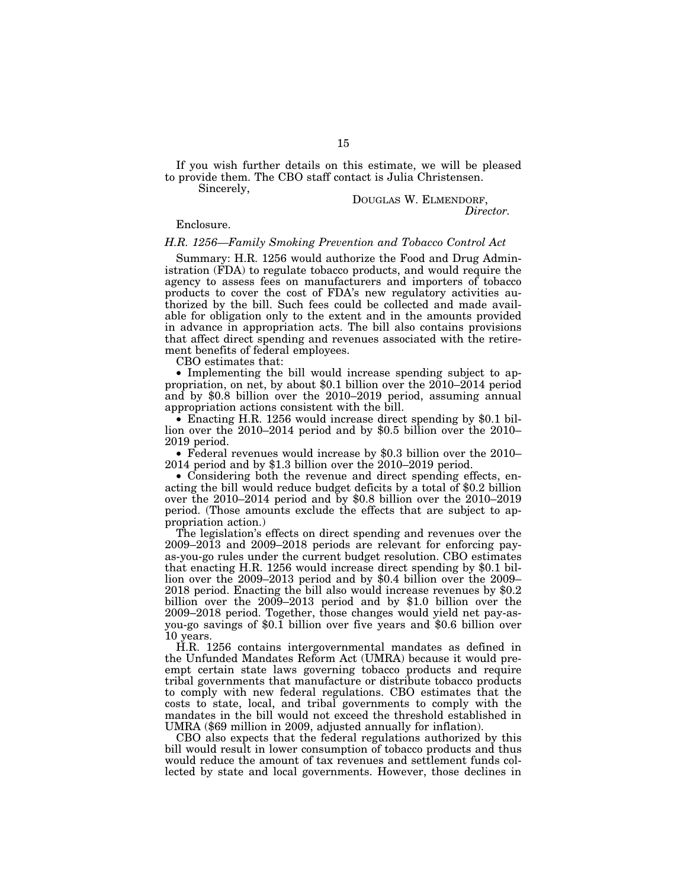If you wish further details on this estimate, we will be pleased to provide them. The CBO staff contact is Julia Christensen.

Sincerely,

DOUGLAS W. ELMENDORF,
*Director.*

Enclosure.

*H.R. 1256—Family Smoking Prevention and Tobacco Control Act*

Summary: H.R. 1256 would authorize the Food and Drug Administration (FDA) to regulate tobacco products, and would require the agency to assess fees on manufacturers and importers of tobacco products to cover the cost of FDA's new regulatory activities authorized by the bill. Such fees could be collected and made available for obligation only to the extent and in the amounts provided in advance in appropriation acts. The bill also contains provisions that affect direct spending and revenues associated with the retirement benefits of federal employees.

CBO estimates that:

- Implementing the bill would increase spending subject to appropriation, on net, by about $0.1 billion over the 2010–2014 period and by $0.8 billion over the 2010–2019 period, assuming annual appropriation actions consistent with the bill.
- Enacting H.R. 1256 would increase direct spending by $0.1 billion over the 2010–2014 period and by $0.5 billion over the 2010–2019 period.
- Federal revenues would increase by $0.3 billion over the 2010–2014 period and by $1.3 billion over the 2010–2019 period.
- Considering both the revenue and direct spending effects, enacting the bill would reduce budget deficits by a total of $0.2 billion over the 2010–2014 period and by $0.8 billion over the 2010–2019 period. (Those amounts exclude the effects that are subject to appropriation action.)

The legislation's effects on direct spending and revenues over the 2009–2013 and 2009–2018 periods are relevant for enforcing pay-as-you-go rules under the current budget resolution. CBO estimates that enacting H.R. 1256 would increase direct spending by $0.1 billion over the 2009–2013 period and by $0.4 billion over the 2009–2018 period. Enacting the bill also would increase revenues by $0.2 billion over the 2009–2013 period and by $1.0 billion over the 2009–2018 period. Together, those changes would yield net pay-as-you-go savings of $0.1 billion over five years and $0.6 billion over 10 years.

H.R. 1256 contains intergovernmental mandates as defined in the Unfunded Mandates Reform Act (UMRA) because it would preempt certain state laws governing tobacco products and require tribal governments that manufacture or distribute tobacco products to comply with new federal regulations. CBO estimates that the costs to state, local, and tribal governments to comply with the mandates in the bill would not exceed the threshold established in UMRA ($69 million in 2009, adjusted annually for inflation).

CBO also expects that the federal regulations authorized by this bill would result in lower consumption of tobacco products and thus would reduce the amount of tax revenues and settlement funds collected by state and local governments. However, those declines in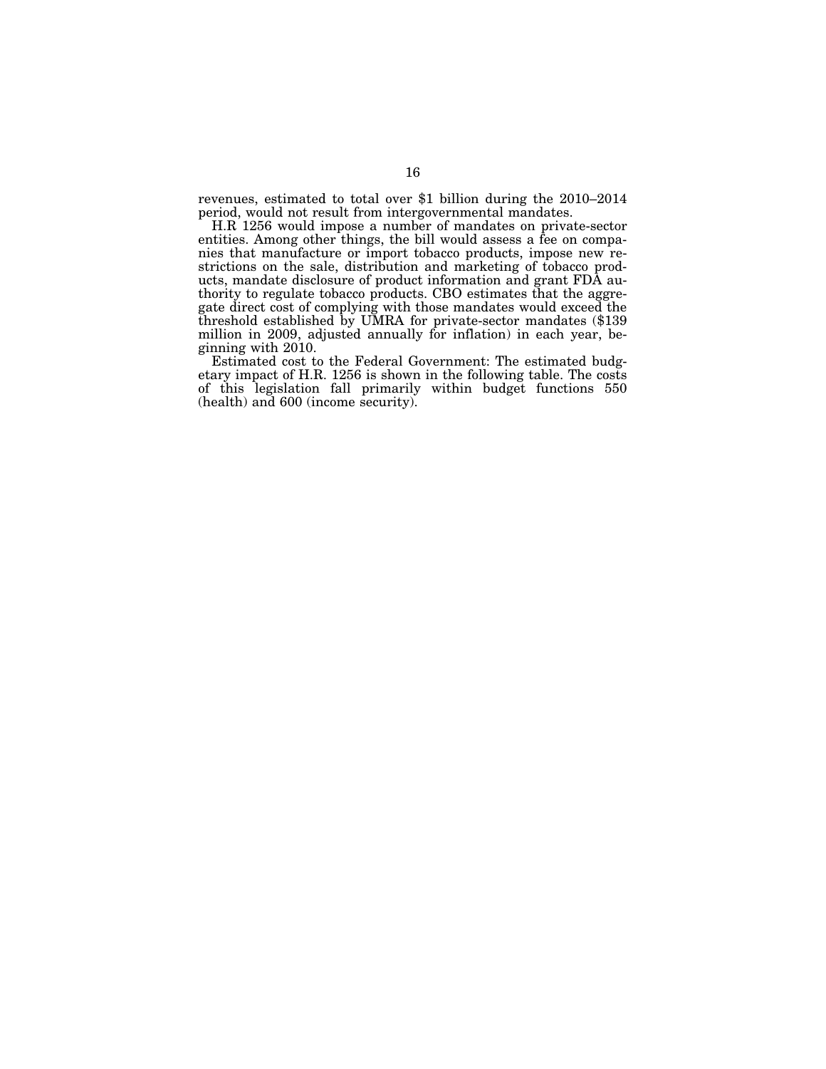revenues, estimated to total over $1 billion during the 2010–2014 period, would not result from intergovernmental mandates.

H.R 1256 would impose a number of mandates on private-sector entities. Among other things, the bill would assess a fee on companies that manufacture or import tobacco products, impose new restrictions on the sale, distribution and marketing of tobacco products, mandate disclosure of product information and grant FDA authority to regulate tobacco products. CBO estimates that the aggregate direct cost of complying with those mandates would exceed the threshold established by UMRA for private-sector mandates ($139 million in 2009, adjusted annually for inflation) in each year, beginning with 2010.

Estimated cost to the Federal Government: The estimated budgetary impact of H.R. 1256 is shown in the following table. The costs of this legislation fall primarily within budget functions 550 (health) and 600 (income security).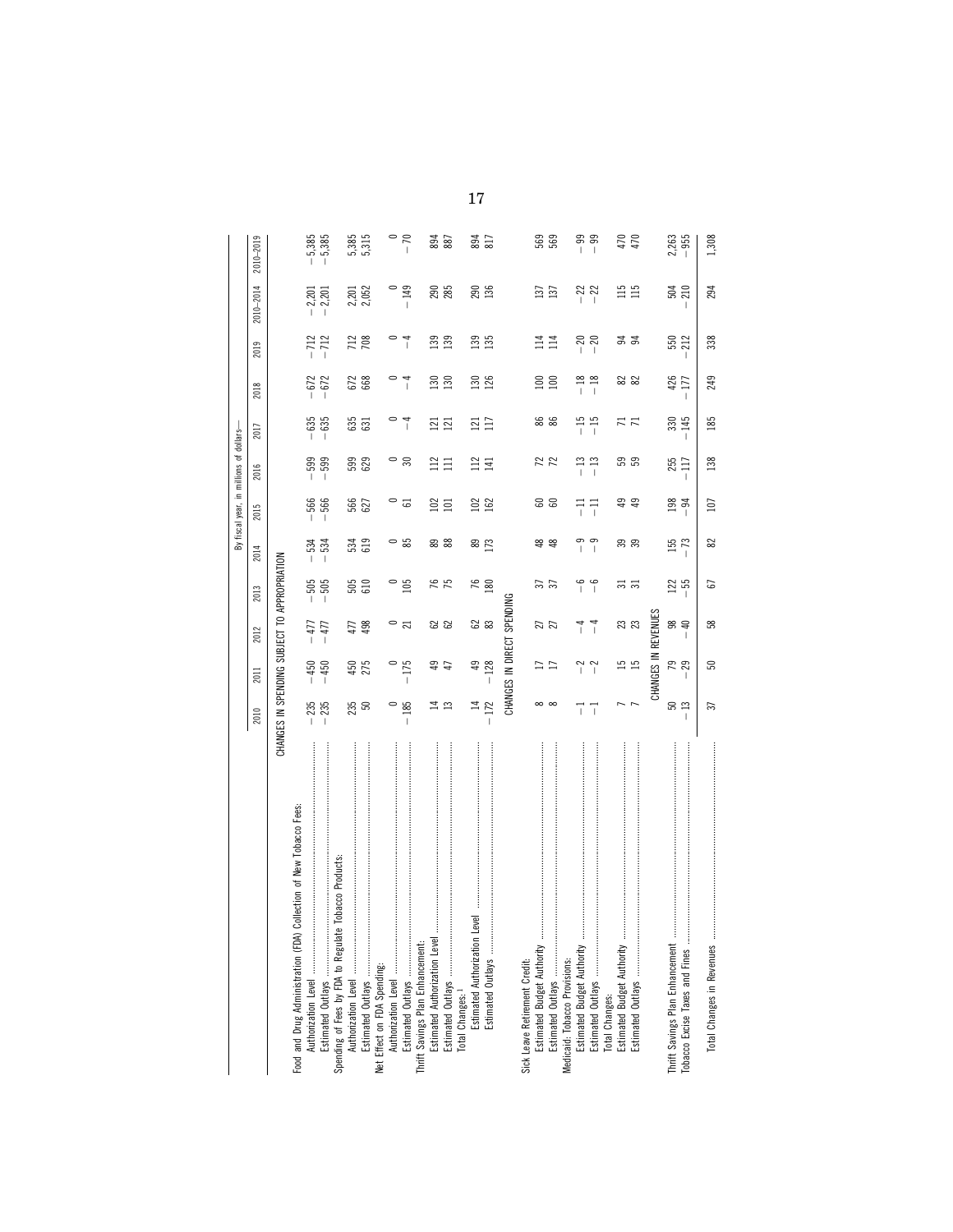| | By fiscal year, in millions of dollars— | | | | | | | | | | | |
|---|---|---|---|---|---|---|---|---|---|---|---|---|
| | 2010 | 2011 | 2012 | 2013 | 2014 | 2015 | 2016 | 2017 | 2018 | 2019 | 2010–2014 | 2010–2019 |
| CHANGES IN SPENDING SUBJECT TO APPROPRIATION | | | | | | | | | | | | |
| Food and Drug Administration (FDA) Collection of New Tobacco Fees: | | | | | | | | | | | | |
| Authorization Level | −235 | −450 | −477 | −505 | −534 | −566 | −599 | −635 | −672 | −712 | −2,201 | −5,385 |
| Estimated Outlays | −235 | −450 | −477 | −505 | −534 | −566 | −599 | −635 | −672 | −712 | −2,201 | −5,385 |
| Spending of Fees by FDA to Regulate Tobacco Products: | | | | | | | | | | | | |
| Authorization Level | 235 | 450 | 477 | 505 | 534 | 566 | 599 | 635 | 672 | 712 | 2,201 | 5,385 |
| Estimated Outlays | 50 | 275 | 498 | 610 | 619 | 627 | 629 | 631 | 668 | 708 | 2,052 | 5,315 |
| Net Effect on FDA Spending: | | | | | | | | | | | | |
| Authorization Level | 0 | 0 | 0 | 0 | 0 | 0 | 0 | 0 | 0 | 0 | 0 | 0 |
| Estimated Outlays | −185 | −175 | 21 | 105 | 85 | 61 | 30 | −4 | −4 | −4 | −149 | −70 |
| Thrift Savings Plan Enhancement: | | | | | | | | | | | | |
| Estimated Authorization Level | 14 | 49 | 62 | 76 | 89 | 102 | 112 | 121 | 130 | 139 | 290 | 894 |
| Estimated Outlays | 13 | 47 | 62 | 75 | 88 | 101 | 111 | 121 | 130 | 139 | 285 | 887 |
| Total Changes:[1] | | | | | | | | | | | | |
| Estimated Authorization Level | 14 | 49 | 62 | 76 | 89 | 102 | 112 | 121 | 130 | 139 | 290 | 894 |
| Estimated Outlays | −172 | −128 | 83 | 180 | 173 | 162 | 141 | 117 | 126 | 135 | 136 | 817 |
| CHANGES IN DIRECT SPENDING | | | | | | | | | | | | |
| Sick Leave Retirement Credit: | | | | | | | | | | | | |
| Estimated Budget Authority | 8 | 17 | 27 | 37 | 48 | 60 | 72 | 86 | 100 | 114 | 137 | 569 |
| Estimated Outlays | 8 | 17 | 27 | 37 | 48 | 60 | 72 | 86 | 100 | 114 | 137 | 569 |
| Medicaid: Tobacco Provisions: | | | | | | | | | | | | |
| Estimated Budget Authority | −1 | −2 | −4 | −6 | −9 | −11 | −13 | −15 | −18 | −20 | −22 | −99 |
| Estimated Outlays | −1 | −2 | −4 | −6 | −9 | −11 | −13 | −15 | −18 | −20 | −22 | −99 |
| Total Changes: | | | | | | | | | | | | |
| Estimated Budget Authority | 7 | 15 | 23 | 31 | 39 | 49 | 59 | 71 | 82 | 94 | 115 | 470 |
| Estimated Outlays | 7 | 15 | 23 | 31 | 39 | 49 | 59 | 71 | 82 | 94 | 115 | 470 |
| CHANGES IN REVENUES | | | | | | | | | | | | |
| Thrift Savings Plan Enhancement | 50 | 79 | 98 | 122 | 155 | 198 | 255 | 330 | 426 | 550 | 504 | 2,263 |
| Tobacco Excise Taxes and Fines | −13 | −29 | −40 | −55 | −73 | −94 | −117 | −145 | −177 | −212 | −210 | −955 |
| Total Changes in Revenues | 37 | 50 | 58 | 67 | 82 | 107 | 138 | 185 | 249 | 338 | 294 | 1,308 |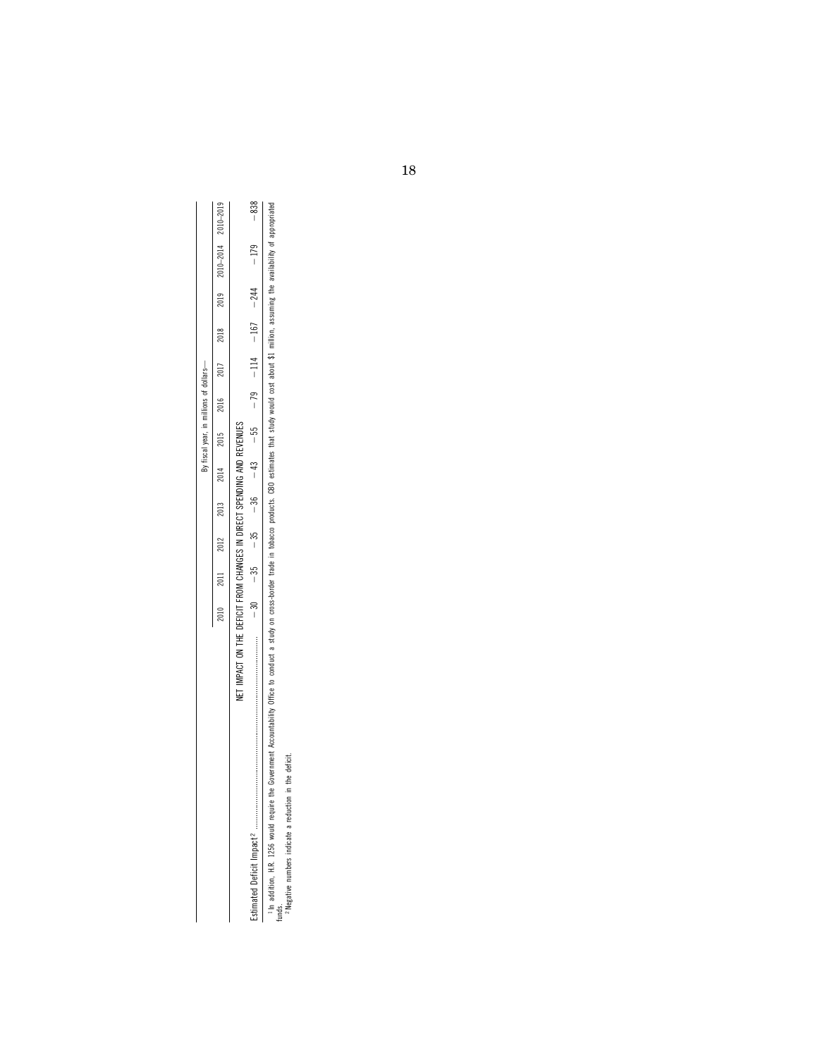| | By fiscal year, in millions of dollars— | | | | | | | | | | | |
|---|---|---|---|---|---|---|---|---|---|---|---|---|
| | 2010 | 2011 | 2012 | 2013 | 2014 | 2015 | 2016 | 2017 | 2018 | 2019 | 2010–2014 | 2010–2019 |
| NET IMPACT ON THE DEFICIT FROM CHANGES IN DIRECT SPENDING AND REVENUES | | | | | | | | | | | | |
| Estimated Deficit Impact [2] | −30 | −35 | −35 | −36 | −43 | −55 | −79 | −114 | −167 | −244 | −179 | −838 |

[1] In addition, H.R. 1256 would require the Government Accountability Office to conduct a study on cross-border trade in tobacco products. CBO estimates that study would cost about $1 million, assuming the availability of appropriated funds.

[2] Negative numbers indicate a reduction in the deficit.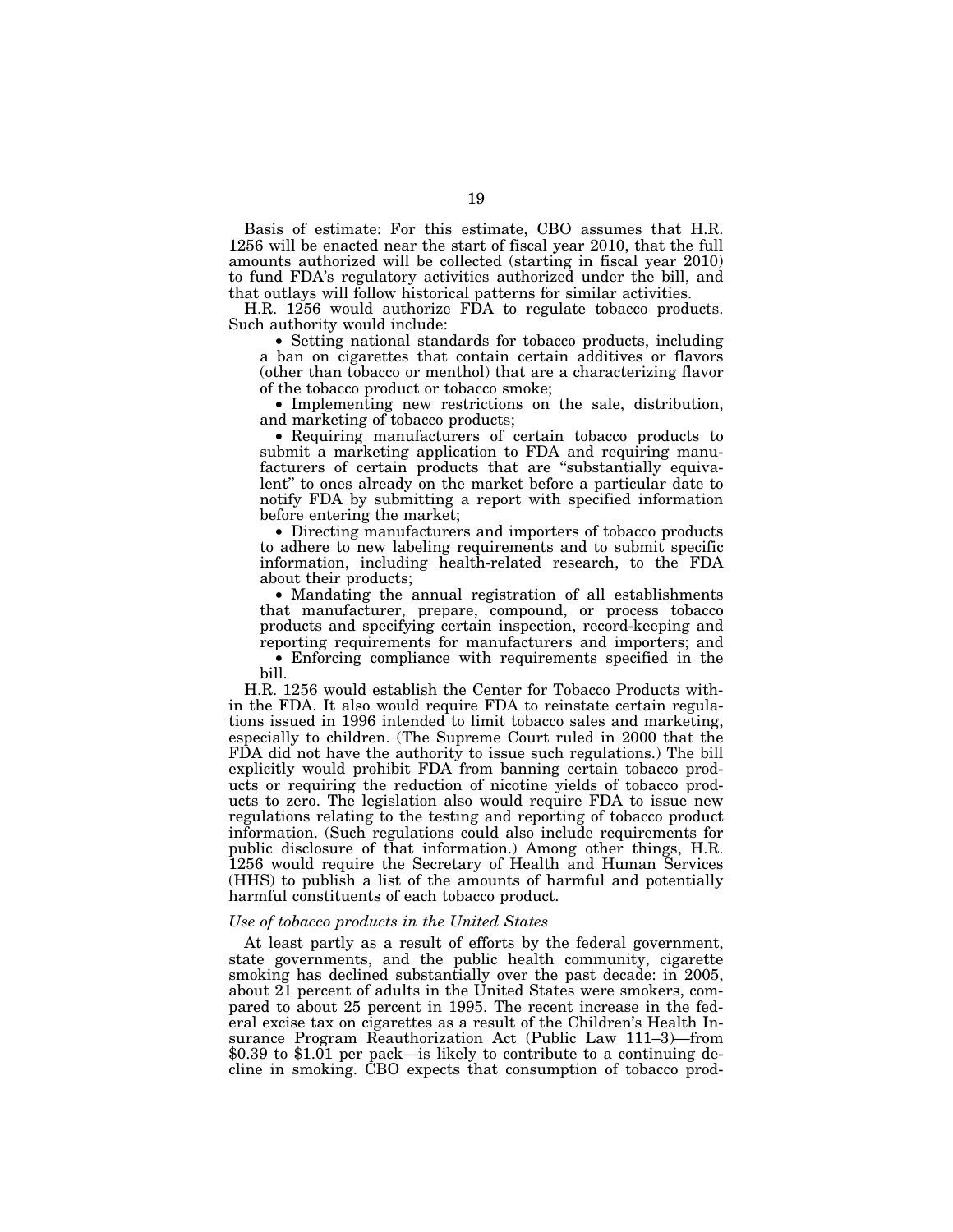Basis of estimate: For this estimate, CBO assumes that H.R. 1256 will be enacted near the start of fiscal year 2010, that the full amounts authorized will be collected (starting in fiscal year 2010) to fund FDA's regulatory activities authorized under the bill, and that outlays will follow historical patterns for similar activities.

H.R. 1256 would authorize FDA to regulate tobacco products. Such authority would include:

- Setting national standards for tobacco products, including a ban on cigarettes that contain certain additives or flavors (other than tobacco or menthol) that are a characterizing flavor of the tobacco product or tobacco smoke;
- Implementing new restrictions on the sale, distribution, and marketing of tobacco products;
- Requiring manufacturers of certain tobacco products to submit a marketing application to FDA and requiring manufacturers of certain products that are "substantially equivalent" to ones already on the market before a particular date to notify FDA by submitting a report with specified information before entering the market;
- Directing manufacturers and importers of tobacco products to adhere to new labeling requirements and to submit specific information, including health-related research, to the FDA about their products;
- Mandating the annual registration of all establishments that manufacturer, prepare, compound, or process tobacco products and specifying certain inspection, record-keeping and reporting requirements for manufacturers and importers; and
- Enforcing compliance with requirements specified in the bill.

H.R. 1256 would establish the Center for Tobacco Products within the FDA. It also would require FDA to reinstate certain regulations issued in 1996 intended to limit tobacco sales and marketing, especially to children. (The Supreme Court ruled in 2000 that the FDA did not have the authority to issue such regulations.) The bill explicitly would prohibit FDA from banning certain tobacco products or requiring the reduction of nicotine yields of tobacco products to zero. The legislation also would require FDA to issue new regulations relating to the testing and reporting of tobacco product information. (Such regulations could also include requirements for public disclosure of that information.) Among other things, H.R. 1256 would require the Secretary of Health and Human Services (HHS) to publish a list of the amounts of harmful and potentially harmful constituents of each tobacco product.

*Use of tobacco products in the United States*

At least partly as a result of efforts by the federal government, state governments, and the public health community, cigarette smoking has declined substantially over the past decade: in 2005, about 21 percent of adults in the United States were smokers, compared to about 25 percent in 1995. The recent increase in the federal excise tax on cigarettes as a result of the Children's Health Insurance Program Reauthorization Act (Public Law 111–3)—from $0.39 to $1.01 per pack—is likely to contribute to a continuing decline in smoking. CBO expects that consumption of tobacco prod-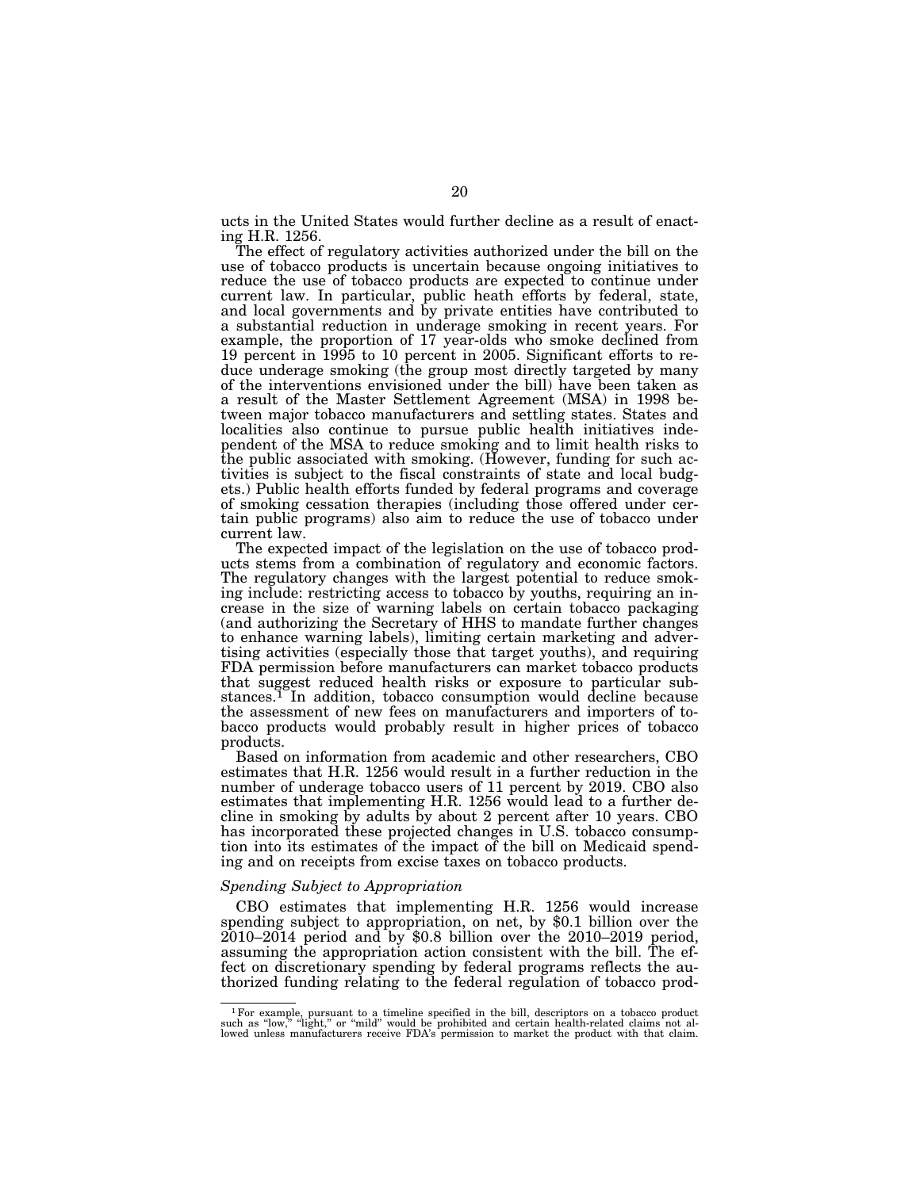ucts in the United States would further decline as a result of enacting H.R. 1256.

The effect of regulatory activities authorized under the bill on the use of tobacco products is uncertain because ongoing initiatives to reduce the use of tobacco products are expected to continue under current law. In particular, public heath efforts by federal, state, and local governments and by private entities have contributed to a substantial reduction in underage smoking in recent years. For example, the proportion of 17 year-olds who smoke declined from 19 percent in 1995 to 10 percent in 2005. Significant efforts to reduce underage smoking (the group most directly targeted by many of the interventions envisioned under the bill) have been taken as a result of the Master Settlement Agreement (MSA) in 1998 between major tobacco manufacturers and settling states. States and localities also continue to pursue public health initiatives independent of the MSA to reduce smoking and to limit health risks to the public associated with smoking. (However, funding for such activities is subject to the fiscal constraints of state and local budgets.) Public health efforts funded by federal programs and coverage of smoking cessation therapies (including those offered under certain public programs) also aim to reduce the use of tobacco under current law.

The expected impact of the legislation on the use of tobacco products stems from a combination of regulatory and economic factors. The regulatory changes with the largest potential to reduce smoking include: restricting access to tobacco by youths, requiring an increase in the size of warning labels on certain tobacco packaging (and authorizing the Secretary of HHS to mandate further changes to enhance warning labels), limiting certain marketing and advertising activities (especially those that target youths), and requiring FDA permission before manufacturers can market tobacco products that suggest reduced health risks or exposure to particular substances.[1] In addition, tobacco consumption would decline because the assessment of new fees on manufacturers and importers of tobacco products would probably result in higher prices of tobacco products.

Based on information from academic and other researchers, CBO estimates that H.R. 1256 would result in a further reduction in the number of underage tobacco users of 11 percent by 2019. CBO also estimates that implementing H.R. 1256 would lead to a further decline in smoking by adults by about 2 percent after 10 years. CBO has incorporated these projected changes in U.S. tobacco consumption into its estimates of the impact of the bill on Medicaid spending and on receipts from excise taxes on tobacco products.

*Spending Subject to Appropriation*

CBO estimates that implementing H.R. 1256 would increase spending subject to appropriation, on net, by $0.1 billion over the 2010–2014 period and by $0.8 billion over the 2010–2019 period, assuming the appropriation action consistent with the bill. The effect on discretionary spending by federal programs reflects the authorized funding relating to the federal regulation of tobacco prod-

[1] For example, pursuant to a timeline specified in the bill, descriptors on a tobacco product such as "low," "light," or "mild" would be prohibited and certain health-related claims not allowed unless manufacturers receive FDA's permission to market the product with that claim.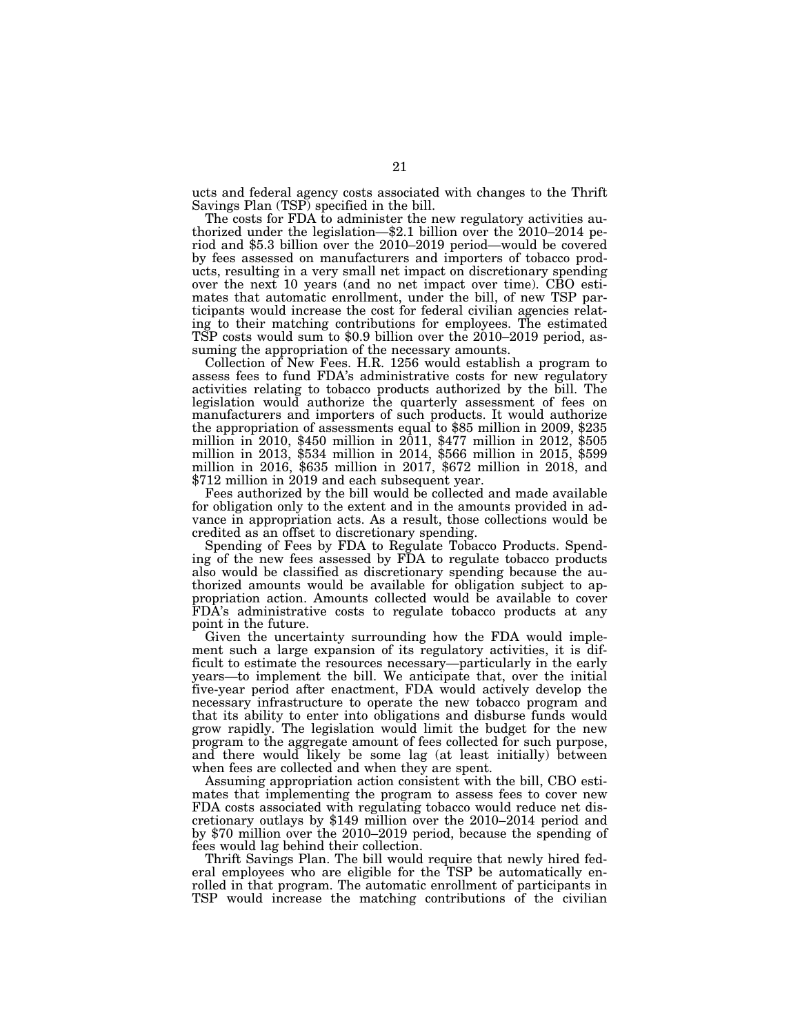ucts and federal agency costs associated with changes to the Thrift Savings Plan (TSP) specified in the bill.

The costs for FDA to administer the new regulatory activities authorized under the legislation—$2.1 billion over the 2010–2014 period and $5.3 billion over the 2010–2019 period—would be covered by fees assessed on manufacturers and importers of tobacco products, resulting in a very small net impact on discretionary spending over the next 10 years (and no net impact over time). CBO estimates that automatic enrollment, under the bill, of new TSP participants would increase the cost for federal civilian agencies relating to their matching contributions for employees. The estimated TSP costs would sum to $0.9 billion over the 2010–2019 period, assuming the appropriation of the necessary amounts.

Collection of New Fees. H.R. 1256 would establish a program to assess fees to fund FDA's administrative costs for new regulatory activities relating to tobacco products authorized by the bill. The legislation would authorize the quarterly assessment of fees on manufacturers and importers of such products. It would authorize the appropriation of assessments equal to $85 million in 2009, $235 million in 2010, $450 million in 2011, $477 million in 2012, $505 million in 2013, $534 million in 2014, $566 million in 2015, $599 million in 2016, $635 million in 2017, $672 million in 2018, and $712 million in 2019 and each subsequent year.

Fees authorized by the bill would be collected and made available for obligation only to the extent and in the amounts provided in advance in appropriation acts. As a result, those collections would be credited as an offset to discretionary spending.

Spending of Fees by FDA to Regulate Tobacco Products. Spending of the new fees assessed by FDA to regulate tobacco products also would be classified as discretionary spending because the authorized amounts would be available for obligation subject to appropriation action. Amounts collected would be available to cover FDA's administrative costs to regulate tobacco products at any point in the future.

Given the uncertainty surrounding how the FDA would implement such a large expansion of its regulatory activities, it is difficult to estimate the resources necessary—particularly in the early years—to implement the bill. We anticipate that, over the initial five-year period after enactment, FDA would actively develop the necessary infrastructure to operate the new tobacco program and that its ability to enter into obligations and disburse funds would grow rapidly. The legislation would limit the budget for the new program to the aggregate amount of fees collected for such purpose, and there would likely be some lag (at least initially) between when fees are collected and when they are spent.

Assuming appropriation action consistent with the bill, CBO estimates that implementing the program to assess fees to cover new FDA costs associated with regulating tobacco would reduce net discretionary outlays by $149 million over the 2010–2014 period and by $70 million over the 2010–2019 period, because the spending of fees would lag behind their collection.

Thrift Savings Plan. The bill would require that newly hired federal employees who are eligible for the TSP be automatically enrolled in that program. The automatic enrollment of participants in TSP would increase the matching contributions of the civilian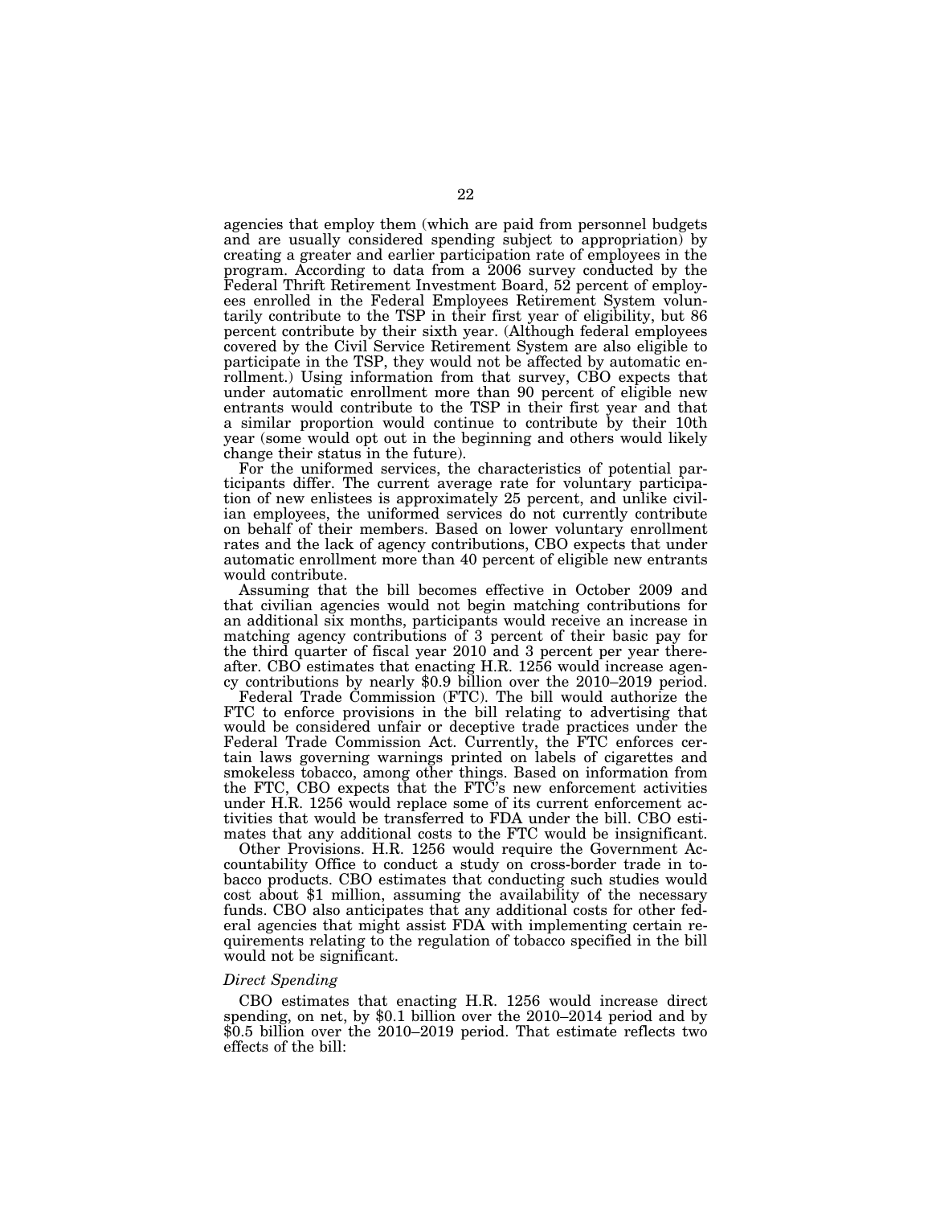agencies that employ them (which are paid from personnel budgets and are usually considered spending subject to appropriation) by creating a greater and earlier participation rate of employees in the program. According to data from a 2006 survey conducted by the Federal Thrift Retirement Investment Board, 52 percent of employees enrolled in the Federal Employees Retirement System voluntarily contribute to the TSP in their first year of eligibility, but 86 percent contribute by their sixth year. (Although federal employees covered by the Civil Service Retirement System are also eligible to participate in the TSP, they would not be affected by automatic enrollment.) Using information from that survey, CBO expects that under automatic enrollment more than 90 percent of eligible new entrants would contribute to the TSP in their first year and that a similar proportion would continue to contribute by their 10th year (some would opt out in the beginning and others would likely change their status in the future).

For the uniformed services, the characteristics of potential participants differ. The current average rate for voluntary participation of new enlistees is approximately 25 percent, and unlike civilian employees, the uniformed services do not currently contribute on behalf of their members. Based on lower voluntary enrollment rates and the lack of agency contributions, CBO expects that under automatic enrollment more than 40 percent of eligible new entrants would contribute.

Assuming that the bill becomes effective in October 2009 and that civilian agencies would not begin matching contributions for an additional six months, participants would receive an increase in matching agency contributions of 3 percent of their basic pay for the third quarter of fiscal year 2010 and 3 percent per year thereafter. CBO estimates that enacting H.R. 1256 would increase agency contributions by nearly $0.9 billion over the 2010–2019 period.

Federal Trade Commission (FTC). The bill would authorize the FTC to enforce provisions in the bill relating to advertising that would be considered unfair or deceptive trade practices under the Federal Trade Commission Act. Currently, the FTC enforces certain laws governing warnings printed on labels of cigarettes and smokeless tobacco, among other things. Based on information from the FTC, CBO expects that the FTC's new enforcement activities under H.R. 1256 would replace some of its current enforcement activities that would be transferred to FDA under the bill. CBO estimates that any additional costs to the FTC would be insignificant.

Other Provisions. H.R. 1256 would require the Government Accountability Office to conduct a study on cross-border trade in tobacco products. CBO estimates that conducting such studies would cost about $1 million, assuming the availability of the necessary funds. CBO also anticipates that any additional costs for other federal agencies that might assist FDA with implementing certain requirements relating to the regulation of tobacco specified in the bill would not be significant.

*Direct Spending*

CBO estimates that enacting H.R. 1256 would increase direct spending, on net, by $0.1 billion over the 2010–2014 period and by $0.5 billion over the 2010–2019 period. That estimate reflects two effects of the bill: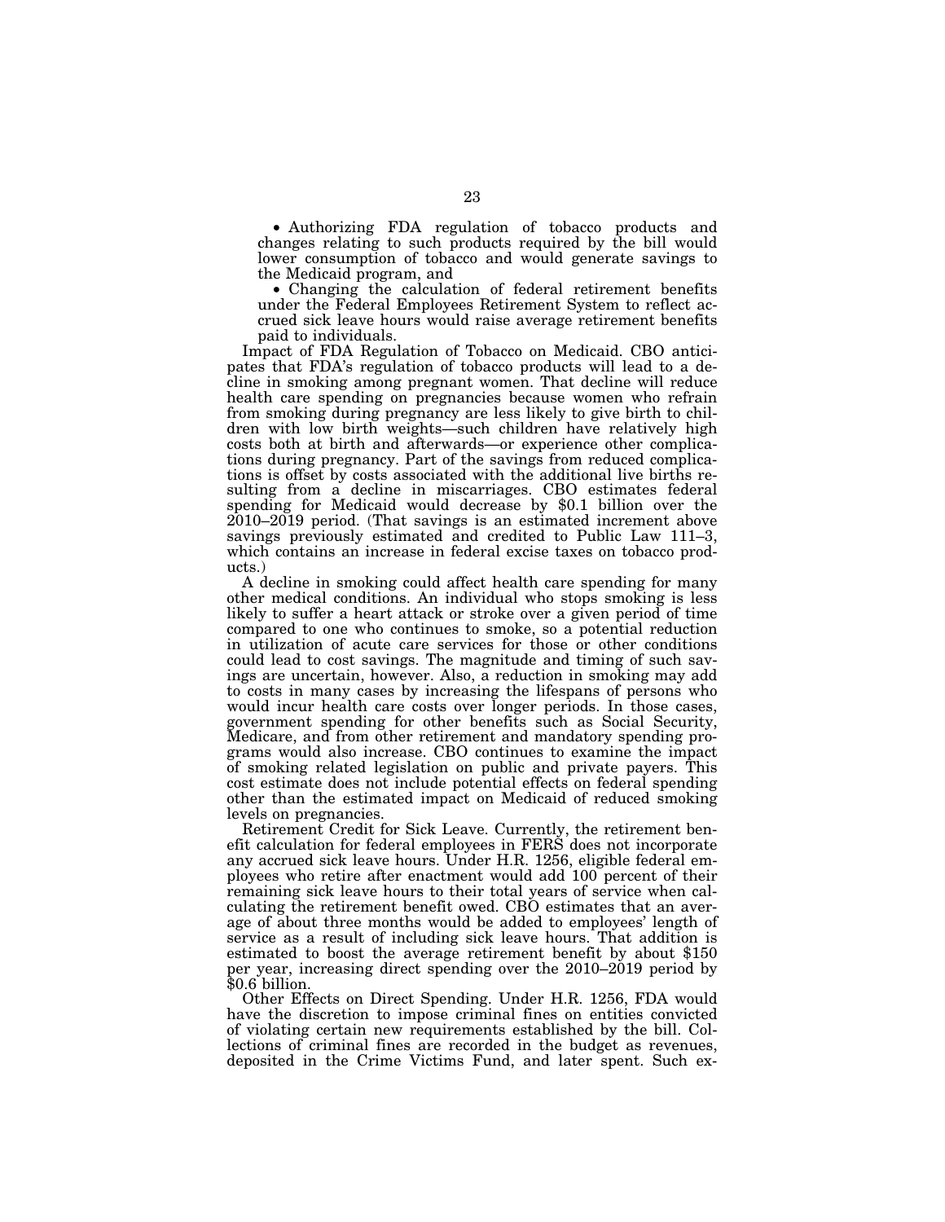- Authorizing FDA regulation of tobacco products and changes relating to such products required by the bill would lower consumption of tobacco and would generate savings to the Medicaid program, and
- Changing the calculation of federal retirement benefits under the Federal Employees Retirement System to reflect accrued sick leave hours would raise average retirement benefits paid to individuals.

Impact of FDA Regulation of Tobacco on Medicaid. CBO anticipates that FDA's regulation of tobacco products will lead to a decline in smoking among pregnant women. That decline will reduce health care spending on pregnancies because women who refrain from smoking during pregnancy are less likely to give birth to children with low birth weights—such children have relatively high costs both at birth and afterwards—or experience other complications during pregnancy. Part of the savings from reduced complications is offset by costs associated with the additional live births resulting from a decline in miscarriages. CBO estimates federal spending for Medicaid would decrease by $0.1 billion over the 2010–2019 period. (That savings is an estimated increment above savings previously estimated and credited to Public Law 111–3, which contains an increase in federal excise taxes on tobacco products.)

A decline in smoking could affect health care spending for many other medical conditions. An individual who stops smoking is less likely to suffer a heart attack or stroke over a given period of time compared to one who continues to smoke, so a potential reduction in utilization of acute care services for those or other conditions could lead to cost savings. The magnitude and timing of such savings are uncertain, however. Also, a reduction in smoking may add to costs in many cases by increasing the lifespans of persons who would incur health care costs over longer periods. In those cases, government spending for other benefits such as Social Security, Medicare, and from other retirement and mandatory spending programs would also increase. CBO continues to examine the impact of smoking related legislation on public and private payers. This cost estimate does not include potential effects on federal spending other than the estimated impact on Medicaid of reduced smoking levels on pregnancies.

Retirement Credit for Sick Leave. Currently, the retirement benefit calculation for federal employees in FERS does not incorporate any accrued sick leave hours. Under H.R. 1256, eligible federal employees who retire after enactment would add 100 percent of their remaining sick leave hours to their total years of service when calculating the retirement benefit owed. CBO estimates that an average of about three months would be added to employees' length of service as a result of including sick leave hours. That addition is estimated to boost the average retirement benefit by about $150 per year, increasing direct spending over the 2010–2019 period by $0.6 billion.

Other Effects on Direct Spending. Under H.R. 1256, FDA would have the discretion to impose criminal fines on entities convicted of violating certain new requirements established by the bill. Collections of criminal fines are recorded in the budget as revenues, deposited in the Crime Victims Fund, and later spent. Such ex-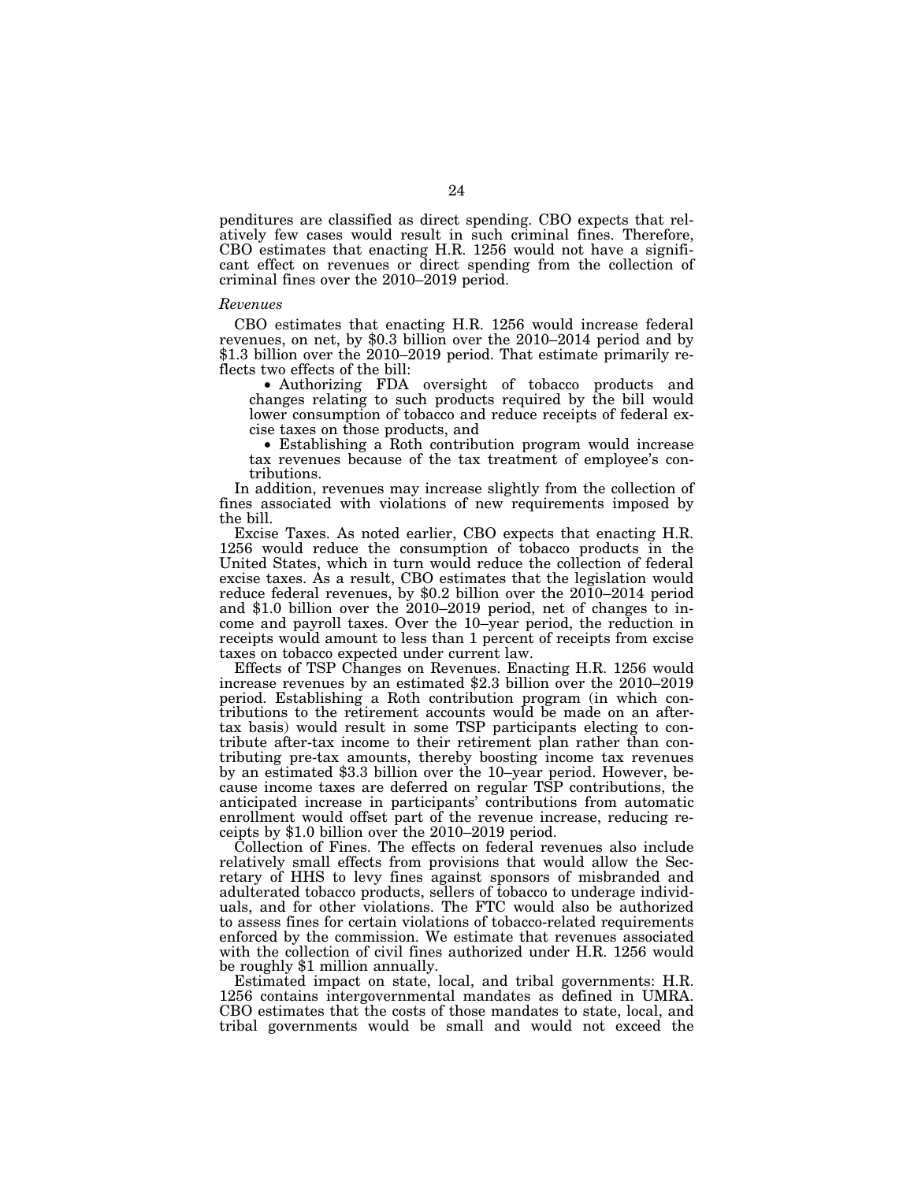penditures are classified as direct spending. CBO expects that relatively few cases would result in such criminal fines. Therefore, CBO estimates that enacting H.R. 1256 would not have a significant effect on revenues or direct spending from the collection of criminal fines over the 2010–2019 period.

*Revenues*

CBO estimates that enacting H.R. 1256 would increase federal revenues, on net, by $0.3 billion over the 2010–2014 period and by $1.3 billion over the 2010–2019 period. That estimate primarily reflects two effects of the bill:

- Authorizing FDA oversight of tobacco products and changes relating to such products required by the bill would lower consumption of tobacco and reduce receipts of federal excise taxes on those products, and
- Establishing a Roth contribution program would increase tax revenues because of the tax treatment of employee's contributions.

In addition, revenues may increase slightly from the collection of fines associated with violations of new requirements imposed by the bill.

Excise Taxes. As noted earlier, CBO expects that enacting H.R. 1256 would reduce the consumption of tobacco products in the United States, which in turn would reduce the collection of federal excise taxes. As a result, CBO estimates that the legislation would reduce federal revenues, by $0.2 billion over the 2010–2014 period and $1.0 billion over the 2010–2019 period, net of changes to income and payroll taxes. Over the 10–year period, the reduction in receipts would amount to less than 1 percent of receipts from excise taxes on tobacco expected under current law.

Effects of TSP Changes on Revenues. Enacting H.R. 1256 would increase revenues by an estimated $2.3 billion over the 2010–2019 period. Establishing a Roth contribution program (in which contributions to the retirement accounts would be made on an after-tax basis) would result in some TSP participants electing to contribute after-tax income to their retirement plan rather than contributing pre-tax amounts, thereby boosting income tax revenues by an estimated $3.3 billion over the 10–year period. However, because income taxes are deferred on regular TSP contributions, the anticipated increase in participants' contributions from automatic enrollment would offset part of the revenue increase, reducing receipts by $1.0 billion over the 2010–2019 period.

Collection of Fines. The effects on federal revenues also include relatively small effects from provisions that would allow the Secretary of HHS to levy fines against sponsors of misbranded and adulterated tobacco products, sellers of tobacco to underage individuals, and for other violations. The FTC would also be authorized to assess fines for certain violations of tobacco-related requirements enforced by the commission. We estimate that revenues associated with the collection of civil fines authorized under H.R. 1256 would be roughly $1 million annually.

Estimated impact on state, local, and tribal governments: H.R. 1256 contains intergovernmental mandates as defined in UMRA. CBO estimates that the costs of those mandates to state, local, and tribal governments would be small and would not exceed the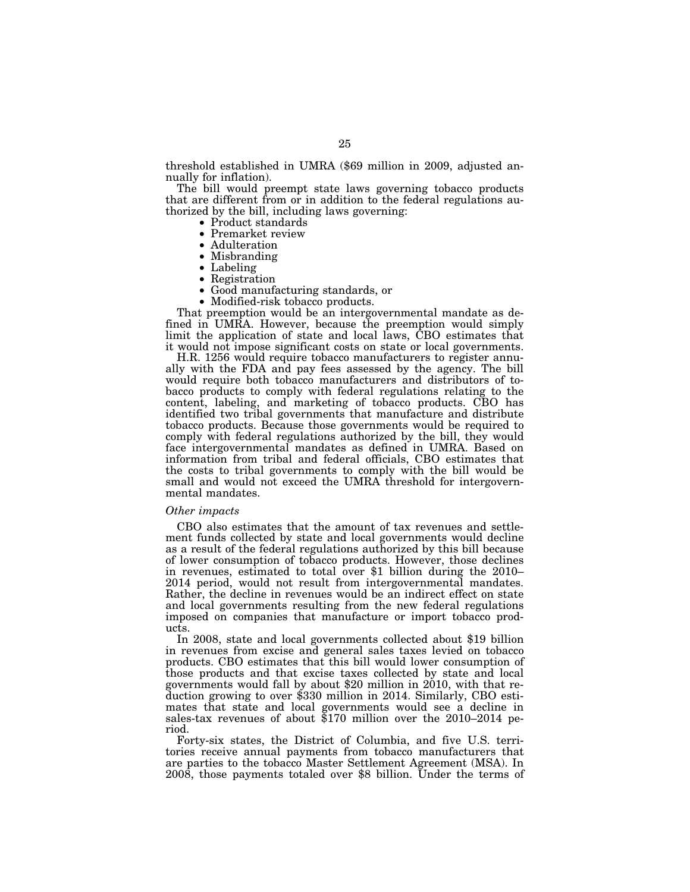threshold established in UMRA ($69 million in 2009, adjusted annually for inflation).

The bill would preempt state laws governing tobacco products that are different from or in addition to the federal regulations authorized by the bill, including laws governing:

- Product standards
- Premarket review
- Adulteration
- Misbranding
- Labeling
- Registration
- Good manufacturing standards, or
- Modified-risk tobacco products.

That preemption would be an intergovernmental mandate as defined in UMRA. However, because the preemption would simply limit the application of state and local laws, CBO estimates that it would not impose significant costs on state or local governments.

H.R. 1256 would require tobacco manufacturers to register annually with the FDA and pay fees assessed by the agency. The bill would require both tobacco manufacturers and distributors of tobacco products to comply with federal regulations relating to the content, labeling, and marketing of tobacco products. CBO has identified two tribal governments that manufacture and distribute tobacco products. Because those governments would be required to comply with federal regulations authorized by the bill, they would face intergovernmental mandates as defined in UMRA. Based on information from tribal and federal officials, CBO estimates that the costs to tribal governments to comply with the bill would be small and would not exceed the UMRA threshold for intergovernmental mandates.

*Other impacts*

CBO also estimates that the amount of tax revenues and settlement funds collected by state and local governments would decline as a result of the federal regulations authorized by this bill because of lower consumption of tobacco products. However, those declines in revenues, estimated to total over $1 billion during the 2010–2014 period, would not result from intergovernmental mandates. Rather, the decline in revenues would be an indirect effect on state and local governments resulting from the new federal regulations imposed on companies that manufacture or import tobacco products.

In 2008, state and local governments collected about $19 billion in revenues from excise and general sales taxes levied on tobacco products. CBO estimates that this bill would lower consumption of those products and that excise taxes collected by state and local governments would fall by about $20 million in 2010, with that reduction growing to over $330 million in 2014. Similarly, CBO estimates that state and local governments would see a decline in sales-tax revenues of about $170 million over the 2010–2014 period.

Forty-six states, the District of Columbia, and five U.S. territories receive annual payments from tobacco manufacturers that are parties to the tobacco Master Settlement Agreement (MSA). In 2008, those payments totaled over $8 billion. Under the terms of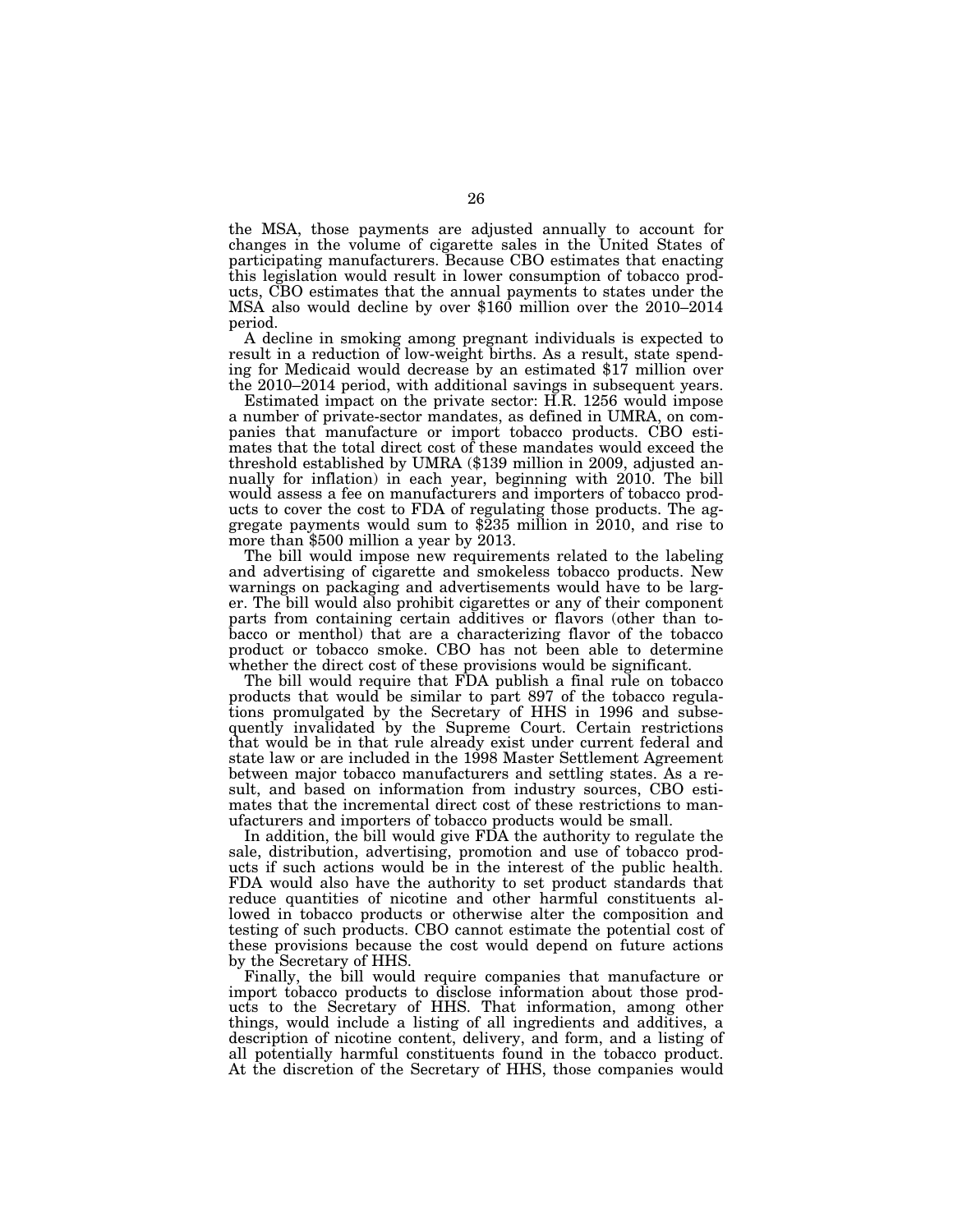the MSA, those payments are adjusted annually to account for changes in the volume of cigarette sales in the United States of participating manufacturers. Because CBO estimates that enacting this legislation would result in lower consumption of tobacco products, CBO estimates that the annual payments to states under the MSA also would decline by over $160 million over the 2010–2014 period.

A decline in smoking among pregnant individuals is expected to result in a reduction of low-weight births. As a result, state spending for Medicaid would decrease by an estimated $17 million over the 2010–2014 period, with additional savings in subsequent years.

Estimated impact on the private sector: H.R. 1256 would impose a number of private-sector mandates, as defined in UMRA, on companies that manufacture or import tobacco products. CBO estimates that the total direct cost of these mandates would exceed the threshold established by UMRA ($139 million in 2009, adjusted annually for inflation) in each year, beginning with 2010. The bill would assess a fee on manufacturers and importers of tobacco products to cover the cost to FDA of regulating those products. The aggregate payments would sum to $235 million in 2010, and rise to more than $500 million a year by 2013.

The bill would impose new requirements related to the labeling and advertising of cigarette and smokeless tobacco products. New warnings on packaging and advertisements would have to be larger. The bill would also prohibit cigarettes or any of their component parts from containing certain additives or flavors (other than tobacco or menthol) that are a characterizing flavor of the tobacco product or tobacco smoke. CBO has not been able to determine whether the direct cost of these provisions would be significant.

The bill would require that FDA publish a final rule on tobacco products that would be similar to part 897 of the tobacco regulations promulgated by the Secretary of HHS in 1996 and subsequently invalidated by the Supreme Court. Certain restrictions that would be in that rule already exist under current federal and state law or are included in the 1998 Master Settlement Agreement between major tobacco manufacturers and settling states. As a result, and based on information from industry sources, CBO estimates that the incremental direct cost of these restrictions to manufacturers and importers of tobacco products would be small.

In addition, the bill would give FDA the authority to regulate the sale, distribution, advertising, promotion and use of tobacco products if such actions would be in the interest of the public health. FDA would also have the authority to set product standards that reduce quantities of nicotine and other harmful constituents allowed in tobacco products or otherwise alter the composition and testing of such products. CBO cannot estimate the potential cost of these provisions because the cost would depend on future actions by the Secretary of HHS.

Finally, the bill would require companies that manufacture or import tobacco products to disclose information about those products to the Secretary of HHS. That information, among other things, would include a listing of all ingredients and additives, a description of nicotine content, delivery, and form, and a listing of all potentially harmful constituents found in the tobacco product. At the discretion of the Secretary of HHS, those companies would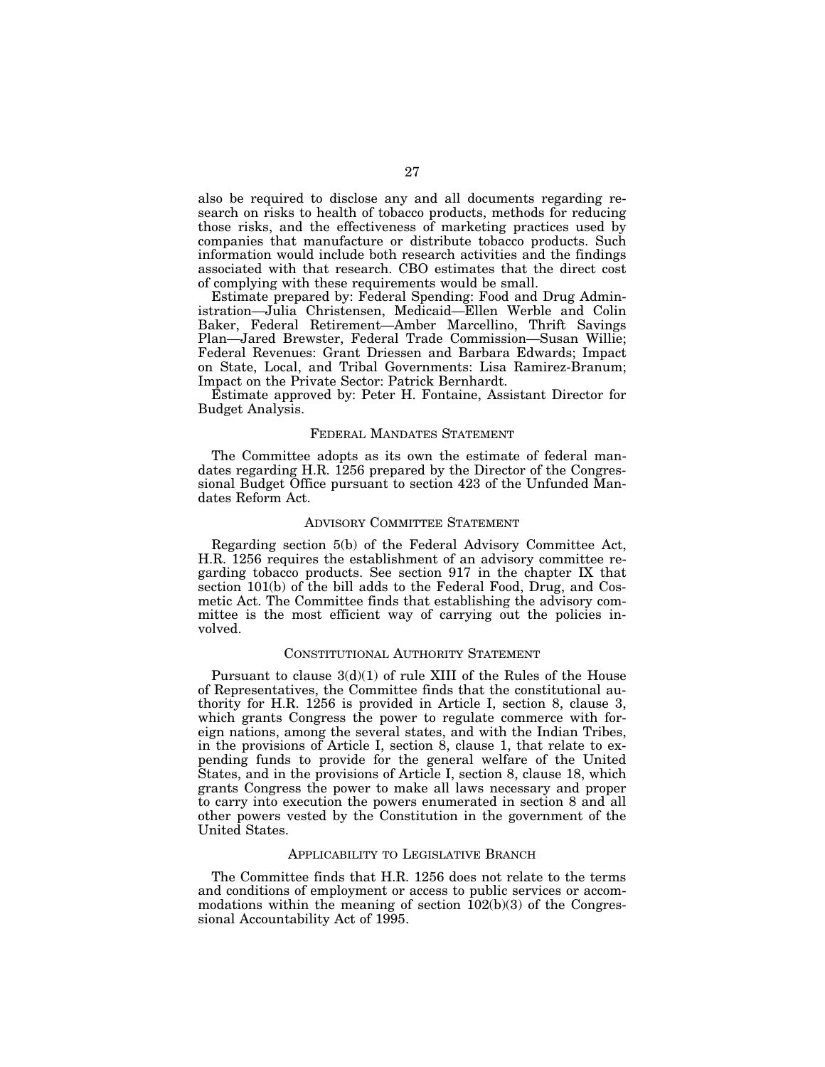also be required to disclose any and all documents regarding research on risks to health of tobacco products, methods for reducing those risks, and the effectiveness of marketing practices used by companies that manufacture or distribute tobacco products. Such information would include both research activities and the findings associated with that research. CBO estimates that the direct cost of complying with these requirements would be small.

Estimate prepared by: Federal Spending: Food and Drug Administration—Julia Christensen, Medicaid—Ellen Werble and Colin Baker, Federal Retirement—Amber Marcellino, Thrift Savings Plan—Jared Brewster, Federal Trade Commission—Susan Willie; Federal Revenues: Grant Driessen and Barbara Edwards; Impact on State, Local, and Tribal Governments: Lisa Ramirez-Branum; Impact on the Private Sector: Patrick Bernhardt.

Estimate approved by: Peter H. Fontaine, Assistant Director for Budget Analysis.

## FEDERAL MANDATES STATEMENT

The Committee adopts as its own the estimate of federal mandates regarding H.R. 1256 prepared by the Director of the Congressional Budget Office pursuant to section 423 of the Unfunded Mandates Reform Act.

## ADVISORY COMMITTEE STATEMENT

Regarding section 5(b) of the Federal Advisory Committee Act, H.R. 1256 requires the establishment of an advisory committee regarding tobacco products. See section 917 in the chapter IX that section 101(b) of the bill adds to the Federal Food, Drug, and Cosmetic Act. The Committee finds that establishing the advisory committee is the most efficient way of carrying out the policies involved.

## CONSTITUTIONAL AUTHORITY STATEMENT

Pursuant to clause 3(d)(1) of rule XIII of the Rules of the House of Representatives, the Committee finds that the constitutional authority for H.R. 1256 is provided in Article I, section 8, clause 3, which grants Congress the power to regulate commerce with foreign nations, among the several states, and with the Indian Tribes, in the provisions of Article I, section 8, clause 1, that relate to expending funds to provide for the general welfare of the United States, and in the provisions of Article I, section 8, clause 18, which grants Congress the power to make all laws necessary and proper to carry into execution the powers enumerated in section 8 and all other powers vested by the Constitution in the government of the United States.

## APPLICABILITY TO LEGISLATIVE BRANCH

The Committee finds that H.R. 1256 does not relate to the terms and conditions of employment or access to public services or accommodations within the meaning of section 102(b)(3) of the Congressional Accountability Act of 1995.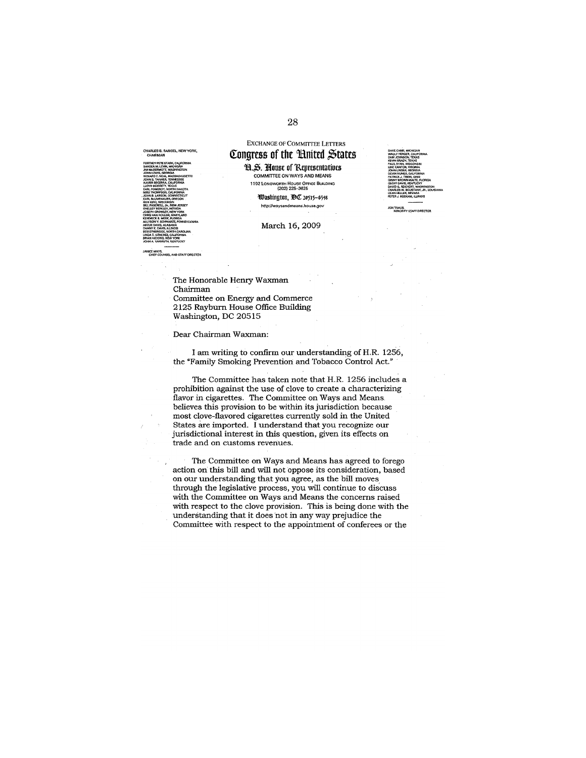EXCHANGE OF COMMITTEE LETTERS

CHARLES B. RANGEL, NEW YORK,
CHAIRMAN

FORTNEY PETE STARK, CALIFORNIA
SANDER M. LEVIN, MICHIGAN
JIM McDERMOTT, WASHINGTON
JOHN LEWIS, GEORGIA
RICHARD E. NEAL, MASSACHUSETTS
JOHN S. TANNER, TENNESSEE
XAVIER BECERRA, CALIFORNIA
LLOYD DOGGETT, TEXAS
EARL POMEROY, NORTH DAKOTA
MIKE THOMPSON, CALIFORNIA
JOHN B. LARSON, CONNECTICUT
EARL BLUMENAUER, OREGON
RON KIND, WISCONSIN
BILL PASCRELL, JR., NEW JERSEY
SHELLEY BERKLEY, NEVADA
JOSEPH CROWLEY, NEW YORK
CHRIS VAN HOLLEN, MARYLAND
KENDRICK B. MEEK, FLORIDA
ALLYSON Y. SCHWARTZ, PENNSYLVANIA
ARTUR DAVIS, ALABAMA
DANNY K. DAVIS, ILLINOIS
BOB ETHERIDGE, NORTH CAROLINA
LINDA T. SÁNCHEZ, CALIFORNIA
BRIAN HIGGINS, NEW YORK
JOHN A. YARMUTH, KENTUCKY

JANICE MAYS,
CHIEF COUNSEL AND STAFF DIRECTOR

# Congress of the United States

## U.S. House of Representatives

COMMITTEE ON WAYS AND MEANS

1102 LONGWORTH HOUSE OFFICE BUILDING
(202) 225-3625

Washington, DC 20515-6348

http://waysandmeans.house.gov

DAVE CAMP, MICHIGAN
WALLY HERGER, CALIFORNIA
SAM JOHNSON, TEXAS
KEVIN BRADY, TEXAS
PAUL RYAN, WISCONSIN
ERIC CANTOR, VIRGINIA
JOHN LINDER, GEORGIA
DEVIN NUNES, CALIFORNIA
PATRICK J. TIBERI, OHIO
GINNY BROWN-WAITE, FLORIDA
GEOFF DAVIS, KENTUCKY
DAVID G. REICHERT, WASHINGTON
CHARLES W. BOUSTANY, JR., LOUISIANA
DEAN HELLER, NEVADA
PETER J. ROSKAM, ILLINOIS

JON TRAUB,
MINORITY STAFF DIRECTOR

March 16, 2009

The Honorable Henry Waxman
Chairman
Committee on Energy and Commerce
2125 Rayburn House Office Building
Washington, DC 20515

Dear Chairman Waxman:

I am writing to confirm our understanding of H.R. 1256, the "Family Smoking Prevention and Tobacco Control Act."

The Committee has taken note that H.R. 1256 includes a prohibition against the use of clove to create a characterizing flavor in cigarettes. The Committee on Ways and Means believes this provision to be within its jurisdiction because most clove-flavored cigarettes currently sold in the United States are imported. I understand that you recognize our jurisdictional interest in this question, given its effects on trade and on customs revenues.

The Committee on Ways and Means has agreed to forego action on this bill and will not oppose its consideration, based on our understanding that you agree, as the bill moves through the legislative process, you will continue to discuss with the Committee on Ways and Means the concerns raised with respect to the clove provision. This is being done with the understanding that it does not in any way prejudice the Committee with respect to the appointment of conferees or the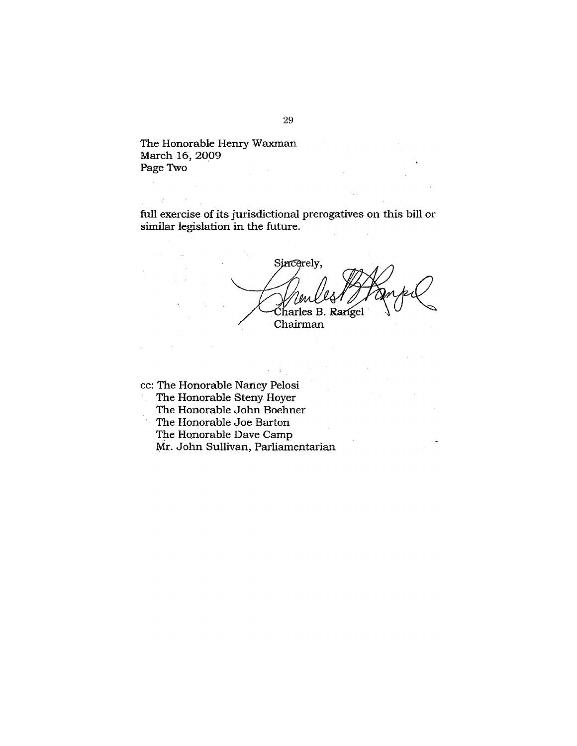The Honorable Henry Waxman
March 16, 2009
Page Two

full exercise of its jurisdictional prerogatives on this bill or similar legislation in the future.

Sincerely,

Charles B. Rangel
Chairman

cc: The Honorable Nancy Pelosi
The Honorable Steny Hoyer
The Honorable John Boehner
The Honorable Joe Barton
The Honorable Dave Camp
Mr. John Sullivan, Parliamentarian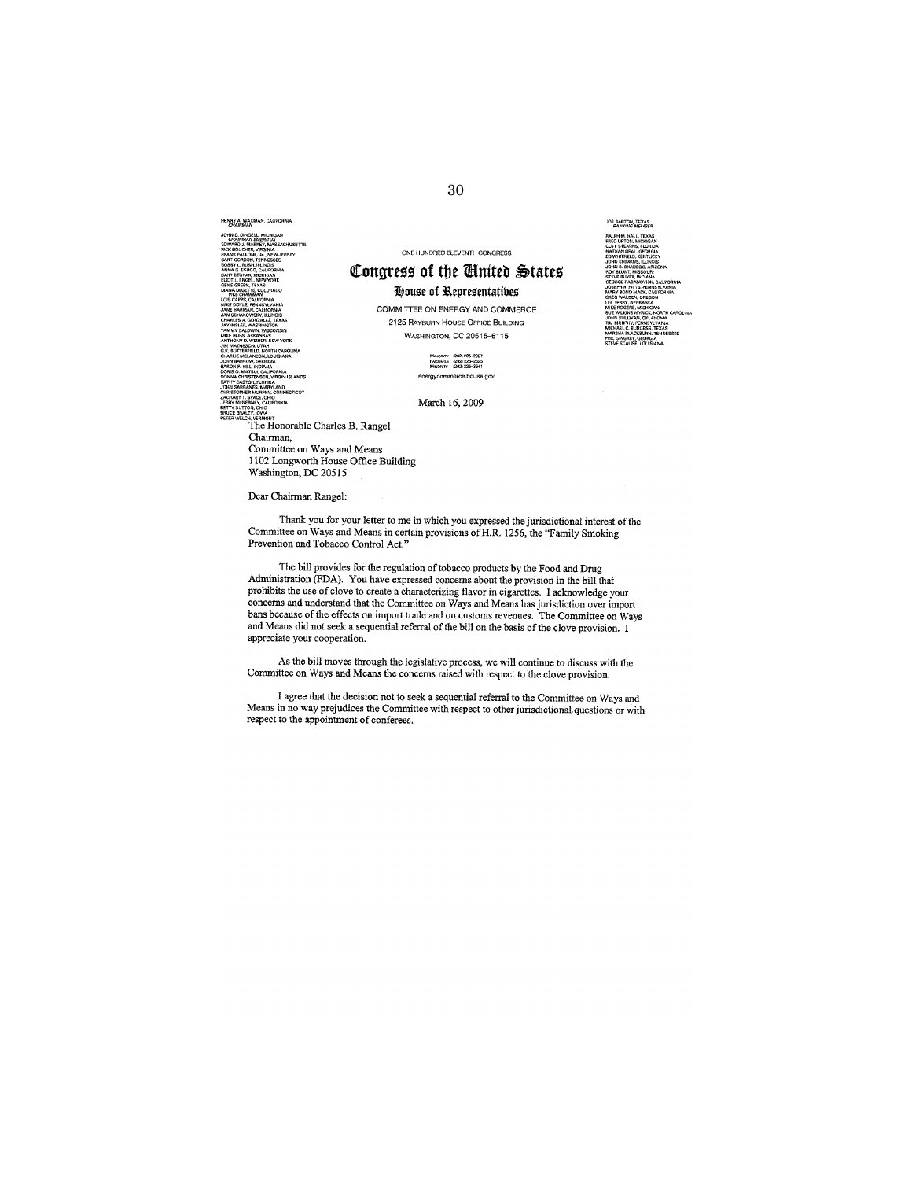HENRY A. WAXMAN, CALIFORNIA
*CHAIRMAN*

JOHN D. DINGELL, MICHIGAN
*CHAIRMAN EMERITUS*
EDWARD J. MARKEY, MASSACHUSETTS
RICK BOUCHER, VIRGINIA
FRANK PALLONE, Jr., NEW JERSEY
BART GORDON, TENNESSEE
BOBBY L. RUSH, ILLINOIS
ANNA G. ESHOO, CALIFORNIA
BART STUPAK, MICHIGAN
ELIOT L. ENGEL, NEW YORK
GENE GREEN, TEXAS
DIANA DeGETTE, COLORADO
*VICE CHAIRMAN*
LOIS CAPPS, CALIFORNIA
MIKE DOYLE, PENNSYLVANIA
JANE HARMAN, CALIFORNIA
JAN SCHAKOWSKY, ILLINOIS
CHARLES A. GONZALEZ, TEXAS
JAY INSLEE, WASHINGTON
TAMMY BALDWIN, WISCONSIN
MIKE ROSS, ARKANSAS
ANTHONY D. WEINER, NEW YORK
JIM MATHESON, UTAH
G.K. BUTTERFIELD, NORTH CAROLINA
CHARLIE MELANCON, LOUISIANA
JOHN BARROW, GEORGIA
BARON P. HILL, INDIANA
DORIS O. MATSUI, CALIFORNIA
DONNA CHRISTENSEN, VIRGIN ISLANDS
KATHY CASTOR, FLORIDA
JOHN SARBANES, MARYLAND
CHRISTOPHER MURPHY, CONNECTICUT
ZACHARY T. SPACE, OHIO
JERRY McNERNEY, CALIFORNIA
BETTY SUTTON, OHIO
BRUCE BRALEY, IOWA
PETER WELCH, VERMONT

ONE HUNDRED ELEVENTH CONGRESS

# Congress of the United States

## House of Representatives

COMMITTEE ON ENERGY AND COMMERCE

2125 RAYBURN HOUSE OFFICE BUILDING

WASHINGTON, DC 20515–6115

MAJORITY (202) 225-2927
FACSIMILE (202) 225-2525
MINORITY (202) 225-3641

energycommerce.house.gov

JOE BARTON, TEXAS
*RANKING MEMBER*

RALPH M. HALL, TEXAS
FRED UPTON, MICHIGAN
CLIFF STEARNS, FLORIDA
NATHAN DEAL, GEORGIA
ED WHITFIELD, KENTUCKY
JOHN SHIMKUS, ILLINOIS
JOHN B. SHADEGG, ARIZONA
ROY BLUNT, MISSOURI
STEVE BUYER, INDIANA
GEORGE RADANOVICH, CALIFORNIA
JOSEPH R. PITTS, PENNSYLVANIA
MARY BONO MACK, CALIFORNIA
GREG WALDEN, OREGON
LEE TERRY, NEBRASKA
MIKE ROGERS, MICHIGAN
SUE WILKINS MYRICK, NORTH CAROLINA
JOHN SULLIVAN, OKLAHOMA
TIM MURPHY, PENNSYLVANIA
MICHAEL C. BURGESS, TEXAS
MARSHA BLACKBURN, TENNESSEE
PHIL GINGREY, GEORGIA
STEVE SCALISE, LOUISIANA

March 16, 2009

The Honorable Charles B. Rangel
Chairman,
Committee on Ways and Means
1102 Longworth House Office Building
Washington, DC 20515

Dear Chairman Rangel:

Thank you for your letter to me in which you expressed the jurisdictional interest of the Committee on Ways and Means in certain provisions of H.R. 1256, the "Family Smoking Prevention and Tobacco Control Act."

The bill provides for the regulation of tobacco products by the Food and Drug Administration (FDA). You have expressed concerns about the provision in the bill that prohibits the use of clove to create a characterizing flavor in cigarettes. I acknowledge your concerns and understand that the Committee on Ways and Means has jurisdiction over import bans because of the effects on import trade and on customs revenues. The Committee on Ways and Means did not seek a sequential referral of the bill on the basis of the clove provision. I appreciate your cooperation.

As the bill moves through the legislative process, we will continue to discuss with the Committee on Ways and Means the concerns raised with respect to the clove provision.

I agree that the decision not to seek a sequential referral to the Committee on Ways and Means in no way prejudices the Committee with respect to other jurisdictional questions or with respect to the appointment of conferees.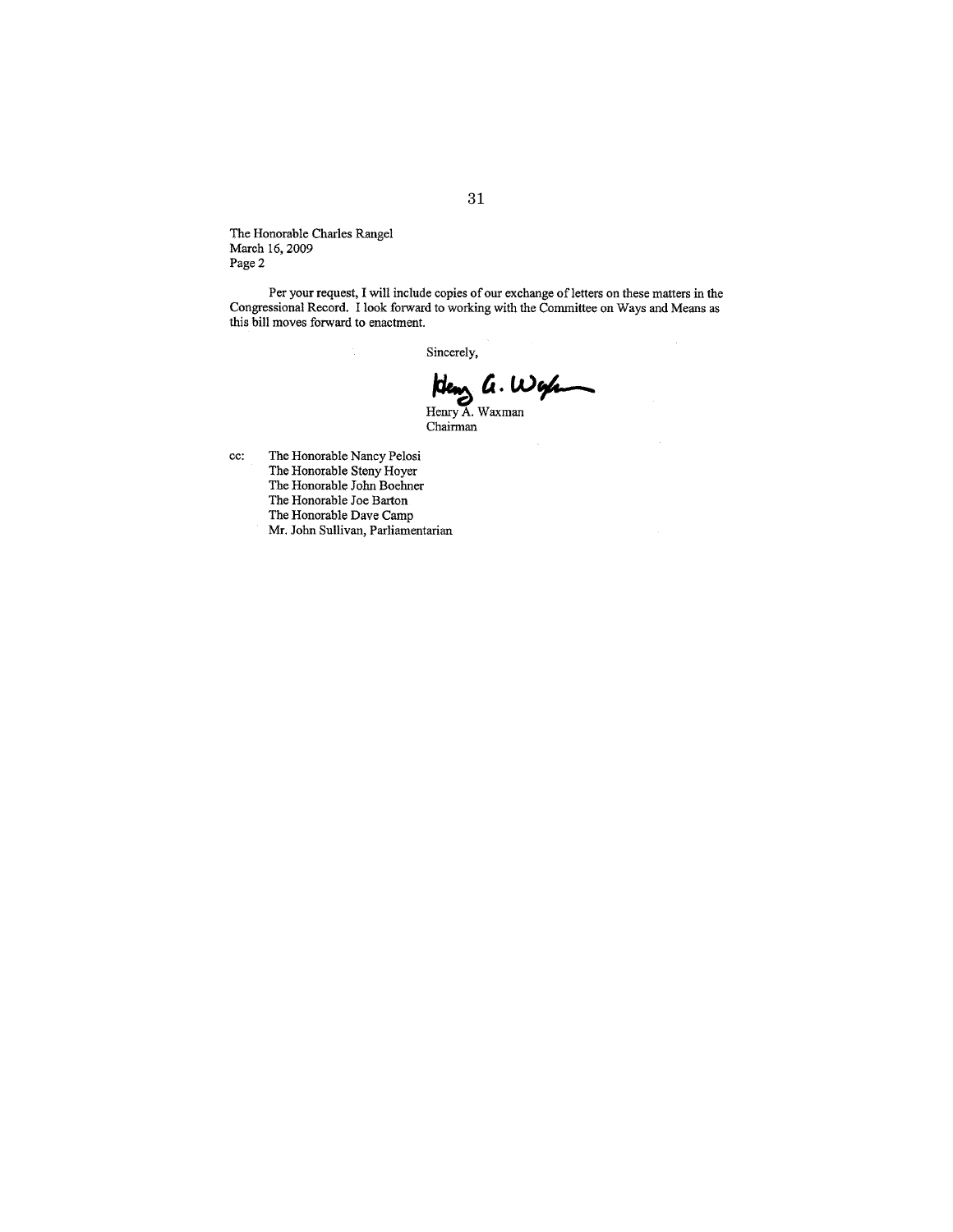The Honorable Charles Rangel
March 16, 2009
Page 2

Per your request, I will include copies of our exchange of letters on these matters in the Congressional Record. I look forward to working with the Committee on Ways and Means as this bill moves forward to enactment.

Sincerely,

Henry A. Waxman
Chairman

cc: The Honorable Nancy Pelosi
The Honorable Steny Hoyer
The Honorable John Boehner
The Honorable Joe Barton
The Honorable Dave Camp
Mr. John Sullivan, Parliamentarian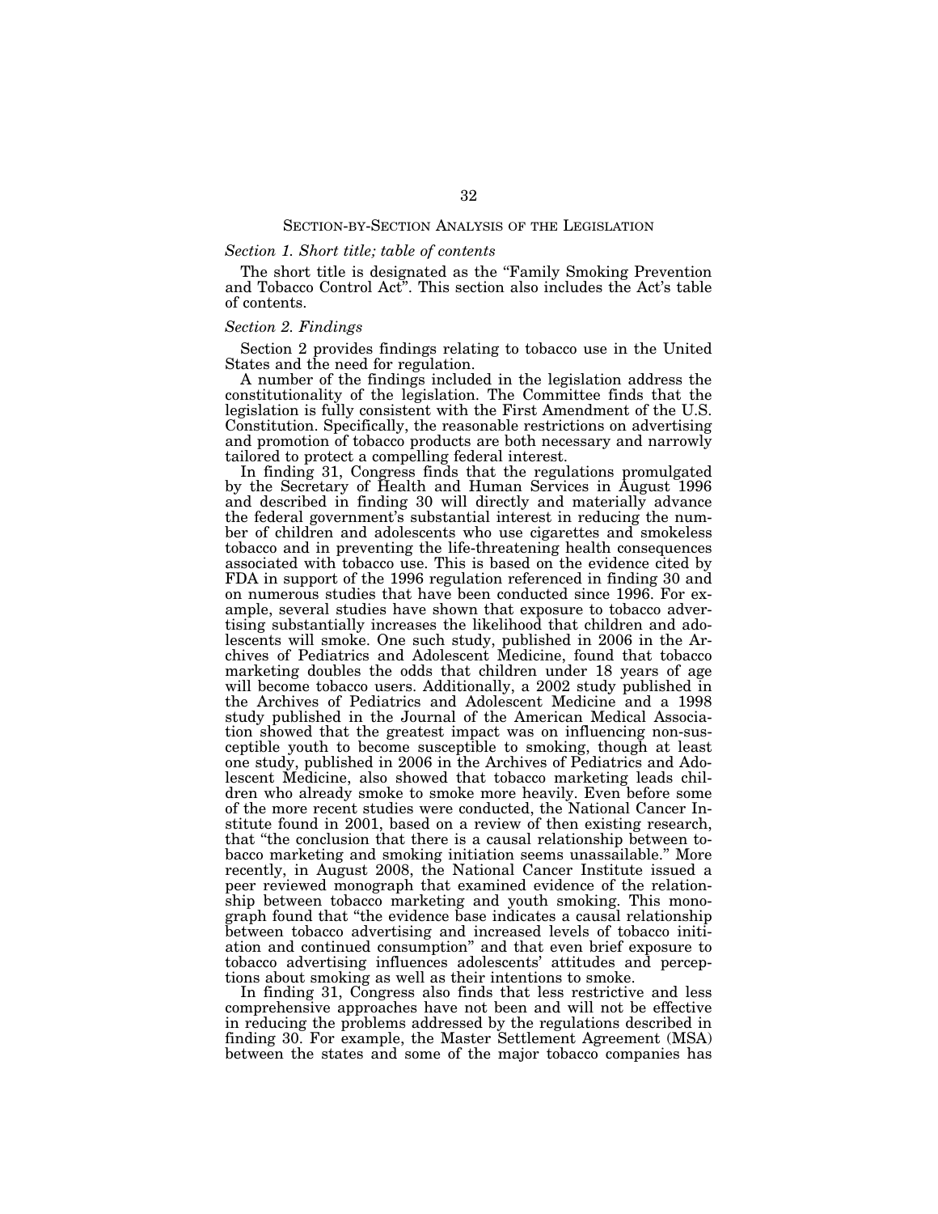## SECTION-BY-SECTION ANALYSIS OF THE LEGISLATION

### *Section 1. Short title; table of contents*

The short title is designated as the "Family Smoking Prevention and Tobacco Control Act". This section also includes the Act's table of contents.

### *Section 2. Findings*

Section 2 provides findings relating to tobacco use in the United States and the need for regulation.

A number of the findings included in the legislation address the constitutionality of the legislation. The Committee finds that the legislation is fully consistent with the First Amendment of the U.S. Constitution. Specifically, the reasonable restrictions on advertising and promotion of tobacco products are both necessary and narrowly tailored to protect a compelling federal interest.

In finding 31, Congress finds that the regulations promulgated by the Secretary of Health and Human Services in August 1996 and described in finding 30 will directly and materially advance the federal government's substantial interest in reducing the number of children and adolescents who use cigarettes and smokeless tobacco and in preventing the life-threatening health consequences associated with tobacco use. This is based on the evidence cited by FDA in support of the 1996 regulation referenced in finding 30 and on numerous studies that have been conducted since 1996. For example, several studies have shown that exposure to tobacco advertising substantially increases the likelihood that children and adolescents will smoke. One such study, published in 2006 in the Archives of Pediatrics and Adolescent Medicine, found that tobacco marketing doubles the odds that children under 18 years of age will become tobacco users. Additionally, a 2002 study published in the Archives of Pediatrics and Adolescent Medicine and a 1998 study published in the Journal of the American Medical Association showed that the greatest impact was on influencing non-susceptible youth to become susceptible to smoking, though at least one study, published in 2006 in the Archives of Pediatrics and Adolescent Medicine, also showed that tobacco marketing leads children who already smoke to smoke more heavily. Even before some of the more recent studies were conducted, the National Cancer Institute found in 2001, based on a review of then existing research, that "the conclusion that there is a causal relationship between tobacco marketing and smoking initiation seems unassailable." More recently, in August 2008, the National Cancer Institute issued a peer reviewed monograph that examined evidence of the relationship between tobacco marketing and youth smoking. This monograph found that "the evidence base indicates a causal relationship between tobacco advertising and increased levels of tobacco initiation and continued consumption" and that even brief exposure to tobacco advertising influences adolescents' attitudes and perceptions about smoking as well as their intentions to smoke.

In finding 31, Congress also finds that less restrictive and less comprehensive approaches have not been and will not be effective in reducing the problems addressed by the regulations described in finding 30. For example, the Master Settlement Agreement (MSA) between the states and some of the major tobacco companies has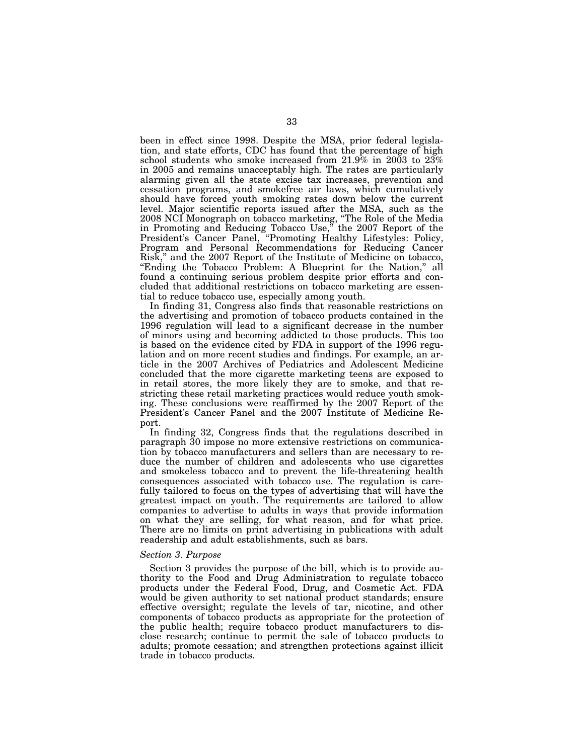been in effect since 1998. Despite the MSA, prior federal legislation, and state efforts, CDC has found that the percentage of high school students who smoke increased from 21.9% in 2003 to 23% in 2005 and remains unacceptably high. The rates are particularly alarming given all the state excise tax increases, prevention and cessation programs, and smokefree air laws, which cumulatively should have forced youth smoking rates down below the current level. Major scientific reports issued after the MSA, such as the 2008 NCI Monograph on tobacco marketing, "The Role of the Media in Promoting and Reducing Tobacco Use," the 2007 Report of the President's Cancer Panel, "Promoting Healthy Lifestyles: Policy, Program and Personal Recommendations for Reducing Cancer Risk," and the 2007 Report of the Institute of Medicine on tobacco, "Ending the Tobacco Problem: A Blueprint for the Nation," all found a continuing serious problem despite prior efforts and concluded that additional restrictions on tobacco marketing are essential to reduce tobacco use, especially among youth.

In finding 31, Congress also finds that reasonable restrictions on the advertising and promotion of tobacco products contained in the 1996 regulation will lead to a significant decrease in the number of minors using and becoming addicted to those products. This too is based on the evidence cited by FDA in support of the 1996 regulation and on more recent studies and findings. For example, an article in the 2007 Archives of Pediatrics and Adolescent Medicine concluded that the more cigarette marketing teens are exposed to in retail stores, the more likely they are to smoke, and that restricting these retail marketing practices would reduce youth smoking. These conclusions were reaffirmed by the 2007 Report of the President's Cancer Panel and the 2007 Institute of Medicine Report.

In finding 32, Congress finds that the regulations described in paragraph 30 impose no more extensive restrictions on communication by tobacco manufacturers and sellers than are necessary to reduce the number of children and adolescents who use cigarettes and smokeless tobacco and to prevent the life-threatening health consequences associated with tobacco use. The regulation is carefully tailored to focus on the types of advertising that will have the greatest impact on youth. The requirements are tailored to allow companies to advertise to adults in ways that provide information on what they are selling, for what reason, and for what price. There are no limits on print advertising in publications with adult readership and adult establishments, such as bars.

*Section 3. Purpose*

Section 3 provides the purpose of the bill, which is to provide authority to the Food and Drug Administration to regulate tobacco products under the Federal Food, Drug, and Cosmetic Act. FDA would be given authority to set national product standards; ensure effective oversight; regulate the levels of tar, nicotine, and other components of tobacco products as appropriate for the protection of the public health; require tobacco product manufacturers to disclose research; continue to permit the sale of tobacco products to adults; promote cessation; and strengthen protections against illicit trade in tobacco products.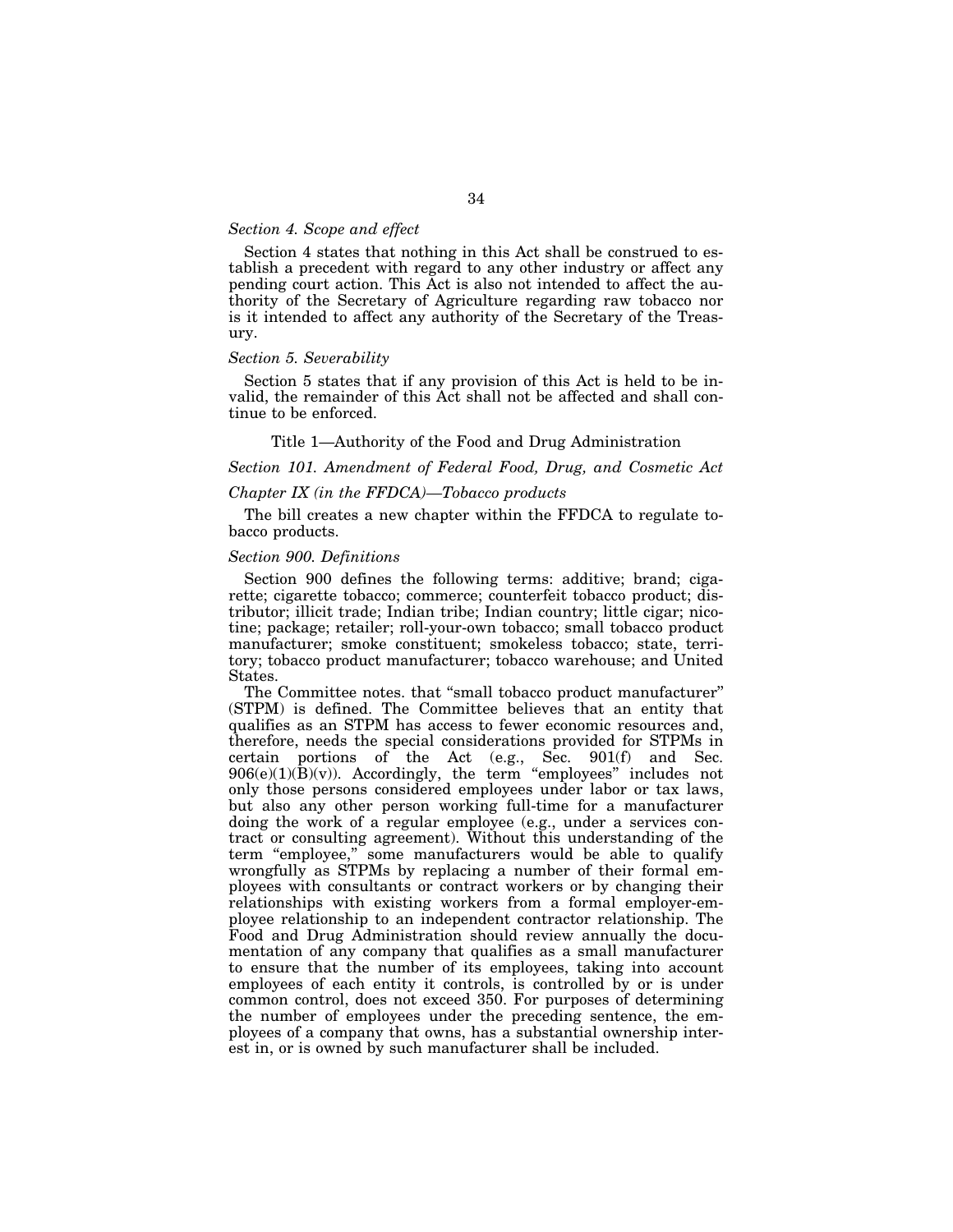*Section 4. Scope and effect*

Section 4 states that nothing in this Act shall be construed to establish a precedent with regard to any other industry or affect any pending court action. This Act is also not intended to affect the authority of the Secretary of Agriculture regarding raw tobacco nor is it intended to affect any authority of the Secretary of the Treasury.

*Section 5. Severability*

Section 5 states that if any provision of this Act is held to be invalid, the remainder of this Act shall not be affected and shall continue to be enforced.

## Title 1—Authority of the Food and Drug Administration

*Section 101. Amendment of Federal Food, Drug, and Cosmetic Act*

*Chapter IX (in the FFDCA)—Tobacco products*

The bill creates a new chapter within the FFDCA to regulate tobacco products.

*Section 900. Definitions*

Section 900 defines the following terms: additive; brand; cigarette; cigarette tobacco; commerce; counterfeit tobacco product; distributor; illicit trade; Indian tribe; Indian country; little cigar; nicotine; package; retailer; roll-your-own tobacco; small tobacco product manufacturer; smoke constituent; smokeless tobacco; state, territory; tobacco product manufacturer; tobacco warehouse; and United States.

The Committee notes. that "small tobacco product manufacturer" (STPM) is defined. The Committee believes that an entity that qualifies as an STPM has access to fewer economic resources and, therefore, needs the special considerations provided for STPMs in certain portions of the Act (e.g., Sec. 901(f) and Sec. 906(e)(1)(B)(v)). Accordingly, the term "employees" includes not only those persons considered employees under labor or tax laws, but also any other person working full-time for a manufacturer doing the work of a regular employee (e.g., under a services contract or consulting agreement). Without this understanding of the term "employee," some manufacturers would be able to qualify wrongfully as STPMs by replacing a number of their formal employees with consultants or contract workers or by changing their relationships with existing workers from a formal employer-employee relationship to an independent contractor relationship. The Food and Drug Administration should review annually the documentation of any company that qualifies as a small manufacturer to ensure that the number of its employees, taking into account employees of each entity it controls, is controlled by or is under common control, does not exceed 350. For purposes of determining the number of employees under the preceding sentence, the employees of a company that owns, has a substantial ownership interest in, or is owned by such manufacturer shall be included.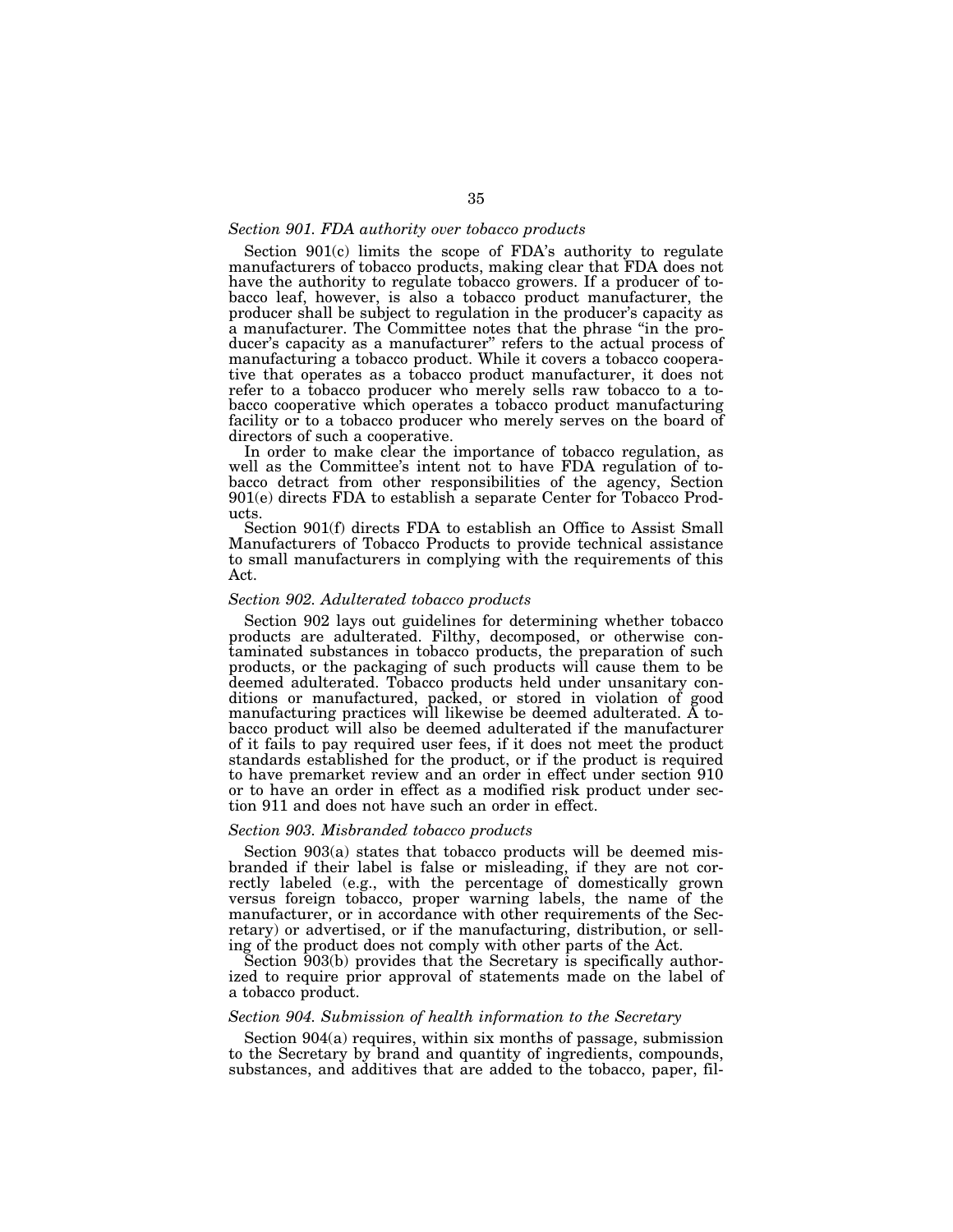*Section 901. FDA authority over tobacco products*

Section 901(c) limits the scope of FDA's authority to regulate manufacturers of tobacco products, making clear that FDA does not have the authority to regulate tobacco growers. If a producer of tobacco leaf, however, is also a tobacco product manufacturer, the producer shall be subject to regulation in the producer's capacity as a manufacturer. The Committee notes that the phrase "in the producer's capacity as a manufacturer" refers to the actual process of manufacturing a tobacco product. While it covers a tobacco cooperative that operates as a tobacco product manufacturer, it does not refer to a tobacco producer who merely sells raw tobacco to a tobacco cooperative which operates a tobacco product manufacturing facility or to a tobacco producer who merely serves on the board of directors of such a cooperative.

In order to make clear the importance of tobacco regulation, as well as the Committee's intent not to have FDA regulation of tobacco detract from other responsibilities of the agency, Section 901(e) directs FDA to establish a separate Center for Tobacco Products.

Section 901(f) directs FDA to establish an Office to Assist Small Manufacturers of Tobacco Products to provide technical assistance to small manufacturers in complying with the requirements of this Act.

*Section 902. Adulterated tobacco products*

Section 902 lays out guidelines for determining whether tobacco products are adulterated. Filthy, decomposed, or otherwise contaminated substances in tobacco products, the preparation of such products, or the packaging of such products will cause them to be deemed adulterated. Tobacco products held under unsanitary conditions or manufactured, packed, or stored in violation of good manufacturing practices will likewise be deemed adulterated. A tobacco product will also be deemed adulterated if the manufacturer of it fails to pay required user fees, if it does not meet the product standards established for the product, or if the product is required to have premarket review and an order in effect under section 910 or to have an order in effect as a modified risk product under section 911 and does not have such an order in effect.

*Section 903. Misbranded tobacco products*

Section 903(a) states that tobacco products will be deemed misbranded if their label is false or misleading, if they are not correctly labeled (e.g., with the percentage of domestically grown versus foreign tobacco, proper warning labels, the name of the manufacturer, or in accordance with other requirements of the Secretary) or advertised, or if the manufacturing, distribution, or selling of the product does not comply with other parts of the Act.

Section 903(b) provides that the Secretary is specifically authorized to require prior approval of statements made on the label of a tobacco product.

*Section 904. Submission of health information to the Secretary*

Section 904(a) requires, within six months of passage, submission to the Secretary by brand and quantity of ingredients, compounds, substances, and additives that are added to the tobacco, paper, fil-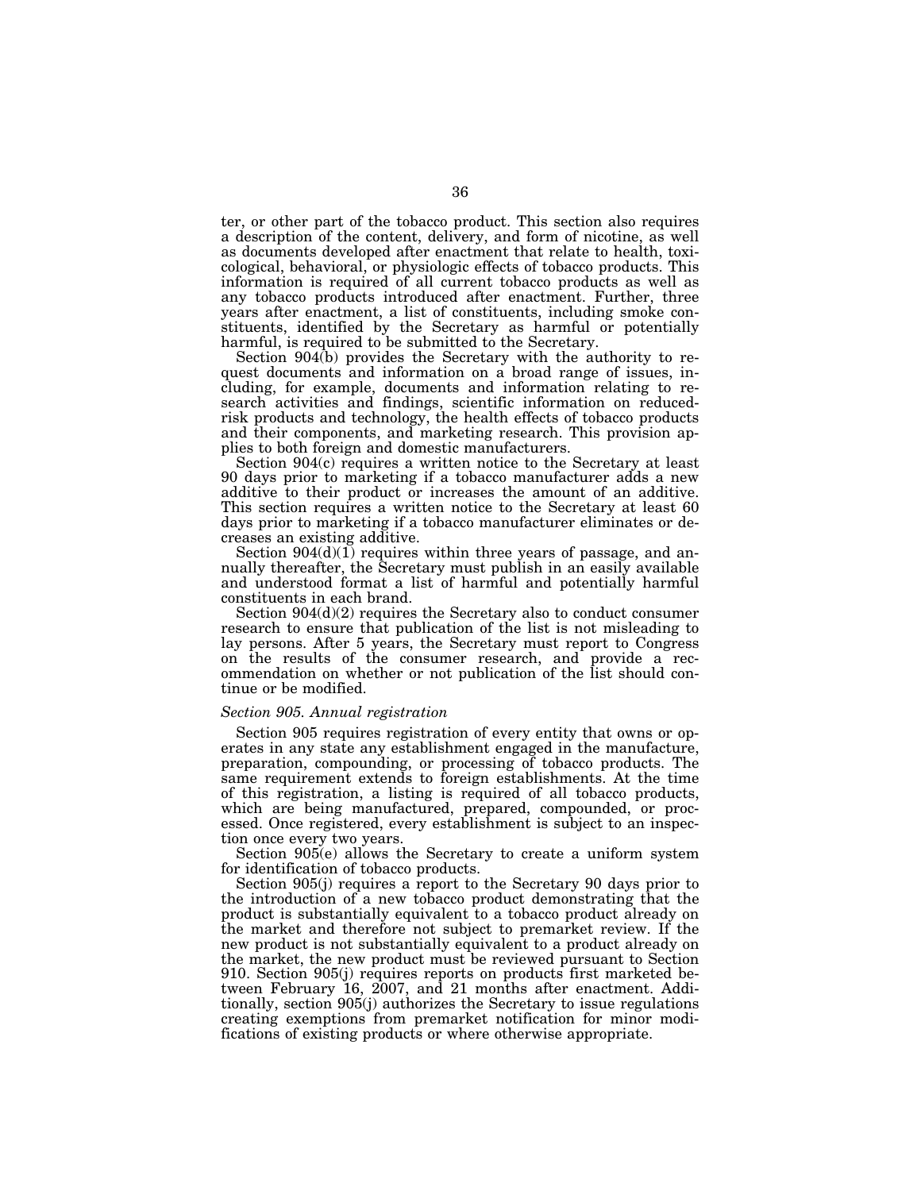ter, or other part of the tobacco product. This section also requires a description of the content, delivery, and form of nicotine, as well as documents developed after enactment that relate to health, toxicological, behavioral, or physiologic effects of tobacco products. This information is required of all current tobacco products as well as any tobacco products introduced after enactment. Further, three years after enactment, a list of constituents, including smoke constituents, identified by the Secretary as harmful or potentially harmful, is required to be submitted to the Secretary.

Section 904(b) provides the Secretary with the authority to request documents and information on a broad range of issues, including, for example, documents and information relating to research activities and findings, scientific information on reduced-risk products and technology, the health effects of tobacco products and their components, and marketing research. This provision applies to both foreign and domestic manufacturers.

Section 904(c) requires a written notice to the Secretary at least 90 days prior to marketing if a tobacco manufacturer adds a new additive to their product or increases the amount of an additive. This section requires a written notice to the Secretary at least 60 days prior to marketing if a tobacco manufacturer eliminates or decreases an existing additive.

Section 904(d)(1) requires within three years of passage, and annually thereafter, the Secretary must publish in an easily available and understood format a list of harmful and potentially harmful constituents in each brand.

Section 904(d)(2) requires the Secretary also to conduct consumer research to ensure that publication of the list is not misleading to lay persons. After 5 years, the Secretary must report to Congress on the results of the consumer research, and provide a recommendation on whether or not publication of the list should continue or be modified.

### *Section 905. Annual registration*

Section 905 requires registration of every entity that owns or operates in any state any establishment engaged in the manufacture, preparation, compounding, or processing of tobacco products. The same requirement extends to foreign establishments. At the time of this registration, a listing is required of all tobacco products, which are being manufactured, prepared, compounded, or processed. Once registered, every establishment is subject to an inspection once every two years.

Section 905(e) allows the Secretary to create a uniform system for identification of tobacco products.

Section 905(j) requires a report to the Secretary 90 days prior to the introduction of a new tobacco product demonstrating that the product is substantially equivalent to a tobacco product already on the market and therefore not subject to premarket review. If the new product is not substantially equivalent to a product already on the market, the new product must be reviewed pursuant to Section 910. Section 905(j) requires reports on products first marketed between February 16, 2007, and 21 months after enactment. Additionally, section 905(j) authorizes the Secretary to issue regulations creating exemptions from premarket notification for minor modifications of existing products or where otherwise appropriate.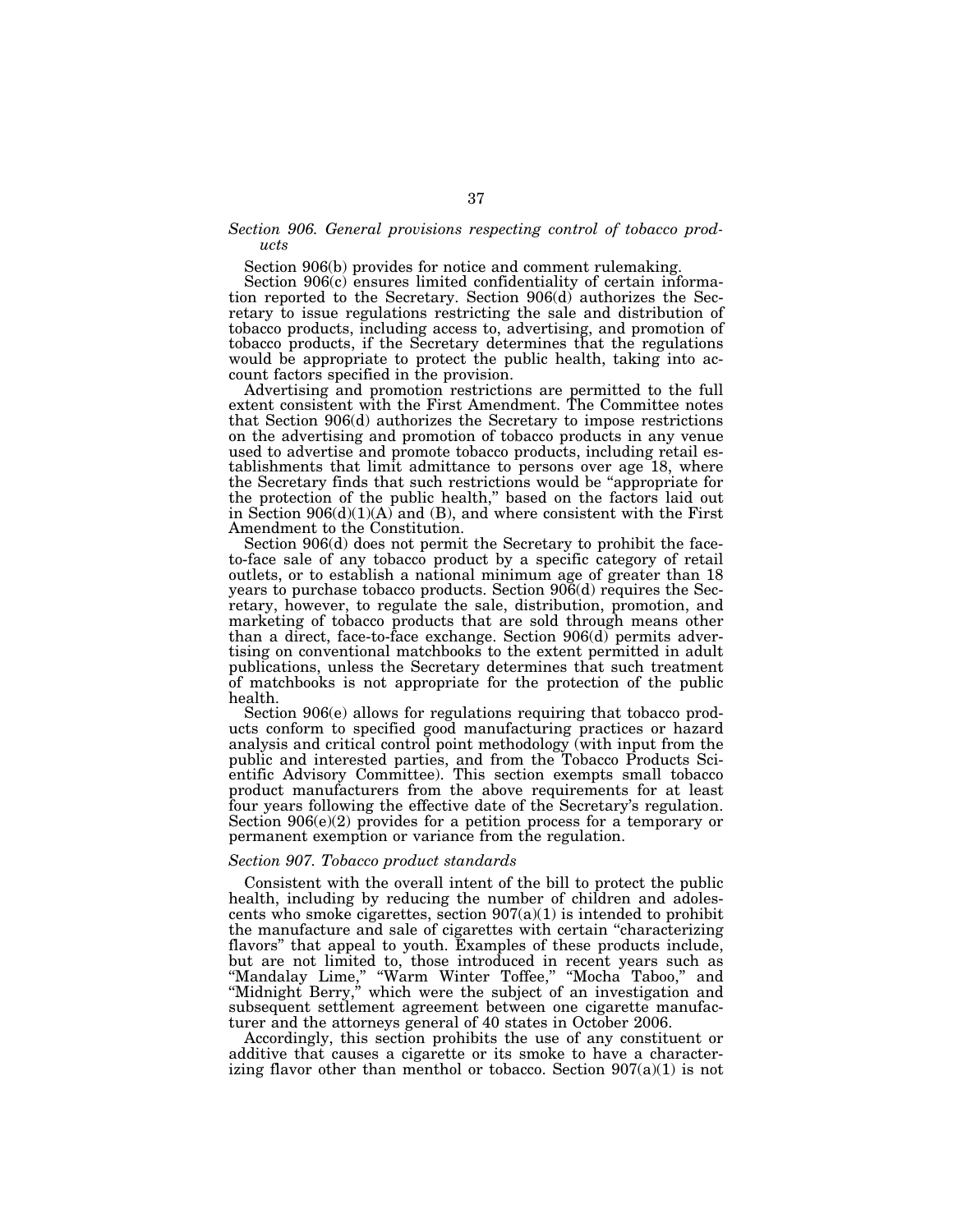*Section 906. General provisions respecting control of tobacco products*

Section 906(b) provides for notice and comment rulemaking.

Section 906(c) ensures limited confidentiality of certain information reported to the Secretary. Section 906(d) authorizes the Secretary to issue regulations restricting the sale and distribution of tobacco products, including access to, advertising, and promotion of tobacco products, if the Secretary determines that the regulations would be appropriate to protect the public health, taking into account factors specified in the provision.

Advertising and promotion restrictions are permitted to the full extent consistent with the First Amendment. The Committee notes that Section 906(d) authorizes the Secretary to impose restrictions on the advertising and promotion of tobacco products in any venue used to advertise and promote tobacco products, including retail establishments that limit admittance to persons over age 18, where the Secretary finds that such restrictions would be "appropriate for the protection of the public health," based on the factors laid out in Section 906(d)(1)(A) and (B), and where consistent with the First Amendment to the Constitution.

Section 906(d) does not permit the Secretary to prohibit the face-to-face sale of any tobacco product by a specific category of retail outlets, or to establish a national minimum age of greater than 18 years to purchase tobacco products. Section 906(d) requires the Secretary, however, to regulate the sale, distribution, promotion, and marketing of tobacco products that are sold through means other than a direct, face-to-face exchange. Section 906(d) permits advertising on conventional matchbooks to the extent permitted in adult publications, unless the Secretary determines that such treatment of matchbooks is not appropriate for the protection of the public health.

Section 906(e) allows for regulations requiring that tobacco products conform to specified good manufacturing practices or hazard analysis and critical control point methodology (with input from the public and interested parties, and from the Tobacco Products Scientific Advisory Committee). This section exempts small tobacco product manufacturers from the above requirements for at least four years following the effective date of the Secretary's regulation. Section 906(e)(2) provides for a petition process for a temporary or permanent exemption or variance from the regulation.

*Section 907. Tobacco product standards*

Consistent with the overall intent of the bill to protect the public health, including by reducing the number of children and adolescents who smoke cigarettes, section 907(a)(1) is intended to prohibit the manufacture and sale of cigarettes with certain "characterizing flavors" that appeal to youth. Examples of these products include, but are not limited to, those introduced in recent years such as "Mandalay Lime," "Warm Winter Toffee," "Mocha Taboo," and "Midnight Berry," which were the subject of an investigation and subsequent settlement agreement between one cigarette manufacturer and the attorneys general of 40 states in October 2006.

Accordingly, this section prohibits the use of any constituent or additive that causes a cigarette or its smoke to have a characterizing flavor other than menthol or tobacco. Section 907(a)(1) is not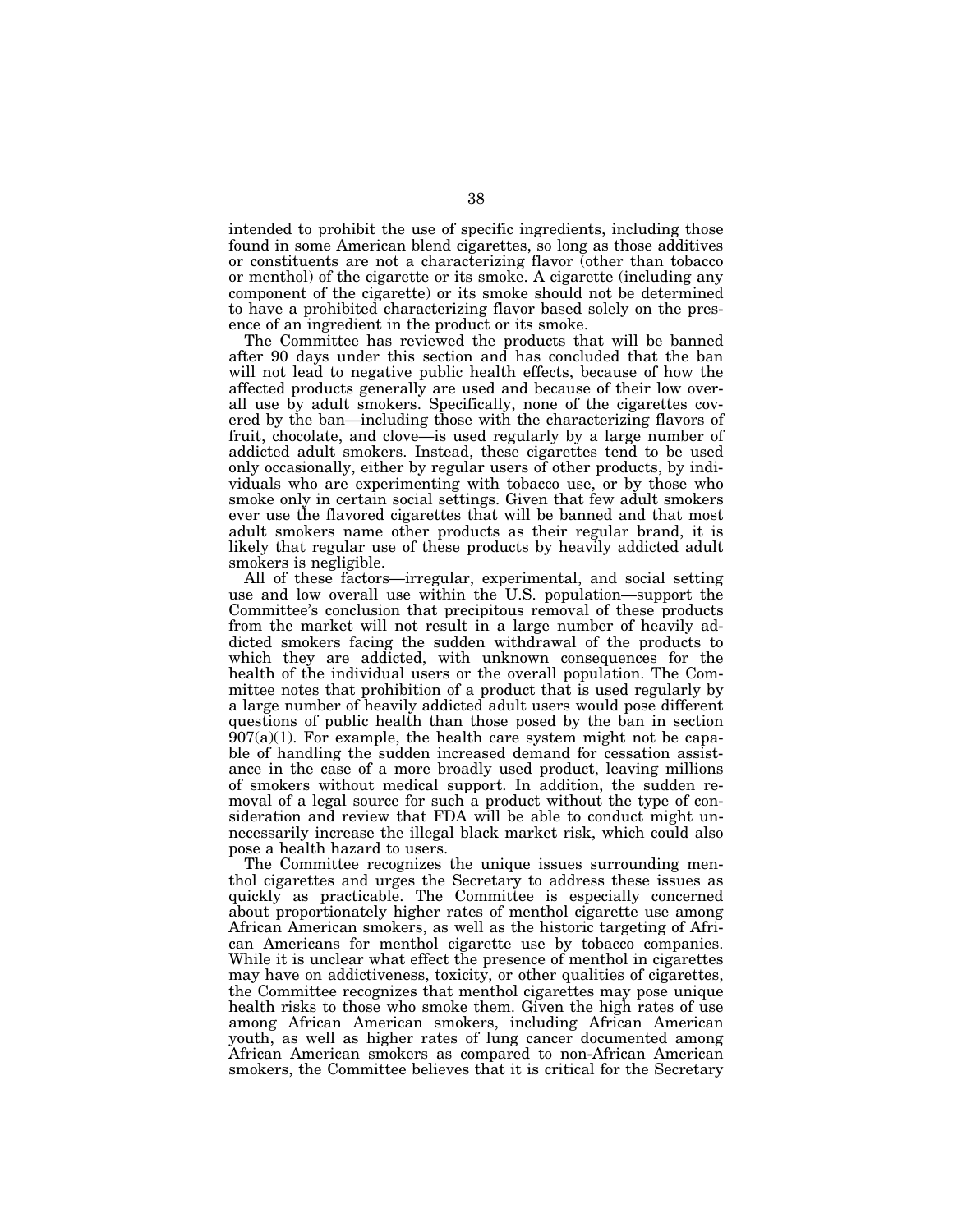intended to prohibit the use of specific ingredients, including those found in some American blend cigarettes, so long as those additives or constituents are not a characterizing flavor (other than tobacco or menthol) of the cigarette or its smoke. A cigarette (including any component of the cigarette) or its smoke should not be determined to have a prohibited characterizing flavor based solely on the presence of an ingredient in the product or its smoke.

The Committee has reviewed the products that will be banned after 90 days under this section and has concluded that the ban will not lead to negative public health effects, because of how the affected products generally are used and because of their low overall use by adult smokers. Specifically, none of the cigarettes covered by the ban—including those with the characterizing flavors of fruit, chocolate, and clove—is used regularly by a large number of addicted adult smokers. Instead, these cigarettes tend to be used only occasionally, either by regular users of other products, by individuals who are experimenting with tobacco use, or by those who smoke only in certain social settings. Given that few adult smokers ever use the flavored cigarettes that will be banned and that most adult smokers name other products as their regular brand, it is likely that regular use of these products by heavily addicted adult smokers is negligible.

All of these factors—irregular, experimental, and social setting use and low overall use within the U.S. population—support the Committee's conclusion that precipitous removal of these products from the market will not result in a large number of heavily addicted smokers facing the sudden withdrawal of the products to which they are addicted, with unknown consequences for the health of the individual users or the overall population. The Committee notes that prohibition of a product that is used regularly by a large number of heavily addicted adult users would pose different questions of public health than those posed by the ban in section 907(a)(1). For example, the health care system might not be capable of handling the sudden increased demand for cessation assistance in the case of a more broadly used product, leaving millions of smokers without medical support. In addition, the sudden removal of a legal source for such a product without the type of consideration and review that FDA will be able to conduct might unnecessarily increase the illegal black market risk, which could also pose a health hazard to users.

The Committee recognizes the unique issues surrounding menthol cigarettes and urges the Secretary to address these issues as quickly as practicable. The Committee is especially concerned about proportionately higher rates of menthol cigarette use among African American smokers, as well as the historic targeting of African Americans for menthol cigarette use by tobacco companies. While it is unclear what effect the presence of menthol in cigarettes may have on addictiveness, toxicity, or other qualities of cigarettes, the Committee recognizes that menthol cigarettes may pose unique health risks to those who smoke them. Given the high rates of use among African American smokers, including African American youth, as well as higher rates of lung cancer documented among African American smokers as compared to non-African American smokers, the Committee believes that it is critical for the Secretary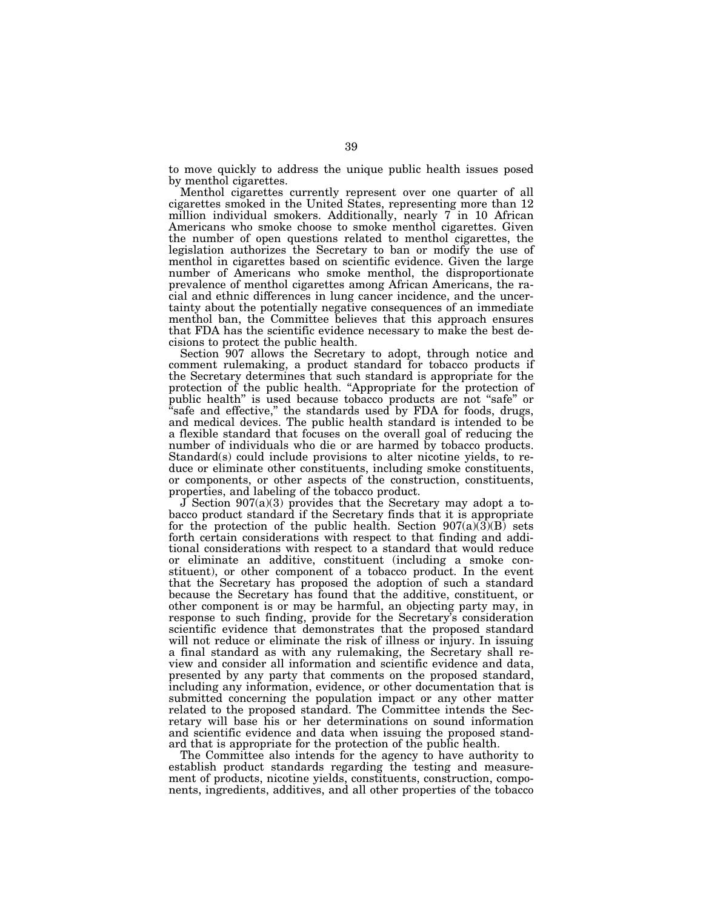to move quickly to address the unique public health issues posed by menthol cigarettes.

Menthol cigarettes currently represent over one quarter of all cigarettes smoked in the United States, representing more than 12 million individual smokers. Additionally, nearly 7 in 10 African Americans who smoke choose to smoke menthol cigarettes. Given the number of open questions related to menthol cigarettes, the legislation authorizes the Secretary to ban or modify the use of menthol in cigarettes based on scientific evidence. Given the large number of Americans who smoke menthol, the disproportionate prevalence of menthol cigarettes among African Americans, the racial and ethnic differences in lung cancer incidence, and the uncertainty about the potentially negative consequences of an immediate menthol ban, the Committee believes that this approach ensures that FDA has the scientific evidence necessary to make the best decisions to protect the public health.

Section 907 allows the Secretary to adopt, through notice and comment rulemaking, a product standard for tobacco products if the Secretary determines that such standard is appropriate for the protection of the public health. "Appropriate for the protection of public health" is used because tobacco products are not "safe" or "safe and effective," the standards used by FDA for foods, drugs, and medical devices. The public health standard is intended to be a flexible standard that focuses on the overall goal of reducing the number of individuals who die or are harmed by tobacco products. Standard(s) could include provisions to alter nicotine yields, to reduce or eliminate other constituents, including smoke constituents, or components, or other aspects of the construction, constituents, properties, and labeling of the tobacco product.

J Section 907(a)(3) provides that the Secretary may adopt a tobacco product standard if the Secretary finds that it is appropriate for the protection of the public health. Section 907(a)(3)(B) sets forth certain considerations with respect to that finding and additional considerations with respect to a standard that would reduce or eliminate an additive, constituent (including a smoke constituent), or other component of a tobacco product. In the event that the Secretary has proposed the adoption of such a standard because the Secretary has found that the additive, constituent, or other component is or may be harmful, an objecting party may, in response to such finding, provide for the Secretary's consideration scientific evidence that demonstrates that the proposed standard will not reduce or eliminate the risk of illness or injury. In issuing a final standard as with any rulemaking, the Secretary shall review and consider all information and scientific evidence and data, presented by any party that comments on the proposed standard, including any information, evidence, or other documentation that is submitted concerning the population impact or any other matter related to the proposed standard. The Committee intends the Secretary will base his or her determinations on sound information and scientific evidence and data when issuing the proposed standard that is appropriate for the protection of the public health.

The Committee also intends for the agency to have authority to establish product standards regarding the testing and measurement of products, nicotine yields, constituents, construction, components, ingredients, additives, and all other properties of the tobacco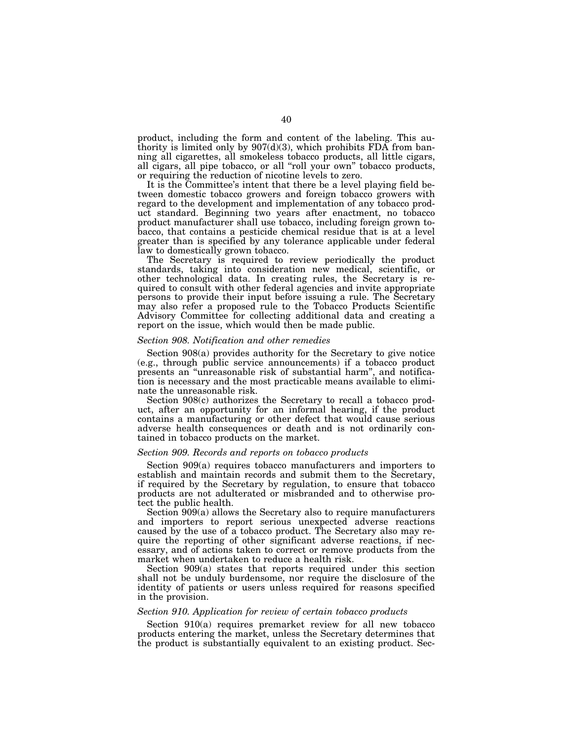product, including the form and content of the labeling. This authority is limited only by 907(d)(3), which prohibits FDA from banning all cigarettes, all smokeless tobacco products, all little cigars, all cigars, all pipe tobacco, or all "roll your own" tobacco products, or requiring the reduction of nicotine levels to zero.

It is the Committee's intent that there be a level playing field between domestic tobacco growers and foreign tobacco growers with regard to the development and implementation of any tobacco product standard. Beginning two years after enactment, no tobacco product manufacturer shall use tobacco, including foreign grown tobacco, that contains a pesticide chemical residue that is at a level greater than is specified by any tolerance applicable under federal law to domestically grown tobacco.

The Secretary is required to review periodically the product standards, taking into consideration new medical, scientific, or other technological data. In creating rules, the Secretary is required to consult with other federal agencies and invite appropriate persons to provide their input before issuing a rule. The Secretary may also refer a proposed rule to the Tobacco Products Scientific Advisory Committee for collecting additional data and creating a report on the issue, which would then be made public.

*Section 908. Notification and other remedies*

Section 908(a) provides authority for the Secretary to give notice (e.g., through public service announcements) if a tobacco product presents an "unreasonable risk of substantial harm", and notification is necessary and the most practicable means available to eliminate the unreasonable risk.

Section 908(c) authorizes the Secretary to recall a tobacco product, after an opportunity for an informal hearing, if the product contains a manufacturing or other defect that would cause serious adverse health consequences or death and is not ordinarily contained in tobacco products on the market.

*Section 909. Records and reports on tobacco products*

Section 909(a) requires tobacco manufacturers and importers to establish and maintain records and submit them to the Secretary, if required by the Secretary by regulation, to ensure that tobacco products are not adulterated or misbranded and to otherwise protect the public health.

Section 909(a) allows the Secretary also to require manufacturers and importers to report serious unexpected adverse reactions caused by the use of a tobacco product. The Secretary also may require the reporting of other significant adverse reactions, if necessary, and of actions taken to correct or remove products from the market when undertaken to reduce a health risk.

Section 909(a) states that reports required under this section shall not be unduly burdensome, nor require the disclosure of the identity of patients or users unless required for reasons specified in the provision.

*Section 910. Application for review of certain tobacco products*

Section 910(a) requires premarket review for all new tobacco products entering the market, unless the Secretary determines that the product is substantially equivalent to an existing product. Sec-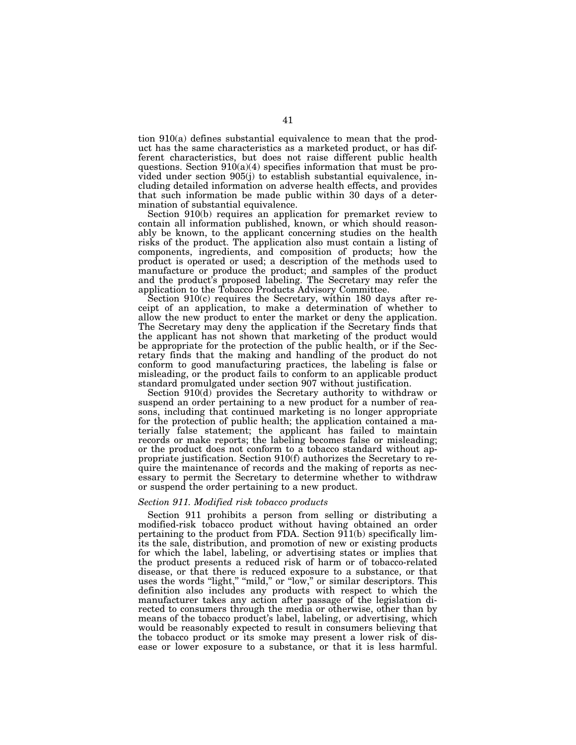tion 910(a) defines substantial equivalence to mean that the product has the same characteristics as a marketed product, or has different characteristics, but does not raise different public health questions. Section 910(a)(4) specifies information that must be provided under section 905(j) to establish substantial equivalence, including detailed information on adverse health effects, and provides that such information be made public within 30 days of a determination of substantial equivalence.

Section 910(b) requires an application for premarket review to contain all information published, known, or which should reasonably be known, to the applicant concerning studies on the health risks of the product. The application also must contain a listing of components, ingredients, and composition of products; how the product is operated or used; a description of the methods used to manufacture or produce the product; and samples of the product and the product's proposed labeling. The Secretary may refer the application to the Tobacco Products Advisory Committee.

Section 910(c) requires the Secretary, within 180 days after receipt of an application, to make a determination of whether to allow the new product to enter the market or deny the application. The Secretary may deny the application if the Secretary finds that the applicant has not shown that marketing of the product would be appropriate for the protection of the public health, or if the Secretary finds that the making and handling of the product do not conform to good manufacturing practices, the labeling is false or misleading, or the product fails to conform to an applicable product standard promulgated under section 907 without justification.

Section 910(d) provides the Secretary authority to withdraw or suspend an order pertaining to a new product for a number of reasons, including that continued marketing is no longer appropriate for the protection of public health; the application contained a materially false statement; the applicant has failed to maintain records or make reports; the labeling becomes false or misleading; or the product does not conform to a tobacco standard without appropriate justification. Section 910(f) authorizes the Secretary to require the maintenance of records and the making of reports as necessary to permit the Secretary to determine whether to withdraw or suspend the order pertaining to a new product.

*Section 911. Modified risk tobacco products*

Section 911 prohibits a person from selling or distributing a modified-risk tobacco product without having obtained an order pertaining to the product from FDA. Section 911(b) specifically limits the sale, distribution, and promotion of new or existing products for which the label, labeling, or advertising states or implies that the product presents a reduced risk of harm or of tobacco-related disease, or that there is reduced exposure to a substance, or that uses the words "light," "mild," or "low," or similar descriptors. This definition also includes any products with respect to which the manufacturer takes any action after passage of the legislation directed to consumers through the media or otherwise, other than by means of the tobacco product's label, labeling, or advertising, which would be reasonably expected to result in consumers believing that the tobacco product or its smoke may present a lower risk of disease or lower exposure to a substance, or that it is less harmful.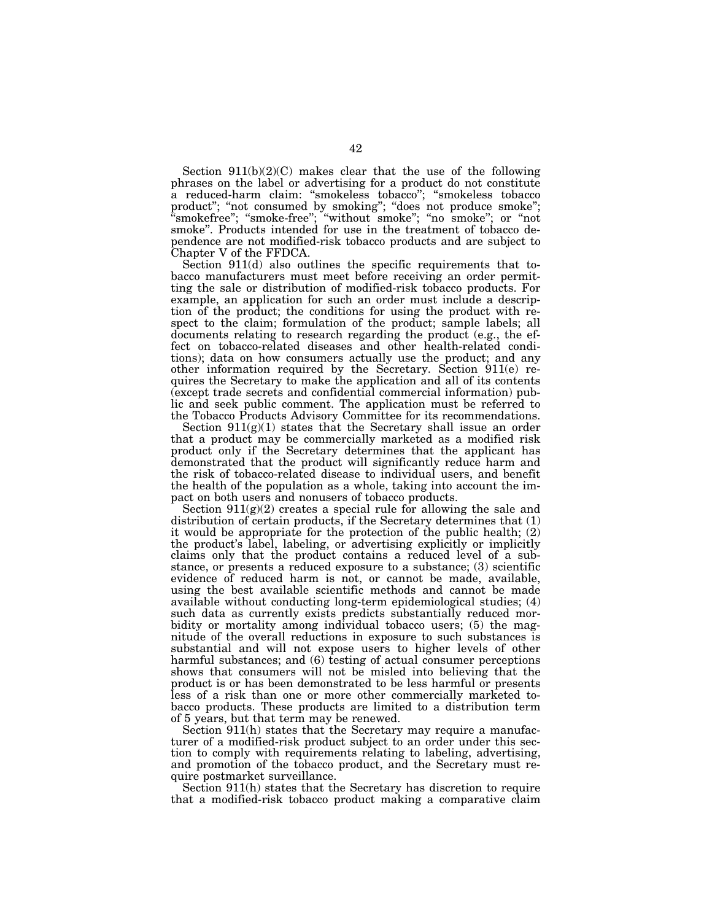Section 911(b)(2)(C) makes clear that the use of the following phrases on the label or advertising for a product do not constitute a reduced-harm claim: "smokeless tobacco"; "smokeless tobacco product"; "not consumed by smoking"; "does not produce smoke"; "smokefree"; "smoke-free"; "without smoke"; "no smoke"; or "not smoke". Products intended for use in the treatment of tobacco dependence are not modified-risk tobacco products and are subject to Chapter V of the FFDCA.

Section 911(d) also outlines the specific requirements that tobacco manufacturers must meet before receiving an order permitting the sale or distribution of modified-risk tobacco products. For example, an application for such an order must include a description of the product; the conditions for using the product with respect to the claim; formulation of the product; sample labels; all documents relating to research regarding the product (e.g., the effect on tobacco-related diseases and other health-related conditions); data on how consumers actually use the product; and any other information required by the Secretary. Section 911(e) requires the Secretary to make the application and all of its contents (except trade secrets and confidential commercial information) public and seek public comment. The application must be referred to the Tobacco Products Advisory Committee for its recommendations.

Section 911(g)(1) states that the Secretary shall issue an order that a product may be commercially marketed as a modified risk product only if the Secretary determines that the applicant has demonstrated that the product will significantly reduce harm and the risk of tobacco-related disease to individual users, and benefit the health of the population as a whole, taking into account the impact on both users and nonusers of tobacco products.

Section 911(g)(2) creates a special rule for allowing the sale and distribution of certain products, if the Secretary determines that (1) it would be appropriate for the protection of the public health; (2) the product's label, labeling, or advertising explicitly or implicitly claims only that the product contains a reduced level of a substance, or presents a reduced exposure to a substance; (3) scientific evidence of reduced harm is not, or cannot be made, available, using the best available scientific methods and cannot be made available without conducting long-term epidemiological studies; (4) such data as currently exists predicts substantially reduced morbidity or mortality among individual tobacco users; (5) the magnitude of the overall reductions in exposure to such substances is substantial and will not expose users to higher levels of other harmful substances; and (6) testing of actual consumer perceptions shows that consumers will not be misled into believing that the product is or has been demonstrated to be less harmful or presents less of a risk than one or more other commercially marketed tobacco products. These products are limited to a distribution term of 5 years, but that term may be renewed.

Section 911(h) states that the Secretary may require a manufacturer of a modified-risk product subject to an order under this section to comply with requirements relating to labeling, advertising, and promotion of the tobacco product, and the Secretary must require postmarket surveillance.

Section 911(h) states that the Secretary has discretion to require that a modified-risk tobacco product making a comparative claim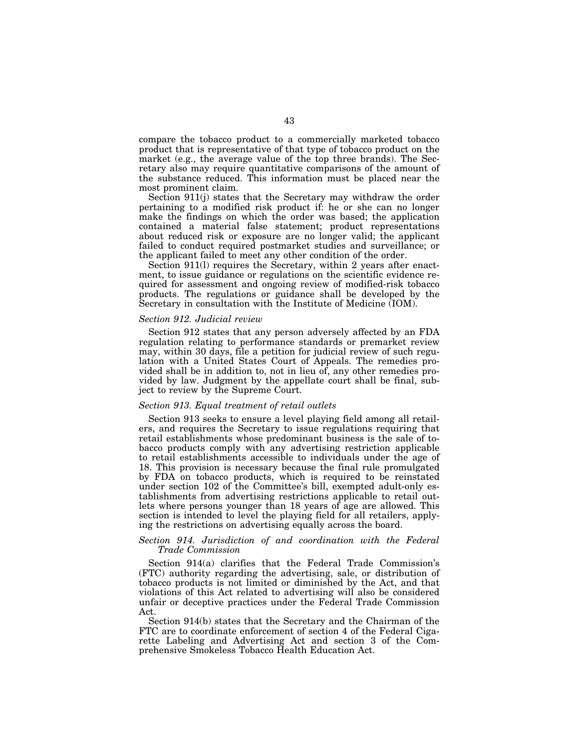compare the tobacco product to a commercially marketed tobacco product that is representative of that type of tobacco product on the market (e.g., the average value of the top three brands). The Secretary also may require quantitative comparisons of the amount of the substance reduced. This information must be placed near the most prominent claim.

Section 911(j) states that the Secretary may withdraw the order pertaining to a modified risk product if: he or she can no longer make the findings on which the order was based; the application contained a material false statement; product representations about reduced risk or exposure are no longer valid; the applicant failed to conduct required postmarket studies and surveillance; or the applicant failed to meet any other condition of the order.

Section 911(l) requires the Secretary, within 2 years after enactment, to issue guidance or regulations on the scientific evidence required for assessment and ongoing review of modified-risk tobacco products. The regulations or guidance shall be developed by the Secretary in consultation with the Institute of Medicine (IOM).

*Section 912. Judicial review*

Section 912 states that any person adversely affected by an FDA regulation relating to performance standards or premarket review may, within 30 days, file a petition for judicial review of such regulation with a United States Court of Appeals. The remedies provided shall be in addition to, not in lieu of, any other remedies provided by law. Judgment by the appellate court shall be final, subject to review by the Supreme Court.

*Section 913. Equal treatment of retail outlets*

Section 913 seeks to ensure a level playing field among all retailers, and requires the Secretary to issue regulations requiring that retail establishments whose predominant business is the sale of tobacco products comply with any advertising restriction applicable to retail establishments accessible to individuals under the age of 18. This provision is necessary because the final rule promulgated by FDA on tobacco products, which is required to be reinstated under section 102 of the Committee's bill, exempted adult-only establishments from advertising restrictions applicable to retail outlets where persons younger than 18 years of age are allowed. This section is intended to level the playing field for all retailers, applying the restrictions on advertising equally across the board.

*Section 914. Jurisdiction of and coordination with the Federal Trade Commission*

Section 914(a) clarifies that the Federal Trade Commission's (FTC) authority regarding the advertising, sale, or distribution of tobacco products is not limited or diminished by the Act, and that violations of this Act related to advertising will also be considered unfair or deceptive practices under the Federal Trade Commission Act.

Section 914(b) states that the Secretary and the Chairman of the FTC are to coordinate enforcement of section 4 of the Federal Cigarette Labeling and Advertising Act and section 3 of the Comprehensive Smokeless Tobacco Health Education Act.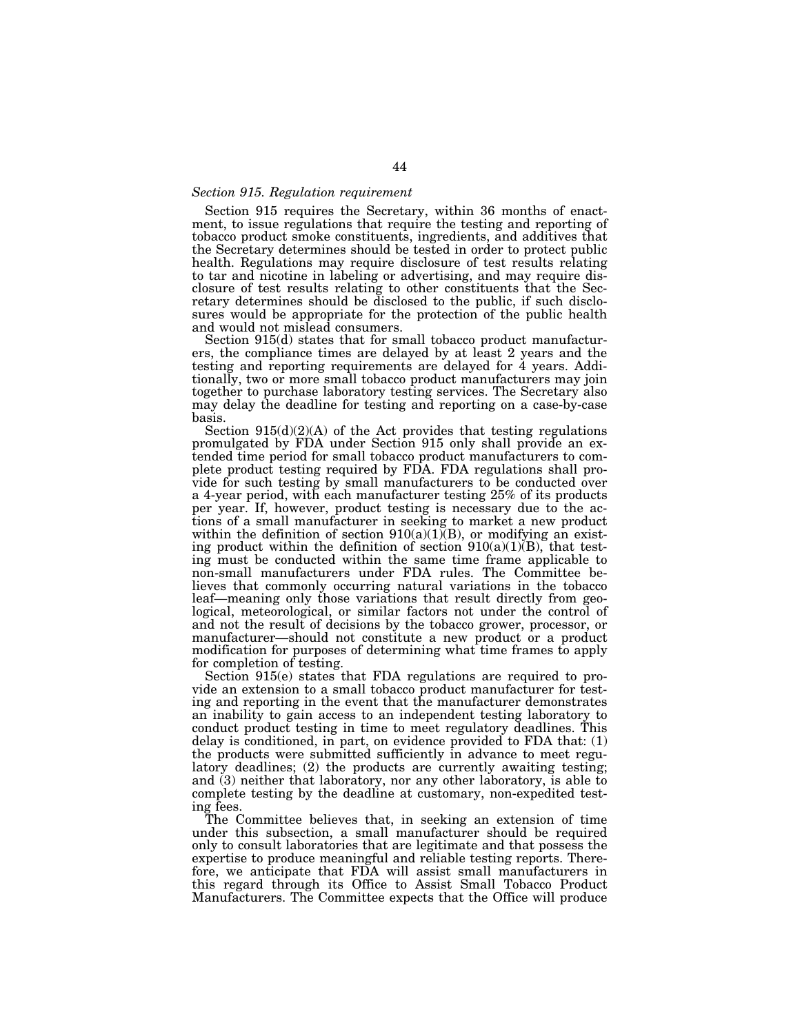*Section 915. Regulation requirement*

Section 915 requires the Secretary, within 36 months of enactment, to issue regulations that require the testing and reporting of tobacco product smoke constituents, ingredients, and additives that the Secretary determines should be tested in order to protect public health. Regulations may require disclosure of test results relating to tar and nicotine in labeling or advertising, and may require disclosure of test results relating to other constituents that the Secretary determines should be disclosed to the public, if such disclosures would be appropriate for the protection of the public health and would not mislead consumers.

Section 915(d) states that for small tobacco product manufacturers, the compliance times are delayed by at least 2 years and the testing and reporting requirements are delayed for 4 years. Additionally, two or more small tobacco product manufacturers may join together to purchase laboratory testing services. The Secretary also may delay the deadline for testing and reporting on a case-by-case basis.

Section 915(d)(2)(A) of the Act provides that testing regulations promulgated by FDA under Section 915 only shall provide an extended time period for small tobacco product manufacturers to complete product testing required by FDA. FDA regulations shall provide for such testing by small manufacturers to be conducted over a 4-year period, with each manufacturer testing 25% of its products per year. If, however, product testing is necessary due to the actions of a small manufacturer in seeking to market a new product within the definition of section 910(a)(1)(B), or modifying an existing product within the definition of section 910(a)(1)(B), that testing must be conducted within the same time frame applicable to non-small manufacturers under FDA rules. The Committee believes that commonly occurring natural variations in the tobacco leaf—meaning only those variations that result directly from geological, meteorological, or similar factors not under the control of and not the result of decisions by the tobacco grower, processor, or manufacturer—should not constitute a new product or a product modification for purposes of determining what time frames to apply for completion of testing.

Section 915(e) states that FDA regulations are required to provide an extension to a small tobacco product manufacturer for testing and reporting in the event that the manufacturer demonstrates an inability to gain access to an independent testing laboratory to conduct product testing in time to meet regulatory deadlines. This delay is conditioned, in part, on evidence provided to FDA that: (1) the products were submitted sufficiently in advance to meet regulatory deadlines; (2) the products are currently awaiting testing; and (3) neither that laboratory, nor any other laboratory, is able to complete testing by the deadline at customary, non-expedited testing fees.

The Committee believes that, in seeking an extension of time under this subsection, a small manufacturer should be required only to consult laboratories that are legitimate and that possess the expertise to produce meaningful and reliable testing reports. Therefore, we anticipate that FDA will assist small manufacturers in this regard through its Office to Assist Small Tobacco Product Manufacturers. The Committee expects that the Office will produce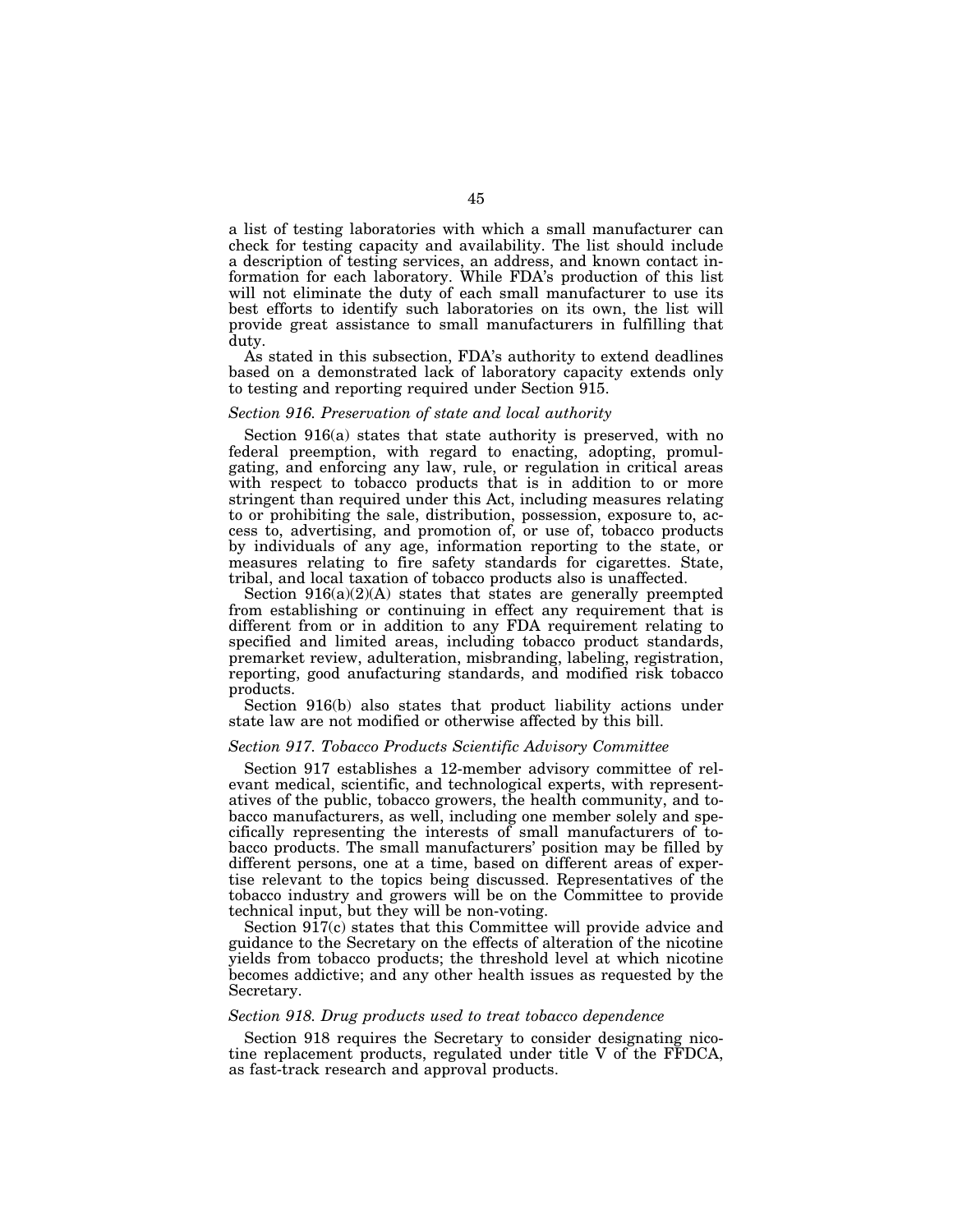a list of testing laboratories with which a small manufacturer can check for testing capacity and availability. The list should include a description of testing services, an address, and known contact information for each laboratory. While FDA's production of this list will not eliminate the duty of each small manufacturer to use its best efforts to identify such laboratories on its own, the list will provide great assistance to small manufacturers in fulfilling that duty.

As stated in this subsection, FDA's authority to extend deadlines based on a demonstrated lack of laboratory capacity extends only to testing and reporting required under Section 915.

### *Section 916. Preservation of state and local authority*

Section 916(a) states that state authority is preserved, with no federal preemption, with regard to enacting, adopting, promulgating, and enforcing any law, rule, or regulation in critical areas with respect to tobacco products that is in addition to or more stringent than required under this Act, including measures relating to or prohibiting the sale, distribution, possession, exposure to, access to, advertising, and promotion of, or use of, tobacco products by individuals of any age, information reporting to the state, or measures relating to fire safety standards for cigarettes. State, tribal, and local taxation of tobacco products also is unaffected.

Section 916(a)(2)(A) states that states are generally preempted from establishing or continuing in effect any requirement that is different from or in addition to any FDA requirement relating to specified and limited areas, including tobacco product standards, premarket review, adulteration, misbranding, labeling, registration, reporting, good anufacturing standards, and modified risk tobacco products.

Section 916(b) also states that product liability actions under state law are not modified or otherwise affected by this bill.

### *Section 917. Tobacco Products Scientific Advisory Committee*

Section 917 establishes a 12-member advisory committee of relevant medical, scientific, and technological experts, with representatives of the public, tobacco growers, the health community, and tobacco manufacturers, as well, including one member solely and specifically representing the interests of small manufacturers of tobacco products. The small manufacturers' position may be filled by different persons, one at a time, based on different areas of expertise relevant to the topics being discussed. Representatives of the tobacco industry and growers will be on the Committee to provide technical input, but they will be non-voting.

Section 917(c) states that this Committee will provide advice and guidance to the Secretary on the effects of alteration of the nicotine yields from tobacco products; the threshold level at which nicotine becomes addictive; and any other health issues as requested by the Secretary.

### *Section 918. Drug products used to treat tobacco dependence*

Section 918 requires the Secretary to consider designating nicotine replacement products, regulated under title V of the FFDCA, as fast-track research and approval products.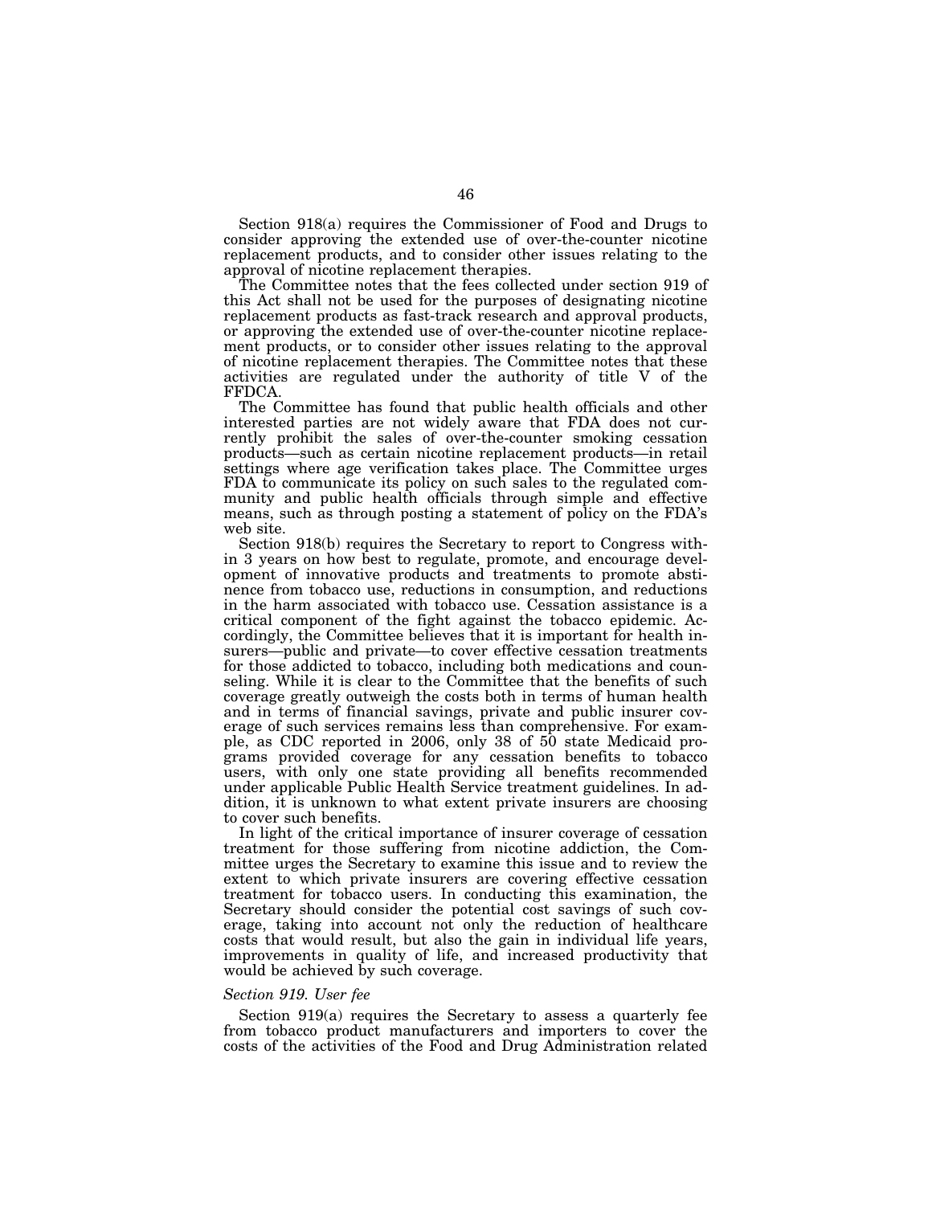Section 918(a) requires the Commissioner of Food and Drugs to consider approving the extended use of over-the-counter nicotine replacement products, and to consider other issues relating to the approval of nicotine replacement therapies.

The Committee notes that the fees collected under section 919 of this Act shall not be used for the purposes of designating nicotine replacement products as fast-track research and approval products, or approving the extended use of over-the-counter nicotine replacement products, or to consider other issues relating to the approval of nicotine replacement therapies. The Committee notes that these activities are regulated under the authority of title V of the FFDCA.

The Committee has found that public health officials and other interested parties are not widely aware that FDA does not currently prohibit the sales of over-the-counter smoking cessation products—such as certain nicotine replacement products—in retail settings where age verification takes place. The Committee urges FDA to communicate its policy on such sales to the regulated community and public health officials through simple and effective means, such as through posting a statement of policy on the FDA's web site.

Section 918(b) requires the Secretary to report to Congress within 3 years on how best to regulate, promote, and encourage development of innovative products and treatments to promote abstinence from tobacco use, reductions in consumption, and reductions in the harm associated with tobacco use. Cessation assistance is a critical component of the fight against the tobacco epidemic. Accordingly, the Committee believes that it is important for health insurers—public and private—to cover effective cessation treatments for those addicted to tobacco, including both medications and counseling. While it is clear to the Committee that the benefits of such coverage greatly outweigh the costs both in terms of human health and in terms of financial savings, private and public insurer coverage of such services remains less than comprehensive. For example, as CDC reported in 2006, only 38 of 50 state Medicaid programs provided coverage for any cessation benefits to tobacco users, with only one state providing all benefits recommended under applicable Public Health Service treatment guidelines. In addition, it is unknown to what extent private insurers are choosing to cover such benefits.

In light of the critical importance of insurer coverage of cessation treatment for those suffering from nicotine addiction, the Committee urges the Secretary to examine this issue and to review the extent to which private insurers are covering effective cessation treatment for tobacco users. In conducting this examination, the Secretary should consider the potential cost savings of such coverage, taking into account not only the reduction of healthcare costs that would result, but also the gain in individual life years, improvements in quality of life, and increased productivity that would be achieved by such coverage.

*Section 919. User fee*

Section 919(a) requires the Secretary to assess a quarterly fee from tobacco product manufacturers and importers to cover the costs of the activities of the Food and Drug Administration related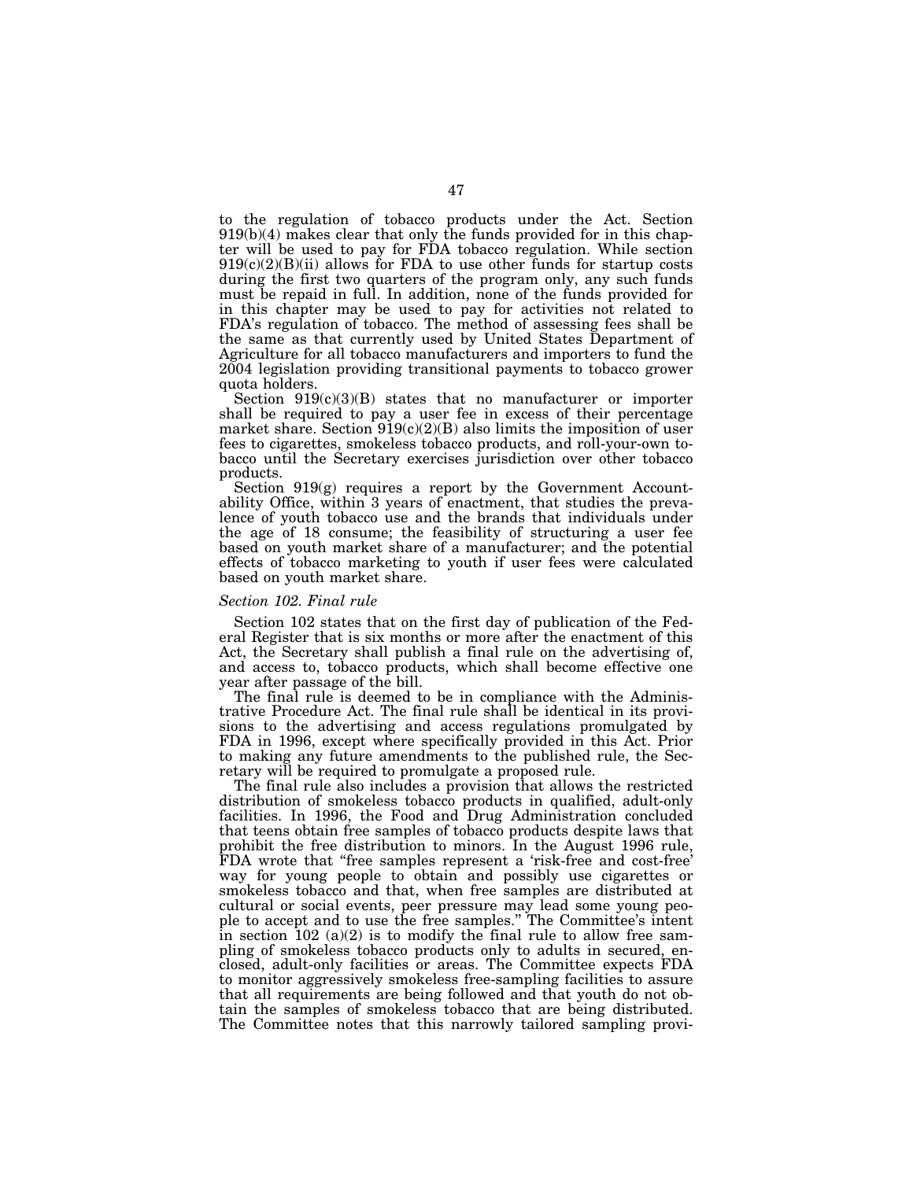to the regulation of tobacco products under the Act. Section 919(b)(4) makes clear that only the funds provided for in this chapter will be used to pay for FDA tobacco regulation. While section 919(c)(2)(B)(ii) allows for FDA to use other funds for startup costs during the first two quarters of the program only, any such funds must be repaid in full. In addition, none of the funds provided for in this chapter may be used to pay for activities not related to FDA's regulation of tobacco. The method of assessing fees shall be the same as that currently used by United States Department of Agriculture for all tobacco manufacturers and importers to fund the 2004 legislation providing transitional payments to tobacco grower quota holders.

Section 919(c)(3)(B) states that no manufacturer or importer shall be required to pay a user fee in excess of their percentage market share. Section 919(c)(2)(B) also limits the imposition of user fees to cigarettes, smokeless tobacco products, and roll-your-own tobacco until the Secretary exercises jurisdiction over other tobacco products.

Section 919(g) requires a report by the Government Accountability Office, within 3 years of enactment, that studies the prevalence of youth tobacco use and the brands that individuals under the age of 18 consume; the feasibility of structuring a user fee based on youth market share of a manufacturer; and the potential effects of tobacco marketing to youth if user fees were calculated based on youth market share.

*Section 102. Final rule*

Section 102 states that on the first day of publication of the Federal Register that is six months or more after the enactment of this Act, the Secretary shall publish a final rule on the advertising of, and access to, tobacco products, which shall become effective one year after passage of the bill.

The final rule is deemed to be in compliance with the Administrative Procedure Act. The final rule shall be identical in its provisions to the advertising and access regulations promulgated by FDA in 1996, except where specifically provided in this Act. Prior to making any future amendments to the published rule, the Secretary will be required to promulgate a proposed rule.

The final rule also includes a provision that allows the restricted distribution of smokeless tobacco products in qualified, adult-only facilities. In 1996, the Food and Drug Administration concluded that teens obtain free samples of tobacco products despite laws that prohibit the free distribution to minors. In the August 1996 rule, FDA wrote that "free samples represent a 'risk-free and cost-free' way for young people to obtain and possibly use cigarettes or smokeless tobacco and that, when free samples are distributed at cultural or social events, peer pressure may lead some young people to accept and to use the free samples." The Committee's intent in section 102 (a)(2) is to modify the final rule to allow free sampling of smokeless tobacco products only to adults in secured, enclosed, adult-only facilities or areas. The Committee expects FDA to monitor aggressively smokeless free-sampling facilities to assure that all requirements are being followed and that youth do not obtain the samples of smokeless tobacco that are being distributed. The Committee notes that this narrowly tailored sampling provi-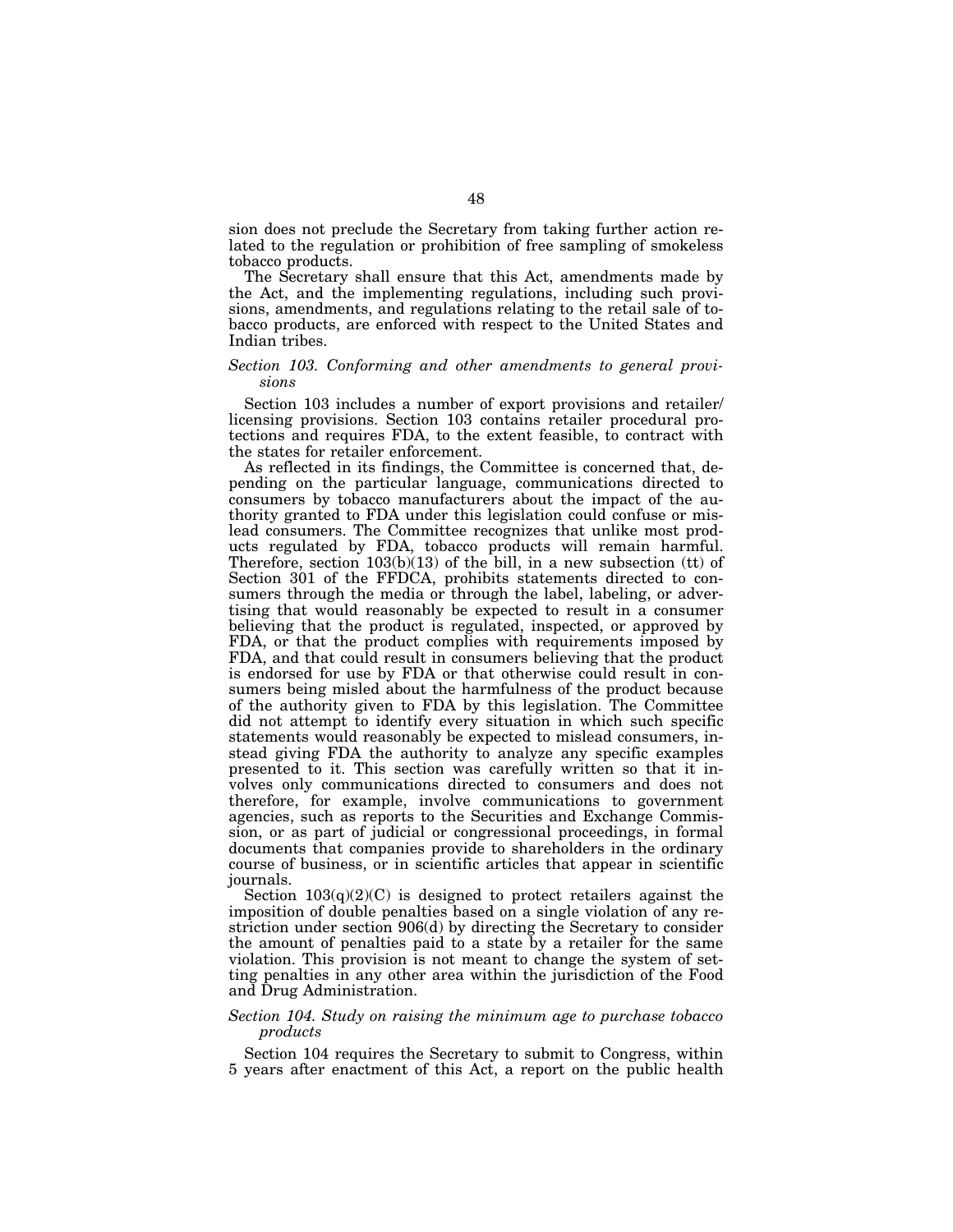sion does not preclude the Secretary from taking further action related to the regulation or prohibition of free sampling of smokeless tobacco products.

The Secretary shall ensure that this Act, amendments made by the Act, and the implementing regulations, including such provisions, amendments, and regulations relating to the retail sale of tobacco products, are enforced with respect to the United States and Indian tribes.

*Section 103. Conforming and other amendments to general provisions*

Section 103 includes a number of export provisions and retailer/licensing provisions. Section 103 contains retailer procedural protections and requires FDA, to the extent feasible, to contract with the states for retailer enforcement.

As reflected in its findings, the Committee is concerned that, depending on the particular language, communications directed to consumers by tobacco manufacturers about the impact of the authority granted to FDA under this legislation could confuse or mislead consumers. The Committee recognizes that unlike most products regulated by FDA, tobacco products will remain harmful. Therefore, section 103(b)(13) of the bill, in a new subsection (tt) of Section 301 of the FFDCA, prohibits statements directed to consumers through the media or through the label, labeling, or advertising that would reasonably be expected to result in a consumer believing that the product is regulated, inspected, or approved by FDA, or that the product complies with requirements imposed by FDA, and that could result in consumers believing that the product is endorsed for use by FDA or that otherwise could result in consumers being misled about the harmfulness of the product because of the authority given to FDA by this legislation. The Committee did not attempt to identify every situation in which such specific statements would reasonably be expected to mislead consumers, instead giving FDA the authority to analyze any specific examples presented to it. This section was carefully written so that it involves only communications directed to consumers and does not therefore, for example, involve communications to government agencies, such as reports to the Securities and Exchange Commission, or as part of judicial or congressional proceedings, in formal documents that companies provide to shareholders in the ordinary course of business, or in scientific articles that appear in scientific journals.

Section 103(q)(2)(C) is designed to protect retailers against the imposition of double penalties based on a single violation of any restriction under section 906(d) by directing the Secretary to consider the amount of penalties paid to a state by a retailer for the same violation. This provision is not meant to change the system of setting penalties in any other area within the jurisdiction of the Food and Drug Administration.

*Section 104. Study on raising the minimum age to purchase tobacco products*

Section 104 requires the Secretary to submit to Congress, within 5 years after enactment of this Act, a report on the public health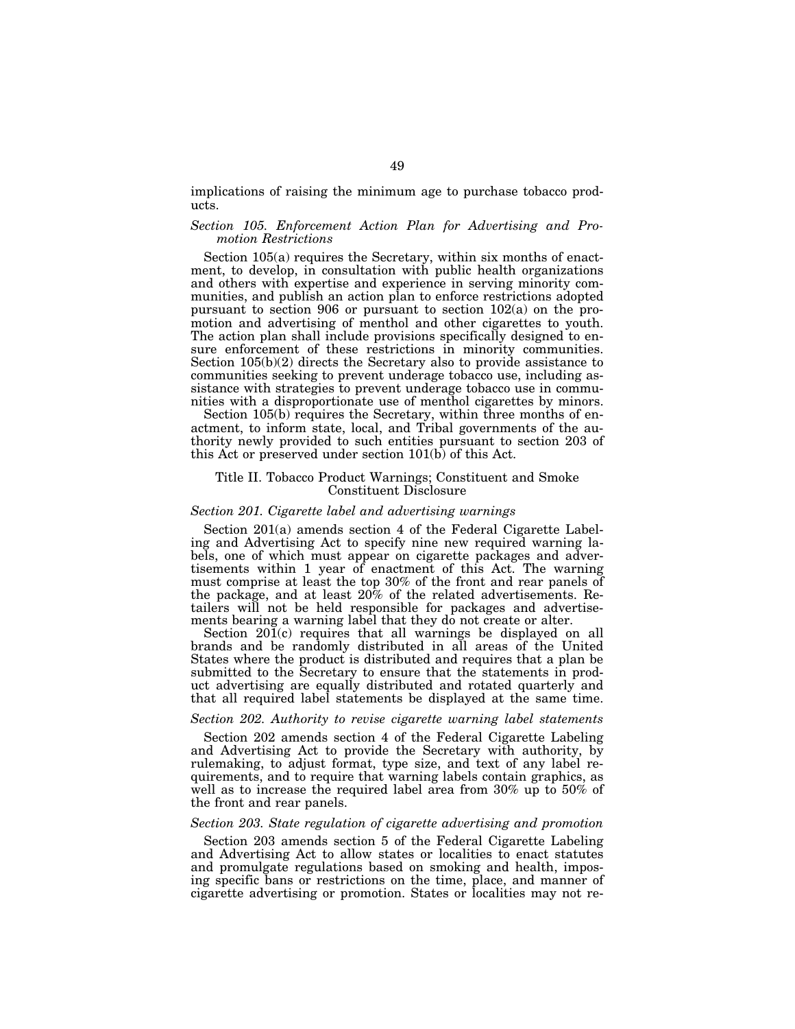implications of raising the minimum age to purchase tobacco products.

### *Section 105. Enforcement Action Plan for Advertising and Promotion Restrictions*

Section 105(a) requires the Secretary, within six months of enactment, to develop, in consultation with public health organizations and others with expertise and experience in serving minority communities, and publish an action plan to enforce restrictions adopted pursuant to section 906 or pursuant to section 102(a) on the promotion and advertising of menthol and other cigarettes to youth. The action plan shall include provisions specifically designed to ensure enforcement of these restrictions in minority communities. Section 105(b)(2) directs the Secretary also to provide assistance to communities seeking to prevent underage tobacco use, including assistance with strategies to prevent underage tobacco use in communities with a disproportionate use of menthol cigarettes by minors.

Section 105(b) requires the Secretary, within three months of enactment, to inform state, local, and Tribal governments of the authority newly provided to such entities pursuant to section 203 of this Act or preserved under section 101(b) of this Act.

## Title II. Tobacco Product Warnings; Constituent and Smoke Constituent Disclosure

### *Section 201. Cigarette label and advertising warnings*

Section 201(a) amends section 4 of the Federal Cigarette Labeling and Advertising Act to specify nine new required warning labels, one of which must appear on cigarette packages and advertisements within 1 year of enactment of this Act. The warning must comprise at least the top 30% of the front and rear panels of the package, and at least 20% of the related advertisements. Retailers will not be held responsible for packages and advertisements bearing a warning label that they do not create or alter.

Section 201(c) requires that all warnings be displayed on all brands and be randomly distributed in all areas of the United States where the product is distributed and requires that a plan be submitted to the Secretary to ensure that the statements in product advertising are equally distributed and rotated quarterly and that all required label statements be displayed at the same time.

### *Section 202. Authority to revise cigarette warning label statements*

Section 202 amends section 4 of the Federal Cigarette Labeling and Advertising Act to provide the Secretary with authority, by rulemaking, to adjust format, type size, and text of any label requirements, and to require that warning labels contain graphics, as well as to increase the required label area from 30% up to 50% of the front and rear panels.

### *Section 203. State regulation of cigarette advertising and promotion*

Section 203 amends section 5 of the Federal Cigarette Labeling and Advertising Act to allow states or localities to enact statutes and promulgate regulations based on smoking and health, imposing specific bans or restrictions on the time, place, and manner of cigarette advertising or promotion. States or localities may not re-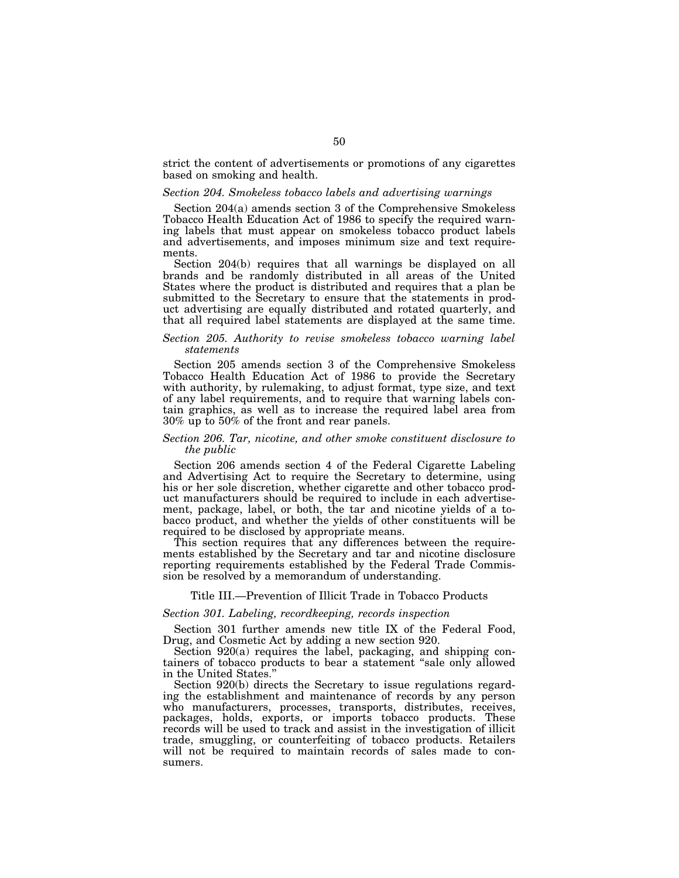strict the content of advertisements or promotions of any cigarettes based on smoking and health.

*Section 204. Smokeless tobacco labels and advertising warnings*

Section 204(a) amends section 3 of the Comprehensive Smokeless Tobacco Health Education Act of 1986 to specify the required warning labels that must appear on smokeless tobacco product labels and advertisements, and imposes minimum size and text requirements.

Section 204(b) requires that all warnings be displayed on all brands and be randomly distributed in all areas of the United States where the product is distributed and requires that a plan be submitted to the Secretary to ensure that the statements in product advertising are equally distributed and rotated quarterly, and that all required label statements are displayed at the same time.

*Section 205. Authority to revise smokeless tobacco warning label statements*

Section 205 amends section 3 of the Comprehensive Smokeless Tobacco Health Education Act of 1986 to provide the Secretary with authority, by rulemaking, to adjust format, type size, and text of any label requirements, and to require that warning labels contain graphics, as well as to increase the required label area from 30% up to 50% of the front and rear panels.

*Section 206. Tar, nicotine, and other smoke constituent disclosure to the public*

Section 206 amends section 4 of the Federal Cigarette Labeling and Advertising Act to require the Secretary to determine, using his or her sole discretion, whether cigarette and other tobacco product manufacturers should be required to include in each advertisement, package, label, or both, the tar and nicotine yields of a tobacco product, and whether the yields of other constituents will be required to be disclosed by appropriate means.

This section requires that any differences between the requirements established by the Secretary and tar and nicotine disclosure reporting requirements established by the Federal Trade Commission be resolved by a memorandum of understanding.

## Title III.—Prevention of Illicit Trade in Tobacco Products

*Section 301. Labeling, recordkeeping, records inspection*

Section 301 further amends new title IX of the Federal Food, Drug, and Cosmetic Act by adding a new section 920.

Section 920(a) requires the label, packaging, and shipping containers of tobacco products to bear a statement "sale only allowed in the United States."

Section 920(b) directs the Secretary to issue regulations regarding the establishment and maintenance of records by any person who manufacturers, processes, transports, distributes, receives, packages, holds, exports, or imports tobacco products. These records will be used to track and assist in the investigation of illicit trade, smuggling, or counterfeiting of tobacco products. Retailers will not be required to maintain records of sales made to consumers.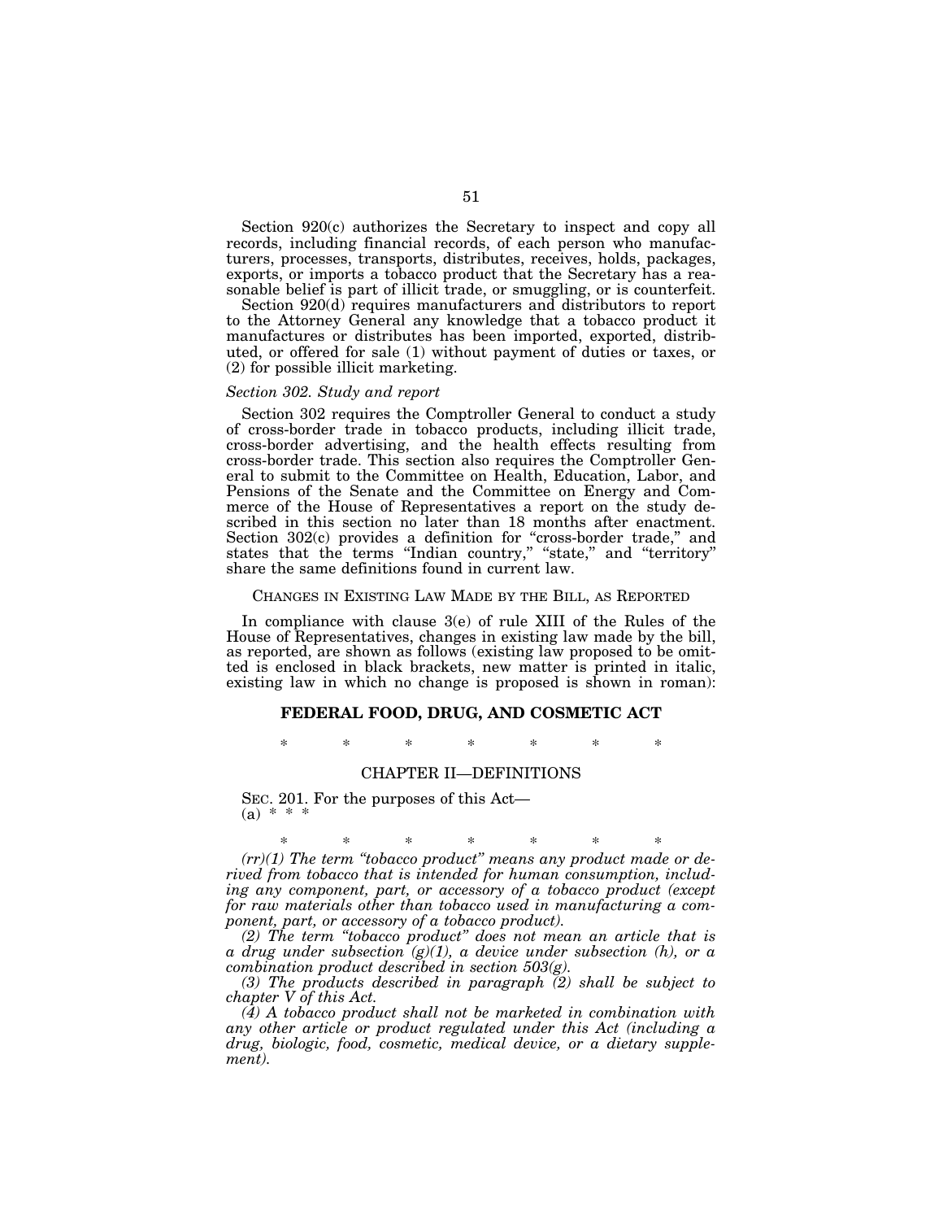Section 920(c) authorizes the Secretary to inspect and copy all records, including financial records, of each person who manufacturers, processes, transports, distributes, receives, holds, packages, exports, or imports a tobacco product that the Secretary has a reasonable belief is part of illicit trade, or smuggling, or is counterfeit.

Section 920(d) requires manufacturers and distributors to report to the Attorney General any knowledge that a tobacco product it manufactures or distributes has been imported, exported, distributed, or offered for sale (1) without payment of duties or taxes, or (2) for possible illicit marketing.

*Section 302. Study and report*

Section 302 requires the Comptroller General to conduct a study of cross-border trade in tobacco products, including illicit trade, cross-border advertising, and the health effects resulting from cross-border trade. This section also requires the Comptroller General to submit to the Committee on Health, Education, Labor, and Pensions of the Senate and the Committee on Energy and Commerce of the House of Representatives a report on the study described in this section no later than 18 months after enactment. Section 302(c) provides a definition for "cross-border trade," and states that the terms "Indian country," "state," and "territory" share the same definitions found in current law.

CHANGES IN EXISTING LAW MADE BY THE BILL, AS REPORTED

In compliance with clause 3(e) of rule XIII of the Rules of the House of Representatives, changes in existing law made by the bill, as reported, are shown as follows (existing law proposed to be omitted is enclosed in black brackets, new matter is printed in italic, existing law in which no change is proposed is shown in roman):

## FEDERAL FOOD, DRUG, AND COSMETIC ACT

\* \* \* \* \* \* \*

### CHAPTER II—DEFINITIONS

SEC. 201. For the purposes of this Act—
(a) \* \* \*

\* \* \* \* \* \* \*

*(rr)(1) The term "tobacco product" means any product made or derived from tobacco that is intended for human consumption, including any component, part, or accessory of a tobacco product (except for raw materials other than tobacco used in manufacturing a component, part, or accessory of a tobacco product).*

*(2) The term "tobacco product" does not mean an article that is a drug under subsection (g)(1), a device under subsection (h), or a combination product described in section 503(g).*

*(3) The products described in paragraph (2) shall be subject to chapter V of this Act.*

*(4) A tobacco product shall not be marketed in combination with any other article or product regulated under this Act (including a drug, biologic, food, cosmetic, medical device, or a dietary supplement).*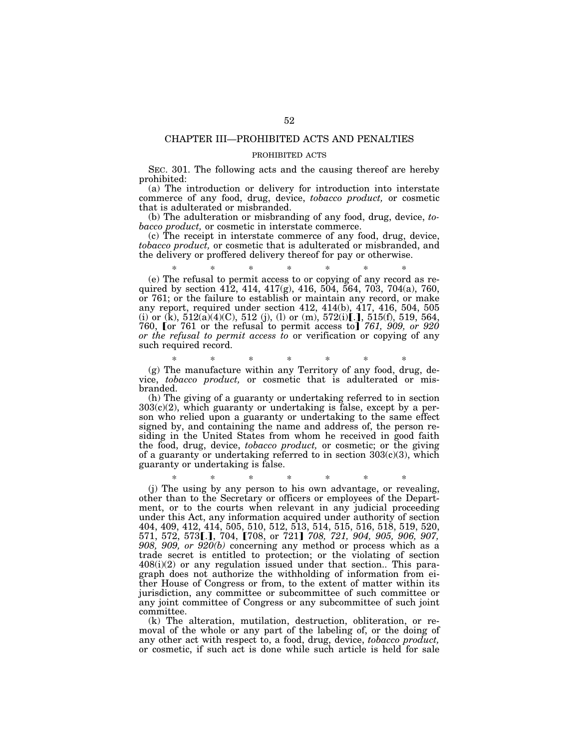## CHAPTER III—PROHIBITED ACTS AND PENALTIES

### PROHIBITED ACTS

SEC. 301. The following acts and the causing thereof are hereby prohibited:

(a) The introduction or delivery for introduction into interstate commerce of any food, drug, device, *tobacco product,* or cosmetic that is adulterated or misbranded.

(b) The adulteration or misbranding of any food, drug, device, *tobacco product,* or cosmetic in interstate commerce.

(c) The receipt in interstate commerce of any food, drug, device, *tobacco product,* or cosmetic that is adulterated or misbranded, and the delivery or proffered delivery thereof for pay or otherwise.

\* \* \* \* \* \* \*

(e) The refusal to permit access to or copying of any record as required by section 412, 414, 417(g), 416, 504, 564, 703, 704(a), 760, or 761; or the failure to establish or maintain any record, or make any report, required under section 412, 414(b), 417, 416, 504, 505 (i) or (k), 512(a)(4)(C), 512 (j), (l) or (m), 572(i)【.】, 515(f), 519, 564, 760, 【or 761 or the refusal to permit access to】 *761, 909, or 920 or the refusal to permit access to* or verification or copying of any such required record.

\* \* \* \* \* \* \*

(g) The manufacture within any Territory of any food, drug, device, *tobacco product,* or cosmetic that is adulterated or misbranded.

(h) The giving of a guaranty or undertaking referred to in section 303(c)(2), which guaranty or undertaking is false, except by a person who relied upon a guaranty or undertaking to the same effect signed by, and containing the name and address of, the person residing in the United States from whom he received in good faith the food, drug, device, *tobacco product,* or cosmetic; or the giving of a guaranty or undertaking referred to in section 303(c)(3), which guaranty or undertaking is false.

\* \* \* \* \* \* \*

(j) The using by any person to his own advantage, or revealing, other than to the Secretary or officers or employees of the Department, or to the courts when relevant in any judicial proceeding under this Act, any information acquired under authority of section 404, 409, 412, 414, 505, 510, 512, 513, 514, 515, 516, 518, 519, 520, 571, 572, 573【.】, 704, 【708, or 721】 *708, 721, 904, 905, 906, 907, 908, 909, or 920(b)* concerning any method or process which as a trade secret is entitled to protection; or the violating of section 408(i)(2) or any regulation issued under that section.. This paragraph does not authorize the withholding of information from either House of Congress or from, to the extent of matter within its jurisdiction, any committee or subcommittee of such committee or any joint committee of Congress or any subcommittee of such joint committee.

(k) The alteration, mutilation, destruction, obliteration, or removal of the whole or any part of the labeling of, or the doing of any other act with respect to, a food, drug, device, *tobacco product,* or cosmetic, if such act is done while such article is held for sale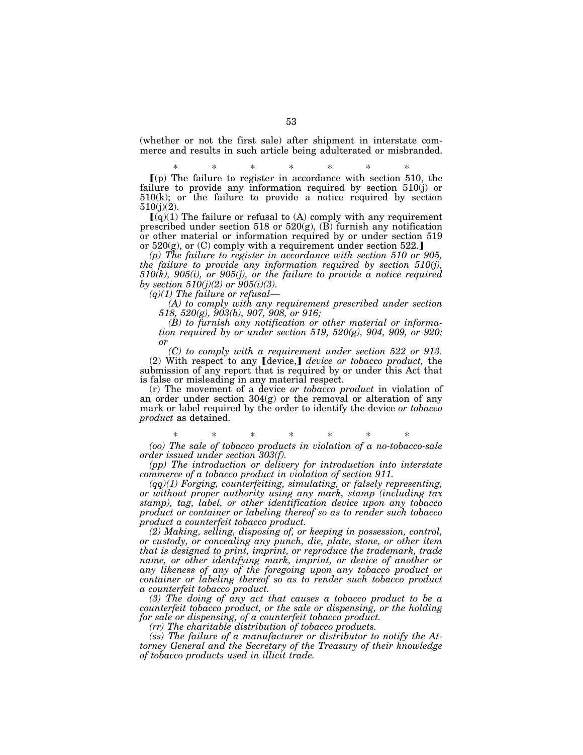(whether or not the first sale) after shipment in interstate commerce and results in such article being adulterated or misbranded.

\* \* \* \* \* \* \*

【(p) The failure to register in accordance with section 510, the failure to provide any information required by section 510(j) or 510(k); or the failure to provide a notice required by section 510(j)(2).

【(q)(1) The failure or refusal to (A) comply with any requirement prescribed under section 518 or 520(g), (B) furnish any notification or other material or information required by or under section 519 or 520(g), or (C) comply with a requirement under section 522.】

*(p) The failure to register in accordance with section 510 or 905, the failure to provide any information required by section 510(j), 510(k), 905(i), or 905(j), or the failure to provide a notice required by section 510(j)(2) or 905(i)(3).*

*(q)(1) The failure or refusal—*

*(A) to comply with any requirement prescribed under section 518, 520(g), 903(b), 907, 908, or 916;*

*(B) to furnish any notification or other material or information required by or under section 519, 520(g), 904, 909, or 920; or*

*(C) to comply with a requirement under section 522 or 913.*

(2) With respect to any 【device,】 *device or tobacco product,* the submission of any report that is required by or under this Act that is false or misleading in any material respect.

(r) The movement of a device *or tobacco product* in violation of an order under section 304(g) or the removal or alteration of any mark or label required by the order to identify the device *or tobacco product* as detained.

\* \* \* \* \* \* \*

*(oo) The sale of tobacco products in violation of a no-tobacco-sale order issued under section 303(f).*

*(pp) The introduction or delivery for introduction into interstate commerce of a tobacco product in violation of section 911.*

*(qq)(1) Forging, counterfeiting, simulating, or falsely representing, or without proper authority using any mark, stamp (including tax stamp), tag, label, or other identification device upon any tobacco product or container or labeling thereof so as to render such tobacco product a counterfeit tobacco product.*

*(2) Making, selling, disposing of, or keeping in possession, control, or custody, or concealing any punch, die, plate, stone, or other item that is designed to print, imprint, or reproduce the trademark, trade name, or other identifying mark, imprint, or device of another or any likeness of any of the foregoing upon any tobacco product or container or labeling thereof so as to render such tobacco product a counterfeit tobacco product.*

*(3) The doing of any act that causes a tobacco product to be a counterfeit tobacco product, or the sale or dispensing, or the holding for sale or dispensing, of a counterfeit tobacco product.*

*(rr) The charitable distribution of tobacco products.*

*(ss) The failure of a manufacturer or distributor to notify the Attorney General and the Secretary of the Treasury of their knowledge of tobacco products used in illicit trade.*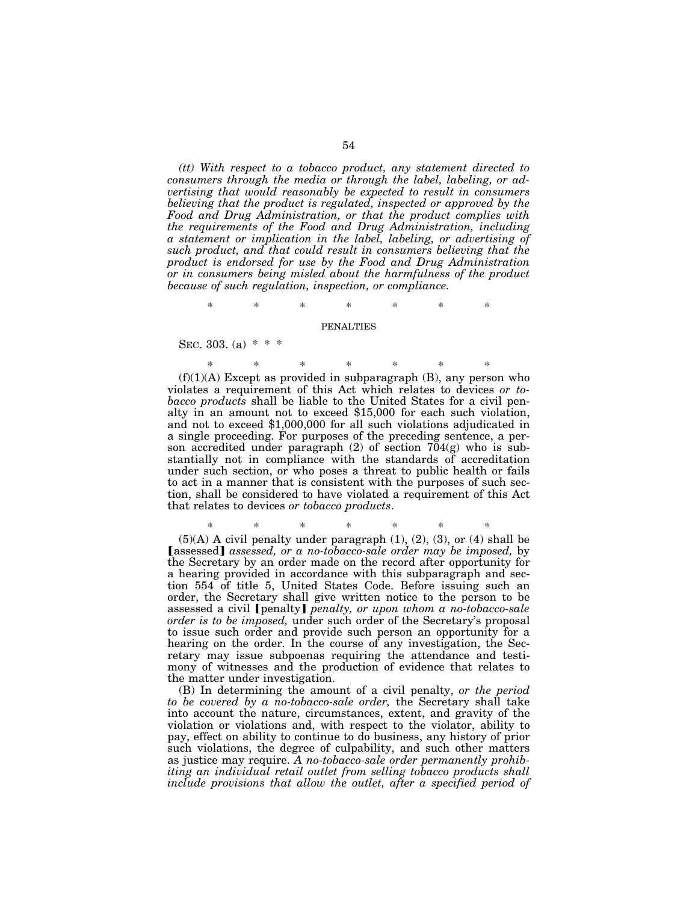*(tt) With respect to a tobacco product, any statement directed to consumers through the media or through the label, labeling, or advertising that would reasonably be expected to result in consumers believing that the product is regulated, inspected or approved by the Food and Drug Administration, or that the product complies with the requirements of the Food and Drug Administration, including a statement or implication in the label, labeling, or advertising of such product, and that could result in consumers believing that the product is endorsed for use by the Food and Drug Administration or in consumers being misled about the harmfulness of the product because of such regulation, inspection, or compliance.*

\* \* \* \* \* \* \*

PENALTIES

SEC. 303. (a) \* \* \*

\* \* \* \* \* \* \*

(f)(1)(A) Except as provided in subparagraph (B), any person who violates a requirement of this Act which relates to devices *or tobacco products* shall be liable to the United States for a civil penalty in an amount not to exceed $15,000 for each such violation, and not to exceed $1,000,000 for all such violations adjudicated in a single proceeding. For purposes of the preceding sentence, a person accredited under paragraph (2) of section 704(g) who is substantially not in compliance with the standards of accreditation under such section, or who poses a threat to public health or fails to act in a manner that is consistent with the purposes of such section, shall be considered to have violated a requirement of this Act that relates to devices *or tobacco products*.

\* \* \* \* \* \* \*

(5)(A) A civil penalty under paragraph (1), (2), (3), or (4) shall be ⟦assessed⟧ *assessed, or a no-tobacco-sale order may be imposed,* by the Secretary by an order made on the record after opportunity for a hearing provided in accordance with this subparagraph and section 554 of title 5, United States Code. Before issuing such an order, the Secretary shall give written notice to the person to be assessed a civil ⟦penalty⟧ *penalty, or upon whom a no-tobacco-sale order is to be imposed,* under such order of the Secretary's proposal to issue such order and provide such person an opportunity for a hearing on the order. In the course of any investigation, the Secretary may issue subpoenas requiring the attendance and testimony of witnesses and the production of evidence that relates to the matter under investigation.

(B) In determining the amount of a civil penalty, *or the period to be covered by a no-tobacco-sale order,* the Secretary shall take into account the nature, circumstances, extent, and gravity of the violation or violations and, with respect to the violator, ability to pay, effect on ability to continue to do business, any history of prior such violations, the degree of culpability, and such other matters as justice may require. *A no-tobacco-sale order permanently prohibiting an individual retail outlet from selling tobacco products shall include provisions that allow the outlet, after a specified period of*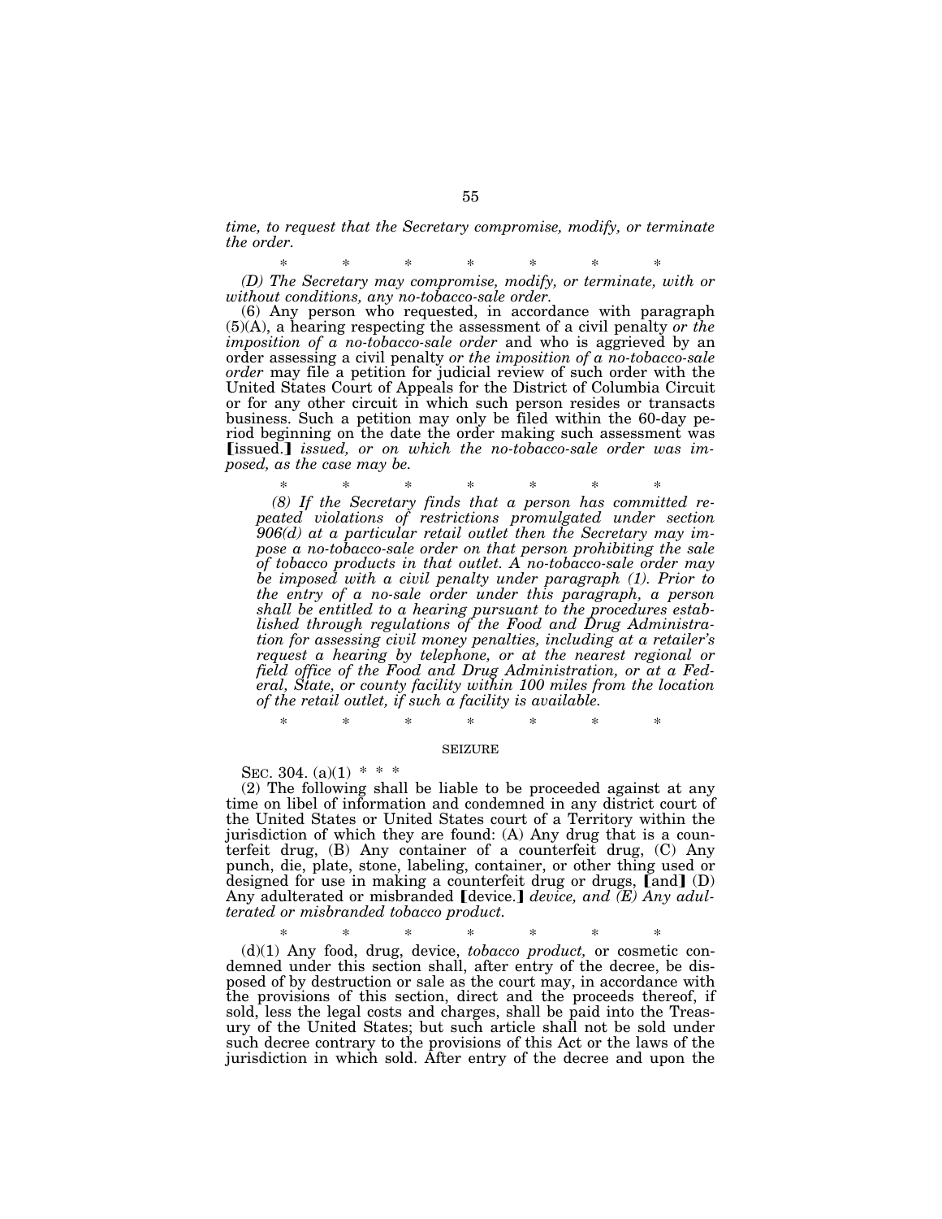*time, to request that the Secretary compromise, modify, or terminate the order.*

\* \* \* \* \* \* \*

*(D) The Secretary may compromise, modify, or terminate, with or without conditions, any no-tobacco-sale order.*

(6) Any person who requested, in accordance with paragraph (5)(A), a hearing respecting the assessment of a civil penalty *or the imposition of a no-tobacco-sale order* and who is aggrieved by an order assessing a civil penalty *or the imposition of a no-tobacco-sale order* may file a petition for judicial review of such order with the United States Court of Appeals for the District of Columbia Circuit or for any other circuit in which such person resides or transacts business. Such a petition may only be filed within the 60-day period beginning on the date the order making such assessment was ⟦issued.⟧ *issued, or on which the no-tobacco-sale order was imposed, as the case may be.*

\* \* \* \* \* \* \*

*(8) If the Secretary finds that a person has committed repeated violations of restrictions promulgated under section 906(d) at a particular retail outlet then the Secretary may impose a no-tobacco-sale order on that person prohibiting the sale of tobacco products in that outlet. A no-tobacco-sale order may be imposed with a civil penalty under paragraph (1). Prior to the entry of a no-sale order under this paragraph, a person shall be entitled to a hearing pursuant to the procedures established through regulations of the Food and Drug Administration for assessing civil money penalties, including at a retailer's request a hearing by telephone, or at the nearest regional or field office of the Food and Drug Administration, or at a Federal, State, or county facility within 100 miles from the location of the retail outlet, if such a facility is available.*

\* \* \* \* \* \* \*

SEIZURE

SEC. 304. (a)(1) \* \* \*

(2) The following shall be liable to be proceeded against at any time on libel of information and condemned in any district court of the United States or United States court of a Territory within the jurisdiction of which they are found: (A) Any drug that is a counterfeit drug, (B) Any container of a counterfeit drug, (C) Any punch, die, plate, stone, labeling, container, or other thing used or designed for use in making a counterfeit drug or drugs, ⟦and⟧ (D) Any adulterated or misbranded ⟦device.⟧ *device, and (E) Any adulterated or misbranded tobacco product.*

\* \* \* \* \* \* \*

(d)(1) Any food, drug, device, *tobacco product,* or cosmetic condemned under this section shall, after entry of the decree, be disposed of by destruction or sale as the court may, in accordance with the provisions of this section, direct and the proceeds thereof, if sold, less the legal costs and charges, shall be paid into the Treasury of the United States; but such article shall not be sold under such decree contrary to the provisions of this Act or the laws of the jurisdiction in which sold. After entry of the decree and upon the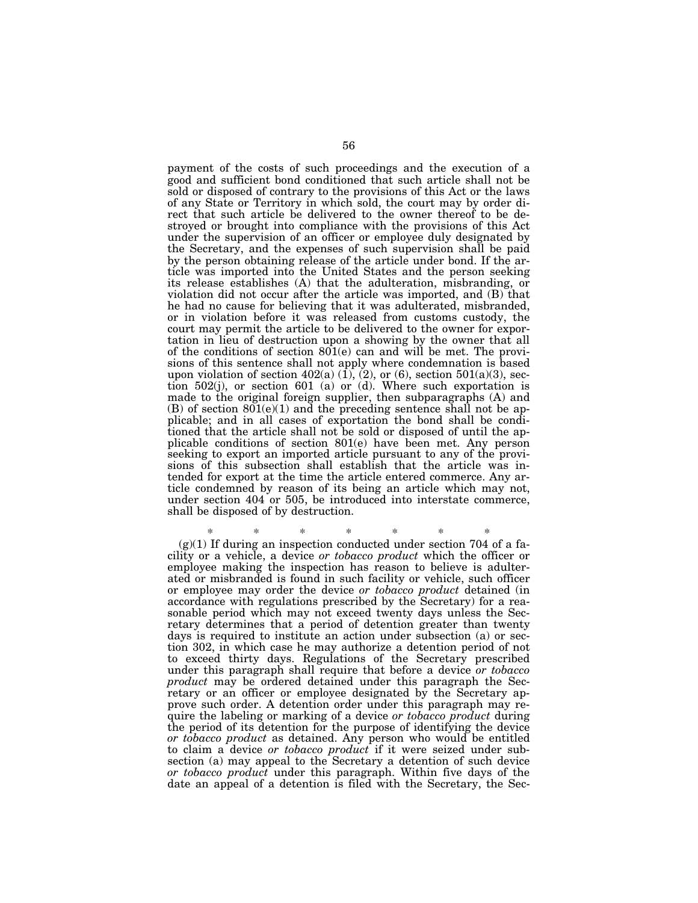payment of the costs of such proceedings and the execution of a good and sufficient bond conditioned that such article shall not be sold or disposed of contrary to the provisions of this Act or the laws of any State or Territory in which sold, the court may by order direct that such article be delivered to the owner thereof to be destroyed or brought into compliance with the provisions of this Act under the supervision of an officer or employee duly designated by the Secretary, and the expenses of such supervision shall be paid by the person obtaining release of the article under bond. If the article was imported into the United States and the person seeking its release establishes (A) that the adulteration, misbranding, or violation did not occur after the article was imported, and (B) that he had no cause for believing that it was adulterated, misbranded, or in violation before it was released from customs custody, the court may permit the article to be delivered to the owner for exportation in lieu of destruction upon a showing by the owner that all of the conditions of section 801(e) can and will be met. The provisions of this sentence shall not apply where condemnation is based upon violation of section 402(a) (1), (2), or (6), section 501(a)(3), section 502(j), or section 601 (a) or (d). Where such exportation is made to the original foreign supplier, then subparagraphs (A) and (B) of section 801(e)(1) and the preceding sentence shall not be applicable; and in all cases of exportation the bond shall be conditioned that the article shall not be sold or disposed of until the applicable conditions of section 801(e) have been met. Any person seeking to export an imported article pursuant to any of the provisions of this subsection shall establish that the article was intended for export at the time the article entered commerce. Any article condemned by reason of its being an article which may not, under section 404 or 505, be introduced into interstate commerce, shall be disposed of by destruction.

\* \* \* \* \* \* \*

(g)(1) If during an inspection conducted under section 704 of a facility or a vehicle, a device *or tobacco product* which the officer or employee making the inspection has reason to believe is adulterated or misbranded is found in such facility or vehicle, such officer or employee may order the device *or tobacco product* detained (in accordance with regulations prescribed by the Secretary) for a reasonable period which may not exceed twenty days unless the Secretary determines that a period of detention greater than twenty days is required to institute an action under subsection (a) or section 302, in which case he may authorize a detention period of not to exceed thirty days. Regulations of the Secretary prescribed under this paragraph shall require that before a device *or tobacco product* may be ordered detained under this paragraph the Secretary or an officer or employee designated by the Secretary approve such order. A detention order under this paragraph may require the labeling or marking of a device *or tobacco product* during the period of its detention for the purpose of identifying the device *or tobacco product* as detained. Any person who would be entitled to claim a device *or tobacco product* if it were seized under subsection (a) may appeal to the Secretary a detention of such device *or tobacco product* under this paragraph. Within five days of the date an appeal of a detention is filed with the Secretary, the Sec-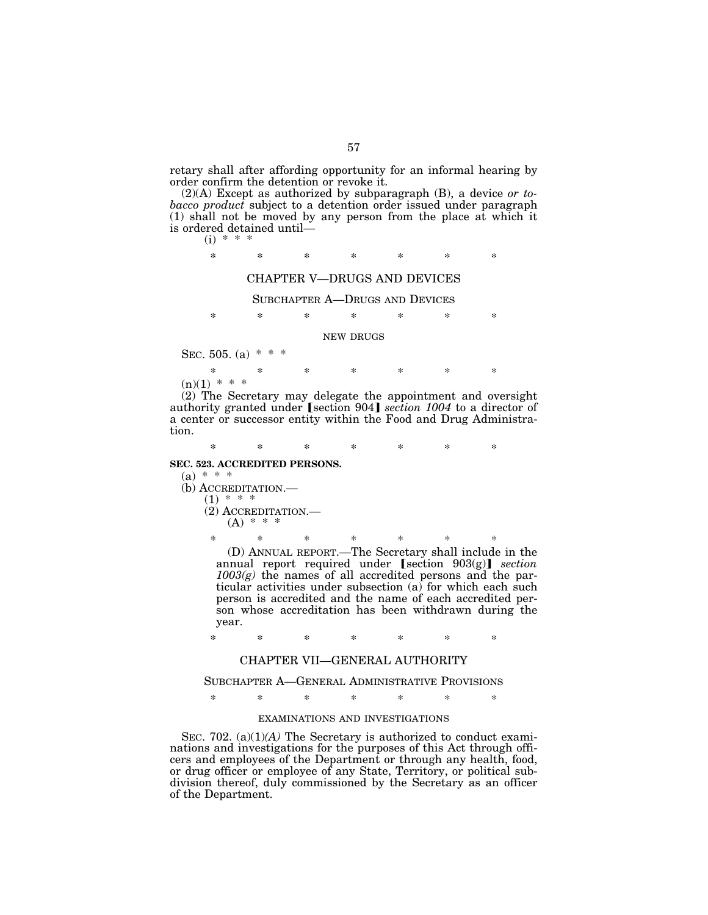retary shall after affording opportunity for an informal hearing by order confirm the detention or revoke it.

(2)(A) Except as authorized by subparagraph (B), a device *or tobacco product* subject to a detention order issued under paragraph (1) shall not be moved by any person from the place at which it is ordered detained until—

(i) * * *

\* \* \* \* \* \* \*

CHAPTER V—DRUGS AND DEVICES

SUBCHAPTER A—DRUGS AND DEVICES

\* \* \* \* \* \* \*

NEW DRUGS

SEC. 505. (a) * * *

\* \* \* \* \* \* \*

(n)(1) * * *

(2) The Secretary may delegate the appointment and oversight authority granted under ⟦section 904⟧ *section 1004* to a director of a center or successor entity within the Food and Drug Administration.

\* \* \* \* \* \* \*

**SEC. 523. ACCREDITED PERSONS.**

(a) * * *

(b) ACCREDITATION.—

(1) * * *

(2) ACCREDITATION.—

(A) * * *

\* \* \* \* \* \* \*

(D) ANNUAL REPORT.—The Secretary shall include in the annual report required under ⟦section 903(g)⟧ *section 1003(g)* the names of all accredited persons and the particular activities under subsection (a) for which each such person is accredited and the name of each accredited person whose accreditation has been withdrawn during the year.

\* \* \* \* \* \* \*

CHAPTER VII—GENERAL AUTHORITY

SUBCHAPTER A—GENERAL ADMINISTRATIVE PROVISIONS

\* \* \* \* \* \* \*

EXAMINATIONS AND INVESTIGATIONS

SEC. 702. (a)(1)*(A)* The Secretary is authorized to conduct examinations and investigations for the purposes of this Act through officers and employees of the Department or through any health, food, or drug officer or employee of any State, Territory, or political subdivision thereof, duly commissioned by the Secretary as an officer of the Department.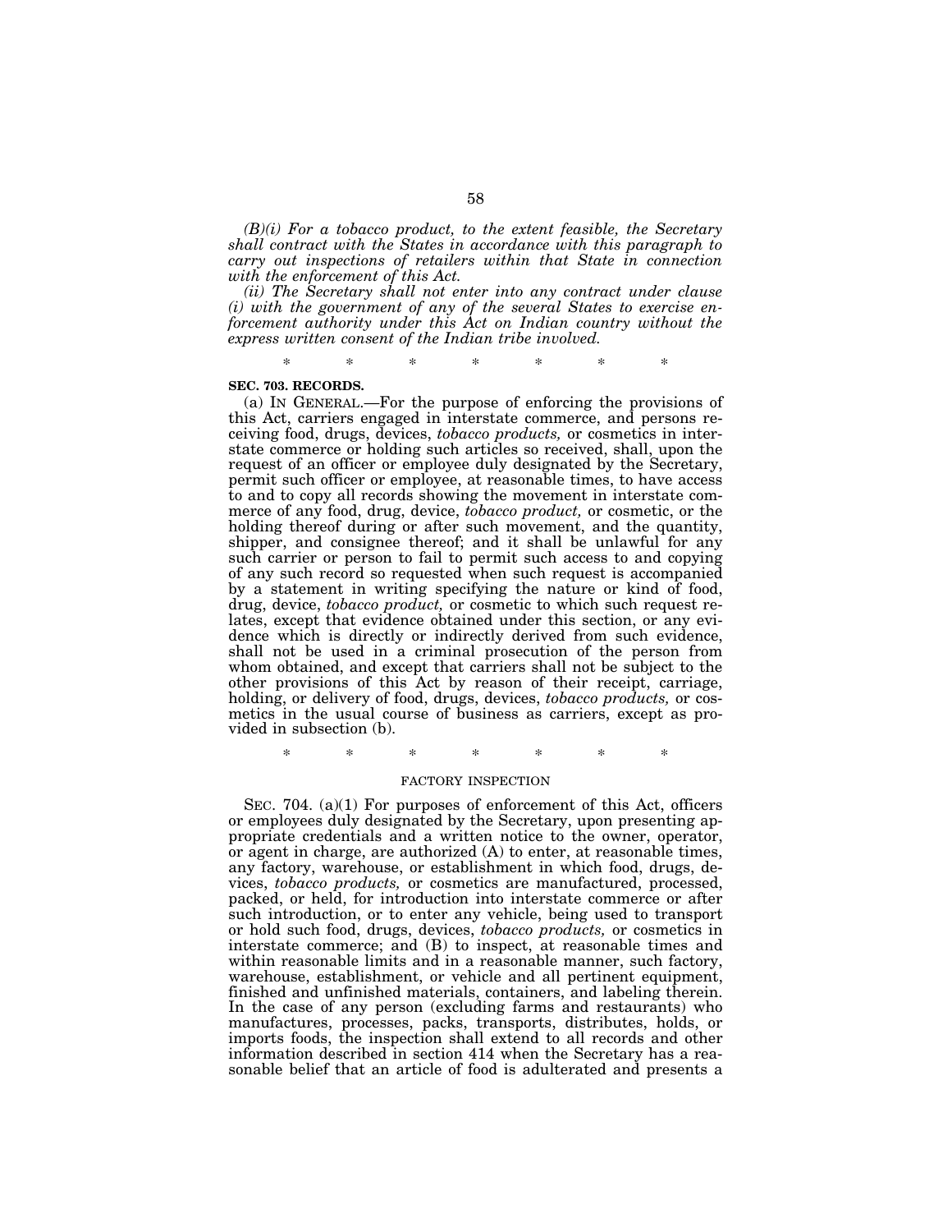*(B)(i) For a tobacco product, to the extent feasible, the Secretary shall contract with the States in accordance with this paragraph to carry out inspections of retailers within that State in connection with the enforcement of this Act.*

*(ii) The Secretary shall not enter into any contract under clause (i) with the government of any of the several States to exercise enforcement authority under this Act on Indian country without the express written consent of the Indian tribe involved.*

\* \* \* \* \* \* \*

**SEC. 703. RECORDS.**

(a) IN GENERAL.—For the purpose of enforcing the provisions of this Act, carriers engaged in interstate commerce, and persons receiving food, drugs, devices, *tobacco products,* or cosmetics in interstate commerce or holding such articles so received, shall, upon the request of an officer or employee duly designated by the Secretary, permit such officer or employee, at reasonable times, to have access to and to copy all records showing the movement in interstate commerce of any food, drug, device, *tobacco product,* or cosmetic, or the holding thereof during or after such movement, and the quantity, shipper, and consignee thereof; and it shall be unlawful for any such carrier or person to fail to permit such access to and copying of any such record so requested when such request is accompanied by a statement in writing specifying the nature or kind of food, drug, device, *tobacco product,* or cosmetic to which such request relates, except that evidence obtained under this section, or any evidence which is directly or indirectly derived from such evidence, shall not be used in a criminal prosecution of the person from whom obtained, and except that carriers shall not be subject to the other provisions of this Act by reason of their receipt, carriage, holding, or delivery of food, drugs, devices, *tobacco products,* or cosmetics in the usual course of business as carriers, except as provided in subsection (b).

\* \* \* \* \* \* \*

FACTORY INSPECTION

SEC. 704. (a)(1) For purposes of enforcement of this Act, officers or employees duly designated by the Secretary, upon presenting appropriate credentials and a written notice to the owner, operator, or agent in charge, are authorized (A) to enter, at reasonable times, any factory, warehouse, or establishment in which food, drugs, devices, *tobacco products,* or cosmetics are manufactured, processed, packed, or held, for introduction into interstate commerce or after such introduction, or to enter any vehicle, being used to transport or hold such food, drugs, devices, *tobacco products,* or cosmetics in interstate commerce; and (B) to inspect, at reasonable times and within reasonable limits and in a reasonable manner, such factory, warehouse, establishment, or vehicle and all pertinent equipment, finished and unfinished materials, containers, and labeling therein. In the case of any person (excluding farms and restaurants) who manufactures, processes, packs, transports, distributes, holds, or imports foods, the inspection shall extend to all records and other information described in section 414 when the Secretary has a reasonable belief that an article of food is adulterated and presents a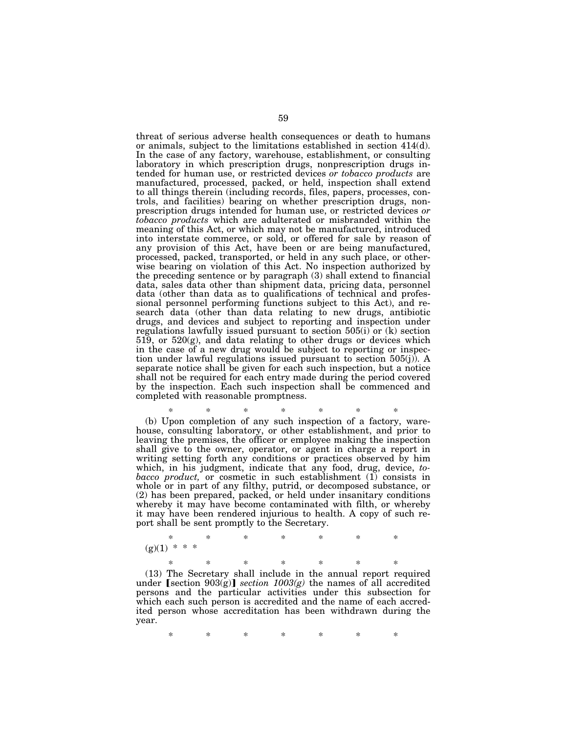threat of serious adverse health consequences or death to humans or animals, subject to the limitations established in section 414(d). In the case of any factory, warehouse, establishment, or consulting laboratory in which prescription drugs, nonprescription drugs intended for human use, or restricted devices *or tobacco products* are manufactured, processed, packed, or held, inspection shall extend to all things therein (including records, files, papers, processes, controls, and facilities) bearing on whether prescription drugs, nonprescription drugs intended for human use, or restricted devices *or tobacco products* which are adulterated or misbranded within the meaning of this Act, or which may not be manufactured, introduced into interstate commerce, or sold, or offered for sale by reason of any provision of this Act, have been or are being manufactured, processed, packed, transported, or held in any such place, or otherwise bearing on violation of this Act. No inspection authorized by the preceding sentence or by paragraph (3) shall extend to financial data, sales data other than shipment data, pricing data, personnel data (other than data as to qualifications of technical and professional personnel performing functions subject to this Act), and research data (other than data relating to new drugs, antibiotic drugs, and devices and subject to reporting and inspection under regulations lawfully issued pursuant to section 505(i) or (k) section 519, or 520(g), and data relating to other drugs or devices which in the case of a new drug would be subject to reporting or inspection under lawful regulations issued pursuant to section 505(j)). A separate notice shall be given for each such inspection, but a notice shall not be required for each entry made during the period covered by the inspection. Each such inspection shall be commenced and completed with reasonable promptness.

\* \* \* \* \* \* \*

(b) Upon completion of any such inspection of a factory, warehouse, consulting laboratory, or other establishment, and prior to leaving the premises, the officer or employee making the inspection shall give to the owner, operator, or agent in charge a report in writing setting forth any conditions or practices observed by him which, in his judgment, indicate that any food, drug, device, *tobacco product,* or cosmetic in such establishment (1) consists in whole or in part of any filthy, putrid, or decomposed substance, or (2) has been prepared, packed, or held under insanitary conditions whereby it may have become contaminated with filth, or whereby it may have been rendered injurious to health. A copy of such report shall be sent promptly to the Secretary.

\* \* \* \* \* \* \*

(g)(1) \* \* \*

\* \* \* \* \* \* \*

(13) The Secretary shall include in the annual report required under ⟦section 903(g)⟧ *section 1003(g)* the names of all accredited persons and the particular activities under this subsection for which each such person is accredited and the name of each accredited person whose accreditation has been withdrawn during the year.

\* \* \* \* \* \* \*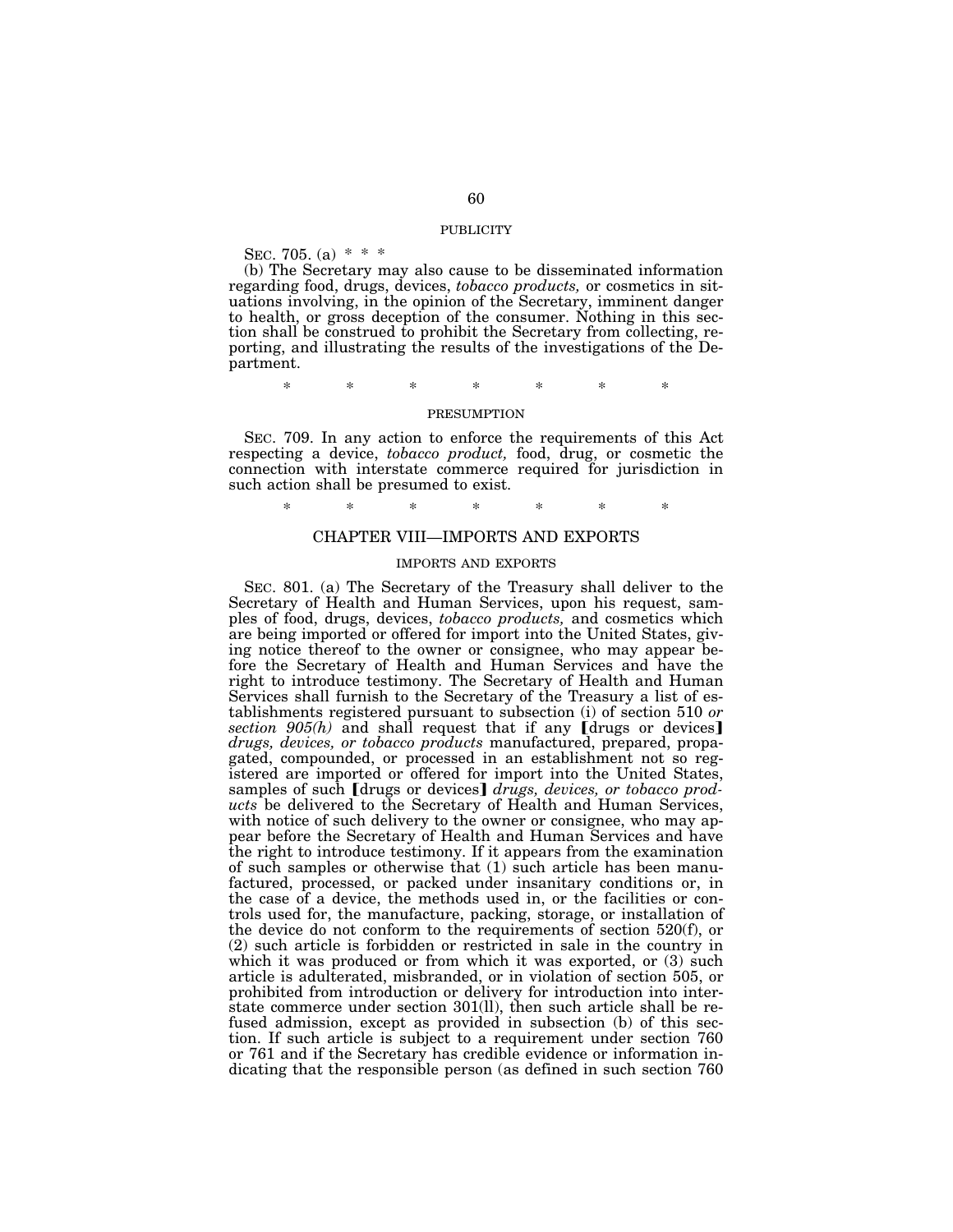PUBLICITY

SEC. 705. (a) * * *

(b) The Secretary may also cause to be disseminated information regarding food, drugs, devices, *tobacco products,* or cosmetics in situations involving, in the opinion of the Secretary, imminent danger to health, or gross deception of the consumer. Nothing in this section shall be construed to prohibit the Secretary from collecting, reporting, and illustrating the results of the investigations of the Department.

\* \* \* \* \* \* \*

PRESUMPTION

SEC. 709. In any action to enforce the requirements of this Act respecting a device, *tobacco product,* food, drug, or cosmetic the connection with interstate commerce required for jurisdiction in such action shall be presumed to exist.

\* \* \* \* \* \* \*

## CHAPTER VIII—IMPORTS AND EXPORTS

IMPORTS AND EXPORTS

SEC. 801. (a) The Secretary of the Treasury shall deliver to the Secretary of Health and Human Services, upon his request, samples of food, drugs, devices, *tobacco products,* and cosmetics which are being imported or offered for import into the United States, giving notice thereof to the owner or consignee, who may appear before the Secretary of Health and Human Services and have the right to introduce testimony. The Secretary of Health and Human Services shall furnish to the Secretary of the Treasury a list of establishments registered pursuant to subsection (i) of section 510 *or section 905(h)* and shall request that if any ⟦drugs or devices⟧ *drugs, devices, or tobacco products* manufactured, prepared, propagated, compounded, or processed in an establishment not so registered are imported or offered for import into the United States, samples of such ⟦drugs or devices⟧ *drugs, devices, or tobacco products* be delivered to the Secretary of Health and Human Services, with notice of such delivery to the owner or consignee, who may appear before the Secretary of Health and Human Services and have the right to introduce testimony. If it appears from the examination of such samples or otherwise that (1) such article has been manufactured, processed, or packed under insanitary conditions or, in the case of a device, the methods used in, or the facilities or controls used for, the manufacture, packing, storage, or installation of the device do not conform to the requirements of section 520(f), or (2) such article is forbidden or restricted in sale in the country in which it was produced or from which it was exported, or (3) such article is adulterated, misbranded, or in violation of section 505, or prohibited from introduction or delivery for introduction into interstate commerce under section 301(ll), then such article shall be refused admission, except as provided in subsection (b) of this section. If such article is subject to a requirement under section 760 or 761 and if the Secretary has credible evidence or information indicating that the responsible person (as defined in such section 760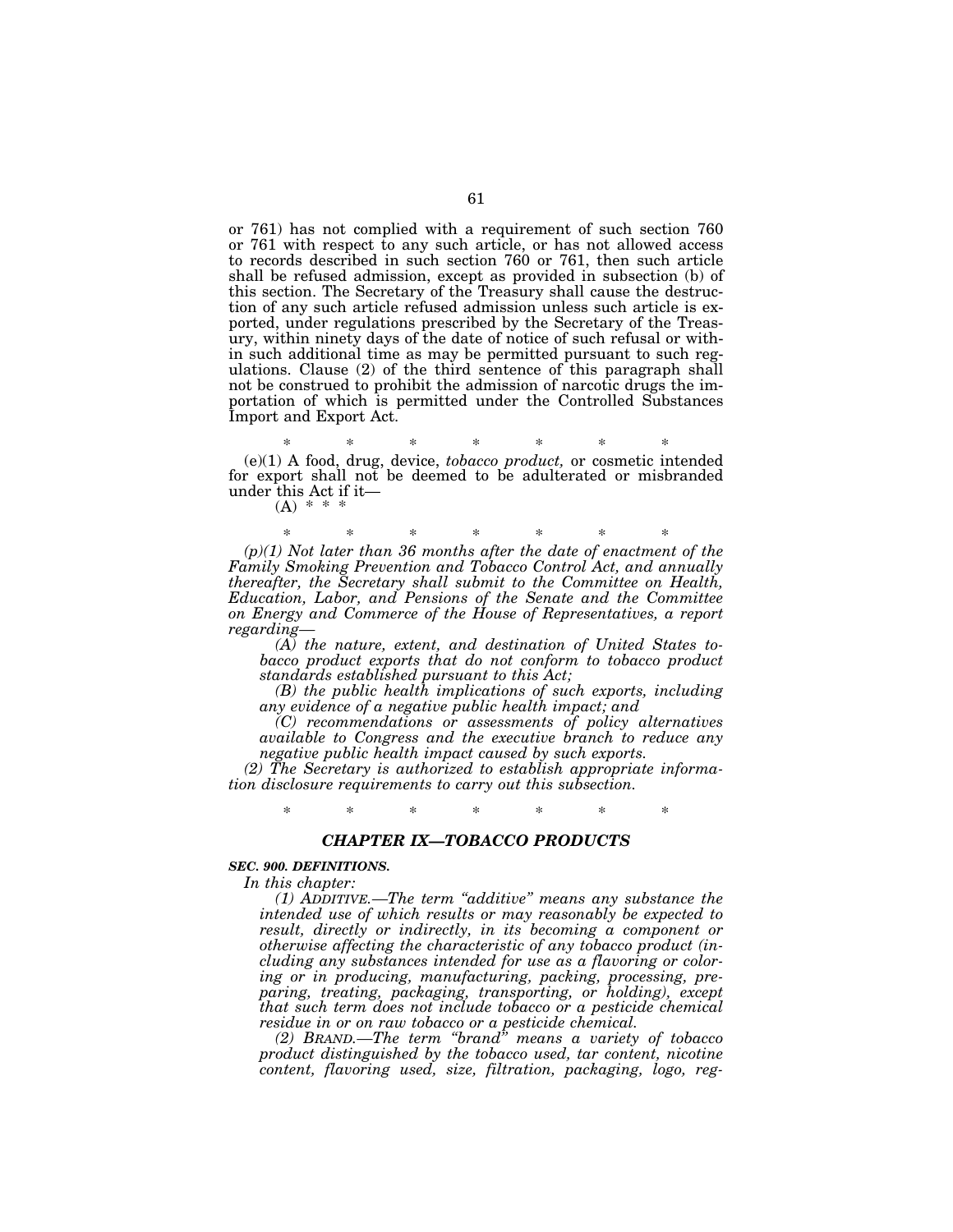or 761) has not complied with a requirement of such section 760 or 761 with respect to any such article, or has not allowed access to records described in such section 760 or 761, then such article shall be refused admission, except as provided in subsection (b) of this section. The Secretary of the Treasury shall cause the destruction of any such article refused admission unless such article is exported, under regulations prescribed by the Secretary of the Treasury, within ninety days of the date of notice of such refusal or within such additional time as may be permitted pursuant to such regulations. Clause (2) of the third sentence of this paragraph shall not be construed to prohibit the admission of narcotic drugs the importation of which is permitted under the Controlled Substances Import and Export Act.

\* \* \* \* \* \* \*

(e)(1) A food, drug, device, *tobacco product,* or cosmetic intended for export shall not be deemed to be adulterated or misbranded under this Act if it—

(A) \* \* \*

\* \* \* \* \* \* \*

*(p)(1) Not later than 36 months after the date of enactment of the Family Smoking Prevention and Tobacco Control Act, and annually thereafter, the Secretary shall submit to the Committee on Health, Education, Labor, and Pensions of the Senate and the Committee on Energy and Commerce of the House of Representatives, a report regarding—*

*(A) the nature, extent, and destination of United States tobacco product exports that do not conform to tobacco product standards established pursuant to this Act;*

*(B) the public health implications of such exports, including any evidence of a negative public health impact; and*

*(C) recommendations or assessments of policy alternatives available to Congress and the executive branch to reduce any negative public health impact caused by such exports.*

*(2) The Secretary is authorized to establish appropriate information disclosure requirements to carry out this subsection.*

\* \* \* \* \* \* \*

## *CHAPTER IX—TOBACCO PRODUCTS*

***SEC. 900. DEFINITIONS.***

*In this chapter:*

*(1) ADDITIVE.—The term "additive" means any substance the intended use of which results or may reasonably be expected to result, directly or indirectly, in its becoming a component or otherwise affecting the characteristic of any tobacco product (including any substances intended for use as a flavoring or coloring or in producing, manufacturing, packing, processing, preparing, treating, packaging, transporting, or holding), except that such term does not include tobacco or a pesticide chemical residue in or on raw tobacco or a pesticide chemical.*

*(2) BRAND.—The term "brand" means a variety of tobacco product distinguished by the tobacco used, tar content, nicotine content, flavoring used, size, filtration, packaging, logo, reg-*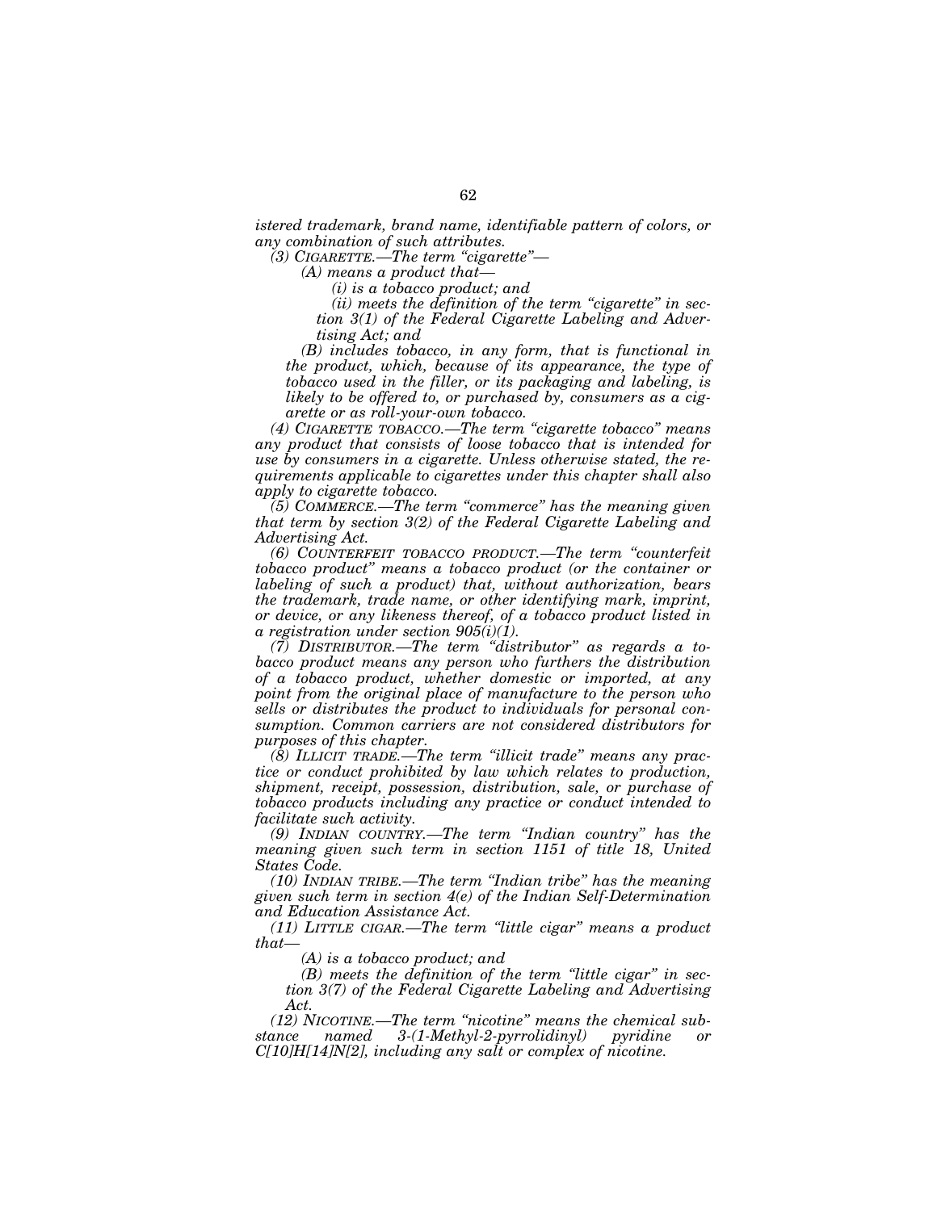*istered trademark, brand name, identifiable pattern of colors, or any combination of such attributes.*

*(3) CIGARETTE.—The term "cigarette"—*

*(A) means a product that—*

*(i) is a tobacco product; and*

*(ii) meets the definition of the term "cigarette" in section 3(1) of the Federal Cigarette Labeling and Advertising Act; and*

*(B) includes tobacco, in any form, that is functional in the product, which, because of its appearance, the type of tobacco used in the filler, or its packaging and labeling, is likely to be offered to, or purchased by, consumers as a cigarette or as roll-your-own tobacco.*

*(4) CIGARETTE TOBACCO.—The term "cigarette tobacco" means any product that consists of loose tobacco that is intended for use by consumers in a cigarette. Unless otherwise stated, the requirements applicable to cigarettes under this chapter shall also apply to cigarette tobacco.*

*(5) COMMERCE.—The term "commerce" has the meaning given that term by section 3(2) of the Federal Cigarette Labeling and Advertising Act.*

*(6) COUNTERFEIT TOBACCO PRODUCT.—The term "counterfeit tobacco product" means a tobacco product (or the container or labeling of such a product) that, without authorization, bears the trademark, trade name, or other identifying mark, imprint, or device, or any likeness thereof, of a tobacco product listed in a registration under section 905(i)(1).*

*(7) DISTRIBUTOR.—The term "distributor" as regards a tobacco product means any person who furthers the distribution of a tobacco product, whether domestic or imported, at any point from the original place of manufacture to the person who sells or distributes the product to individuals for personal consumption. Common carriers are not considered distributors for purposes of this chapter.*

*(8) ILLICIT TRADE.—The term "illicit trade" means any practice or conduct prohibited by law which relates to production, shipment, receipt, possession, distribution, sale, or purchase of tobacco products including any practice or conduct intended to facilitate such activity.*

*(9) INDIAN COUNTRY.—The term "Indian country" has the meaning given such term in section 1151 of title 18, United States Code.*

*(10) INDIAN TRIBE.—The term "Indian tribe" has the meaning given such term in section 4(e) of the Indian Self-Determination and Education Assistance Act.*

*(11) LITTLE CIGAR.—The term "little cigar" means a product that—*

*(A) is a tobacco product; and*

*(B) meets the definition of the term "little cigar" in section 3(7) of the Federal Cigarette Labeling and Advertising Act.*

*(12) NICOTINE.—The term "nicotine" means the chemical substance named 3-(1-Methyl-2-pyrrolidinyl) pyridine or C[10]H[14]N[2], including any salt or complex of nicotine.*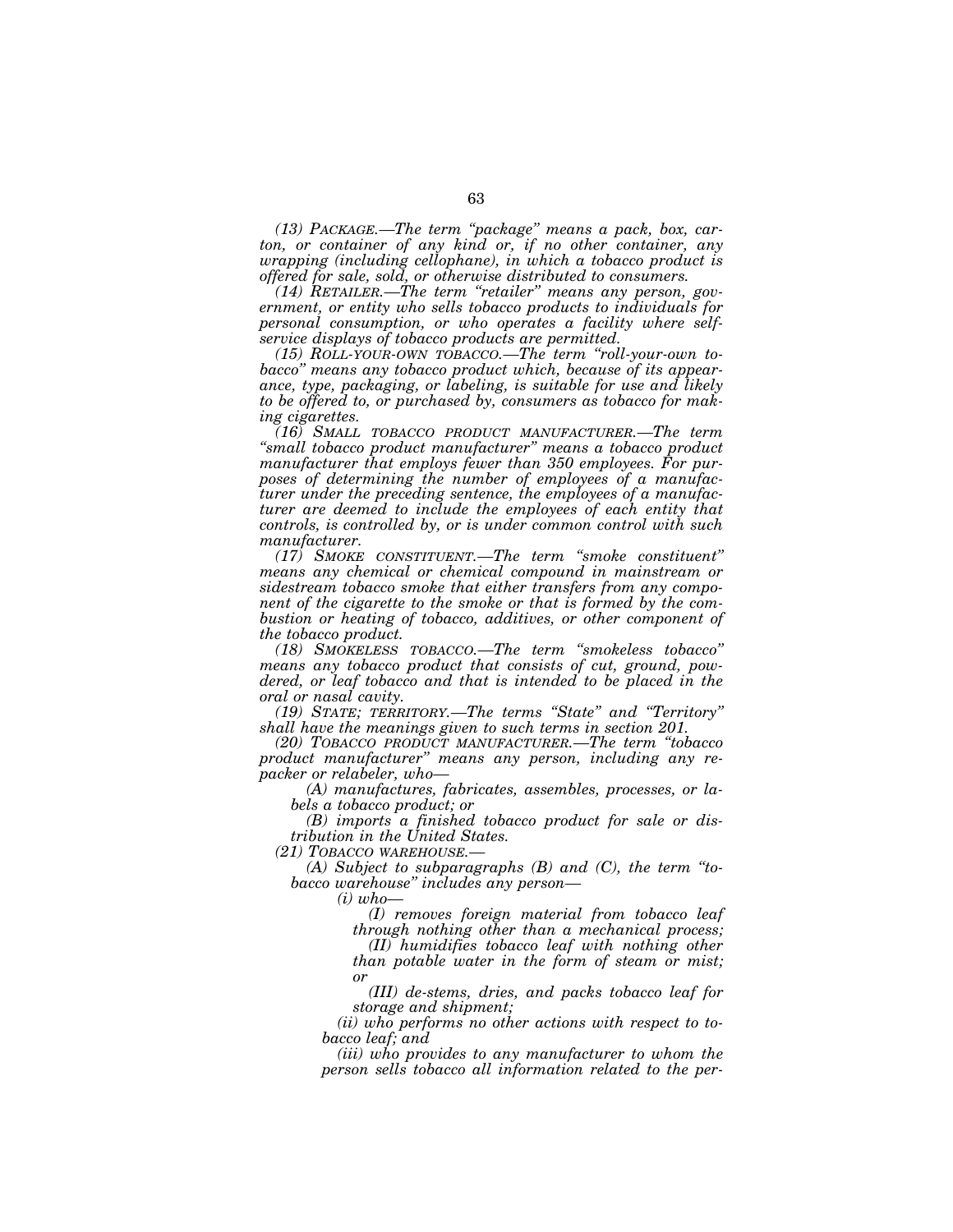*(13) PACKAGE.—The term "package" means a pack, box, carton, or container of any kind or, if no other container, any wrapping (including cellophane), in which a tobacco product is offered for sale, sold, or otherwise distributed to consumers.*

*(14) RETAILER.—The term "retailer" means any person, government, or entity who sells tobacco products to individuals for personal consumption, or who operates a facility where self-service displays of tobacco products are permitted.*

*(15) ROLL-YOUR-OWN TOBACCO.—The term "roll-your-own tobacco" means any tobacco product which, because of its appearance, type, packaging, or labeling, is suitable for use and likely to be offered to, or purchased by, consumers as tobacco for making cigarettes.*

*(16) SMALL TOBACCO PRODUCT MANUFACTURER.—The term "small tobacco product manufacturer" means a tobacco product manufacturer that employs fewer than 350 employees. For purposes of determining the number of employees of a manufacturer under the preceding sentence, the employees of a manufacturer are deemed to include the employees of each entity that controls, is controlled by, or is under common control with such manufacturer.*

*(17) SMOKE CONSTITUENT.—The term "smoke constituent" means any chemical or chemical compound in mainstream or sidestream tobacco smoke that either transfers from any component of the cigarette to the smoke or that is formed by the combustion or heating of tobacco, additives, or other component of the tobacco product.*

*(18) SMOKELESS TOBACCO.—The term "smokeless tobacco" means any tobacco product that consists of cut, ground, powdered, or leaf tobacco and that is intended to be placed in the oral or nasal cavity.*

*(19) STATE; TERRITORY.—The terms "State" and "Territory" shall have the meanings given to such terms in section 201.*

*(20) TOBACCO PRODUCT MANUFACTURER.—The term "tobacco product manufacturer" means any person, including any repacker or relabeler, who—*

*(A) manufactures, fabricates, assembles, processes, or labels a tobacco product; or*

*(B) imports a finished tobacco product for sale or distribution in the United States.*

*(21) TOBACCO WAREHOUSE.—*

*(A) Subject to subparagraphs (B) and (C), the term "tobacco warehouse" includes any person—*

*(i) who—*

*(I) removes foreign material from tobacco leaf through nothing other than a mechanical process;*

*(II) humidifies tobacco leaf with nothing other than potable water in the form of steam or mist; or*

*(III) de-stems, dries, and packs tobacco leaf for storage and shipment;*

*(ii) who performs no other actions with respect to tobacco leaf; and*

*(iii) who provides to any manufacturer to whom the person sells tobacco all information related to the per-*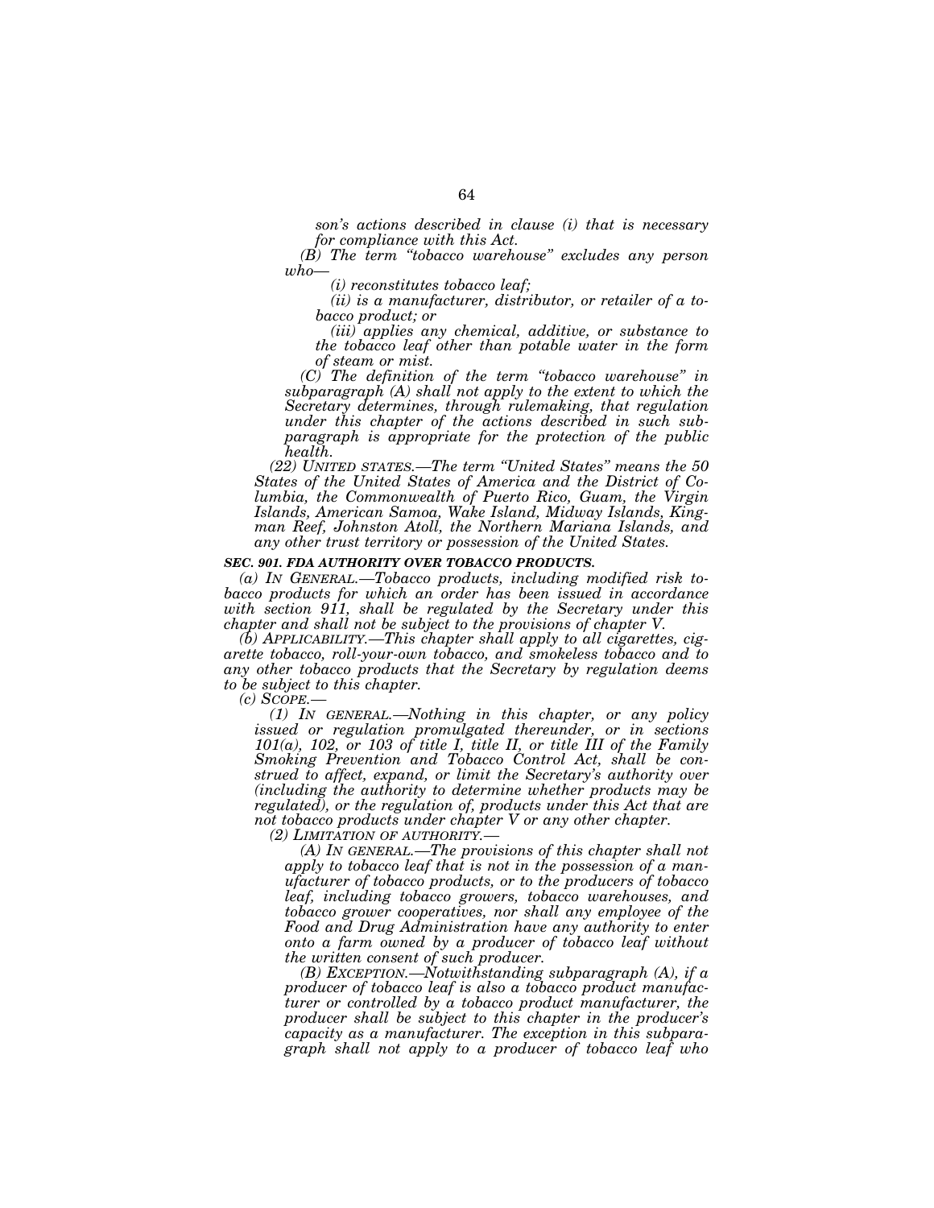*son's actions described in clause (i) that is necessary for compliance with this Act.*

*(B) The term "tobacco warehouse" excludes any person who—*

*(i) reconstitutes tobacco leaf;*

*(ii) is a manufacturer, distributor, or retailer of a tobacco product; or*

*(iii) applies any chemical, additive, or substance to the tobacco leaf other than potable water in the form of steam or mist.*

*(C) The definition of the term "tobacco warehouse" in subparagraph (A) shall not apply to the extent to which the Secretary determines, through rulemaking, that regulation under this chapter of the actions described in such subparagraph is appropriate for the protection of the public health.*

*(22) UNITED STATES.—The term "United States" means the 50 States of the United States of America and the District of Columbia, the Commonwealth of Puerto Rico, Guam, the Virgin Islands, American Samoa, Wake Island, Midway Islands, Kingman Reef, Johnston Atoll, the Northern Mariana Islands, and any other trust territory or possession of the United States.*

***SEC. 901. FDA AUTHORITY OVER TOBACCO PRODUCTS.***

*(a) IN GENERAL.—Tobacco products, including modified risk tobacco products for which an order has been issued in accordance with section 911, shall be regulated by the Secretary under this chapter and shall not be subject to the provisions of chapter V.*

*(b) APPLICABILITY.—This chapter shall apply to all cigarettes, cigarette tobacco, roll-your-own tobacco, and smokeless tobacco and to any other tobacco products that the Secretary by regulation deems to be subject to this chapter.*

*(c) SCOPE.—*

*(1) IN GENERAL.—Nothing in this chapter, or any policy issued or regulation promulgated thereunder, or in sections 101(a), 102, or 103 of title I, title II, or title III of the Family Smoking Prevention and Tobacco Control Act, shall be construed to affect, expand, or limit the Secretary's authority over (including the authority to determine whether products may be regulated), or the regulation of, products under this Act that are not tobacco products under chapter V or any other chapter.*

*(2) LIMITATION OF AUTHORITY.—*

*(A) IN GENERAL.—The provisions of this chapter shall not apply to tobacco leaf that is not in the possession of a manufacturer of tobacco products, or to the producers of tobacco leaf, including tobacco growers, tobacco warehouses, and tobacco grower cooperatives, nor shall any employee of the Food and Drug Administration have any authority to enter onto a farm owned by a producer of tobacco leaf without the written consent of such producer.*

*(B) EXCEPTION.—Notwithstanding subparagraph (A), if a producer of tobacco leaf is also a tobacco product manufacturer or controlled by a tobacco product manufacturer, the producer shall be subject to this chapter in the producer's capacity as a manufacturer. The exception in this subparagraph shall not apply to a producer of tobacco leaf who*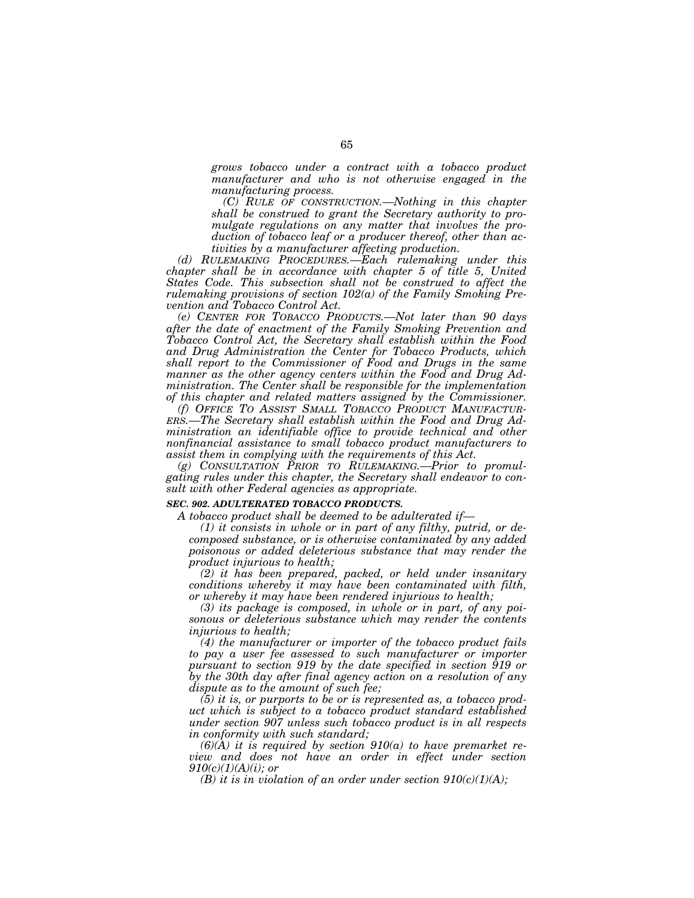*grows tobacco under a contract with a tobacco product manufacturer and who is not otherwise engaged in the manufacturing process.*

*(C) RULE OF CONSTRUCTION.—Nothing in this chapter shall be construed to grant the Secretary authority to promulgate regulations on any matter that involves the production of tobacco leaf or a producer thereof, other than activities by a manufacturer affecting production.*

*(d) RULEMAKING PROCEDURES.—Each rulemaking under this chapter shall be in accordance with chapter 5 of title 5, United States Code. This subsection shall not be construed to affect the rulemaking provisions of section 102(a) of the Family Smoking Prevention and Tobacco Control Act.*

*(e) CENTER FOR TOBACCO PRODUCTS.—Not later than 90 days after the date of enactment of the Family Smoking Prevention and Tobacco Control Act, the Secretary shall establish within the Food and Drug Administration the Center for Tobacco Products, which shall report to the Commissioner of Food and Drugs in the same manner as the other agency centers within the Food and Drug Administration. The Center shall be responsible for the implementation of this chapter and related matters assigned by the Commissioner.*

*(f) OFFICE TO ASSIST SMALL TOBACCO PRODUCT MANUFACTURERS.—The Secretary shall establish within the Food and Drug Administration an identifiable office to provide technical and other nonfinancial assistance to small tobacco product manufacturers to assist them in complying with the requirements of this Act.*

*(g) CONSULTATION PRIOR TO RULEMAKING.—Prior to promulgating rules under this chapter, the Secretary shall endeavor to consult with other Federal agencies as appropriate.*

***SEC. 902. ADULTERATED TOBACCO PRODUCTS.***

*A tobacco product shall be deemed to be adulterated if—*

*(1) it consists in whole or in part of any filthy, putrid, or decomposed substance, or is otherwise contaminated by any added poisonous or added deleterious substance that may render the product injurious to health;*

*(2) it has been prepared, packed, or held under insanitary conditions whereby it may have been contaminated with filth, or whereby it may have been rendered injurious to health;*

*(3) its package is composed, in whole or in part, of any poisonous or deleterious substance which may render the contents injurious to health;*

*(4) the manufacturer or importer of the tobacco product fails to pay a user fee assessed to such manufacturer or importer pursuant to section 919 by the date specified in section 919 or by the 30th day after final agency action on a resolution of any dispute as to the amount of such fee;*

*(5) it is, or purports to be or is represented as, a tobacco product which is subject to a tobacco product standard established under section 907 unless such tobacco product is in all respects in conformity with such standard;*

*(6)(A) it is required by section 910(a) to have premarket review and does not have an order in effect under section 910(c)(1)(A)(i); or*

*(B) it is in violation of an order under section 910(c)(1)(A);*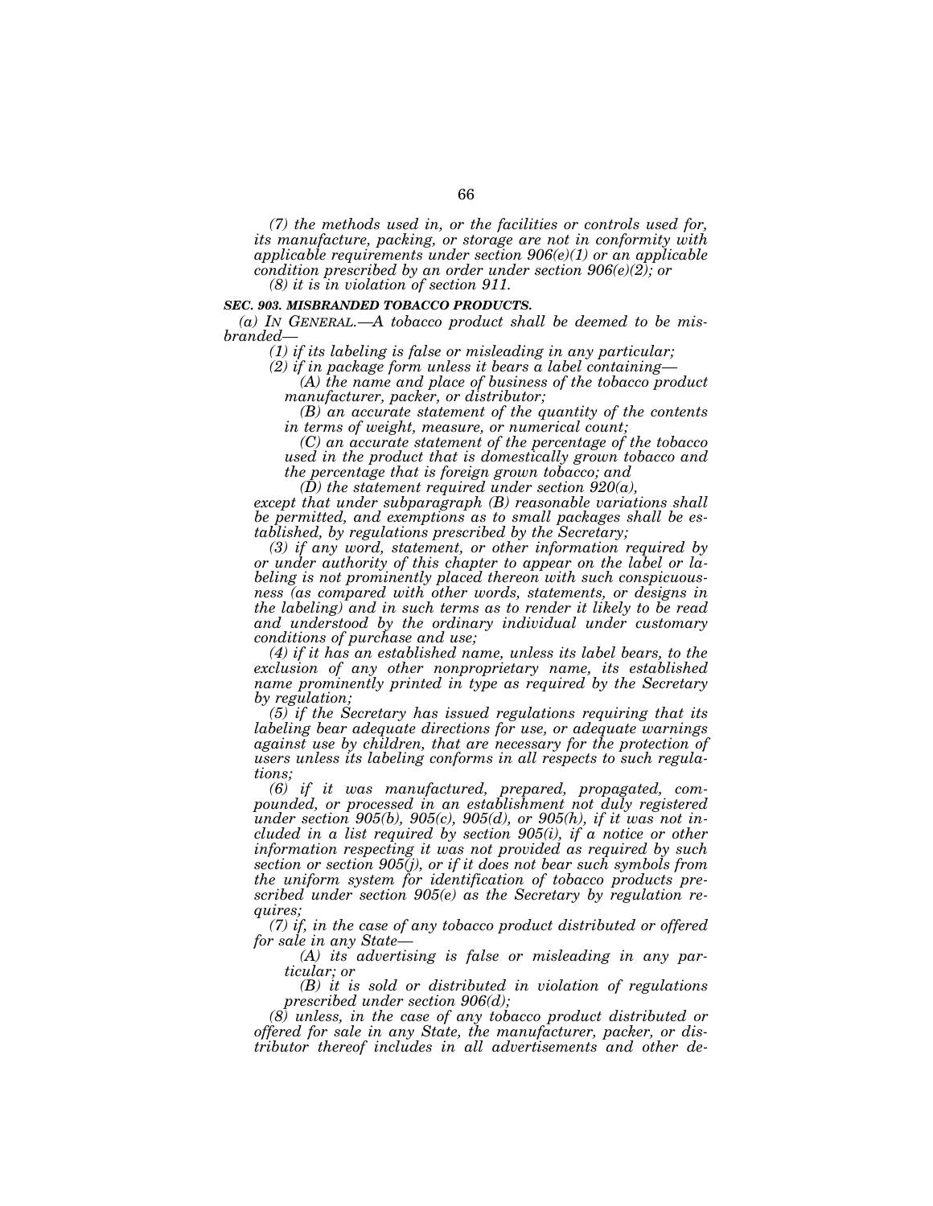*(7) the methods used in, or the facilities or controls used for, its manufacture, packing, or storage are not in conformity with applicable requirements under section 906(e)(1) or an applicable condition prescribed by an order under section 906(e)(2); or*

*(8) it is in violation of section 911.*

***SEC. 903. MISBRANDED TOBACCO PRODUCTS.***

*(a) IN GENERAL.—A tobacco product shall be deemed to be misbranded—*

*(1) if its labeling is false or misleading in any particular;*

*(2) if in package form unless it bears a label containing—*

*(A) the name and place of business of the tobacco product manufacturer, packer, or distributor;*

*(B) an accurate statement of the quantity of the contents in terms of weight, measure, or numerical count;*

*(C) an accurate statement of the percentage of the tobacco used in the product that is domestically grown tobacco and the percentage that is foreign grown tobacco; and*

*(D) the statement required under section 920(a),*

*except that under subparagraph (B) reasonable variations shall be permitted, and exemptions as to small packages shall be established, by regulations prescribed by the Secretary;*

*(3) if any word, statement, or other information required by or under authority of this chapter to appear on the label or labeling is not prominently placed thereon with such conspicuousness (as compared with other words, statements, or designs in the labeling) and in such terms as to render it likely to be read and understood by the ordinary individual under customary conditions of purchase and use;*

*(4) if it has an established name, unless its label bears, to the exclusion of any other nonproprietary name, its established name prominently printed in type as required by the Secretary by regulation;*

*(5) if the Secretary has issued regulations requiring that its labeling bear adequate directions for use, or adequate warnings against use by children, that are necessary for the protection of users unless its labeling conforms in all respects to such regulations;*

*(6) if it was manufactured, prepared, propagated, compounded, or processed in an establishment not duly registered under section 905(b), 905(c), 905(d), or 905(h), if it was not included in a list required by section 905(i), if a notice or other information respecting it was not provided as required by such section or section 905(j), or if it does not bear such symbols from the uniform system for identification of tobacco products prescribed under section 905(e) as the Secretary by regulation requires;*

*(7) if, in the case of any tobacco product distributed or offered for sale in any State—*

*(A) its advertising is false or misleading in any particular; or*

*(B) it is sold or distributed in violation of regulations prescribed under section 906(d);*

*(8) unless, in the case of any tobacco product distributed or offered for sale in any State, the manufacturer, packer, or distributor thereof includes in all advertisements and other de-*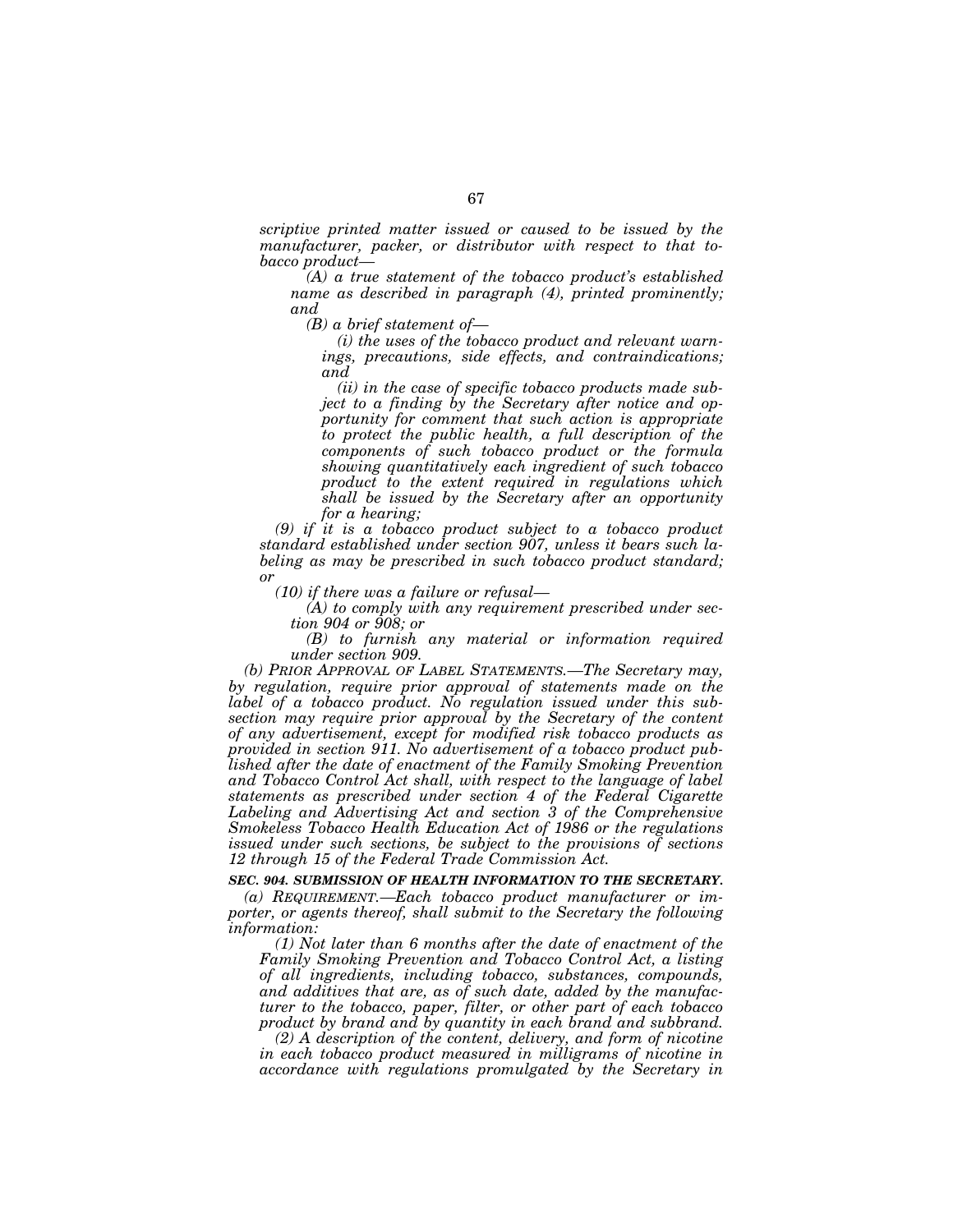*scriptive printed matter issued or caused to be issued by the manufacturer, packer, or distributor with respect to that tobacco product—*

*(A) a true statement of the tobacco product's established name as described in paragraph (4), printed prominently; and*

*(B) a brief statement of—*

*(i) the uses of the tobacco product and relevant warnings, precautions, side effects, and contraindications; and*

*(ii) in the case of specific tobacco products made subject to a finding by the Secretary after notice and opportunity for comment that such action is appropriate to protect the public health, a full description of the components of such tobacco product or the formula showing quantitatively each ingredient of such tobacco product to the extent required in regulations which shall be issued by the Secretary after an opportunity for a hearing;*

*(9) if it is a tobacco product subject to a tobacco product standard established under section 907, unless it bears such labeling as may be prescribed in such tobacco product standard; or*

*(10) if there was a failure or refusal—*

*(A) to comply with any requirement prescribed under section 904 or 908; or*

*(B) to furnish any material or information required under section 909.*

*(b) PRIOR APPROVAL OF LABEL STATEMENTS.—The Secretary may, by regulation, require prior approval of statements made on the label of a tobacco product. No regulation issued under this subsection may require prior approval by the Secretary of the content of any advertisement, except for modified risk tobacco products as provided in section 911. No advertisement of a tobacco product published after the date of enactment of the Family Smoking Prevention and Tobacco Control Act shall, with respect to the language of label statements as prescribed under section 4 of the Federal Cigarette Labeling and Advertising Act and section 3 of the Comprehensive Smokeless Tobacco Health Education Act of 1986 or the regulations issued under such sections, be subject to the provisions of sections 12 through 15 of the Federal Trade Commission Act.*

***SEC. 904. SUBMISSION OF HEALTH INFORMATION TO THE SECRETARY.***

*(a) REQUIREMENT.—Each tobacco product manufacturer or importer, or agents thereof, shall submit to the Secretary the following information:*

*(1) Not later than 6 months after the date of enactment of the Family Smoking Prevention and Tobacco Control Act, a listing of all ingredients, including tobacco, substances, compounds, and additives that are, as of such date, added by the manufacturer to the tobacco, paper, filter, or other part of each tobacco product by brand and by quantity in each brand and subbrand.*

*(2) A description of the content, delivery, and form of nicotine in each tobacco product measured in milligrams of nicotine in accordance with regulations promulgated by the Secretary in*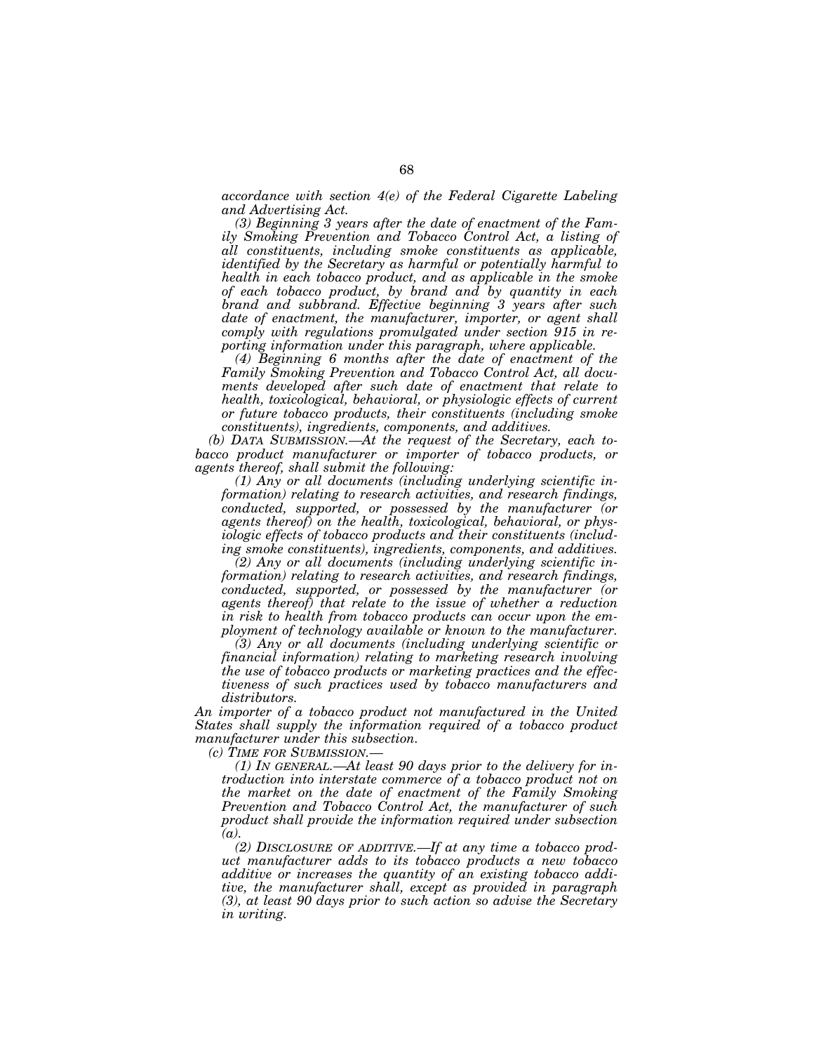*accordance with section 4(e) of the Federal Cigarette Labeling and Advertising Act.*

*(3) Beginning 3 years after the date of enactment of the Family Smoking Prevention and Tobacco Control Act, a listing of all constituents, including smoke constituents as applicable, identified by the Secretary as harmful or potentially harmful to health in each tobacco product, and as applicable in the smoke of each tobacco product, by brand and by quantity in each brand and subbrand. Effective beginning 3 years after such date of enactment, the manufacturer, importer, or agent shall comply with regulations promulgated under section 915 in reporting information under this paragraph, where applicable.*

*(4) Beginning 6 months after the date of enactment of the Family Smoking Prevention and Tobacco Control Act, all documents developed after such date of enactment that relate to health, toxicological, behavioral, or physiologic effects of current or future tobacco products, their constituents (including smoke constituents), ingredients, components, and additives.*

*(b) DATA SUBMISSION.—At the request of the Secretary, each tobacco product manufacturer or importer of tobacco products, or agents thereof, shall submit the following:*

*(1) Any or all documents (including underlying scientific information) relating to research activities, and research findings, conducted, supported, or possessed by the manufacturer (or agents thereof) on the health, toxicological, behavioral, or physiologic effects of tobacco products and their constituents (including smoke constituents), ingredients, components, and additives.*

*(2) Any or all documents (including underlying scientific information) relating to research activities, and research findings, conducted, supported, or possessed by the manufacturer (or agents thereof) that relate to the issue of whether a reduction in risk to health from tobacco products can occur upon the employment of technology available or known to the manufacturer.*

*(3) Any or all documents (including underlying scientific or financial information) relating to marketing research involving the use of tobacco products or marketing practices and the effectiveness of such practices used by tobacco manufacturers and distributors.*

*An importer of a tobacco product not manufactured in the United States shall supply the information required of a tobacco product manufacturer under this subsection.*

*(c) TIME FOR SUBMISSION.—*

*(1) IN GENERAL.—At least 90 days prior to the delivery for introduction into interstate commerce of a tobacco product not on the market on the date of enactment of the Family Smoking Prevention and Tobacco Control Act, the manufacturer of such product shall provide the information required under subsection (a).*

*(2) DISCLOSURE OF ADDITIVE.—If at any time a tobacco product manufacturer adds to its tobacco products a new tobacco additive or increases the quantity of an existing tobacco additive, the manufacturer shall, except as provided in paragraph (3), at least 90 days prior to such action so advise the Secretary in writing.*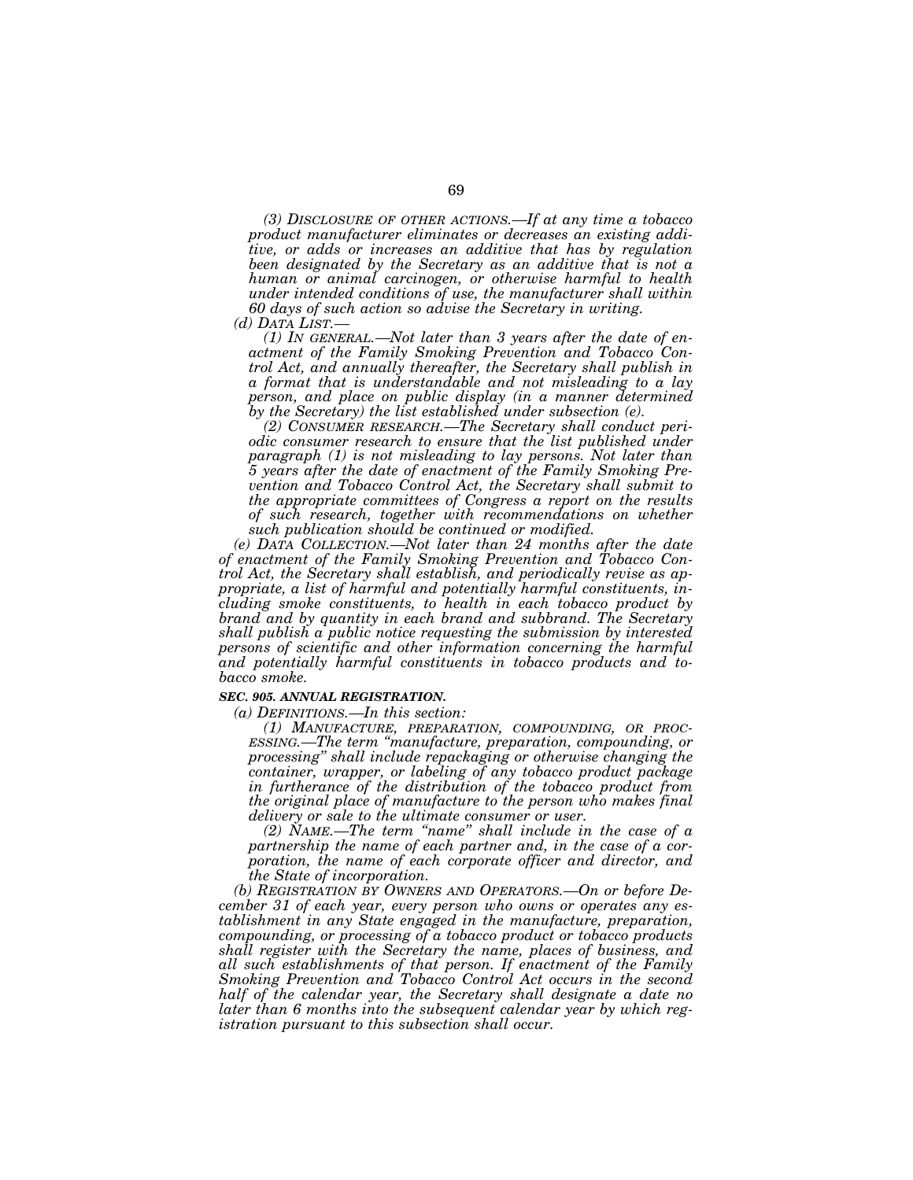*(3) DISCLOSURE OF OTHER ACTIONS.—If at any time a tobacco product manufacturer eliminates or decreases an existing additive, or adds or increases an additive that has by regulation been designated by the Secretary as an additive that is not a human or animal carcinogen, or otherwise harmful to health under intended conditions of use, the manufacturer shall within 60 days of such action so advise the Secretary in writing.*

*(d) DATA LIST.—*

*(1) IN GENERAL.—Not later than 3 years after the date of enactment of the Family Smoking Prevention and Tobacco Control Act, and annually thereafter, the Secretary shall publish in a format that is understandable and not misleading to a lay person, and place on public display (in a manner determined by the Secretary) the list established under subsection (e).*

*(2) CONSUMER RESEARCH.—The Secretary shall conduct periodic consumer research to ensure that the list published under paragraph (1) is not misleading to lay persons. Not later than 5 years after the date of enactment of the Family Smoking Prevention and Tobacco Control Act, the Secretary shall submit to the appropriate committees of Congress a report on the results of such research, together with recommendations on whether such publication should be continued or modified.*

*(e) DATA COLLECTION.—Not later than 24 months after the date of enactment of the Family Smoking Prevention and Tobacco Control Act, the Secretary shall establish, and periodically revise as appropriate, a list of harmful and potentially harmful constituents, including smoke constituents, to health in each tobacco product by brand and by quantity in each brand and subbrand. The Secretary shall publish a public notice requesting the submission by interested persons of scientific and other information concerning the harmful and potentially harmful constituents in tobacco products and tobacco smoke.*

***SEC. 905. ANNUAL REGISTRATION.***

*(a) DEFINITIONS.—In this section:*

*(1) MANUFACTURE, PREPARATION, COMPOUNDING, OR PROCESSING.—The term "manufacture, preparation, compounding, or processing" shall include repackaging or otherwise changing the container, wrapper, or labeling of any tobacco product package in furtherance of the distribution of the tobacco product from the original place of manufacture to the person who makes final delivery or sale to the ultimate consumer or user.*

*(2) NAME.—The term "name" shall include in the case of a partnership the name of each partner and, in the case of a corporation, the name of each corporate officer and director, and the State of incorporation.*

*(b) REGISTRATION BY OWNERS AND OPERATORS.—On or before December 31 of each year, every person who owns or operates any establishment in any State engaged in the manufacture, preparation, compounding, or processing of a tobacco product or tobacco products shall register with the Secretary the name, places of business, and all such establishments of that person. If enactment of the Family Smoking Prevention and Tobacco Control Act occurs in the second half of the calendar year, the Secretary shall designate a date no later than 6 months into the subsequent calendar year by which registration pursuant to this subsection shall occur.*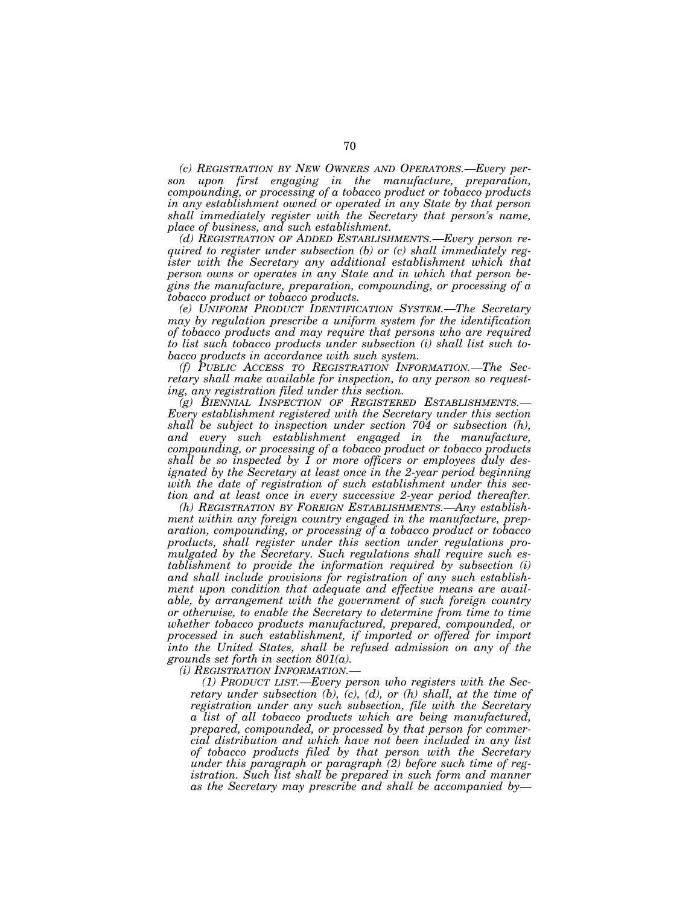*(c) REGISTRATION BY NEW OWNERS AND OPERATORS.—Every person upon first engaging in the manufacture, preparation, compounding, or processing of a tobacco product or tobacco products in any establishment owned or operated in any State by that person shall immediately register with the Secretary that person's name, place of business, and such establishment.*

*(d) REGISTRATION OF ADDED ESTABLISHMENTS.—Every person required to register under subsection (b) or (c) shall immediately register with the Secretary any additional establishment which that person owns or operates in any State and in which that person begins the manufacture, preparation, compounding, or processing of a tobacco product or tobacco products.*

*(e) UNIFORM PRODUCT IDENTIFICATION SYSTEM.—The Secretary may by regulation prescribe a uniform system for the identification of tobacco products and may require that persons who are required to list such tobacco products under subsection (i) shall list such tobacco products in accordance with such system.*

*(f) PUBLIC ACCESS TO REGISTRATION INFORMATION.—The Secretary shall make available for inspection, to any person so requesting, any registration filed under this section.*

*(g) BIENNIAL INSPECTION OF REGISTERED ESTABLISHMENTS.—Every establishment registered with the Secretary under this section shall be subject to inspection under section 704 or subsection (h), and every such establishment engaged in the manufacture, compounding, or processing of a tobacco product or tobacco products shall be so inspected by 1 or more officers or employees duly designated by the Secretary at least once in the 2-year period beginning with the date of registration of such establishment under this section and at least once in every successive 2-year period thereafter.*

*(h) REGISTRATION BY FOREIGN ESTABLISHMENTS.—Any establishment within any foreign country engaged in the manufacture, preparation, compounding, or processing of a tobacco product or tobacco products, shall register under this section under regulations promulgated by the Secretary. Such regulations shall require such establishment to provide the information required by subsection (i) and shall include provisions for registration of any such establishment upon condition that adequate and effective means are available, by arrangement with the government of such foreign country or otherwise, to enable the Secretary to determine from time to time whether tobacco products manufactured, prepared, compounded, or processed in such establishment, if imported or offered for import into the United States, shall be refused admission on any of the grounds set forth in section 801(a).*

*(i) REGISTRATION INFORMATION.—*

*(1) PRODUCT LIST.—Every person who registers with the Secretary under subsection (b), (c), (d), or (h) shall, at the time of registration under any such subsection, file with the Secretary a list of all tobacco products which are being manufactured, prepared, compounded, or processed by that person for commercial distribution and which have not been included in any list of tobacco products filed by that person with the Secretary under this paragraph or paragraph (2) before such time of registration. Such list shall be prepared in such form and manner as the Secretary may prescribe and shall be accompanied by—*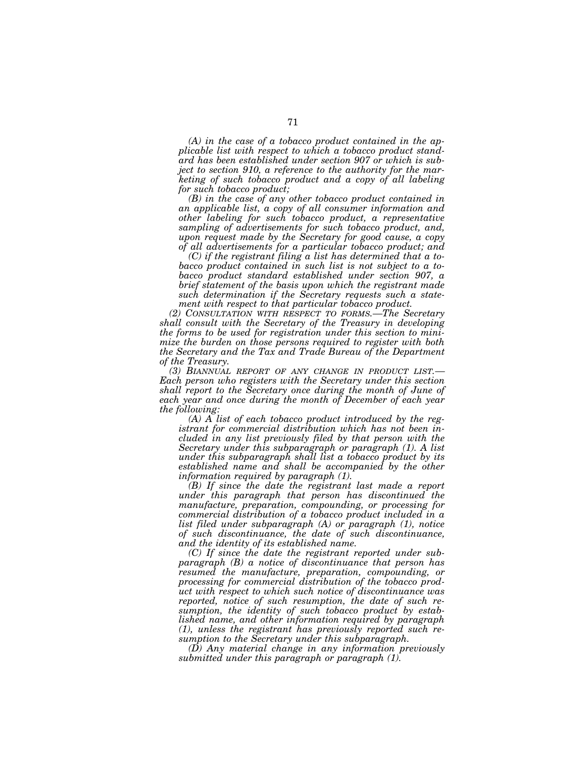*(A) in the case of a tobacco product contained in the applicable list with respect to which a tobacco product standard has been established under section 907 or which is subject to section 910, a reference to the authority for the marketing of such tobacco product and a copy of all labeling for such tobacco product;*

*(B) in the case of any other tobacco product contained in an applicable list, a copy of all consumer information and other labeling for such tobacco product, a representative sampling of advertisements for such tobacco product, and, upon request made by the Secretary for good cause, a copy of all advertisements for a particular tobacco product; and*

*(C) if the registrant filing a list has determined that a tobacco product contained in such list is not subject to a tobacco product standard established under section 907, a brief statement of the basis upon which the registrant made such determination if the Secretary requests such a statement with respect to that particular tobacco product.*

*(2) CONSULTATION WITH RESPECT TO FORMS.—The Secretary shall consult with the Secretary of the Treasury in developing the forms to be used for registration under this section to minimize the burden on those persons required to register with both the Secretary and the Tax and Trade Bureau of the Department of the Treasury.*

*(3) BIANNUAL REPORT OF ANY CHANGE IN PRODUCT LIST.—Each person who registers with the Secretary under this section shall report to the Secretary once during the month of June of each year and once during the month of December of each year the following:*

*(A) A list of each tobacco product introduced by the registrant for commercial distribution which has not been included in any list previously filed by that person with the Secretary under this subparagraph or paragraph (1). A list under this subparagraph shall list a tobacco product by its established name and shall be accompanied by the other information required by paragraph (1).*

*(B) If since the date the registrant last made a report under this paragraph that person has discontinued the manufacture, preparation, compounding, or processing for commercial distribution of a tobacco product included in a list filed under subparagraph (A) or paragraph (1), notice of such discontinuance, the date of such discontinuance, and the identity of its established name.*

*(C) If since the date the registrant reported under subparagraph (B) a notice of discontinuance that person has resumed the manufacture, preparation, compounding, or processing for commercial distribution of the tobacco product with respect to which such notice of discontinuance was reported, notice of such resumption, the date of such resumption, the identity of such tobacco product by established name, and other information required by paragraph (1), unless the registrant has previously reported such resumption to the Secretary under this subparagraph.*

*(D) Any material change in any information previously submitted under this paragraph or paragraph (1).*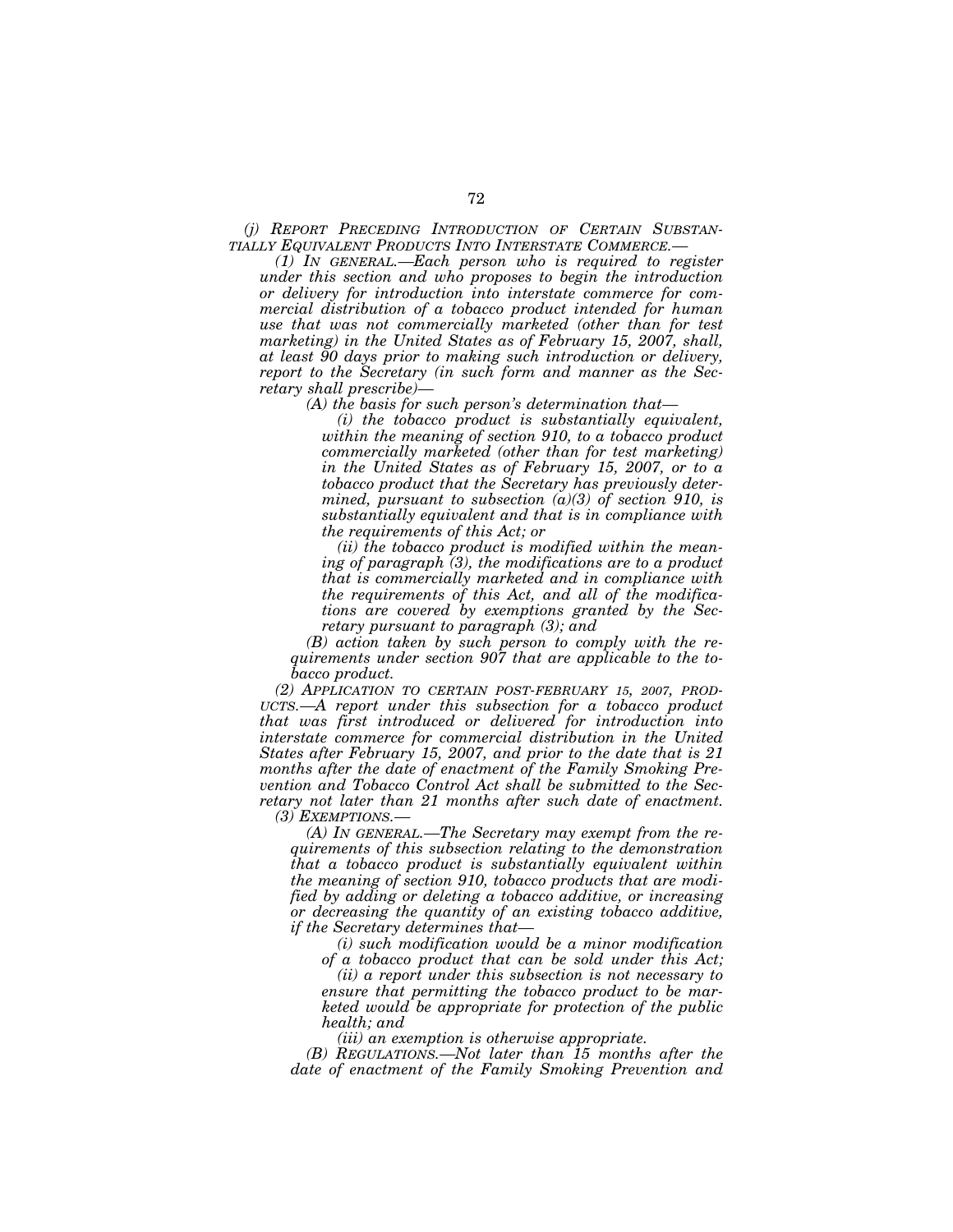*(j) REPORT PRECEDING INTRODUCTION OF CERTAIN SUBSTANTIALLY EQUIVALENT PRODUCTS INTO INTERSTATE COMMERCE.—*

*(1) IN GENERAL.—Each person who is required to register under this section and who proposes to begin the introduction or delivery for introduction into interstate commerce for commercial distribution of a tobacco product intended for human use that was not commercially marketed (other than for test marketing) in the United States as of February 15, 2007, shall, at least 90 days prior to making such introduction or delivery, report to the Secretary (in such form and manner as the Secretary shall prescribe)—*

*(A) the basis for such person's determination that—*

*(i) the tobacco product is substantially equivalent, within the meaning of section 910, to a tobacco product commercially marketed (other than for test marketing) in the United States as of February 15, 2007, or to a tobacco product that the Secretary has previously determined, pursuant to subsection (a)(3) of section 910, is substantially equivalent and that is in compliance with the requirements of this Act; or*

*(ii) the tobacco product is modified within the meaning of paragraph (3), the modifications are to a product that is commercially marketed and in compliance with the requirements of this Act, and all of the modifications are covered by exemptions granted by the Secretary pursuant to paragraph (3); and*

*(B) action taken by such person to comply with the requirements under section 907 that are applicable to the tobacco product.*

*(2) APPLICATION TO CERTAIN POST-FEBRUARY 15, 2007, PRODUCTS.—A report under this subsection for a tobacco product that was first introduced or delivered for introduction into interstate commerce for commercial distribution in the United States after February 15, 2007, and prior to the date that is 21 months after the date of enactment of the Family Smoking Prevention and Tobacco Control Act shall be submitted to the Secretary not later than 21 months after such date of enactment.*

*(3) EXEMPTIONS.—*

*(A) IN GENERAL.—The Secretary may exempt from the requirements of this subsection relating to the demonstration that a tobacco product is substantially equivalent within the meaning of section 910, tobacco products that are modified by adding or deleting a tobacco additive, or increasing or decreasing the quantity of an existing tobacco additive, if the Secretary determines that—*

*(i) such modification would be a minor modification of a tobacco product that can be sold under this Act;*

*(ii) a report under this subsection is not necessary to ensure that permitting the tobacco product to be marketed would be appropriate for protection of the public health; and*

*(iii) an exemption is otherwise appropriate.*

*(B) REGULATIONS.—Not later than 15 months after the date of enactment of the Family Smoking Prevention and*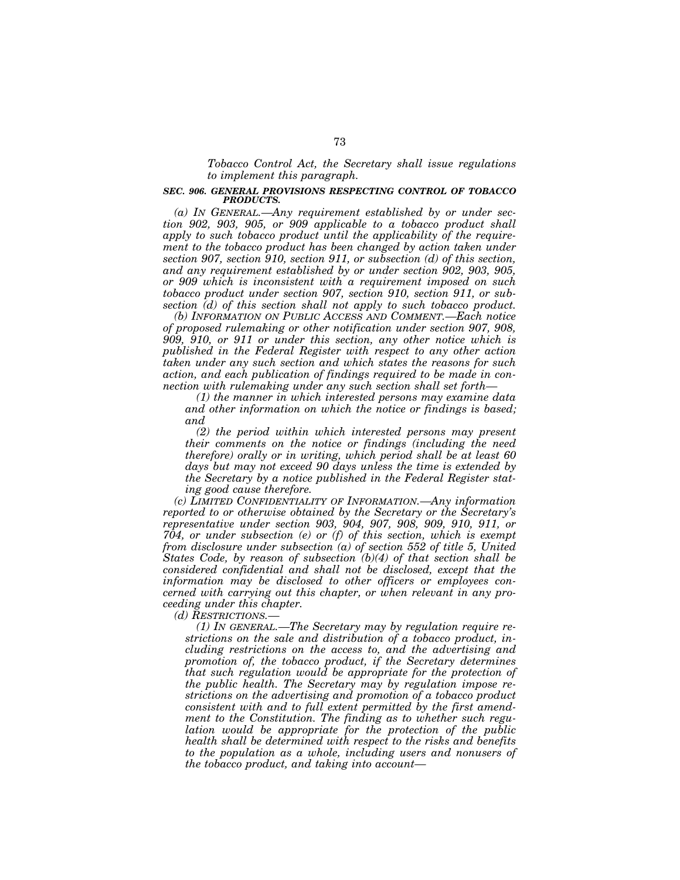*Tobacco Control Act, the Secretary shall issue regulations to implement this paragraph.*

***SEC. 906. GENERAL PROVISIONS RESPECTING CONTROL OF TOBACCO PRODUCTS.***

*(a) IN GENERAL.—Any requirement established by or under section 902, 903, 905, or 909 applicable to a tobacco product shall apply to such tobacco product until the applicability of the requirement to the tobacco product has been changed by action taken under section 907, section 910, section 911, or subsection (d) of this section, and any requirement established by or under section 902, 903, 905, or 909 which is inconsistent with a requirement imposed on such tobacco product under section 907, section 910, section 911, or subsection (d) of this section shall not apply to such tobacco product.*

*(b) INFORMATION ON PUBLIC ACCESS AND COMMENT.—Each notice of proposed rulemaking or other notification under section 907, 908, 909, 910, or 911 or under this section, any other notice which is published in the Federal Register with respect to any other action taken under any such section and which states the reasons for such action, and each publication of findings required to be made in connection with rulemaking under any such section shall set forth—*

*(1) the manner in which interested persons may examine data and other information on which the notice or findings is based; and*

*(2) the period within which interested persons may present their comments on the notice or findings (including the need therefore) orally or in writing, which period shall be at least 60 days but may not exceed 90 days unless the time is extended by the Secretary by a notice published in the Federal Register stating good cause therefore.*

*(c) LIMITED CONFIDENTIALITY OF INFORMATION.—Any information reported to or otherwise obtained by the Secretary or the Secretary's representative under section 903, 904, 907, 908, 909, 910, 911, or 704, or under subsection (e) or (f) of this section, which is exempt from disclosure under subsection (a) of section 552 of title 5, United States Code, by reason of subsection (b)(4) of that section shall be considered confidential and shall not be disclosed, except that the information may be disclosed to other officers or employees concerned with carrying out this chapter, or when relevant in any proceeding under this chapter.*

*(d) RESTRICTIONS.—*

*(1) IN GENERAL.—The Secretary may by regulation require restrictions on the sale and distribution of a tobacco product, including restrictions on the access to, and the advertising and promotion of, the tobacco product, if the Secretary determines that such regulation would be appropriate for the protection of the public health. The Secretary may by regulation impose restrictions on the advertising and promotion of a tobacco product consistent with and to full extent permitted by the first amendment to the Constitution. The finding as to whether such regulation would be appropriate for the protection of the public health shall be determined with respect to the risks and benefits to the population as a whole, including users and nonusers of the tobacco product, and taking into account—*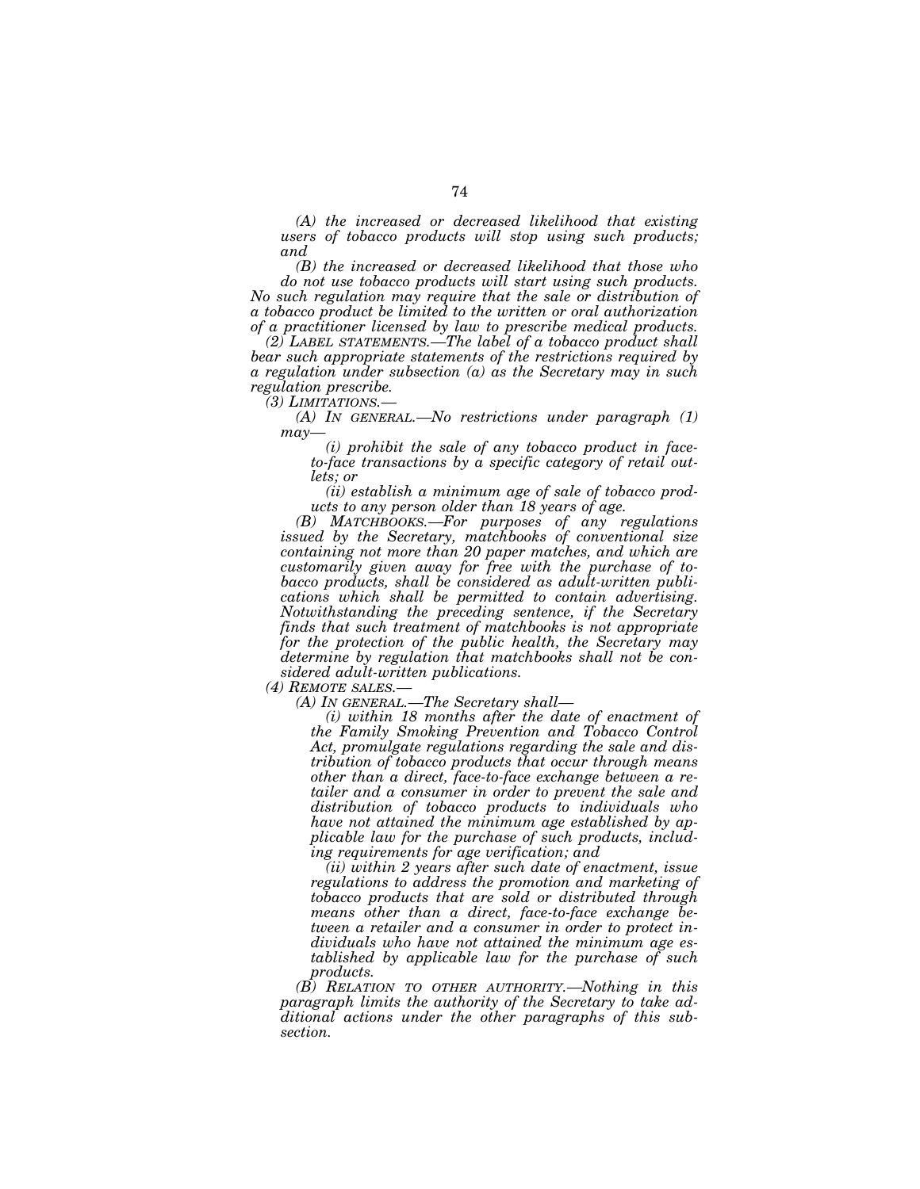*(A) the increased or decreased likelihood that existing users of tobacco products will stop using such products; and*

*(B) the increased or decreased likelihood that those who do not use tobacco products will start using such products.*

*No such regulation may require that the sale or distribution of a tobacco product be limited to the written or oral authorization of a practitioner licensed by law to prescribe medical products.*

*(2) LABEL STATEMENTS.—The label of a tobacco product shall bear such appropriate statements of the restrictions required by a regulation under subsection (a) as the Secretary may in such regulation prescribe.*

*(3) LIMITATIONS.—*

*(A) IN GENERAL.—No restrictions under paragraph (1) may—*

*(i) prohibit the sale of any tobacco product in face-to-face transactions by a specific category of retail outlets; or*

*(ii) establish a minimum age of sale of tobacco products to any person older than 18 years of age.*

*(B) MATCHBOOKS.—For purposes of any regulations issued by the Secretary, matchbooks of conventional size containing not more than 20 paper matches, and which are customarily given away for free with the purchase of tobacco products, shall be considered as adult-written publications which shall be permitted to contain advertising. Notwithstanding the preceding sentence, if the Secretary finds that such treatment of matchbooks is not appropriate for the protection of the public health, the Secretary may determine by regulation that matchbooks shall not be considered adult-written publications.*

*(4) REMOTE SALES.—*

*(A) IN GENERAL.—The Secretary shall—*

*(i) within 18 months after the date of enactment of the Family Smoking Prevention and Tobacco Control Act, promulgate regulations regarding the sale and distribution of tobacco products that occur through means other than a direct, face-to-face exchange between a retailer and a consumer in order to prevent the sale and distribution of tobacco products to individuals who have not attained the minimum age established by applicable law for the purchase of such products, including requirements for age verification; and*

*(ii) within 2 years after such date of enactment, issue regulations to address the promotion and marketing of tobacco products that are sold or distributed through means other than a direct, face-to-face exchange between a retailer and a consumer in order to protect individuals who have not attained the minimum age established by applicable law for the purchase of such products.*

*(B) RELATION TO OTHER AUTHORITY.—Nothing in this paragraph limits the authority of the Secretary to take additional actions under the other paragraphs of this subsection.*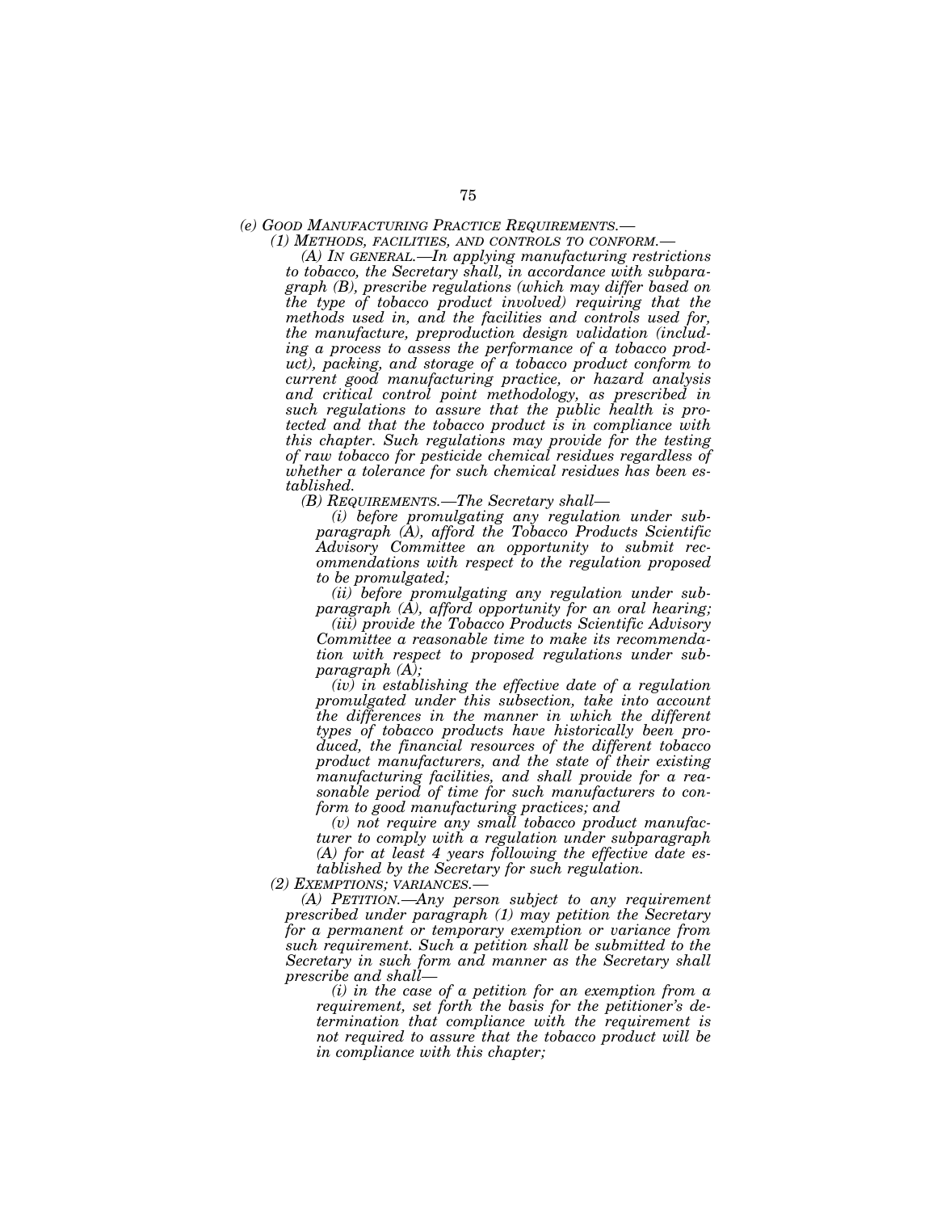*(e) GOOD MANUFACTURING PRACTICE REQUIREMENTS.—*

*(1) METHODS, FACILITIES, AND CONTROLS TO CONFORM.—*

*(A) IN GENERAL.—In applying manufacturing restrictions to tobacco, the Secretary shall, in accordance with subparagraph (B), prescribe regulations (which may differ based on the type of tobacco product involved) requiring that the methods used in, and the facilities and controls used for, the manufacture, preproduction design validation (including a process to assess the performance of a tobacco product), packing, and storage of a tobacco product conform to current good manufacturing practice, or hazard analysis and critical control point methodology, as prescribed in such regulations to assure that the public health is protected and that the tobacco product is in compliance with this chapter. Such regulations may provide for the testing of raw tobacco for pesticide chemical residues regardless of whether a tolerance for such chemical residues has been established.*

*(B) REQUIREMENTS.—The Secretary shall—*

*(i) before promulgating any regulation under subparagraph (A), afford the Tobacco Products Scientific Advisory Committee an opportunity to submit recommendations with respect to the regulation proposed to be promulgated;*

*(ii) before promulgating any regulation under subparagraph (A), afford opportunity for an oral hearing;*

*(iii) provide the Tobacco Products Scientific Advisory Committee a reasonable time to make its recommendation with respect to proposed regulations under subparagraph (A);*

*(iv) in establishing the effective date of a regulation promulgated under this subsection, take into account the differences in the manner in which the different types of tobacco products have historically been produced, the financial resources of the different tobacco product manufacturers, and the state of their existing manufacturing facilities, and shall provide for a reasonable period of time for such manufacturers to conform to good manufacturing practices; and*

*(v) not require any small tobacco product manufacturer to comply with a regulation under subparagraph (A) for at least 4 years following the effective date established by the Secretary for such regulation.*

*(2) EXEMPTIONS; VARIANCES.—*

*(A) PETITION.—Any person subject to any requirement prescribed under paragraph (1) may petition the Secretary for a permanent or temporary exemption or variance from such requirement. Such a petition shall be submitted to the Secretary in such form and manner as the Secretary shall prescribe and shall—*

*(i) in the case of a petition for an exemption from a requirement, set forth the basis for the petitioner's determination that compliance with the requirement is not required to assure that the tobacco product will be in compliance with this chapter;*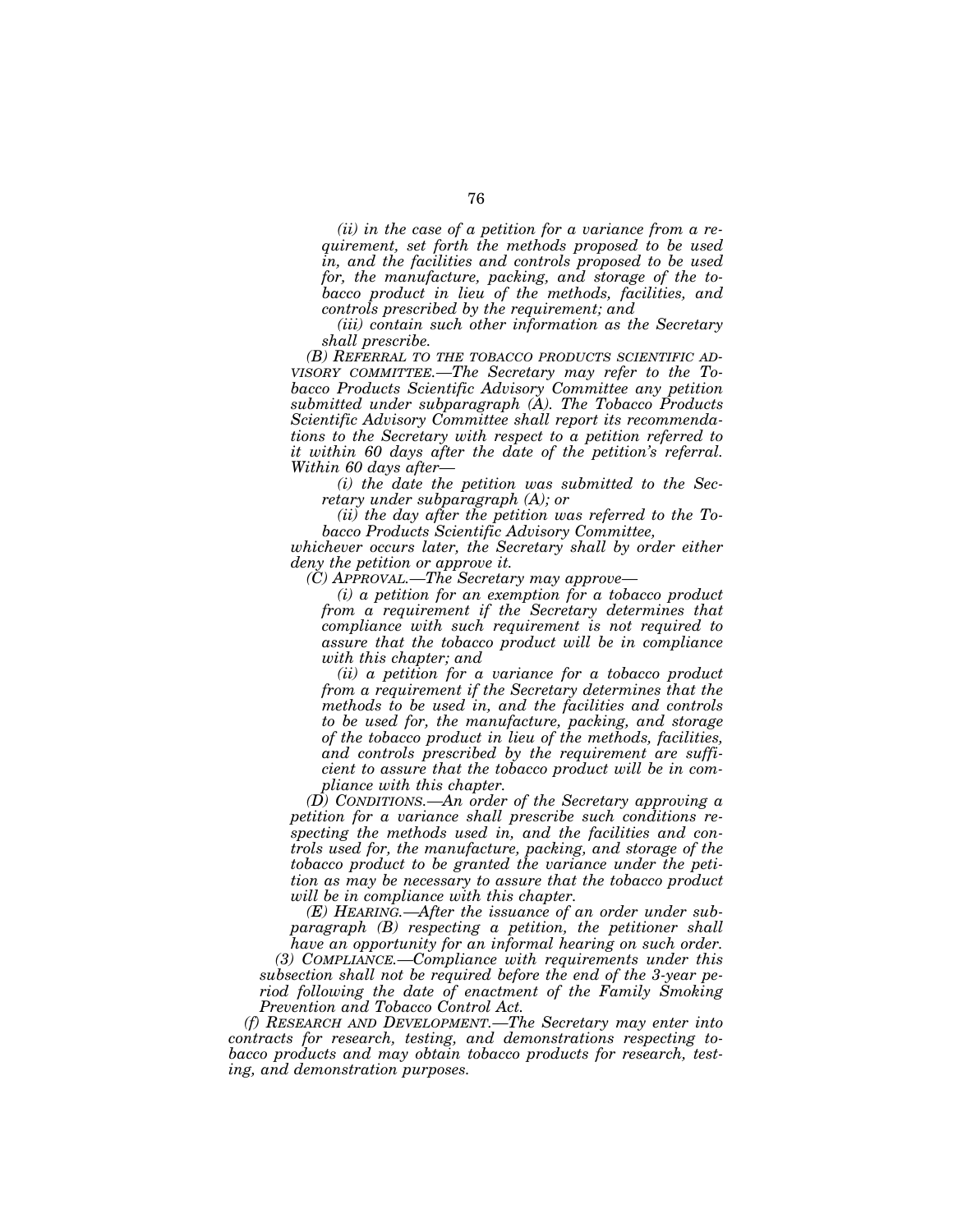*(ii) in the case of a petition for a variance from a requirement, set forth the methods proposed to be used in, and the facilities and controls proposed to be used for, the manufacture, packing, and storage of the tobacco product in lieu of the methods, facilities, and controls prescribed by the requirement; and*

*(iii) contain such other information as the Secretary shall prescribe.*

*(B) REFERRAL TO THE TOBACCO PRODUCTS SCIENTIFIC ADVISORY COMMITTEE.—The Secretary may refer to the Tobacco Products Scientific Advisory Committee any petition submitted under subparagraph (A). The Tobacco Products Scientific Advisory Committee shall report its recommendations to the Secretary with respect to a petition referred to it within 60 days after the date of the petition's referral. Within 60 days after—*

*(i) the date the petition was submitted to the Secretary under subparagraph (A); or*

*(ii) the day after the petition was referred to the Tobacco Products Scientific Advisory Committee,*

*whichever occurs later, the Secretary shall by order either deny the petition or approve it.*

*(C) APPROVAL.—The Secretary may approve—*

*(i) a petition for an exemption for a tobacco product from a requirement if the Secretary determines that compliance with such requirement is not required to assure that the tobacco product will be in compliance with this chapter; and*

*(ii) a petition for a variance for a tobacco product from a requirement if the Secretary determines that the methods to be used in, and the facilities and controls to be used for, the manufacture, packing, and storage of the tobacco product in lieu of the methods, facilities, and controls prescribed by the requirement are sufficient to assure that the tobacco product will be in compliance with this chapter.*

*(D) CONDITIONS.—An order of the Secretary approving a petition for a variance shall prescribe such conditions respecting the methods used in, and the facilities and controls used for, the manufacture, packing, and storage of the tobacco product to be granted the variance under the petition as may be necessary to assure that the tobacco product will be in compliance with this chapter.*

*(E) HEARING.—After the issuance of an order under subparagraph (B) respecting a petition, the petitioner shall have an opportunity for an informal hearing on such order.*

*(3) COMPLIANCE.—Compliance with requirements under this subsection shall not be required before the end of the 3-year period following the date of enactment of the Family Smoking Prevention and Tobacco Control Act.*

*(f) RESEARCH AND DEVELOPMENT.—The Secretary may enter into contracts for research, testing, and demonstrations respecting tobacco products and may obtain tobacco products for research, testing, and demonstration purposes.*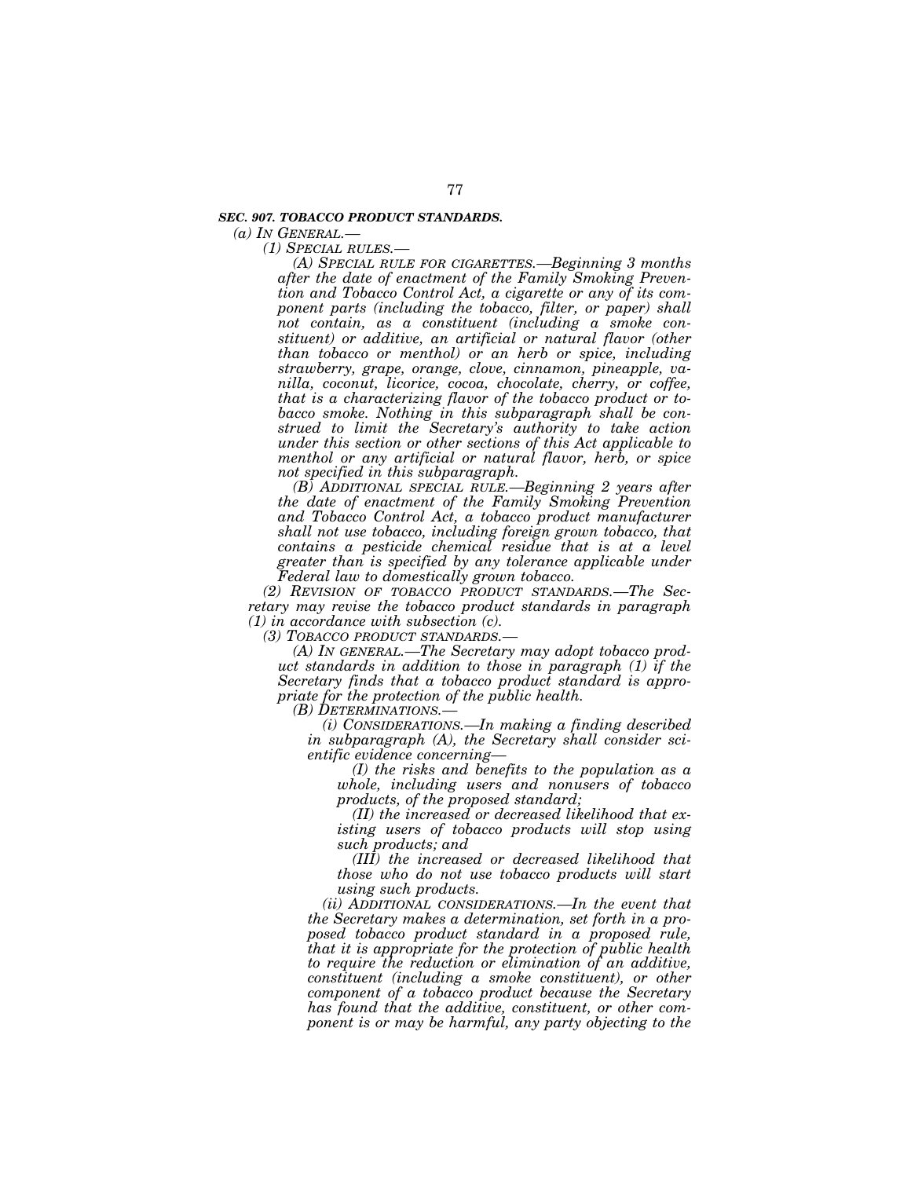***SEC. 907. TOBACCO PRODUCT STANDARDS.***

*(a) IN GENERAL.—*

*(1) SPECIAL RULES.—*

*(A) SPECIAL RULE FOR CIGARETTES.—Beginning 3 months after the date of enactment of the Family Smoking Prevention and Tobacco Control Act, a cigarette or any of its component parts (including the tobacco, filter, or paper) shall not contain, as a constituent (including a smoke constituent) or additive, an artificial or natural flavor (other than tobacco or menthol) or an herb or spice, including strawberry, grape, orange, clove, cinnamon, pineapple, vanilla, coconut, licorice, cocoa, chocolate, cherry, or coffee, that is a characterizing flavor of the tobacco product or tobacco smoke. Nothing in this subparagraph shall be construed to limit the Secretary's authority to take action under this section or other sections of this Act applicable to menthol or any artificial or natural flavor, herb, or spice not specified in this subparagraph.*

*(B) ADDITIONAL SPECIAL RULE.—Beginning 2 years after the date of enactment of the Family Smoking Prevention and Tobacco Control Act, a tobacco product manufacturer shall not use tobacco, including foreign grown tobacco, that contains a pesticide chemical residue that is at a level greater than is specified by any tolerance applicable under Federal law to domestically grown tobacco.*

*(2) REVISION OF TOBACCO PRODUCT STANDARDS.—The Secretary may revise the tobacco product standards in paragraph (1) in accordance with subsection (c).*

*(3) TOBACCO PRODUCT STANDARDS.—*

*(A) IN GENERAL.—The Secretary may adopt tobacco product standards in addition to those in paragraph (1) if the Secretary finds that a tobacco product standard is appropriate for the protection of the public health.*

*(B) DETERMINATIONS.—*

*(i) CONSIDERATIONS.—In making a finding described in subparagraph (A), the Secretary shall consider scientific evidence concerning—*

*(I) the risks and benefits to the population as a whole, including users and nonusers of tobacco products, of the proposed standard;*

*(II) the increased or decreased likelihood that existing users of tobacco products will stop using such products; and*

*(III) the increased or decreased likelihood that those who do not use tobacco products will start using such products.*

*(ii) ADDITIONAL CONSIDERATIONS.—In the event that the Secretary makes a determination, set forth in a proposed tobacco product standard in a proposed rule, that it is appropriate for the protection of public health to require the reduction or elimination of an additive, constituent (including a smoke constituent), or other component of a tobacco product because the Secretary has found that the additive, constituent, or other component is or may be harmful, any party objecting to the*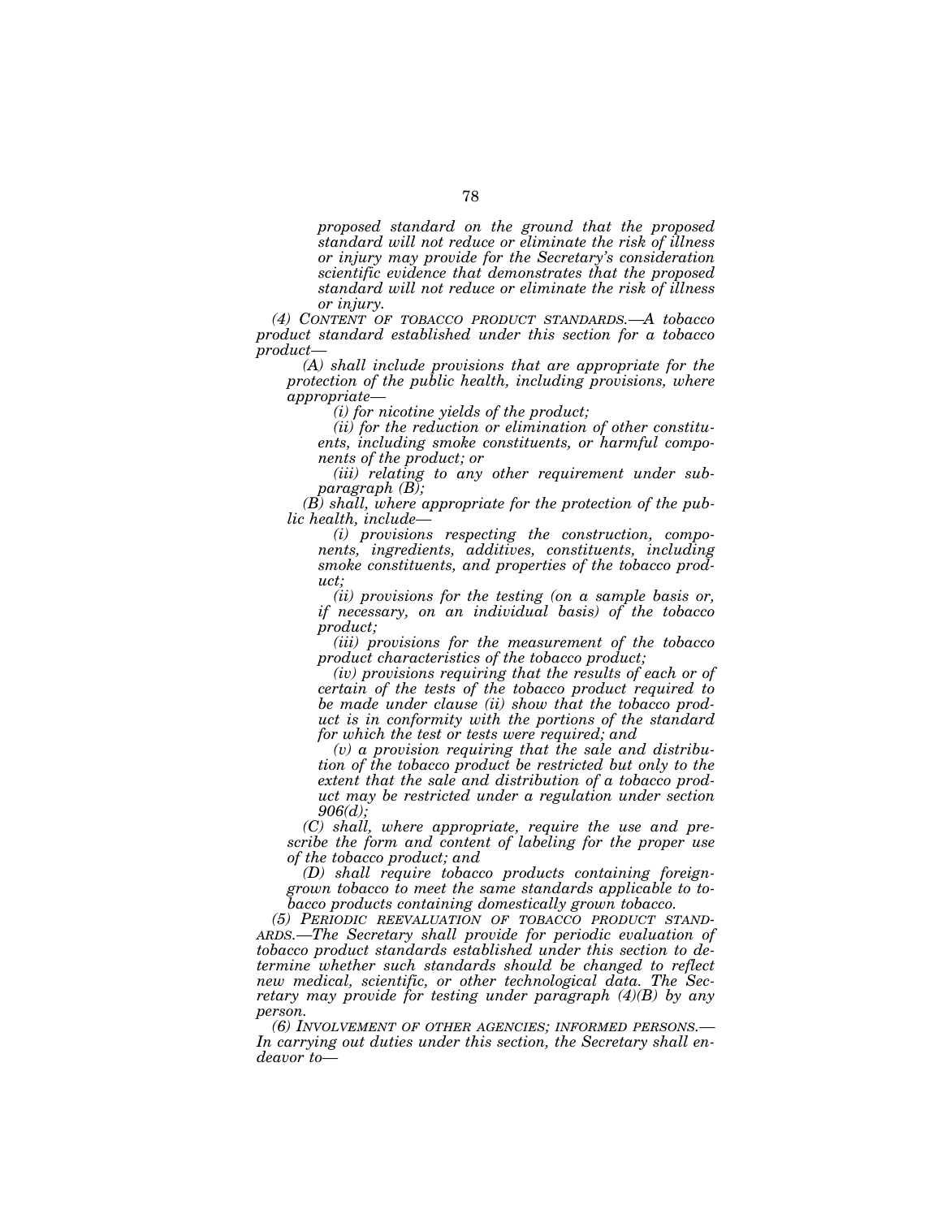*proposed standard on the ground that the proposed standard will not reduce or eliminate the risk of illness or injury may provide for the Secretary's consideration scientific evidence that demonstrates that the proposed standard will not reduce or eliminate the risk of illness or injury.*

*(4) CONTENT OF TOBACCO PRODUCT STANDARDS.—A tobacco product standard established under this section for a tobacco product—*

*(A) shall include provisions that are appropriate for the protection of the public health, including provisions, where appropriate—*

*(i) for nicotine yields of the product;*

*(ii) for the reduction or elimination of other constituents, including smoke constituents, or harmful components of the product; or*

*(iii) relating to any other requirement under subparagraph (B);*

*(B) shall, where appropriate for the protection of the public health, include—*

*(i) provisions respecting the construction, components, ingredients, additives, constituents, including smoke constituents, and properties of the tobacco product;*

*(ii) provisions for the testing (on a sample basis or, if necessary, on an individual basis) of the tobacco product;*

*(iii) provisions for the measurement of the tobacco product characteristics of the tobacco product;*

*(iv) provisions requiring that the results of each or of certain of the tests of the tobacco product required to be made under clause (ii) show that the tobacco product is in conformity with the portions of the standard for which the test or tests were required; and*

*(v) a provision requiring that the sale and distribution of the tobacco product be restricted but only to the extent that the sale and distribution of a tobacco product may be restricted under a regulation under section 906(d);*

*(C) shall, where appropriate, require the use and prescribe the form and content of labeling for the proper use of the tobacco product; and*

*(D) shall require tobacco products containing foreign-grown tobacco to meet the same standards applicable to tobacco products containing domestically grown tobacco.*

*(5) PERIODIC REEVALUATION OF TOBACCO PRODUCT STANDARDS.—The Secretary shall provide for periodic evaluation of tobacco product standards established under this section to determine whether such standards should be changed to reflect new medical, scientific, or other technological data. The Secretary may provide for testing under paragraph (4)(B) by any person.*

*(6) INVOLVEMENT OF OTHER AGENCIES; INFORMED PERSONS.—In carrying out duties under this section, the Secretary shall endeavor to—*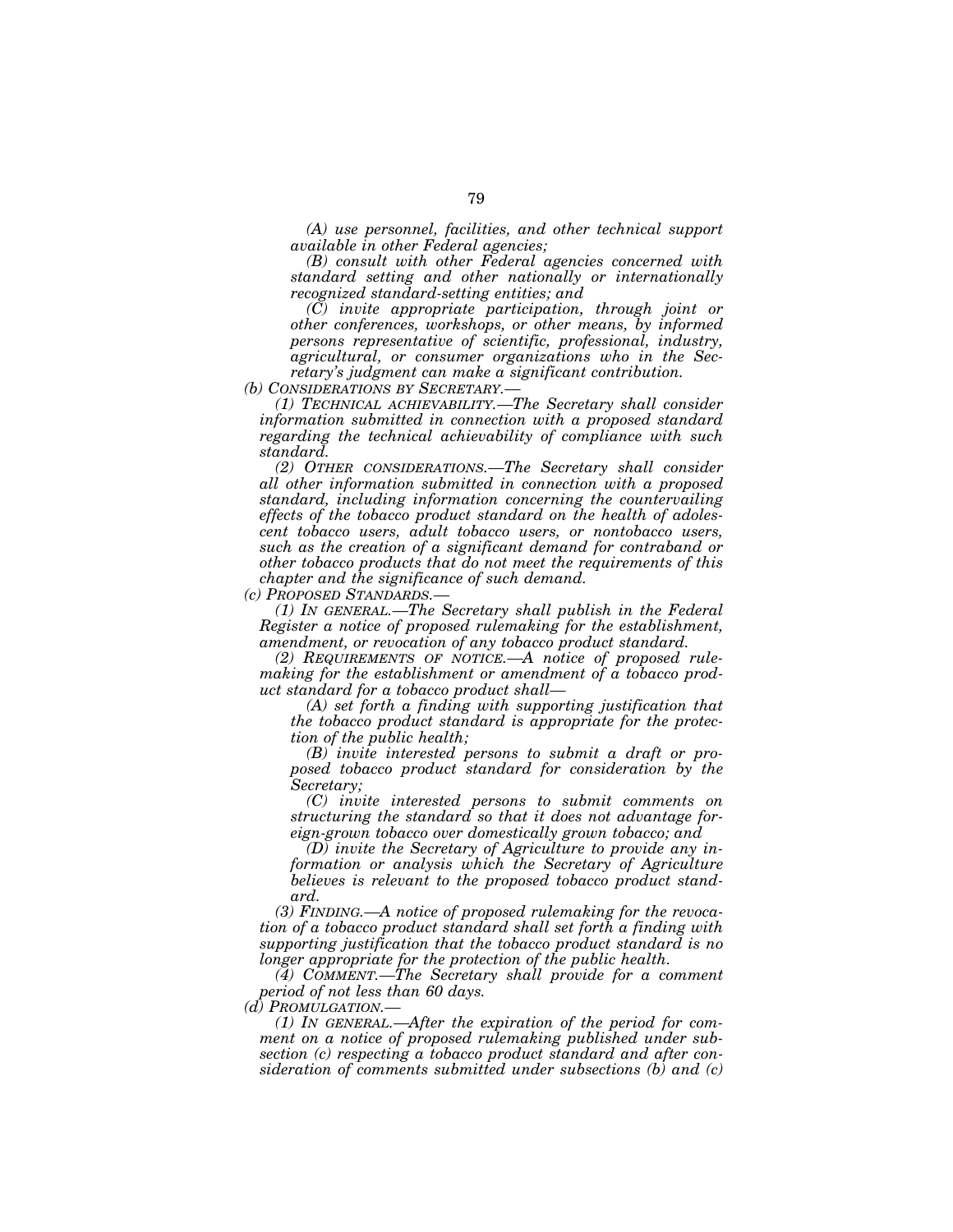*(A) use personnel, facilities, and other technical support available in other Federal agencies;*

*(B) consult with other Federal agencies concerned with standard setting and other nationally or internationally recognized standard-setting entities; and*

*(C) invite appropriate participation, through joint or other conferences, workshops, or other means, by informed persons representative of scientific, professional, industry, agricultural, or consumer organizations who in the Secretary's judgment can make a significant contribution.*

*(b) CONSIDERATIONS BY SECRETARY.—*

*(1) TECHNICAL ACHIEVABILITY.—The Secretary shall consider information submitted in connection with a proposed standard regarding the technical achievability of compliance with such standard.*

*(2) OTHER CONSIDERATIONS.—The Secretary shall consider all other information submitted in connection with a proposed standard, including information concerning the countervailing effects of the tobacco product standard on the health of adolescent tobacco users, adult tobacco users, or nontobacco users, such as the creation of a significant demand for contraband or other tobacco products that do not meet the requirements of this chapter and the significance of such demand.*

*(c) PROPOSED STANDARDS.—*

*(1) IN GENERAL.—The Secretary shall publish in the Federal Register a notice of proposed rulemaking for the establishment, amendment, or revocation of any tobacco product standard.*

*(2) REQUIREMENTS OF NOTICE.—A notice of proposed rulemaking for the establishment or amendment of a tobacco product standard for a tobacco product shall—*

*(A) set forth a finding with supporting justification that the tobacco product standard is appropriate for the protection of the public health;*

*(B) invite interested persons to submit a draft or proposed tobacco product standard for consideration by the Secretary;*

*(C) invite interested persons to submit comments on structuring the standard so that it does not advantage foreign-grown tobacco over domestically grown tobacco; and*

*(D) invite the Secretary of Agriculture to provide any information or analysis which the Secretary of Agriculture believes is relevant to the proposed tobacco product standard.*

*(3) FINDING.—A notice of proposed rulemaking for the revocation of a tobacco product standard shall set forth a finding with supporting justification that the tobacco product standard is no longer appropriate for the protection of the public health.*

*(4) COMMENT.—The Secretary shall provide for a comment period of not less than 60 days.*

*(d) PROMULGATION.—*

*(1) IN GENERAL.—After the expiration of the period for comment on a notice of proposed rulemaking published under subsection (c) respecting a tobacco product standard and after consideration of comments submitted under subsections (b) and (c)*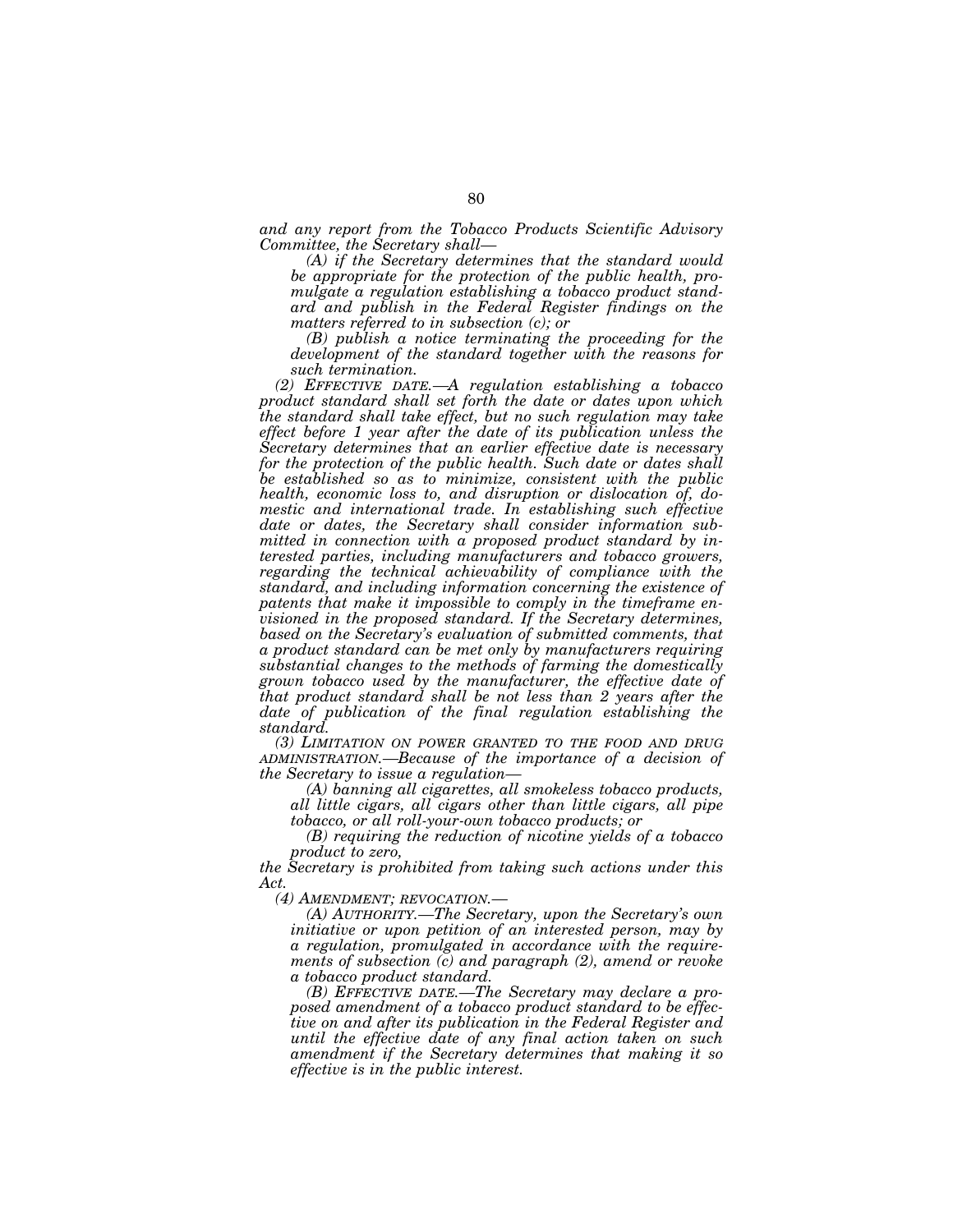*and any report from the Tobacco Products Scientific Advisory Committee, the Secretary shall—*

*(A) if the Secretary determines that the standard would be appropriate for the protection of the public health, promulgate a regulation establishing a tobacco product standard and publish in the Federal Register findings on the matters referred to in subsection (c); or*

*(B) publish a notice terminating the proceeding for the development of the standard together with the reasons for such termination.*

*(2) EFFECTIVE DATE.—A regulation establishing a tobacco product standard shall set forth the date or dates upon which the standard shall take effect, but no such regulation may take effect before 1 year after the date of its publication unless the Secretary determines that an earlier effective date is necessary for the protection of the public health. Such date or dates shall be established so as to minimize, consistent with the public health, economic loss to, and disruption or dislocation of, domestic and international trade. In establishing such effective date or dates, the Secretary shall consider information submitted in connection with a proposed product standard by interested parties, including manufacturers and tobacco growers, regarding the technical achievability of compliance with the standard, and including information concerning the existence of patents that make it impossible to comply in the timeframe envisioned in the proposed standard. If the Secretary determines, based on the Secretary's evaluation of submitted comments, that a product standard can be met only by manufacturers requiring substantial changes to the methods of farming the domestically grown tobacco used by the manufacturer, the effective date of that product standard shall be not less than 2 years after the date of publication of the final regulation establishing the standard.*

*(3) LIMITATION ON POWER GRANTED TO THE FOOD AND DRUG ADMINISTRATION.—Because of the importance of a decision of the Secretary to issue a regulation—*

*(A) banning all cigarettes, all smokeless tobacco products, all little cigars, all cigars other than little cigars, all pipe tobacco, or all roll-your-own tobacco products; or*

*(B) requiring the reduction of nicotine yields of a tobacco product to zero,*

*the Secretary is prohibited from taking such actions under this Act.*

*(4) AMENDMENT; REVOCATION.—*

*(A) AUTHORITY.—The Secretary, upon the Secretary's own initiative or upon petition of an interested person, may by a regulation, promulgated in accordance with the requirements of subsection (c) and paragraph (2), amend or revoke a tobacco product standard.*

*(B) EFFECTIVE DATE.—The Secretary may declare a proposed amendment of a tobacco product standard to be effective on and after its publication in the Federal Register and until the effective date of any final action taken on such amendment if the Secretary determines that making it so effective is in the public interest.*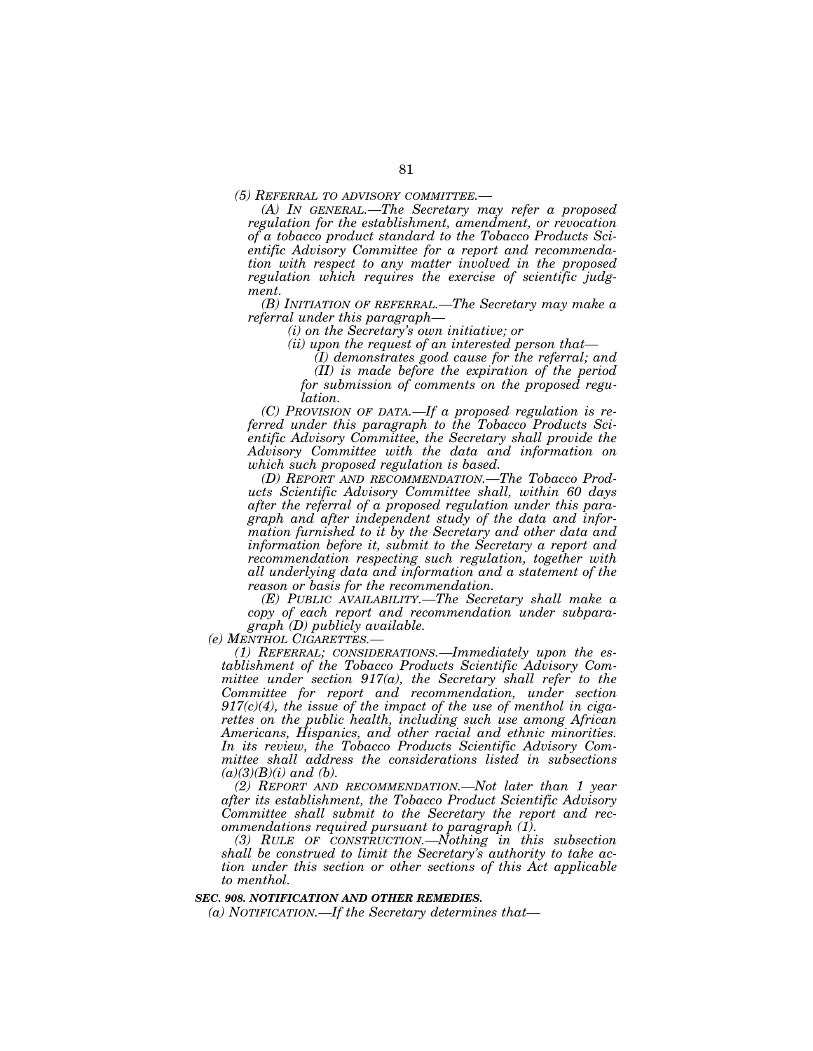*(5) REFERRAL TO ADVISORY COMMITTEE.—*

*(A) IN GENERAL.—The Secretary may refer a proposed regulation for the establishment, amendment, or revocation of a tobacco product standard to the Tobacco Products Scientific Advisory Committee for a report and recommendation with respect to any matter involved in the proposed regulation which requires the exercise of scientific judgment.*

*(B) INITIATION OF REFERRAL.—The Secretary may make a referral under this paragraph—*

*(i) on the Secretary's own initiative; or*

*(ii) upon the request of an interested person that—*

*(I) demonstrates good cause for the referral; and*

*(II) is made before the expiration of the period for submission of comments on the proposed regulation.*

*(C) PROVISION OF DATA.—If a proposed regulation is referred under this paragraph to the Tobacco Products Scientific Advisory Committee, the Secretary shall provide the Advisory Committee with the data and information on which such proposed regulation is based.*

*(D) REPORT AND RECOMMENDATION.—The Tobacco Products Scientific Advisory Committee shall, within 60 days after the referral of a proposed regulation under this paragraph and after independent study of the data and information furnished to it by the Secretary and other data and information before it, submit to the Secretary a report and recommendation respecting such regulation, together with all underlying data and information and a statement of the reason or basis for the recommendation.*

*(E) PUBLIC AVAILABILITY.—The Secretary shall make a copy of each report and recommendation under subparagraph (D) publicly available.*

*(e) MENTHOL CIGARETTES.—*

*(1) REFERRAL; CONSIDERATIONS.—Immediately upon the establishment of the Tobacco Products Scientific Advisory Committee under section 917(a), the Secretary shall refer to the Committee for report and recommendation, under section 917(c)(4), the issue of the impact of the use of menthol in cigarettes on the public health, including such use among African Americans, Hispanics, and other racial and ethnic minorities. In its review, the Tobacco Products Scientific Advisory Committee shall address the considerations listed in subsections (a)(3)(B)(i) and (b).*

*(2) REPORT AND RECOMMENDATION.—Not later than 1 year after its establishment, the Tobacco Product Scientific Advisory Committee shall submit to the Secretary the report and recommendations required pursuant to paragraph (1).*

*(3) RULE OF CONSTRUCTION.—Nothing in this subsection shall be construed to limit the Secretary's authority to take action under this section or other sections of this Act applicable to menthol.*

***SEC. 908. NOTIFICATION AND OTHER REMEDIES.***

*(a) NOTIFICATION.—If the Secretary determines that—*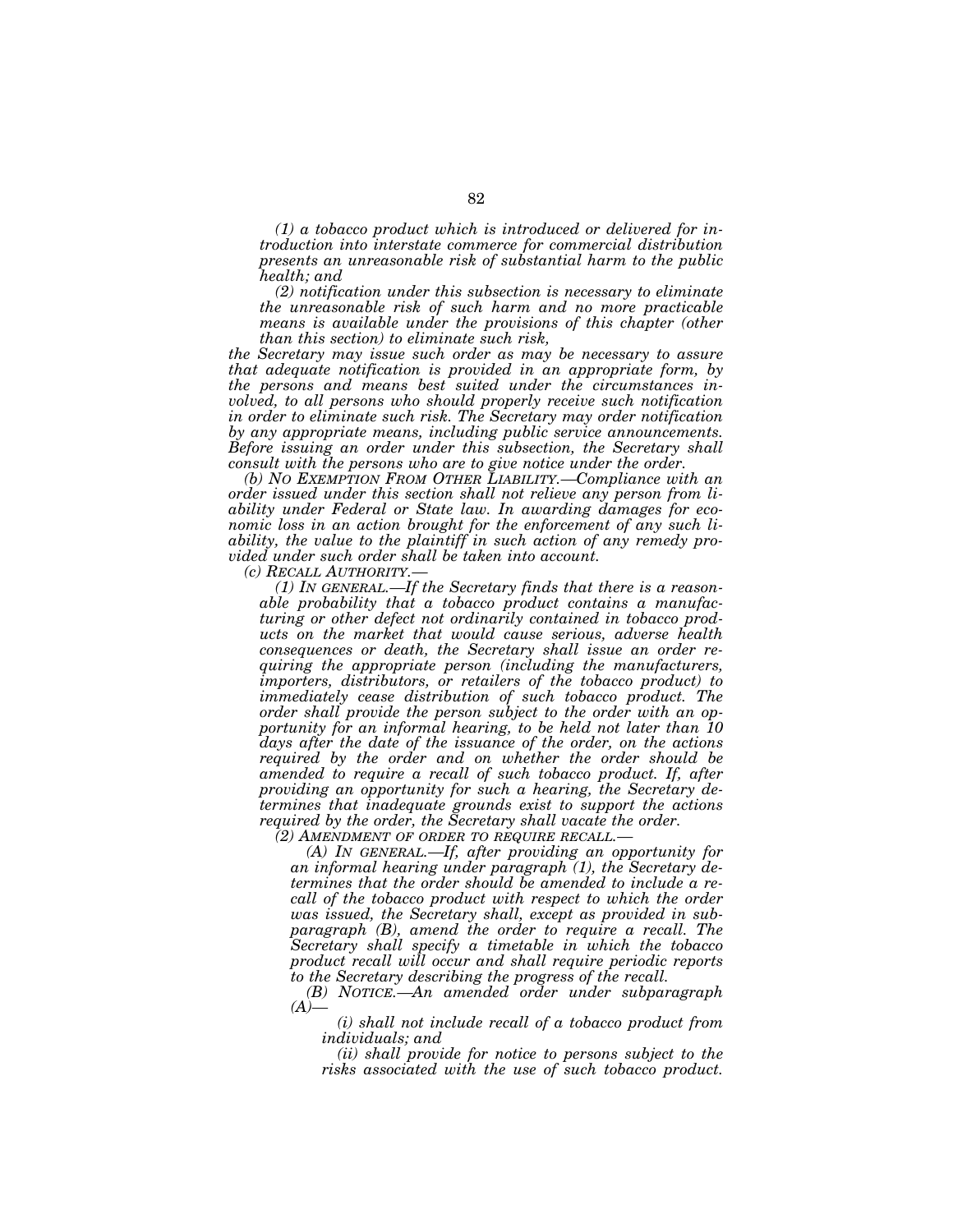*(1) a tobacco product which is introduced or delivered for introduction into interstate commerce for commercial distribution presents an unreasonable risk of substantial harm to the public health; and*

*(2) notification under this subsection is necessary to eliminate the unreasonable risk of such harm and no more practicable means is available under the provisions of this chapter (other than this section) to eliminate such risk,*

*the Secretary may issue such order as may be necessary to assure that adequate notification is provided in an appropriate form, by the persons and means best suited under the circumstances involved, to all persons who should properly receive such notification in order to eliminate such risk. The Secretary may order notification by any appropriate means, including public service announcements. Before issuing an order under this subsection, the Secretary shall consult with the persons who are to give notice under the order.*

*(b) NO EXEMPTION FROM OTHER LIABILITY.—Compliance with an order issued under this section shall not relieve any person from liability under Federal or State law. In awarding damages for economic loss in an action brought for the enforcement of any such liability, the value to the plaintiff in such action of any remedy provided under such order shall be taken into account.*

*(c) RECALL AUTHORITY.—*

*(1) IN GENERAL.—If the Secretary finds that there is a reasonable probability that a tobacco product contains a manufacturing or other defect not ordinarily contained in tobacco products on the market that would cause serious, adverse health consequences or death, the Secretary shall issue an order requiring the appropriate person (including the manufacturers, importers, distributors, or retailers of the tobacco product) to immediately cease distribution of such tobacco product. The order shall provide the person subject to the order with an opportunity for an informal hearing, to be held not later than 10 days after the date of the issuance of the order, on the actions required by the order and on whether the order should be amended to require a recall of such tobacco product. If, after providing an opportunity for such a hearing, the Secretary determines that inadequate grounds exist to support the actions required by the order, the Secretary shall vacate the order.*

*(2) AMENDMENT OF ORDER TO REQUIRE RECALL.—*

*(A) IN GENERAL.—If, after providing an opportunity for an informal hearing under paragraph (1), the Secretary determines that the order should be amended to include a recall of the tobacco product with respect to which the order was issued, the Secretary shall, except as provided in subparagraph (B), amend the order to require a recall. The Secretary shall specify a timetable in which the tobacco product recall will occur and shall require periodic reports to the Secretary describing the progress of the recall.*

*(B) NOTICE.—An amended order under subparagraph (A)—*

*(i) shall not include recall of a tobacco product from individuals; and*

*(ii) shall provide for notice to persons subject to the risks associated with the use of such tobacco product.*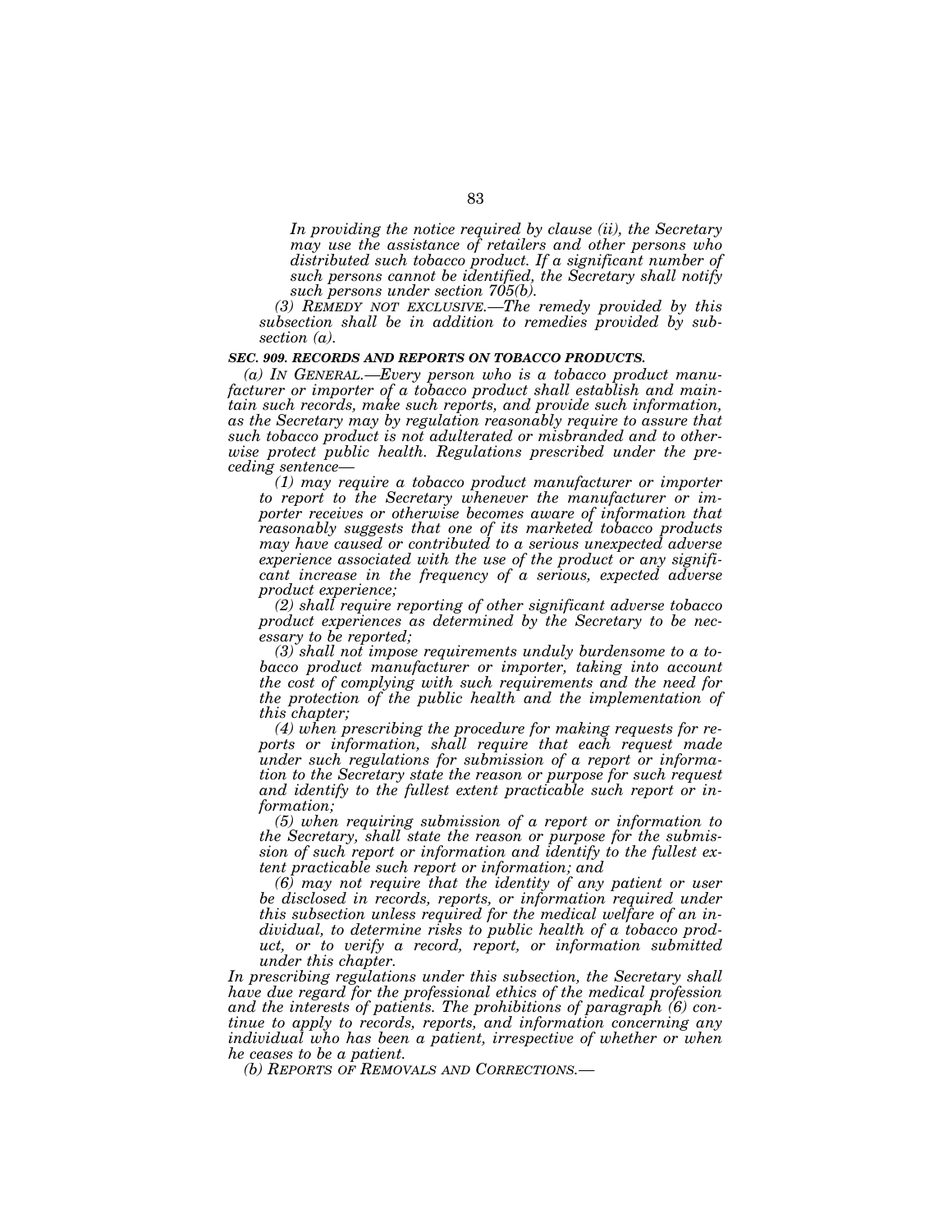*In providing the notice required by clause (ii), the Secretary may use the assistance of retailers and other persons who distributed such tobacco product. If a significant number of such persons cannot be identified, the Secretary shall notify such persons under section 705(b).*

*(3) REMEDY NOT EXCLUSIVE.—The remedy provided by this subsection shall be in addition to remedies provided by subsection (a).*

***SEC. 909. RECORDS AND REPORTS ON TOBACCO PRODUCTS.***

*(a) IN GENERAL.—Every person who is a tobacco product manufacturer or importer of a tobacco product shall establish and maintain such records, make such reports, and provide such information, as the Secretary may by regulation reasonably require to assure that such tobacco product is not adulterated or misbranded and to otherwise protect public health. Regulations prescribed under the preceding sentence—*

*(1) may require a tobacco product manufacturer or importer to report to the Secretary whenever the manufacturer or importer receives or otherwise becomes aware of information that reasonably suggests that one of its marketed tobacco products may have caused or contributed to a serious unexpected adverse experience associated with the use of the product or any significant increase in the frequency of a serious, expected adverse product experience;*

*(2) shall require reporting of other significant adverse tobacco product experiences as determined by the Secretary to be necessary to be reported;*

*(3) shall not impose requirements unduly burdensome to a tobacco product manufacturer or importer, taking into account the cost of complying with such requirements and the need for the protection of the public health and the implementation of this chapter;*

*(4) when prescribing the procedure for making requests for reports or information, shall require that each request made under such regulations for submission of a report or information to the Secretary state the reason or purpose for such request and identify to the fullest extent practicable such report or information;*

*(5) when requiring submission of a report or information to the Secretary, shall state the reason or purpose for the submission of such report or information and identify to the fullest extent practicable such report or information; and*

*(6) may not require that the identity of any patient or user be disclosed in records, reports, or information required under this subsection unless required for the medical welfare of an individual, to determine risks to public health of a tobacco product, or to verify a record, report, or information submitted under this chapter.*

*In prescribing regulations under this subsection, the Secretary shall have due regard for the professional ethics of the medical profession and the interests of patients. The prohibitions of paragraph (6) continue to apply to records, reports, and information concerning any individual who has been a patient, irrespective of whether or when he ceases to be a patient.*

*(b) REPORTS OF REMOVALS AND CORRECTIONS.—*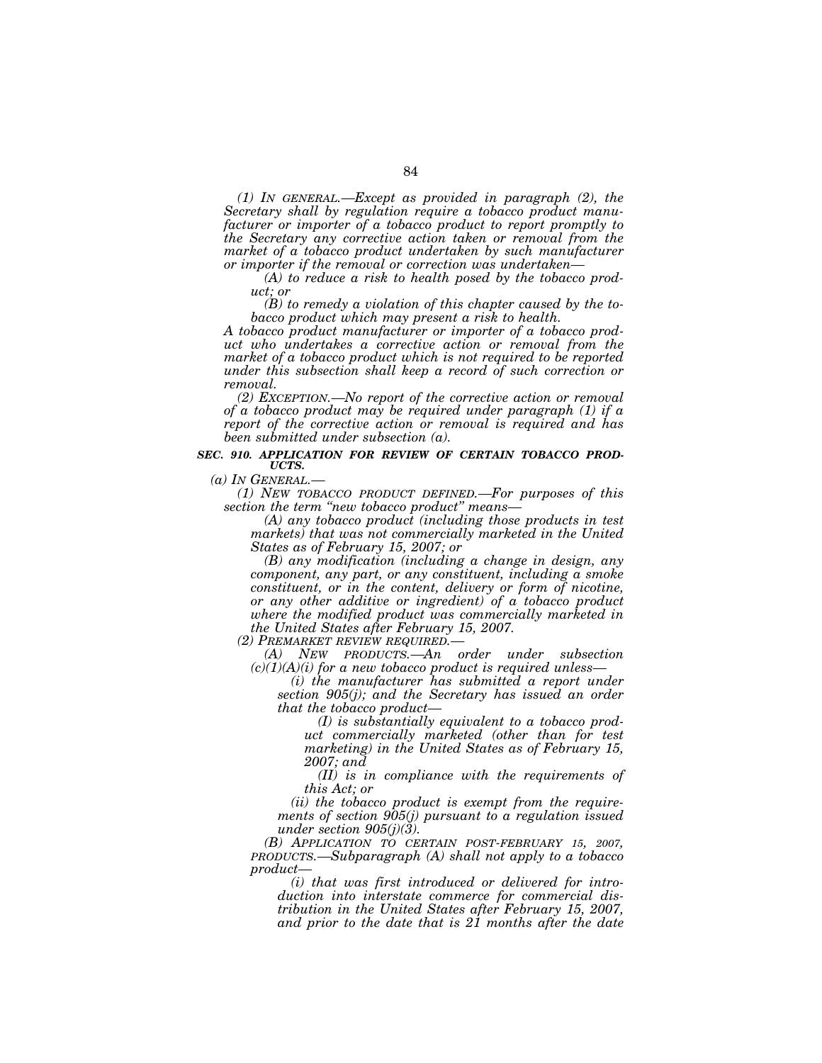*(1) IN GENERAL.—Except as provided in paragraph (2), the Secretary shall by regulation require a tobacco product manufacturer or importer of a tobacco product to report promptly to the Secretary any corrective action taken or removal from the market of a tobacco product undertaken by such manufacturer or importer if the removal or correction was undertaken—*

*(A) to reduce a risk to health posed by the tobacco product; or*

*(B) to remedy a violation of this chapter caused by the tobacco product which may present a risk to health.*

*A tobacco product manufacturer or importer of a tobacco product who undertakes a corrective action or removal from the market of a tobacco product which is not required to be reported under this subsection shall keep a record of such correction or removal.*

*(2) EXCEPTION.—No report of the corrective action or removal of a tobacco product may be required under paragraph (1) if a report of the corrective action or removal is required and has been submitted under subsection (a).*

***SEC. 910. APPLICATION FOR REVIEW OF CERTAIN TOBACCO PRODUCTS.***

*(a) IN GENERAL.—*

*(1) NEW TOBACCO PRODUCT DEFINED.—For purposes of this section the term "new tobacco product" means—*

*(A) any tobacco product (including those products in test markets) that was not commercially marketed in the United States as of February 15, 2007; or*

*(B) any modification (including a change in design, any component, any part, or any constituent, including a smoke constituent, or in the content, delivery or form of nicotine, or any other additive or ingredient) of a tobacco product where the modified product was commercially marketed in the United States after February 15, 2007.*

*(2) PREMARKET REVIEW REQUIRED.—*

*(A) NEW PRODUCTS.—An order under subsection (c)(1)(A)(i) for a new tobacco product is required unless—*

*(i) the manufacturer has submitted a report under section 905(j); and the Secretary has issued an order that the tobacco product—*

*(I) is substantially equivalent to a tobacco product commercially marketed (other than for test marketing) in the United States as of February 15, 2007; and*

*(II) is in compliance with the requirements of this Act; or*

*(ii) the tobacco product is exempt from the requirements of section 905(j) pursuant to a regulation issued under section 905(j)(3).*

*(B) APPLICATION TO CERTAIN POST-FEBRUARY 15, 2007, PRODUCTS.—Subparagraph (A) shall not apply to a tobacco product—*

*(i) that was first introduced or delivered for introduction into interstate commerce for commercial distribution in the United States after February 15, 2007, and prior to the date that is 21 months after the date*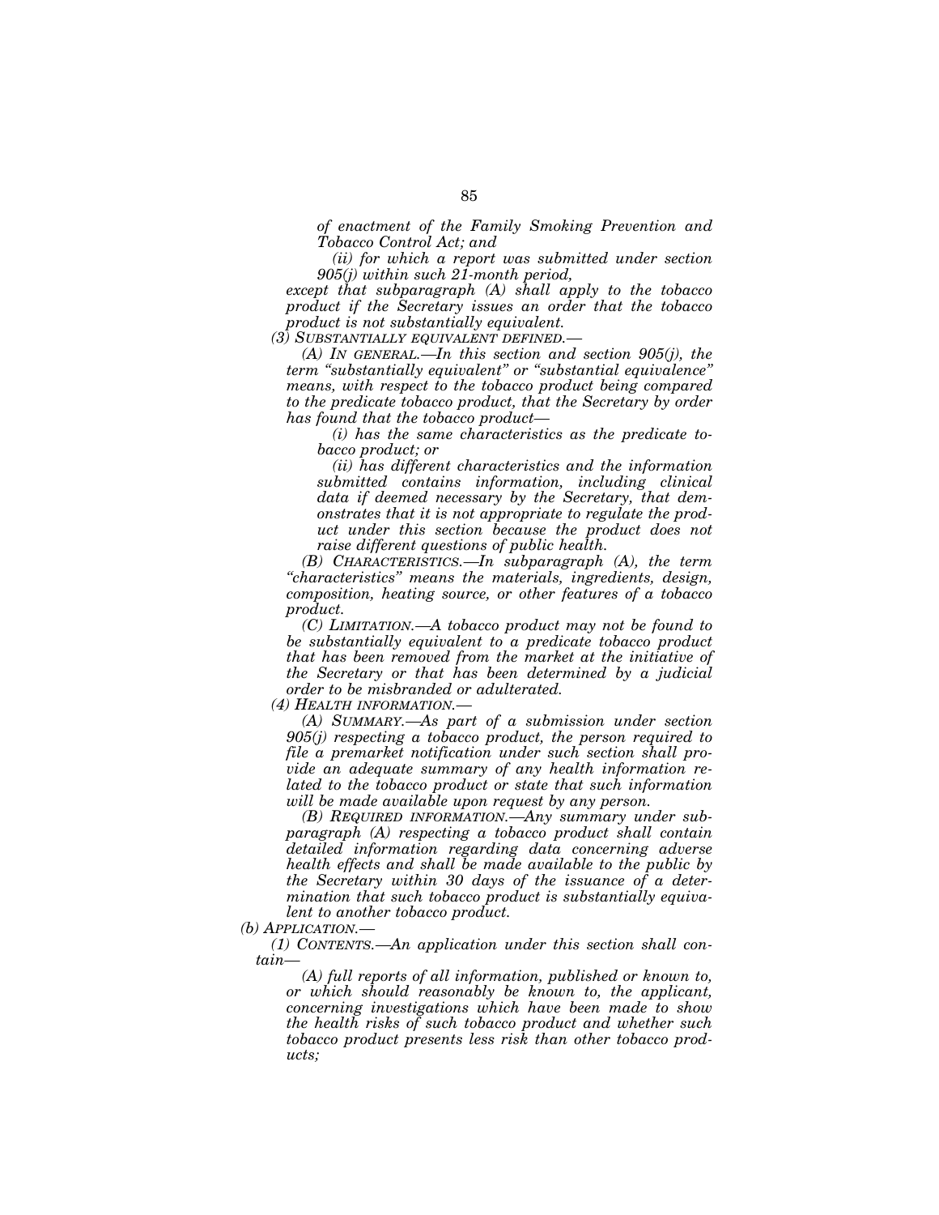*of enactment of the Family Smoking Prevention and Tobacco Control Act; and*

*(ii) for which a report was submitted under section 905(j) within such 21-month period,*

*except that subparagraph (A) shall apply to the tobacco product if the Secretary issues an order that the tobacco product is not substantially equivalent.*

*(3) SUBSTANTIALLY EQUIVALENT DEFINED.—*

*(A) IN GENERAL.—In this section and section 905(j), the term "substantially equivalent" or "substantial equivalence" means, with respect to the tobacco product being compared to the predicate tobacco product, that the Secretary by order has found that the tobacco product—*

*(i) has the same characteristics as the predicate tobacco product; or*

*(ii) has different characteristics and the information submitted contains information, including clinical data if deemed necessary by the Secretary, that demonstrates that it is not appropriate to regulate the product under this section because the product does not raise different questions of public health.*

*(B) CHARACTERISTICS.—In subparagraph (A), the term "characteristics" means the materials, ingredients, design, composition, heating source, or other features of a tobacco product.*

*(C) LIMITATION.—A tobacco product may not be found to be substantially equivalent to a predicate tobacco product that has been removed from the market at the initiative of the Secretary or that has been determined by a judicial order to be misbranded or adulterated.*

*(4) HEALTH INFORMATION.—*

*(A) SUMMARY.—As part of a submission under section 905(j) respecting a tobacco product, the person required to file a premarket notification under such section shall provide an adequate summary of any health information related to the tobacco product or state that such information will be made available upon request by any person.*

*(B) REQUIRED INFORMATION.—Any summary under subparagraph (A) respecting a tobacco product shall contain detailed information regarding data concerning adverse health effects and shall be made available to the public by the Secretary within 30 days of the issuance of a determination that such tobacco product is substantially equivalent to another tobacco product.*

*(b) APPLICATION.—*

*(1) CONTENTS.—An application under this section shall contain—*

*(A) full reports of all information, published or known to, or which should reasonably be known to, the applicant, concerning investigations which have been made to show the health risks of such tobacco product and whether such tobacco product presents less risk than other tobacco products;*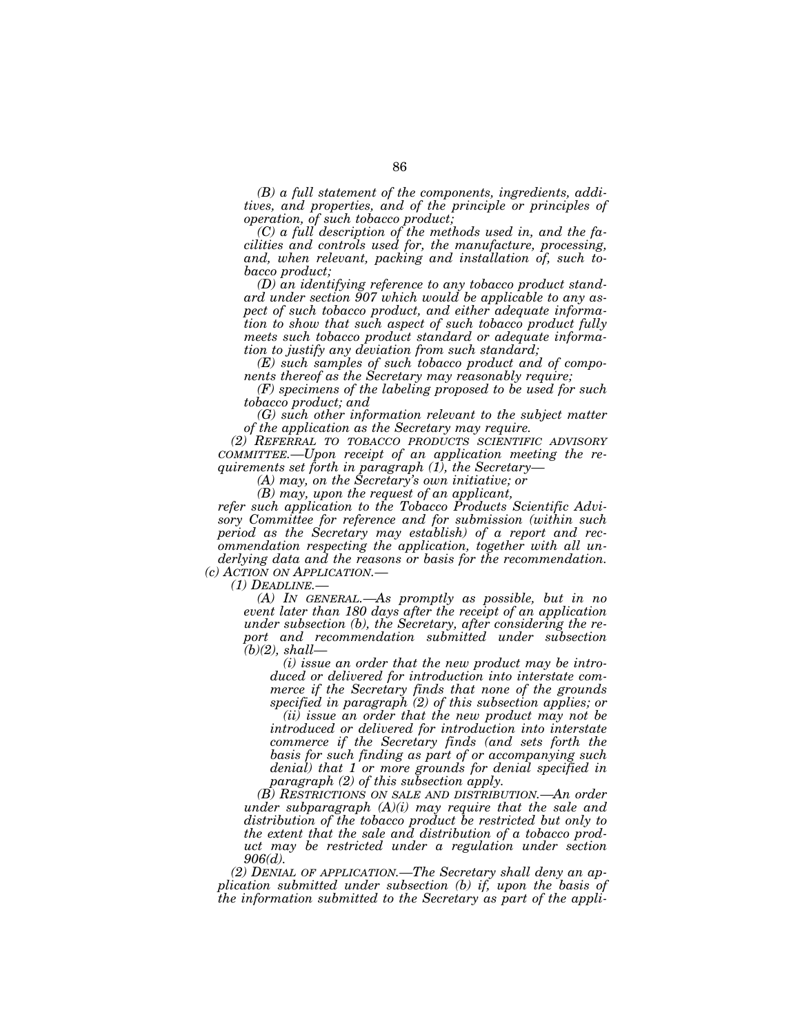*(B) a full statement of the components, ingredients, additives, and properties, and of the principle or principles of operation, of such tobacco product;*

*(C) a full description of the methods used in, and the facilities and controls used for, the manufacture, processing, and, when relevant, packing and installation of, such tobacco product;*

*(D) an identifying reference to any tobacco product standard under section 907 which would be applicable to any aspect of such tobacco product, and either adequate information to show that such aspect of such tobacco product fully meets such tobacco product standard or adequate information to justify any deviation from such standard;*

*(E) such samples of such tobacco product and of components thereof as the Secretary may reasonably require;*

*(F) specimens of the labeling proposed to be used for such tobacco product; and*

*(G) such other information relevant to the subject matter of the application as the Secretary may require.*

*(2) REFERRAL TO TOBACCO PRODUCTS SCIENTIFIC ADVISORY COMMITTEE.—Upon receipt of an application meeting the requirements set forth in paragraph (1), the Secretary—*

*(A) may, on the Secretary's own initiative; or*

*(B) may, upon the request of an applicant,*

*refer such application to the Tobacco Products Scientific Advisory Committee for reference and for submission (within such period as the Secretary may establish) of a report and recommendation respecting the application, together with all underlying data and the reasons or basis for the recommendation.*

*(c) ACTION ON APPLICATION.—*

*(1) DEADLINE.—*

*(A) IN GENERAL.—As promptly as possible, but in no event later than 180 days after the receipt of an application under subsection (b), the Secretary, after considering the report and recommendation submitted under subsection (b)(2), shall—*

*(i) issue an order that the new product may be introduced or delivered for introduction into interstate commerce if the Secretary finds that none of the grounds specified in paragraph (2) of this subsection applies; or*

*(ii) issue an order that the new product may not be introduced or delivered for introduction into interstate commerce if the Secretary finds (and sets forth the basis for such finding as part of or accompanying such denial) that 1 or more grounds for denial specified in paragraph (2) of this subsection apply.*

*(B) RESTRICTIONS ON SALE AND DISTRIBUTION.—An order under subparagraph (A)(i) may require that the sale and distribution of the tobacco product be restricted but only to the extent that the sale and distribution of a tobacco product may be restricted under a regulation under section 906(d).*

*(2) DENIAL OF APPLICATION.—The Secretary shall deny an application submitted under subsection (b) if, upon the basis of the information submitted to the Secretary as part of the appli-*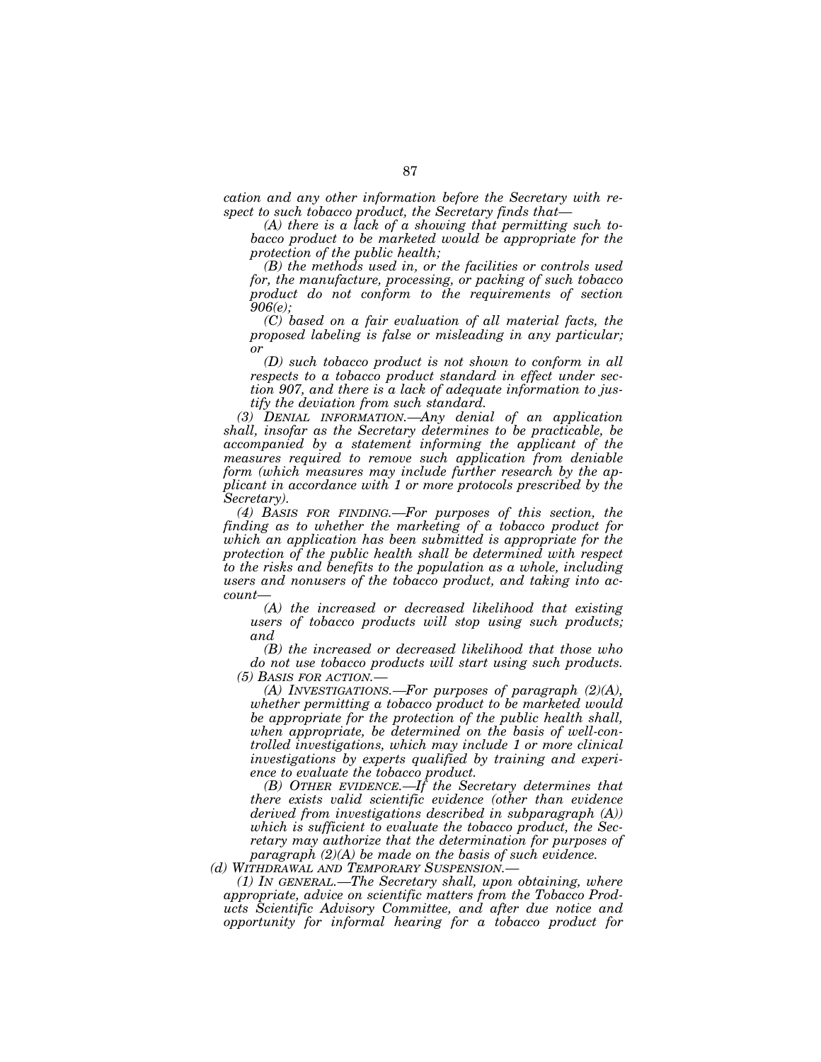*cation and any other information before the Secretary with respect to such tobacco product, the Secretary finds that—*

*(A) there is a lack of a showing that permitting such tobacco product to be marketed would be appropriate for the protection of the public health;*

*(B) the methods used in, or the facilities or controls used for, the manufacture, processing, or packing of such tobacco product do not conform to the requirements of section 906(e);*

*(C) based on a fair evaluation of all material facts, the proposed labeling is false or misleading in any particular; or*

*(D) such tobacco product is not shown to conform in all respects to a tobacco product standard in effect under section 907, and there is a lack of adequate information to justify the deviation from such standard.*

*(3) DENIAL INFORMATION.—Any denial of an application shall, insofar as the Secretary determines to be practicable, be accompanied by a statement informing the applicant of the measures required to remove such application from deniable form (which measures may include further research by the applicant in accordance with 1 or more protocols prescribed by the Secretary).*

*(4) BASIS FOR FINDING.—For purposes of this section, the finding as to whether the marketing of a tobacco product for which an application has been submitted is appropriate for the protection of the public health shall be determined with respect to the risks and benefits to the population as a whole, including users and nonusers of the tobacco product, and taking into account—*

*(A) the increased or decreased likelihood that existing users of tobacco products will stop using such products; and*

*(B) the increased or decreased likelihood that those who do not use tobacco products will start using such products.*

*(5) BASIS FOR ACTION.—*

*(A) INVESTIGATIONS.—For purposes of paragraph (2)(A), whether permitting a tobacco product to be marketed would be appropriate for the protection of the public health shall, when appropriate, be determined on the basis of well-controlled investigations, which may include 1 or more clinical investigations by experts qualified by training and experience to evaluate the tobacco product.*

*(B) OTHER EVIDENCE.—If the Secretary determines that there exists valid scientific evidence (other than evidence derived from investigations described in subparagraph (A)) which is sufficient to evaluate the tobacco product, the Secretary may authorize that the determination for purposes of paragraph (2)(A) be made on the basis of such evidence.*

*(d) WITHDRAWAL AND TEMPORARY SUSPENSION.—*

*(1) IN GENERAL.—The Secretary shall, upon obtaining, where appropriate, advice on scientific matters from the Tobacco Products Scientific Advisory Committee, and after due notice and opportunity for informal hearing for a tobacco product for*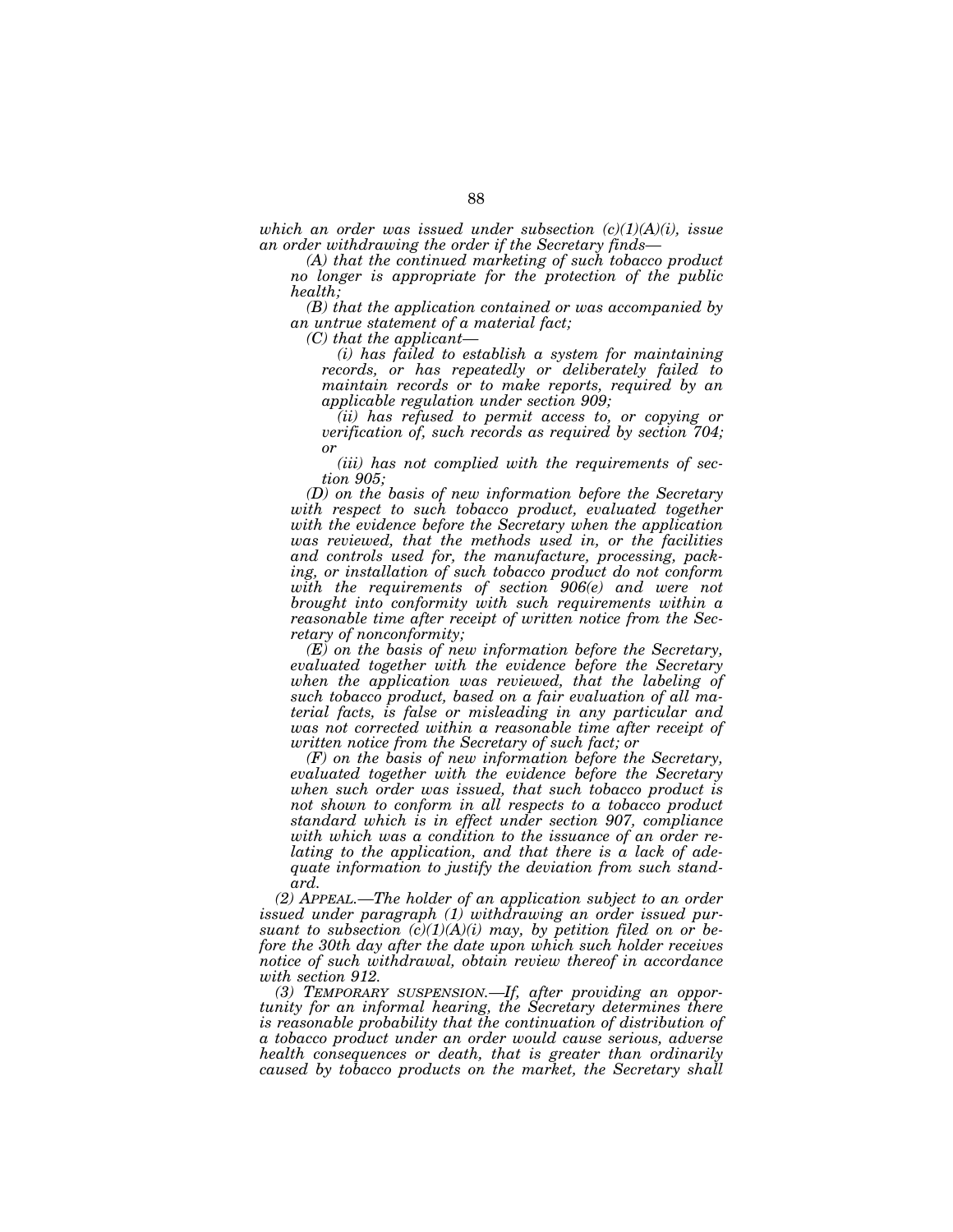*which an order was issued under subsection (c)(1)(A)(i), issue an order withdrawing the order if the Secretary finds—*

*(A) that the continued marketing of such tobacco product no longer is appropriate for the protection of the public health;*

*(B) that the application contained or was accompanied by an untrue statement of a material fact;*

*(C) that the applicant—*

*(i) has failed to establish a system for maintaining records, or has repeatedly or deliberately failed to maintain records or to make reports, required by an applicable regulation under section 909;*

*(ii) has refused to permit access to, or copying or verification of, such records as required by section 704; or*

*(iii) has not complied with the requirements of section 905;*

*(D) on the basis of new information before the Secretary with respect to such tobacco product, evaluated together with the evidence before the Secretary when the application was reviewed, that the methods used in, or the facilities and controls used for, the manufacture, processing, packing, or installation of such tobacco product do not conform with the requirements of section 906(e) and were not brought into conformity with such requirements within a reasonable time after receipt of written notice from the Secretary of nonconformity;*

*(E) on the basis of new information before the Secretary, evaluated together with the evidence before the Secretary when the application was reviewed, that the labeling of such tobacco product, based on a fair evaluation of all material facts, is false or misleading in any particular and was not corrected within a reasonable time after receipt of written notice from the Secretary of such fact; or*

*(F) on the basis of new information before the Secretary, evaluated together with the evidence before the Secretary when such order was issued, that such tobacco product is not shown to conform in all respects to a tobacco product standard which is in effect under section 907, compliance with which was a condition to the issuance of an order relating to the application, and that there is a lack of adequate information to justify the deviation from such standard.*

*(2) APPEAL.—The holder of an application subject to an order issued under paragraph (1) withdrawing an order issued pursuant to subsection (c)(1)(A)(i) may, by petition filed on or before the 30th day after the date upon which such holder receives notice of such withdrawal, obtain review thereof in accordance with section 912.*

*(3) TEMPORARY SUSPENSION.—If, after providing an opportunity for an informal hearing, the Secretary determines there is reasonable probability that the continuation of distribution of a tobacco product under an order would cause serious, adverse health consequences or death, that is greater than ordinarily caused by tobacco products on the market, the Secretary shall*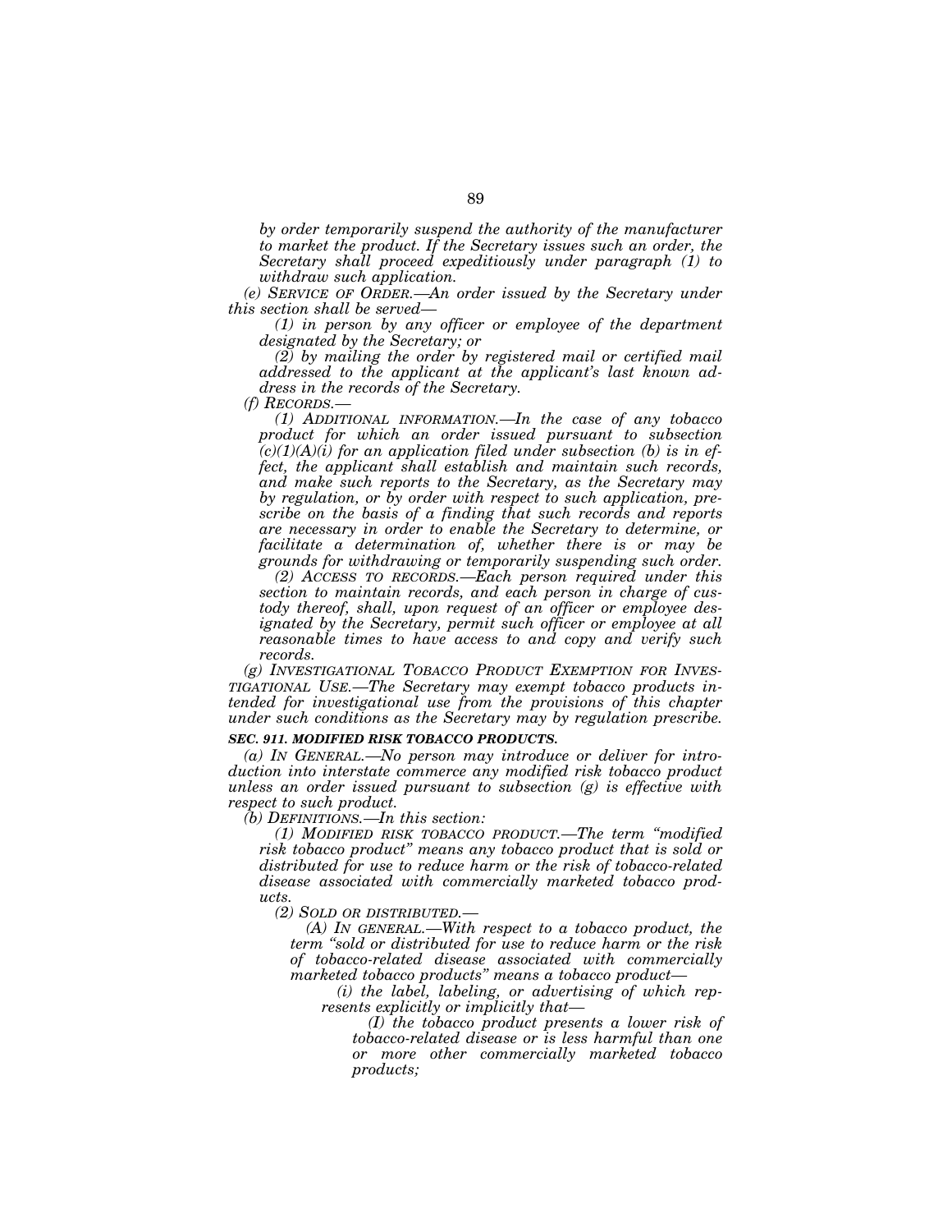*by order temporarily suspend the authority of the manufacturer to market the product. If the Secretary issues such an order, the Secretary shall proceed expeditiously under paragraph (1) to withdraw such application.*

*(e) SERVICE OF ORDER.—An order issued by the Secretary under this section shall be served—*

*(1) in person by any officer or employee of the department designated by the Secretary; or*

*(2) by mailing the order by registered mail or certified mail addressed to the applicant at the applicant's last known address in the records of the Secretary.*

*(f) RECORDS.—*

*(1) ADDITIONAL INFORMATION.—In the case of any tobacco product for which an order issued pursuant to subsection (c)(1)(A)(i) for an application filed under subsection (b) is in effect, the applicant shall establish and maintain such records, and make such reports to the Secretary, as the Secretary may by regulation, or by order with respect to such application, prescribe on the basis of a finding that such records and reports are necessary in order to enable the Secretary to determine, or facilitate a determination of, whether there is or may be grounds for withdrawing or temporarily suspending such order.*

*(2) ACCESS TO RECORDS.—Each person required under this section to maintain records, and each person in charge of custody thereof, shall, upon request of an officer or employee designated by the Secretary, permit such officer or employee at all reasonable times to have access to and copy and verify such records.*

*(g) INVESTIGATIONAL TOBACCO PRODUCT EXEMPTION FOR INVESTIGATIONAL USE.—The Secretary may exempt tobacco products intended for investigational use from the provisions of this chapter under such conditions as the Secretary may by regulation prescribe.*

***SEC. 911. MODIFIED RISK TOBACCO PRODUCTS.***

*(a) IN GENERAL.—No person may introduce or deliver for introduction into interstate commerce any modified risk tobacco product unless an order issued pursuant to subsection (g) is effective with respect to such product.*

*(b) DEFINITIONS.—In this section:*

*(1) MODIFIED RISK TOBACCO PRODUCT.—The term "modified risk tobacco product" means any tobacco product that is sold or distributed for use to reduce harm or the risk of tobacco-related disease associated with commercially marketed tobacco products.*

*(2) SOLD OR DISTRIBUTED.—*

*(A) IN GENERAL.—With respect to a tobacco product, the term "sold or distributed for use to reduce harm or the risk of tobacco-related disease associated with commercially marketed tobacco products" means a tobacco product—*

*(i) the label, labeling, or advertising of which represents explicitly or implicitly that—*

*(I) the tobacco product presents a lower risk of tobacco-related disease or is less harmful than one or more other commercially marketed tobacco products;*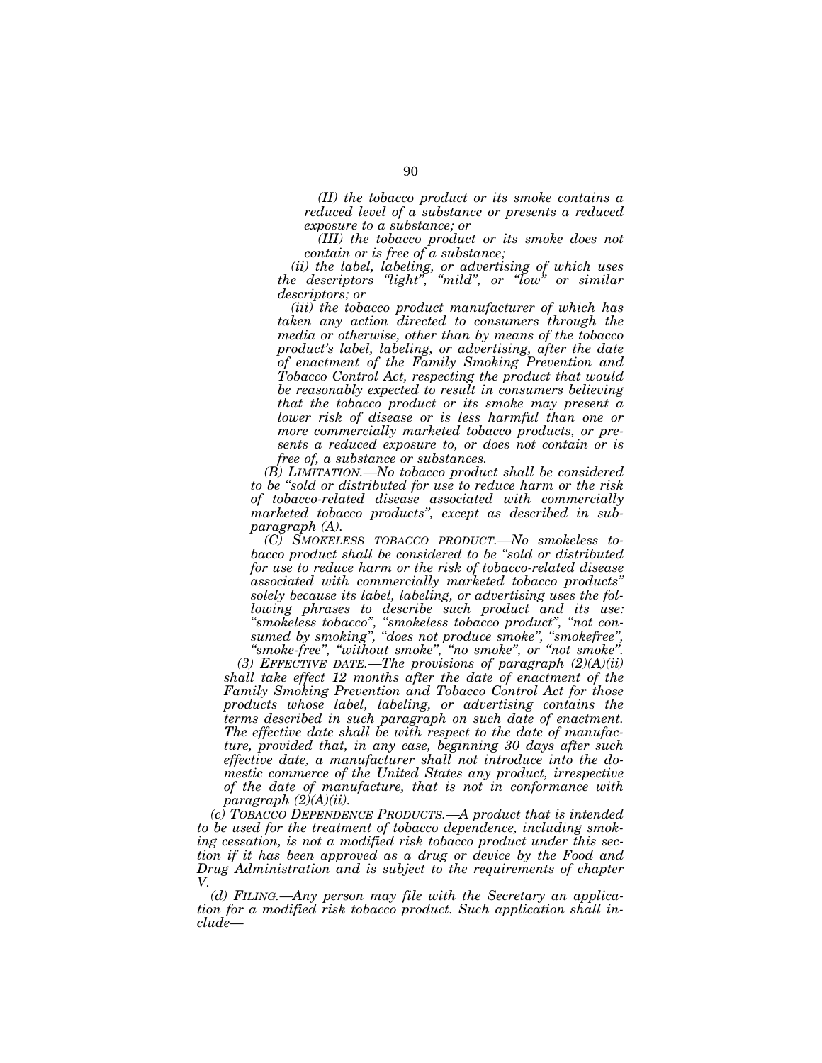*(II) the tobacco product or its smoke contains a reduced level of a substance or presents a reduced exposure to a substance; or*

*(III) the tobacco product or its smoke does not contain or is free of a substance;*

*(ii) the label, labeling, or advertising of which uses the descriptors "light", "mild", or "low" or similar descriptors; or*

*(iii) the tobacco product manufacturer of which has taken any action directed to consumers through the media or otherwise, other than by means of the tobacco product's label, labeling, or advertising, after the date of enactment of the Family Smoking Prevention and Tobacco Control Act, respecting the product that would be reasonably expected to result in consumers believing that the tobacco product or its smoke may present a lower risk of disease or is less harmful than one or more commercially marketed tobacco products, or presents a reduced exposure to, or does not contain or is free of, a substance or substances.*

*(B) LIMITATION.—No tobacco product shall be considered to be "sold or distributed for use to reduce harm or the risk of tobacco-related disease associated with commercially marketed tobacco products", except as described in subparagraph (A).*

*(C) SMOKELESS TOBACCO PRODUCT.—No smokeless tobacco product shall be considered to be "sold or distributed for use to reduce harm or the risk of tobacco-related disease associated with commercially marketed tobacco products" solely because its label, labeling, or advertising uses the following phrases to describe such product and its use: "smokeless tobacco", "smokeless tobacco product", "not consumed by smoking", "does not produce smoke", "smokefree", "smoke-free", "without smoke", "no smoke", or "not smoke".*

*(3) EFFECTIVE DATE.—The provisions of paragraph (2)(A)(ii) shall take effect 12 months after the date of enactment of the Family Smoking Prevention and Tobacco Control Act for those products whose label, labeling, or advertising contains the terms described in such paragraph on such date of enactment. The effective date shall be with respect to the date of manufacture, provided that, in any case, beginning 30 days after such effective date, a manufacturer shall not introduce into the domestic commerce of the United States any product, irrespective of the date of manufacture, that is not in conformance with paragraph (2)(A)(ii).*

*(c) TOBACCO DEPENDENCE PRODUCTS.—A product that is intended to be used for the treatment of tobacco dependence, including smoking cessation, is not a modified risk tobacco product under this section if it has been approved as a drug or device by the Food and Drug Administration and is subject to the requirements of chapter V.*

*(d) FILING.—Any person may file with the Secretary an application for a modified risk tobacco product. Such application shall include—*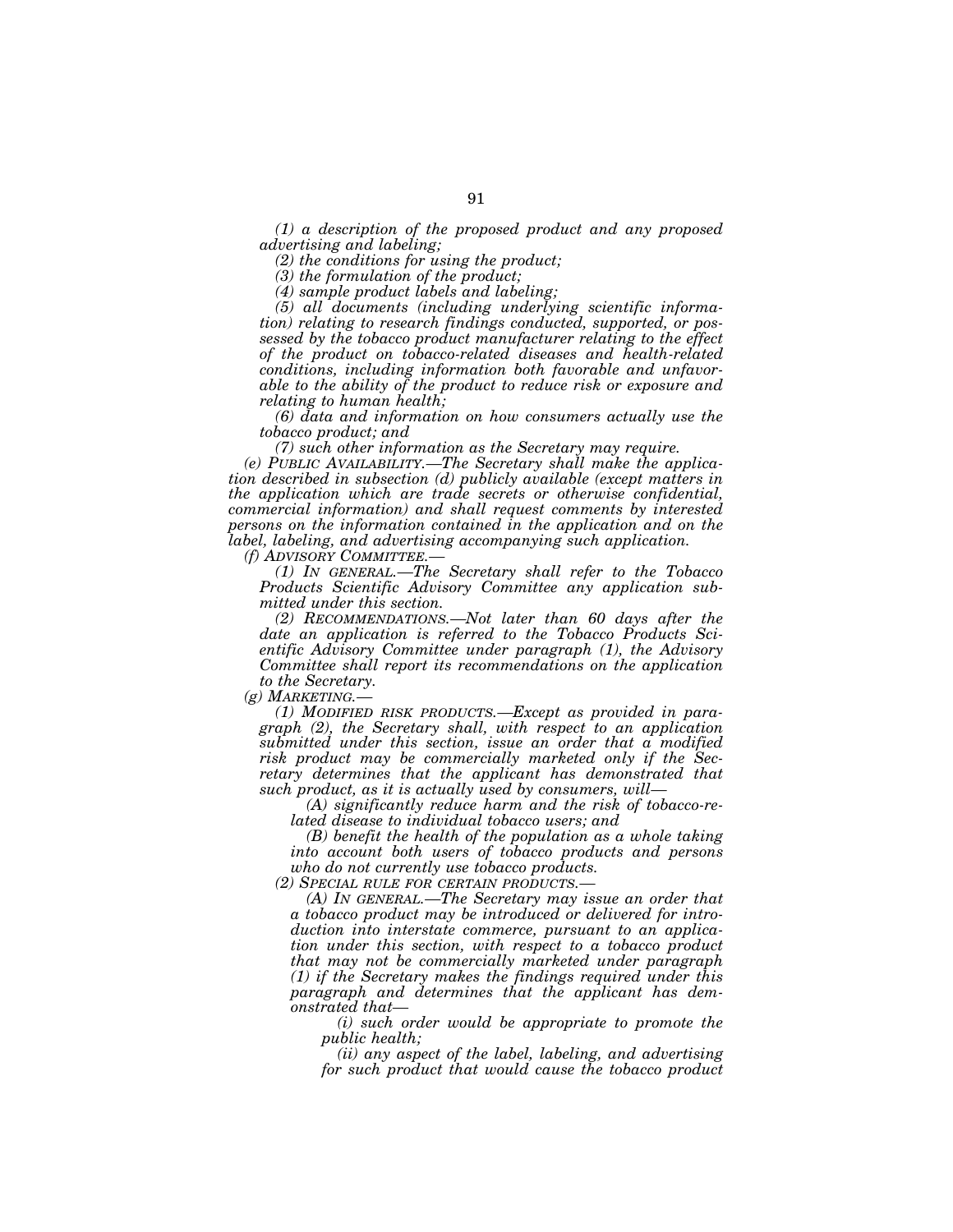*(1) a description of the proposed product and any proposed advertising and labeling;*

*(2) the conditions for using the product;*

*(3) the formulation of the product;*

*(4) sample product labels and labeling;*

*(5) all documents (including underlying scientific information) relating to research findings conducted, supported, or possessed by the tobacco product manufacturer relating to the effect of the product on tobacco-related diseases and health-related conditions, including information both favorable and unfavorable to the ability of the product to reduce risk or exposure and relating to human health;*

*(6) data and information on how consumers actually use the tobacco product; and*

*(7) such other information as the Secretary may require.*

*(e) PUBLIC AVAILABILITY.—The Secretary shall make the application described in subsection (d) publicly available (except matters in the application which are trade secrets or otherwise confidential, commercial information) and shall request comments by interested persons on the information contained in the application and on the label, labeling, and advertising accompanying such application.*

*(f) ADVISORY COMMITTEE.—*

*(1) IN GENERAL.—The Secretary shall refer to the Tobacco Products Scientific Advisory Committee any application submitted under this section.*

*(2) RECOMMENDATIONS.—Not later than 60 days after the date an application is referred to the Tobacco Products Scientific Advisory Committee under paragraph (1), the Advisory Committee shall report its recommendations on the application to the Secretary.*

*(g) MARKETING.—*

*(1) MODIFIED RISK PRODUCTS.—Except as provided in paragraph (2), the Secretary shall, with respect to an application submitted under this section, issue an order that a modified risk product may be commercially marketed only if the Secretary determines that the applicant has demonstrated that such product, as it is actually used by consumers, will—*

*(A) significantly reduce harm and the risk of tobacco-related disease to individual tobacco users; and*

*(B) benefit the health of the population as a whole taking into account both users of tobacco products and persons who do not currently use tobacco products.*

*(2) SPECIAL RULE FOR CERTAIN PRODUCTS.—*

*(A) IN GENERAL.—The Secretary may issue an order that a tobacco product may be introduced or delivered for introduction into interstate commerce, pursuant to an application under this section, with respect to a tobacco product that may not be commercially marketed under paragraph (1) if the Secretary makes the findings required under this paragraph and determines that the applicant has demonstrated that—*

*(i) such order would be appropriate to promote the public health;*

*(ii) any aspect of the label, labeling, and advertising for such product that would cause the tobacco product*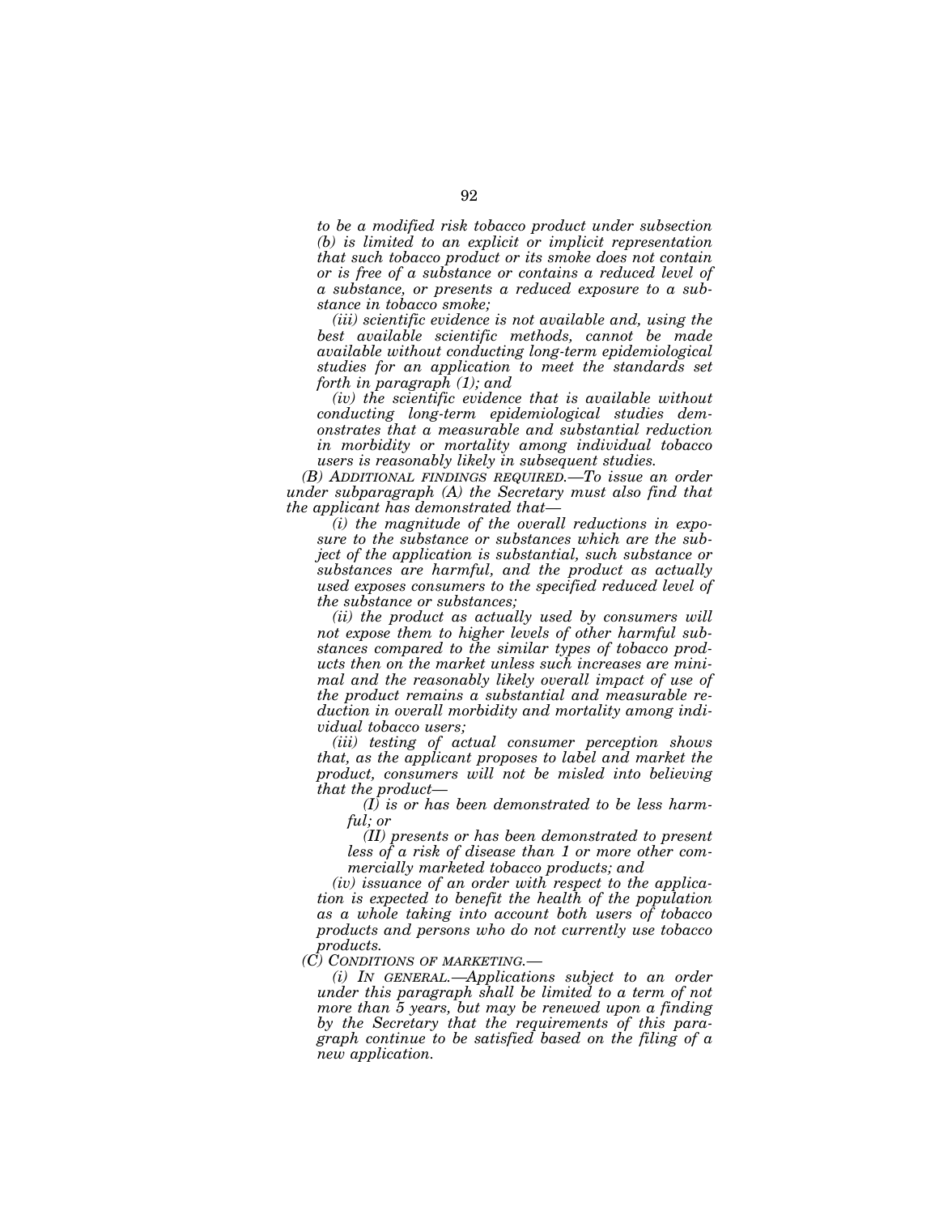*to be a modified risk tobacco product under subsection (b) is limited to an explicit or implicit representation that such tobacco product or its smoke does not contain or is free of a substance or contains a reduced level of a substance, or presents a reduced exposure to a substance in tobacco smoke;*

*(iii) scientific evidence is not available and, using the best available scientific methods, cannot be made available without conducting long-term epidemiological studies for an application to meet the standards set forth in paragraph (1); and*

*(iv) the scientific evidence that is available without conducting long-term epidemiological studies demonstrates that a measurable and substantial reduction in morbidity or mortality among individual tobacco users is reasonably likely in subsequent studies.*

*(B) ADDITIONAL FINDINGS REQUIRED.—To issue an order under subparagraph (A) the Secretary must also find that the applicant has demonstrated that—*

*(i) the magnitude of the overall reductions in exposure to the substance or substances which are the subject of the application is substantial, such substance or substances are harmful, and the product as actually used exposes consumers to the specified reduced level of the substance or substances;*

*(ii) the product as actually used by consumers will not expose them to higher levels of other harmful substances compared to the similar types of tobacco products then on the market unless such increases are minimal and the reasonably likely overall impact of use of the product remains a substantial and measurable reduction in overall morbidity and mortality among individual tobacco users;*

*(iii) testing of actual consumer perception shows that, as the applicant proposes to label and market the product, consumers will not be misled into believing that the product—*

*(I) is or has been demonstrated to be less harmful; or*

*(II) presents or has been demonstrated to present less of a risk of disease than 1 or more other commercially marketed tobacco products; and*

*(iv) issuance of an order with respect to the application is expected to benefit the health of the population as a whole taking into account both users of tobacco products and persons who do not currently use tobacco products.*

*(C) CONDITIONS OF MARKETING.—*

*(i) IN GENERAL.—Applications subject to an order under this paragraph shall be limited to a term of not more than 5 years, but may be renewed upon a finding by the Secretary that the requirements of this paragraph continue to be satisfied based on the filing of a new application.*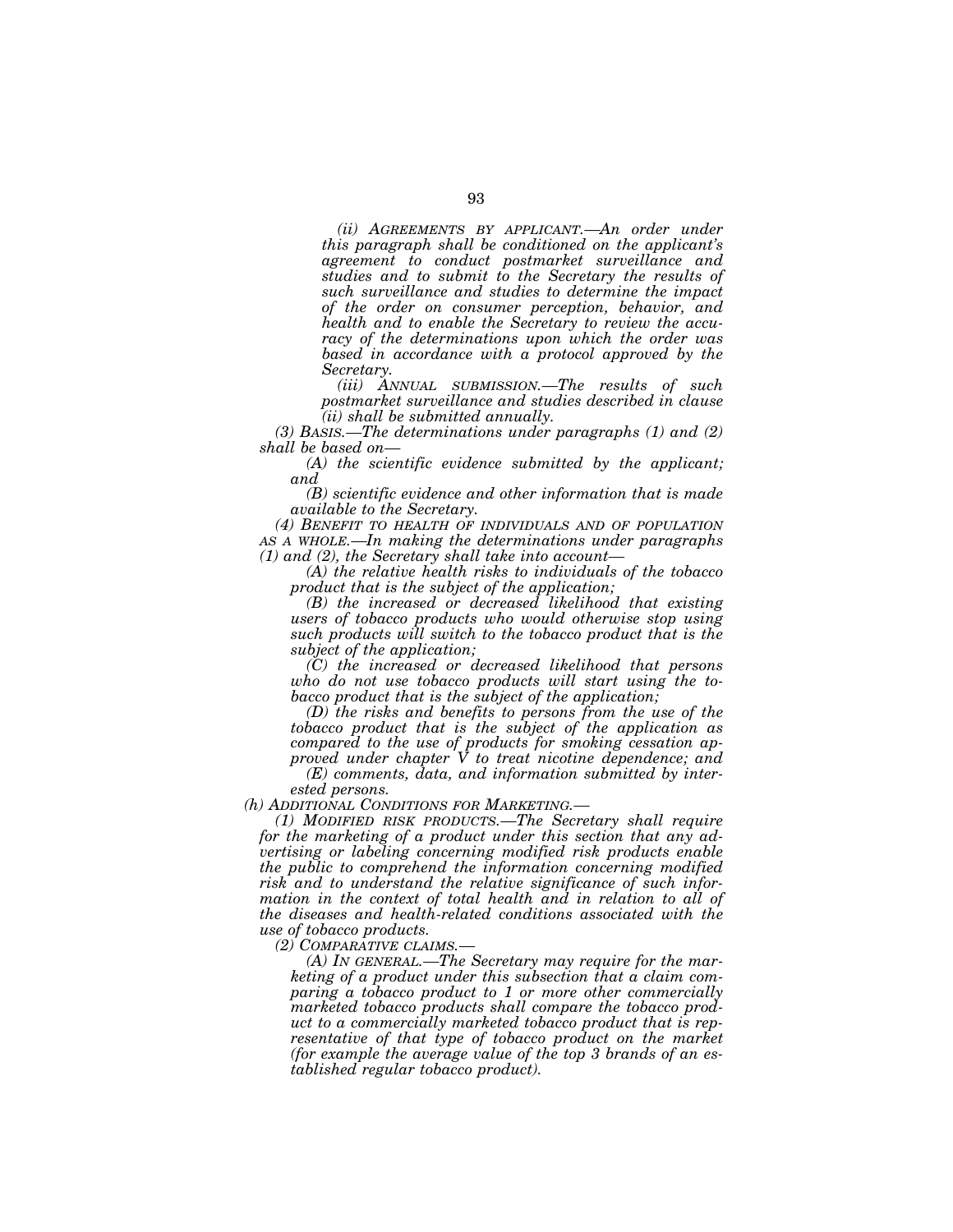*(ii) AGREEMENTS BY APPLICANT.—An order under this paragraph shall be conditioned on the applicant's agreement to conduct postmarket surveillance and studies and to submit to the Secretary the results of such surveillance and studies to determine the impact of the order on consumer perception, behavior, and health and to enable the Secretary to review the accuracy of the determinations upon which the order was based in accordance with a protocol approved by the Secretary.*

*(iii) ANNUAL SUBMISSION.—The results of such postmarket surveillance and studies described in clause (ii) shall be submitted annually.*

*(3) BASIS.—The determinations under paragraphs (1) and (2) shall be based on—*

*(A) the scientific evidence submitted by the applicant; and*

*(B) scientific evidence and other information that is made available to the Secretary.*

*(4) BENEFIT TO HEALTH OF INDIVIDUALS AND OF POPULATION AS A WHOLE.—In making the determinations under paragraphs (1) and (2), the Secretary shall take into account—*

*(A) the relative health risks to individuals of the tobacco product that is the subject of the application;*

*(B) the increased or decreased likelihood that existing users of tobacco products who would otherwise stop using such products will switch to the tobacco product that is the subject of the application;*

*(C) the increased or decreased likelihood that persons who do not use tobacco products will start using the tobacco product that is the subject of the application;*

*(D) the risks and benefits to persons from the use of the tobacco product that is the subject of the application as compared to the use of products for smoking cessation approved under chapter V to treat nicotine dependence; and*

*(E) comments, data, and information submitted by interested persons.*

*(h) ADDITIONAL CONDITIONS FOR MARKETING.—*

*(1) MODIFIED RISK PRODUCTS.—The Secretary shall require for the marketing of a product under this section that any advertising or labeling concerning modified risk products enable the public to comprehend the information concerning modified risk and to understand the relative significance of such information in the context of total health and in relation to all of the diseases and health-related conditions associated with the use of tobacco products.*

*(2) COMPARATIVE CLAIMS.—*

*(A) IN GENERAL.—The Secretary may require for the marketing of a product under this subsection that a claim comparing a tobacco product to 1 or more other commercially marketed tobacco products shall compare the tobacco product to a commercially marketed tobacco product that is representative of that type of tobacco product on the market (for example the average value of the top 3 brands of an established regular tobacco product).*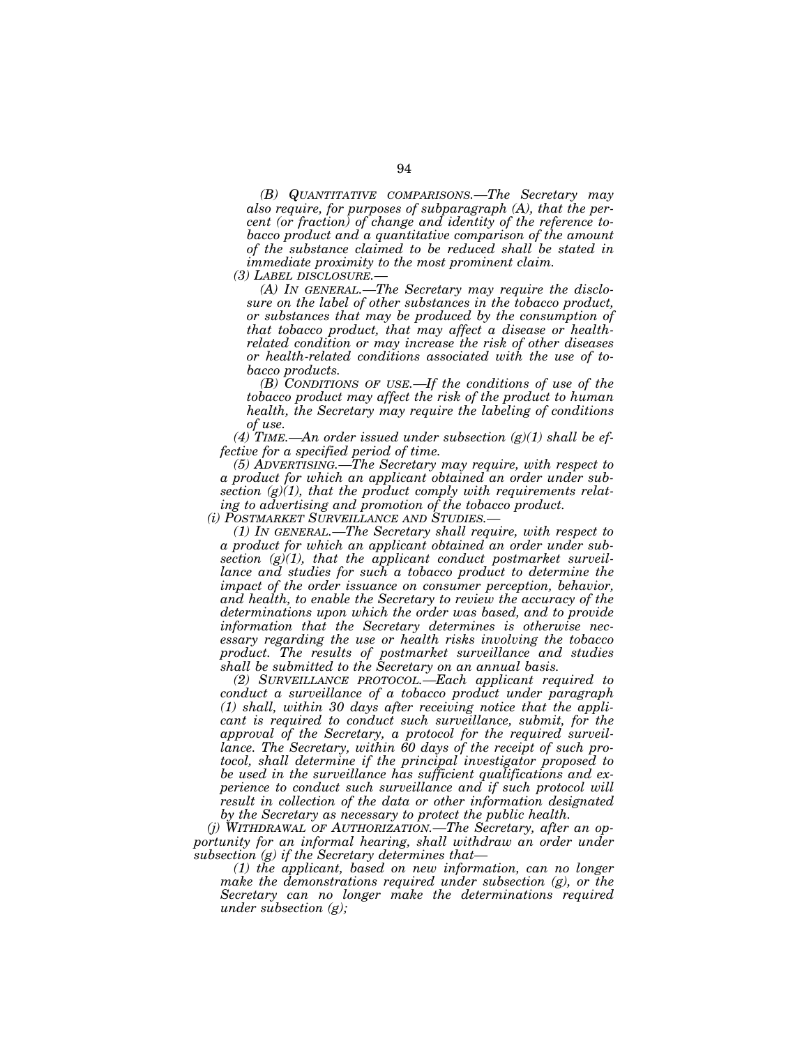*(B) QUANTITATIVE COMPARISONS.—The Secretary may also require, for purposes of subparagraph (A), that the percent (or fraction) of change and identity of the reference tobacco product and a quantitative comparison of the amount of the substance claimed to be reduced shall be stated in immediate proximity to the most prominent claim.*

*(3) LABEL DISCLOSURE.—*

*(A) IN GENERAL.—The Secretary may require the disclosure on the label of other substances in the tobacco product, or substances that may be produced by the consumption of that tobacco product, that may affect a disease or health-related condition or may increase the risk of other diseases or health-related conditions associated with the use of tobacco products.*

*(B) CONDITIONS OF USE.—If the conditions of use of the tobacco product may affect the risk of the product to human health, the Secretary may require the labeling of conditions of use.*

*(4) TIME.—An order issued under subsection (g)(1) shall be effective for a specified period of time.*

*(5) ADVERTISING.—The Secretary may require, with respect to a product for which an applicant obtained an order under subsection (g)(1), that the product comply with requirements relating to advertising and promotion of the tobacco product.*

*(i) POSTMARKET SURVEILLANCE AND STUDIES.—*

*(1) IN GENERAL.—The Secretary shall require, with respect to a product for which an applicant obtained an order under subsection (g)(1), that the applicant conduct postmarket surveillance and studies for such a tobacco product to determine the impact of the order issuance on consumer perception, behavior, and health, to enable the Secretary to review the accuracy of the determinations upon which the order was based, and to provide information that the Secretary determines is otherwise necessary regarding the use or health risks involving the tobacco product. The results of postmarket surveillance and studies shall be submitted to the Secretary on an annual basis.*

*(2) SURVEILLANCE PROTOCOL.—Each applicant required to conduct a surveillance of a tobacco product under paragraph (1) shall, within 30 days after receiving notice that the applicant is required to conduct such surveillance, submit, for the approval of the Secretary, a protocol for the required surveillance. The Secretary, within 60 days of the receipt of such protocol, shall determine if the principal investigator proposed to be used in the surveillance has sufficient qualifications and experience to conduct such surveillance and if such protocol will result in collection of the data or other information designated by the Secretary as necessary to protect the public health.*

*(j) WITHDRAWAL OF AUTHORIZATION.—The Secretary, after an opportunity for an informal hearing, shall withdraw an order under subsection (g) if the Secretary determines that—*

*(1) the applicant, based on new information, can no longer make the demonstrations required under subsection (g), or the Secretary can no longer make the determinations required under subsection (g);*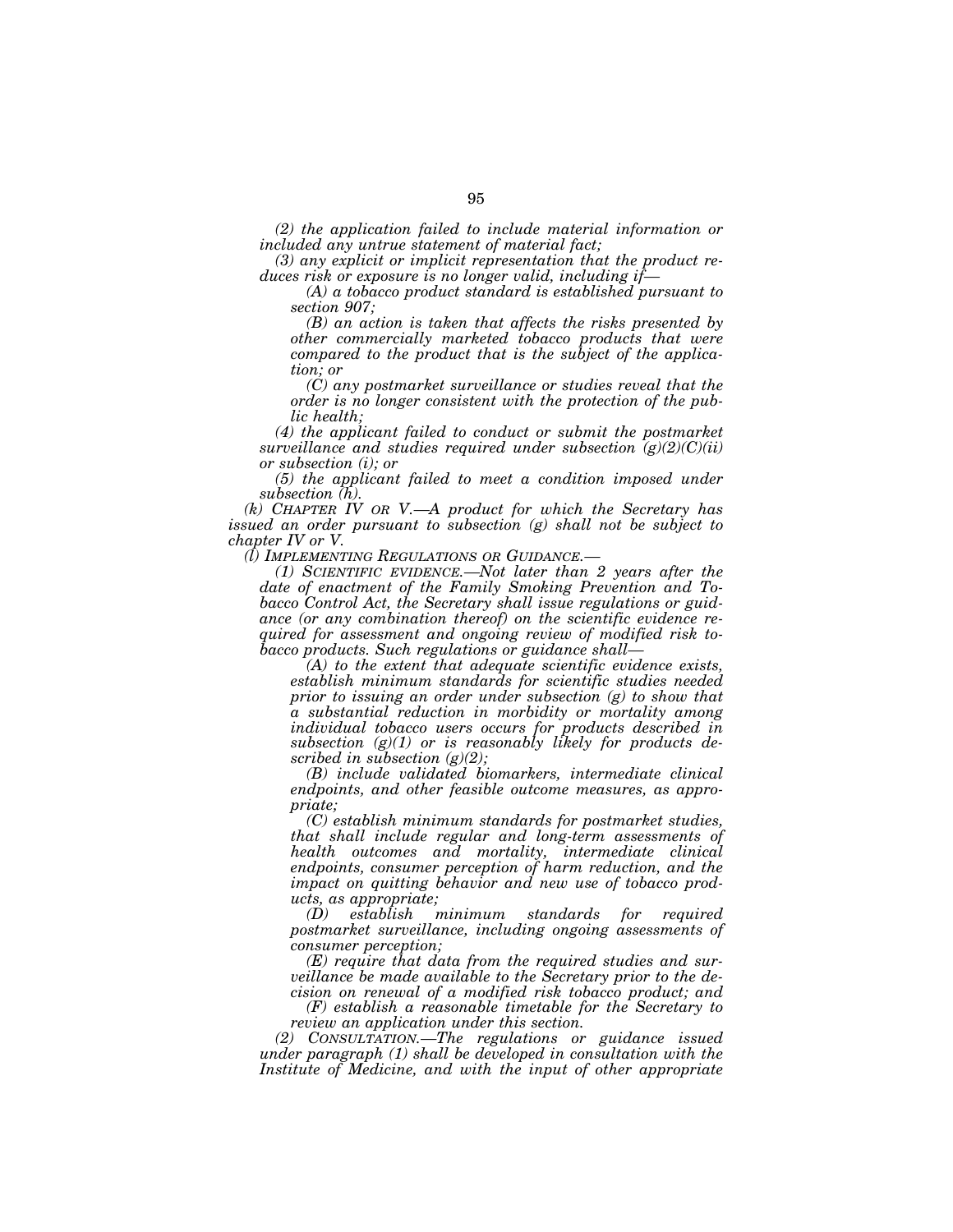*(2) the application failed to include material information or included any untrue statement of material fact;*

*(3) any explicit or implicit representation that the product reduces risk or exposure is no longer valid, including if—*

*(A) a tobacco product standard is established pursuant to section 907;*

*(B) an action is taken that affects the risks presented by other commercially marketed tobacco products that were compared to the product that is the subject of the application; or*

*(C) any postmarket surveillance or studies reveal that the order is no longer consistent with the protection of the public health;*

*(4) the applicant failed to conduct or submit the postmarket surveillance and studies required under subsection (g)(2)(C)(ii) or subsection (i); or*

*(5) the applicant failed to meet a condition imposed under subsection (h).*

*(k) CHAPTER IV OR V.—A product for which the Secretary has issued an order pursuant to subsection (g) shall not be subject to chapter IV or V.*

*(l) IMPLEMENTING REGULATIONS OR GUIDANCE.—*

*(1) SCIENTIFIC EVIDENCE.—Not later than 2 years after the date of enactment of the Family Smoking Prevention and Tobacco Control Act, the Secretary shall issue regulations or guidance (or any combination thereof) on the scientific evidence required for assessment and ongoing review of modified risk tobacco products. Such regulations or guidance shall—*

*(A) to the extent that adequate scientific evidence exists, establish minimum standards for scientific studies needed prior to issuing an order under subsection (g) to show that a substantial reduction in morbidity or mortality among individual tobacco users occurs for products described in subsection (g)(1) or is reasonably likely for products described in subsection (g)(2);*

*(B) include validated biomarkers, intermediate clinical endpoints, and other feasible outcome measures, as appropriate;*

*(C) establish minimum standards for postmarket studies, that shall include regular and long-term assessments of health outcomes and mortality, intermediate clinical endpoints, consumer perception of harm reduction, and the impact on quitting behavior and new use of tobacco products, as appropriate;*

*(D) establish minimum standards for required postmarket surveillance, including ongoing assessments of consumer perception;*

*(E) require that data from the required studies and surveillance be made available to the Secretary prior to the decision on renewal of a modified risk tobacco product; and*

*(F) establish a reasonable timetable for the Secretary to review an application under this section.*

*(2) CONSULTATION.—The regulations or guidance issued under paragraph (1) shall be developed in consultation with the Institute of Medicine, and with the input of other appropriate*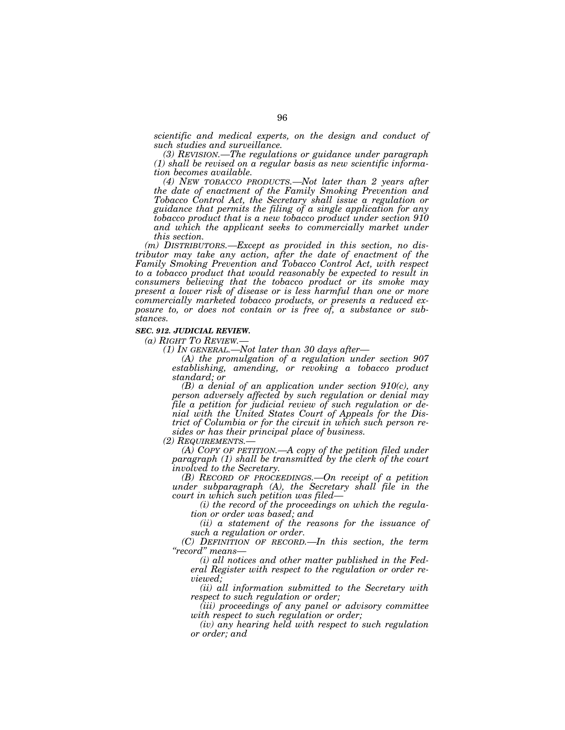*scientific and medical experts, on the design and conduct of such studies and surveillance.*

*(3) REVISION.—The regulations or guidance under paragraph (1) shall be revised on a regular basis as new scientific information becomes available.*

*(4) NEW TOBACCO PRODUCTS.—Not later than 2 years after the date of enactment of the Family Smoking Prevention and Tobacco Control Act, the Secretary shall issue a regulation or guidance that permits the filing of a single application for any tobacco product that is a new tobacco product under section 910 and which the applicant seeks to commercially market under this section.*

*(m) DISTRIBUTORS.—Except as provided in this section, no distributor may take any action, after the date of enactment of the Family Smoking Prevention and Tobacco Control Act, with respect to a tobacco product that would reasonably be expected to result in consumers believing that the tobacco product or its smoke may present a lower risk of disease or is less harmful than one or more commercially marketed tobacco products, or presents a reduced exposure to, or does not contain or is free of, a substance or substances.*

***SEC. 912. JUDICIAL REVIEW.***

*(a) RIGHT TO REVIEW.—*

*(1) IN GENERAL.—Not later than 30 days after—*

*(A) the promulgation of a regulation under section 907 establishing, amending, or revoking a tobacco product standard; or*

*(B) a denial of an application under section 910(c), any person adversely affected by such regulation or denial may file a petition for judicial review of such regulation or denial with the United States Court of Appeals for the District of Columbia or for the circuit in which such person resides or has their principal place of business.*

*(2) REQUIREMENTS.—*

*(A) COPY OF PETITION.—A copy of the petition filed under paragraph (1) shall be transmitted by the clerk of the court involved to the Secretary.*

*(B) RECORD OF PROCEEDINGS.—On receipt of a petition under subparagraph (A), the Secretary shall file in the court in which such petition was filed—*

*(i) the record of the proceedings on which the regulation or order was based; and*

*(ii) a statement of the reasons for the issuance of such a regulation or order.*

*(C) DEFINITION OF RECORD.—In this section, the term "record" means—*

*(i) all notices and other matter published in the Federal Register with respect to the regulation or order reviewed;*

*(ii) all information submitted to the Secretary with respect to such regulation or order;*

*(iii) proceedings of any panel or advisory committee with respect to such regulation or order;*

*(iv) any hearing held with respect to such regulation or order; and*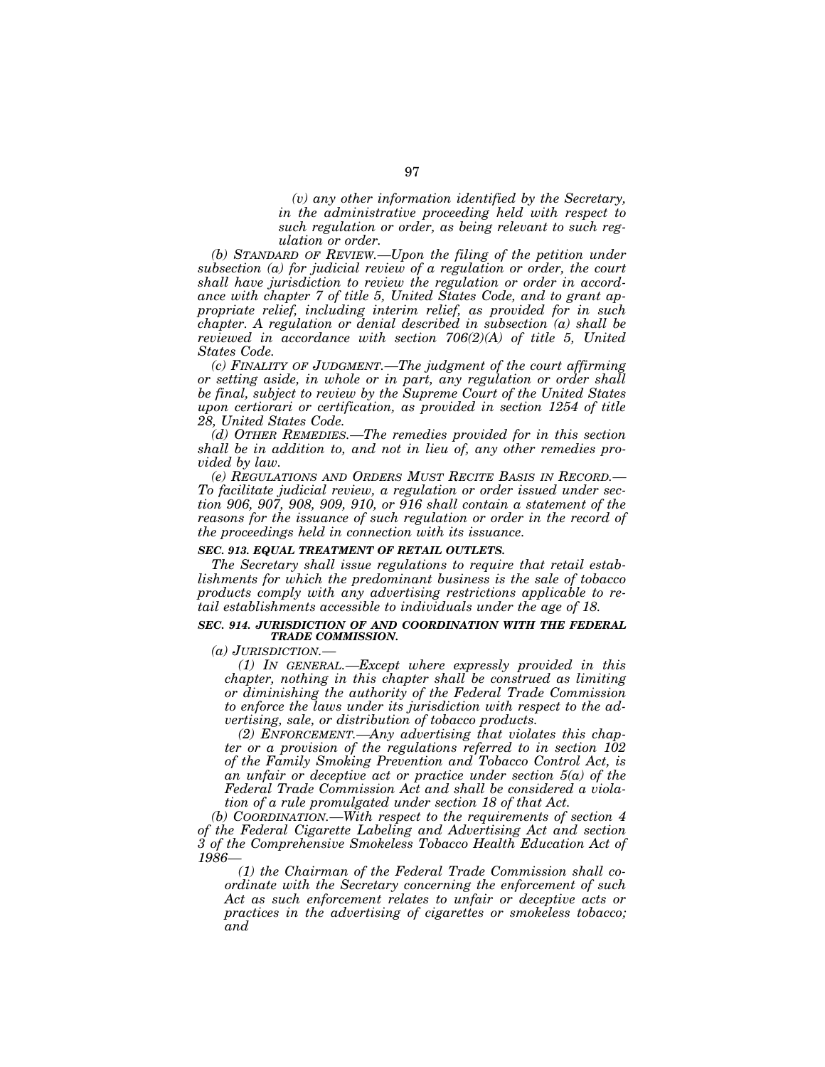*(v) any other information identified by the Secretary, in the administrative proceeding held with respect to such regulation or order, as being relevant to such regulation or order.*

*(b) STANDARD OF REVIEW.—Upon the filing of the petition under subsection (a) for judicial review of a regulation or order, the court shall have jurisdiction to review the regulation or order in accordance with chapter 7 of title 5, United States Code, and to grant appropriate relief, including interim relief, as provided for in such chapter. A regulation or denial described in subsection (a) shall be reviewed in accordance with section 706(2)(A) of title 5, United States Code.*

*(c) FINALITY OF JUDGMENT.—The judgment of the court affirming or setting aside, in whole or in part, any regulation or order shall be final, subject to review by the Supreme Court of the United States upon certiorari or certification, as provided in section 1254 of title 28, United States Code.*

*(d) OTHER REMEDIES.—The remedies provided for in this section shall be in addition to, and not in lieu of, any other remedies provided by law.*

*(e) REGULATIONS AND ORDERS MUST RECITE BASIS IN RECORD.—To facilitate judicial review, a regulation or order issued under section 906, 907, 908, 909, 910, or 916 shall contain a statement of the reasons for the issuance of such regulation or order in the record of the proceedings held in connection with its issuance.*

***SEC. 913. EQUAL TREATMENT OF RETAIL OUTLETS.***

*The Secretary shall issue regulations to require that retail establishments for which the predominant business is the sale of tobacco products comply with any advertising restrictions applicable to retail establishments accessible to individuals under the age of 18.*

***SEC. 914. JURISDICTION OF AND COORDINATION WITH THE FEDERAL TRADE COMMISSION.***

*(a) JURISDICTION.—*

*(1) IN GENERAL.—Except where expressly provided in this chapter, nothing in this chapter shall be construed as limiting or diminishing the authority of the Federal Trade Commission to enforce the laws under its jurisdiction with respect to the advertising, sale, or distribution of tobacco products.*

*(2) ENFORCEMENT.—Any advertising that violates this chapter or a provision of the regulations referred to in section 102 of the Family Smoking Prevention and Tobacco Control Act, is an unfair or deceptive act or practice under section 5(a) of the Federal Trade Commission Act and shall be considered a violation of a rule promulgated under section 18 of that Act.*

*(b) COORDINATION.—With respect to the requirements of section 4 of the Federal Cigarette Labeling and Advertising Act and section 3 of the Comprehensive Smokeless Tobacco Health Education Act of 1986—*

*(1) the Chairman of the Federal Trade Commission shall coordinate with the Secretary concerning the enforcement of such Act as such enforcement relates to unfair or deceptive acts or practices in the advertising of cigarettes or smokeless tobacco; and*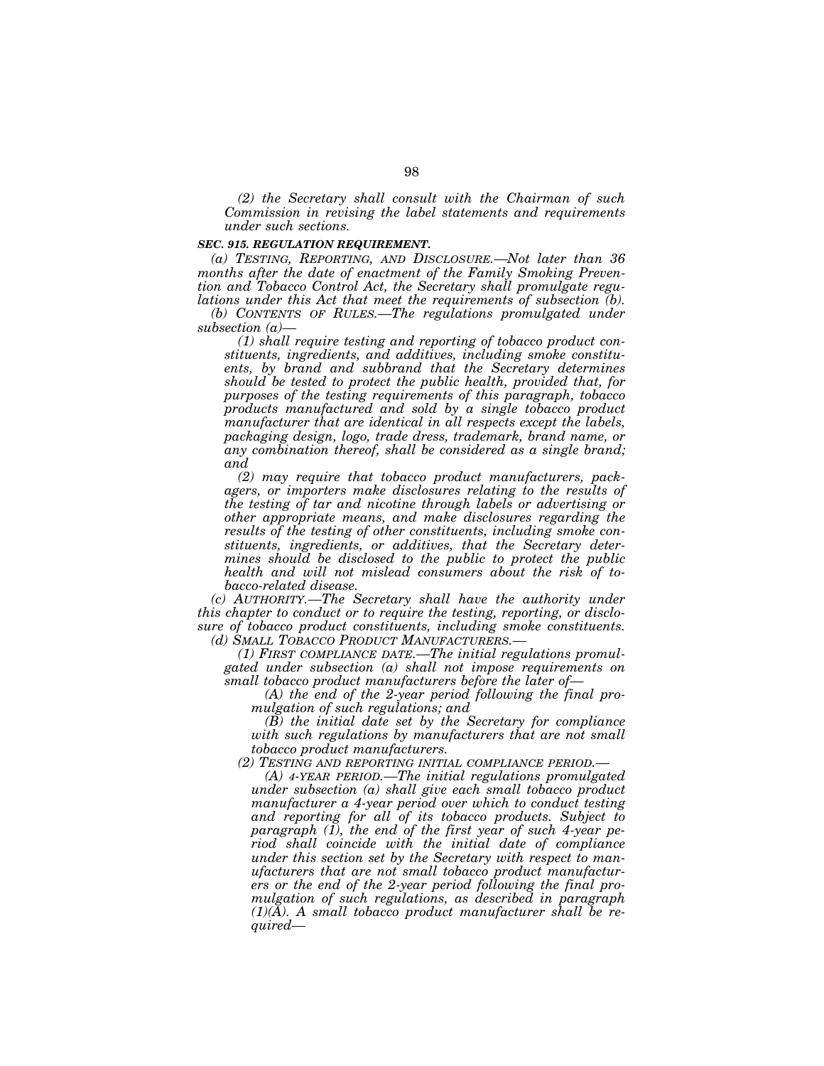*(2) the Secretary shall consult with the Chairman of such Commission in revising the label statements and requirements under such sections.*

***SEC. 915. REGULATION REQUIREMENT.***

*(a) TESTING, REPORTING, AND DISCLOSURE.—Not later than 36 months after the date of enactment of the Family Smoking Prevention and Tobacco Control Act, the Secretary shall promulgate regulations under this Act that meet the requirements of subsection (b).*

*(b) CONTENTS OF RULES.—The regulations promulgated under subsection (a)—*

*(1) shall require testing and reporting of tobacco product constituents, ingredients, and additives, including smoke constituents, by brand and subbrand that the Secretary determines should be tested to protect the public health, provided that, for purposes of the testing requirements of this paragraph, tobacco products manufactured and sold by a single tobacco product manufacturer that are identical in all respects except the labels, packaging design, logo, trade dress, trademark, brand name, or any combination thereof, shall be considered as a single brand; and*

*(2) may require that tobacco product manufacturers, packagers, or importers make disclosures relating to the results of the testing of tar and nicotine through labels or advertising or other appropriate means, and make disclosures regarding the results of the testing of other constituents, including smoke constituents, ingredients, or additives, that the Secretary determines should be disclosed to the public to protect the public health and will not mislead consumers about the risk of tobacco-related disease.*

*(c) AUTHORITY.—The Secretary shall have the authority under this chapter to conduct or to require the testing, reporting, or disclosure of tobacco product constituents, including smoke constituents.*

*(d) SMALL TOBACCO PRODUCT MANUFACTURERS.—*

*(1) FIRST COMPLIANCE DATE.—The initial regulations promulgated under subsection (a) shall not impose requirements on small tobacco product manufacturers before the later of—*

*(A) the end of the 2-year period following the final promulgation of such regulations; and*

*(B) the initial date set by the Secretary for compliance with such regulations by manufacturers that are not small tobacco product manufacturers.*

*(2) TESTING AND REPORTING INITIAL COMPLIANCE PERIOD.—*

*(A) 4-YEAR PERIOD.—The initial regulations promulgated under subsection (a) shall give each small tobacco product manufacturer a 4-year period over which to conduct testing and reporting for all of its tobacco products. Subject to paragraph (1), the end of the first year of such 4-year period shall coincide with the initial date of compliance under this section set by the Secretary with respect to manufacturers that are not small tobacco product manufacturers or the end of the 2-year period following the final promulgation of such regulations, as described in paragraph (1)(A). A small tobacco product manufacturer shall be required—*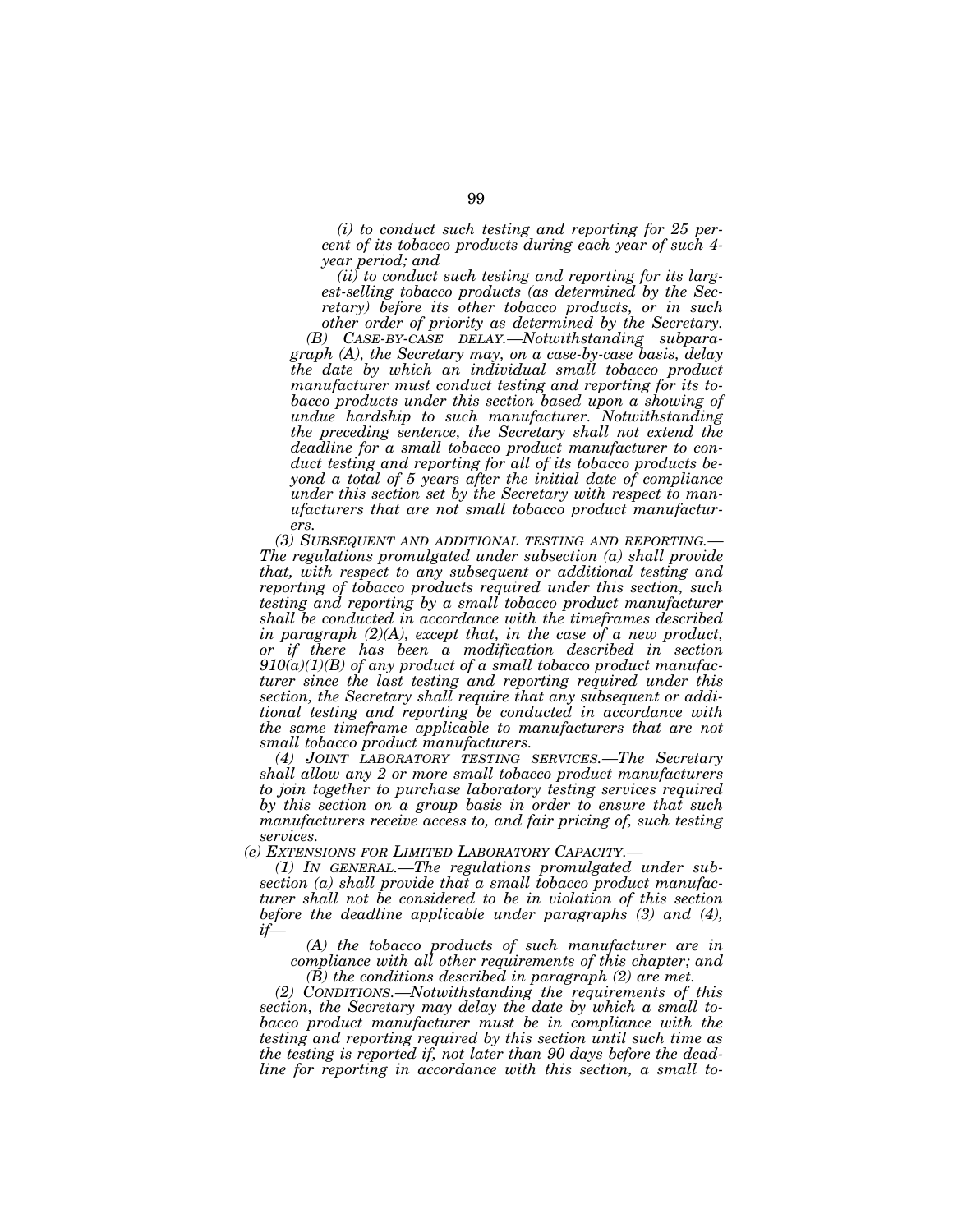*(i) to conduct such testing and reporting for 25 percent of its tobacco products during each year of such 4-year period; and*

*(ii) to conduct such testing and reporting for its largest-selling tobacco products (as determined by the Secretary) before its other tobacco products, or in such other order of priority as determined by the Secretary.*

*(B) CASE-BY-CASE DELAY.—Notwithstanding subparagraph (A), the Secretary may, on a case-by-case basis, delay the date by which an individual small tobacco product manufacturer must conduct testing and reporting for its tobacco products under this section based upon a showing of undue hardship to such manufacturer. Notwithstanding the preceding sentence, the Secretary shall not extend the deadline for a small tobacco product manufacturer to conduct testing and reporting for all of its tobacco products beyond a total of 5 years after the initial date of compliance under this section set by the Secretary with respect to manufacturers that are not small tobacco product manufacturers.*

*(3) SUBSEQUENT AND ADDITIONAL TESTING AND REPORTING.—The regulations promulgated under subsection (a) shall provide that, with respect to any subsequent or additional testing and reporting of tobacco products required under this section, such testing and reporting by a small tobacco product manufacturer shall be conducted in accordance with the timeframes described in paragraph (2)(A), except that, in the case of a new product, or if there has been a modification described in section 910(a)(1)(B) of any product of a small tobacco product manufacturer since the last testing and reporting required under this section, the Secretary shall require that any subsequent or additional testing and reporting be conducted in accordance with the same timeframe applicable to manufacturers that are not small tobacco product manufacturers.*

*(4) JOINT LABORATORY TESTING SERVICES.—The Secretary shall allow any 2 or more small tobacco product manufacturers to join together to purchase laboratory testing services required by this section on a group basis in order to ensure that such manufacturers receive access to, and fair pricing of, such testing services.*

*(e) EXTENSIONS FOR LIMITED LABORATORY CAPACITY.—*

*(1) IN GENERAL.—The regulations promulgated under subsection (a) shall provide that a small tobacco product manufacturer shall not be considered to be in violation of this section before the deadline applicable under paragraphs (3) and (4), if—*

*(A) the tobacco products of such manufacturer are in compliance with all other requirements of this chapter; and*

*(B) the conditions described in paragraph (2) are met.*

*(2) CONDITIONS.—Notwithstanding the requirements of this section, the Secretary may delay the date by which a small tobacco product manufacturer must be in compliance with the testing and reporting required by this section until such time as the testing is reported if, not later than 90 days before the deadline for reporting in accordance with this section, a small to-*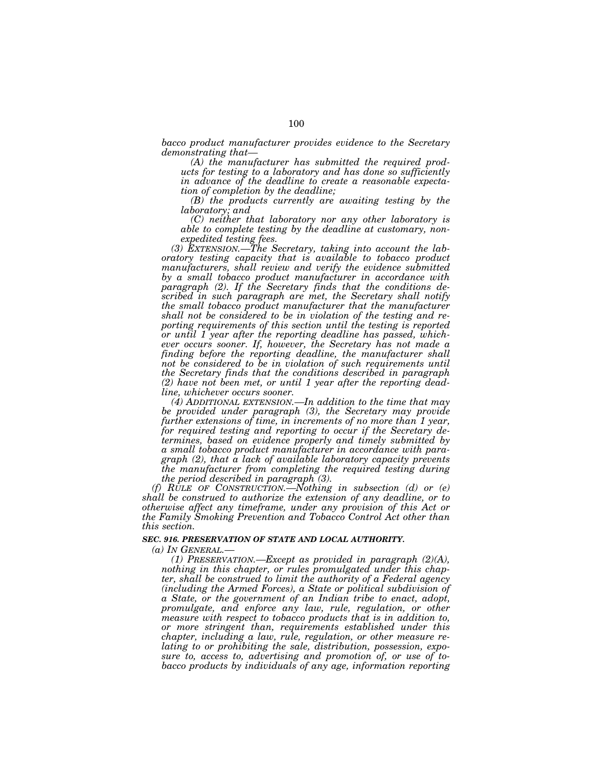*bacco product manufacturer provides evidence to the Secretary demonstrating that—*

*(A) the manufacturer has submitted the required products for testing to a laboratory and has done so sufficiently in advance of the deadline to create a reasonable expectation of completion by the deadline;*

*(B) the products currently are awaiting testing by the laboratory; and*

*(C) neither that laboratory nor any other laboratory is able to complete testing by the deadline at customary, non-expedited testing fees.*

*(3) EXTENSION.—The Secretary, taking into account the laboratory testing capacity that is available to tobacco product manufacturers, shall review and verify the evidence submitted by a small tobacco product manufacturer in accordance with paragraph (2). If the Secretary finds that the conditions described in such paragraph are met, the Secretary shall notify the small tobacco product manufacturer that the manufacturer shall not be considered to be in violation of the testing and reporting requirements of this section until the testing is reported or until 1 year after the reporting deadline has passed, whichever occurs sooner. If, however, the Secretary has not made a finding before the reporting deadline, the manufacturer shall not be considered to be in violation of such requirements until the Secretary finds that the conditions described in paragraph (2) have not been met, or until 1 year after the reporting deadline, whichever occurs sooner.*

*(4) ADDITIONAL EXTENSION.—In addition to the time that may be provided under paragraph (3), the Secretary may provide further extensions of time, in increments of no more than 1 year, for required testing and reporting to occur if the Secretary determines, based on evidence properly and timely submitted by a small tobacco product manufacturer in accordance with paragraph (2), that a lack of available laboratory capacity prevents the manufacturer from completing the required testing during the period described in paragraph (3).*

*(f) RULE OF CONSTRUCTION.—Nothing in subsection (d) or (e) shall be construed to authorize the extension of any deadline, or to otherwise affect any timeframe, under any provision of this Act or the Family Smoking Prevention and Tobacco Control Act other than this section.*

***SEC. 916. PRESERVATION OF STATE AND LOCAL AUTHORITY.***

*(a) IN GENERAL.—*

*(1) PRESERVATION.—Except as provided in paragraph (2)(A), nothing in this chapter, or rules promulgated under this chapter, shall be construed to limit the authority of a Federal agency (including the Armed Forces), a State or political subdivision of a State, or the government of an Indian tribe to enact, adopt, promulgate, and enforce any law, rule, regulation, or other measure with respect to tobacco products that is in addition to, or more stringent than, requirements established under this chapter, including a law, rule, regulation, or other measure relating to or prohibiting the sale, distribution, possession, exposure to, access to, advertising and promotion of, or use of tobacco products by individuals of any age, information reporting*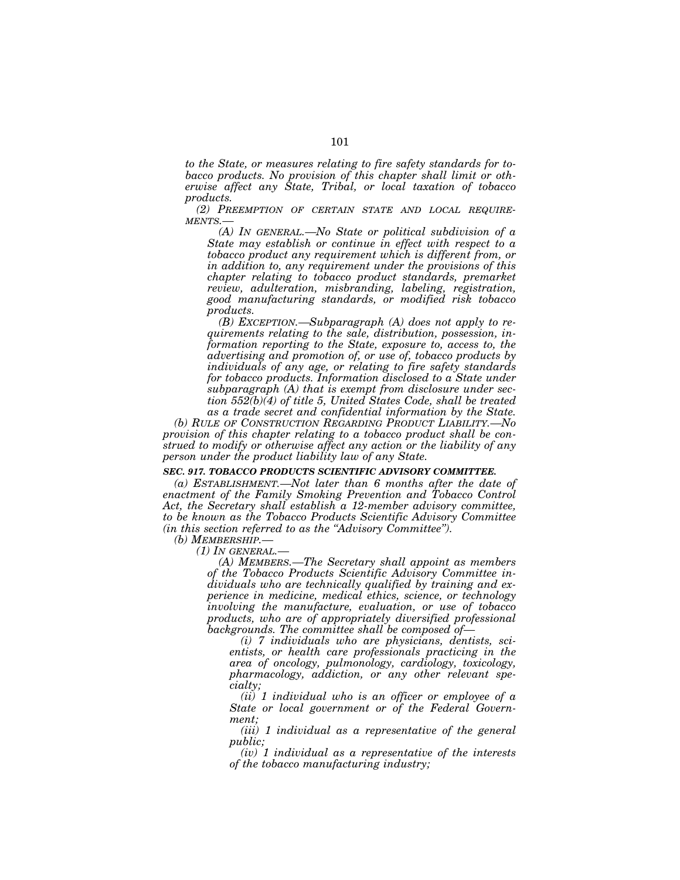*to the State, or measures relating to fire safety standards for tobacco products. No provision of this chapter shall limit or otherwise affect any State, Tribal, or local taxation of tobacco products.*

*(2) PREEMPTION OF CERTAIN STATE AND LOCAL REQUIREMENTS.—*

*(A) IN GENERAL.—No State or political subdivision of a State may establish or continue in effect with respect to a tobacco product any requirement which is different from, or in addition to, any requirement under the provisions of this chapter relating to tobacco product standards, premarket review, adulteration, misbranding, labeling, registration, good manufacturing standards, or modified risk tobacco products.*

*(B) EXCEPTION.—Subparagraph (A) does not apply to requirements relating to the sale, distribution, possession, information reporting to the State, exposure to, access to, the advertising and promotion of, or use of, tobacco products by individuals of any age, or relating to fire safety standards for tobacco products. Information disclosed to a State under subparagraph (A) that is exempt from disclosure under section 552(b)(4) of title 5, United States Code, shall be treated as a trade secret and confidential information by the State.*

*(b) RULE OF CONSTRUCTION REGARDING PRODUCT LIABILITY.—No provision of this chapter relating to a tobacco product shall be construed to modify or otherwise affect any action or the liability of any person under the product liability law of any State.*

***SEC. 917. TOBACCO PRODUCTS SCIENTIFIC ADVISORY COMMITTEE.***

*(a) ESTABLISHMENT.—Not later than 6 months after the date of enactment of the Family Smoking Prevention and Tobacco Control Act, the Secretary shall establish a 12-member advisory committee, to be known as the Tobacco Products Scientific Advisory Committee (in this section referred to as the "Advisory Committee").*

*(b) MEMBERSHIP.—*

*(1) IN GENERAL.—*

*(A) MEMBERS.—The Secretary shall appoint as members of the Tobacco Products Scientific Advisory Committee individuals who are technically qualified by training and experience in medicine, medical ethics, science, or technology involving the manufacture, evaluation, or use of tobacco products, who are of appropriately diversified professional backgrounds. The committee shall be composed of—*

*(i) 7 individuals who are physicians, dentists, scientists, or health care professionals practicing in the area of oncology, pulmonology, cardiology, toxicology, pharmacology, addiction, or any other relevant specialty;*

*(ii) 1 individual who is an officer or employee of a State or local government or of the Federal Government;*

*(iii) 1 individual as a representative of the general public;*

*(iv) 1 individual as a representative of the interests of the tobacco manufacturing industry;*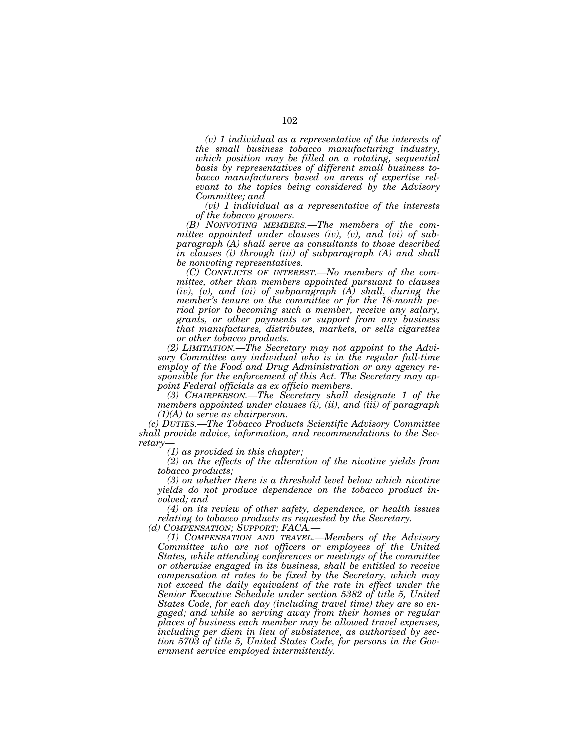*(v) 1 individual as a representative of the interests of the small business tobacco manufacturing industry, which position may be filled on a rotating, sequential basis by representatives of different small business tobacco manufacturers based on areas of expertise relevant to the topics being considered by the Advisory Committee; and*

*(vi) 1 individual as a representative of the interests of the tobacco growers.*

*(B) NONVOTING MEMBERS.—The members of the committee appointed under clauses (iv), (v), and (vi) of subparagraph (A) shall serve as consultants to those described in clauses (i) through (iii) of subparagraph (A) and shall be nonvoting representatives.*

*(C) CONFLICTS OF INTEREST.—No members of the committee, other than members appointed pursuant to clauses (iv), (v), and (vi) of subparagraph (A) shall, during the member's tenure on the committee or for the 18-month period prior to becoming such a member, receive any salary, grants, or other payments or support from any business that manufactures, distributes, markets, or sells cigarettes or other tobacco products.*

*(2) LIMITATION.—The Secretary may not appoint to the Advisory Committee any individual who is in the regular full-time employ of the Food and Drug Administration or any agency responsible for the enforcement of this Act. The Secretary may appoint Federal officials as ex officio members.*

*(3) CHAIRPERSON.—The Secretary shall designate 1 of the members appointed under clauses (i), (ii), and (iii) of paragraph (1)(A) to serve as chairperson.*

*(c) DUTIES.—The Tobacco Products Scientific Advisory Committee shall provide advice, information, and recommendations to the Secretary—*

*(1) as provided in this chapter;*

*(2) on the effects of the alteration of the nicotine yields from tobacco products;*

*(3) on whether there is a threshold level below which nicotine yields do not produce dependence on the tobacco product involved; and*

*(4) on its review of other safety, dependence, or health issues relating to tobacco products as requested by the Secretary.*

*(d) COMPENSATION; SUPPORT; FACA.—*

*(1) COMPENSATION AND TRAVEL.—Members of the Advisory Committee who are not officers or employees of the United States, while attending conferences or meetings of the committee or otherwise engaged in its business, shall be entitled to receive compensation at rates to be fixed by the Secretary, which may not exceed the daily equivalent of the rate in effect under the Senior Executive Schedule under section 5382 of title 5, United States Code, for each day (including travel time) they are so engaged; and while so serving away from their homes or regular places of business each member may be allowed travel expenses, including per diem in lieu of subsistence, as authorized by section 5703 of title 5, United States Code, for persons in the Government service employed intermittently.*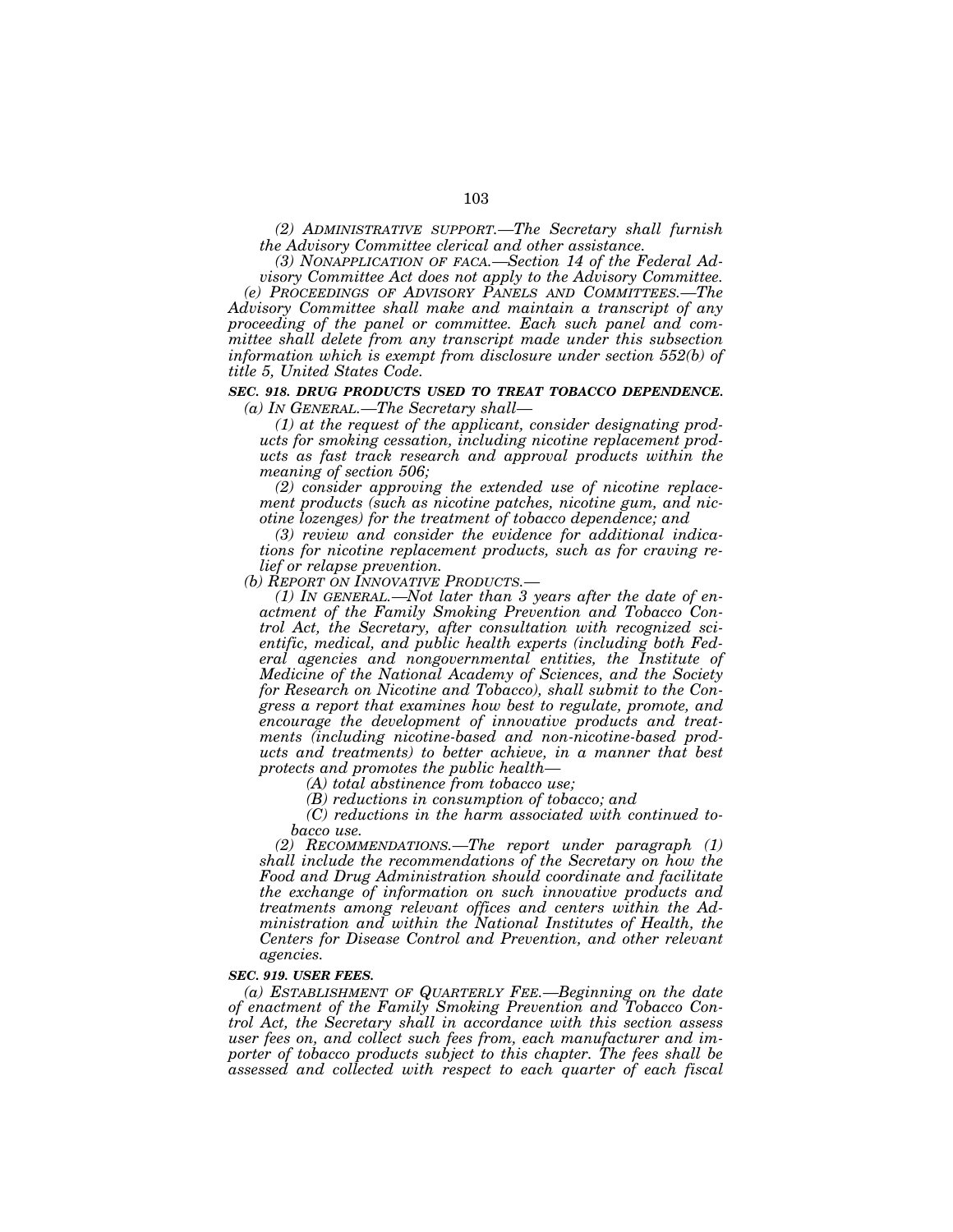*(2) ADMINISTRATIVE SUPPORT.—The Secretary shall furnish the Advisory Committee clerical and other assistance.*

*(3) NONAPPLICATION OF FACA.—Section 14 of the Federal Advisory Committee Act does not apply to the Advisory Committee.*

*(e) PROCEEDINGS OF ADVISORY PANELS AND COMMITTEES.—The Advisory Committee shall make and maintain a transcript of any proceeding of the panel or committee. Each such panel and committee shall delete from any transcript made under this subsection information which is exempt from disclosure under section 552(b) of title 5, United States Code.*

***SEC. 918. DRUG PRODUCTS USED TO TREAT TOBACCO DEPENDENCE.***

*(a) IN GENERAL.—The Secretary shall—*

*(1) at the request of the applicant, consider designating products for smoking cessation, including nicotine replacement products as fast track research and approval products within the meaning of section 506;*

*(2) consider approving the extended use of nicotine replacement products (such as nicotine patches, nicotine gum, and nicotine lozenges) for the treatment of tobacco dependence; and*

*(3) review and consider the evidence for additional indications for nicotine replacement products, such as for craving relief or relapse prevention.*

*(b) REPORT ON INNOVATIVE PRODUCTS.—*

*(1) IN GENERAL.—Not later than 3 years after the date of enactment of the Family Smoking Prevention and Tobacco Control Act, the Secretary, after consultation with recognized scientific, medical, and public health experts (including both Federal agencies and nongovernmental entities, the Institute of Medicine of the National Academy of Sciences, and the Society for Research on Nicotine and Tobacco), shall submit to the Congress a report that examines how best to regulate, promote, and encourage the development of innovative products and treatments (including nicotine-based and non-nicotine-based products and treatments) to better achieve, in a manner that best protects and promotes the public health—*

*(A) total abstinence from tobacco use;*

*(B) reductions in consumption of tobacco; and*

*(C) reductions in the harm associated with continued tobacco use.*

*(2) RECOMMENDATIONS.—The report under paragraph (1) shall include the recommendations of the Secretary on how the Food and Drug Administration should coordinate and facilitate the exchange of information on such innovative products and treatments among relevant offices and centers within the Administration and within the National Institutes of Health, the Centers for Disease Control and Prevention, and other relevant agencies.*

***SEC. 919. USER FEES.***

*(a) ESTABLISHMENT OF QUARTERLY FEE.—Beginning on the date of enactment of the Family Smoking Prevention and Tobacco Control Act, the Secretary shall in accordance with this section assess user fees on, and collect such fees from, each manufacturer and importer of tobacco products subject to this chapter. The fees shall be assessed and collected with respect to each quarter of each fiscal*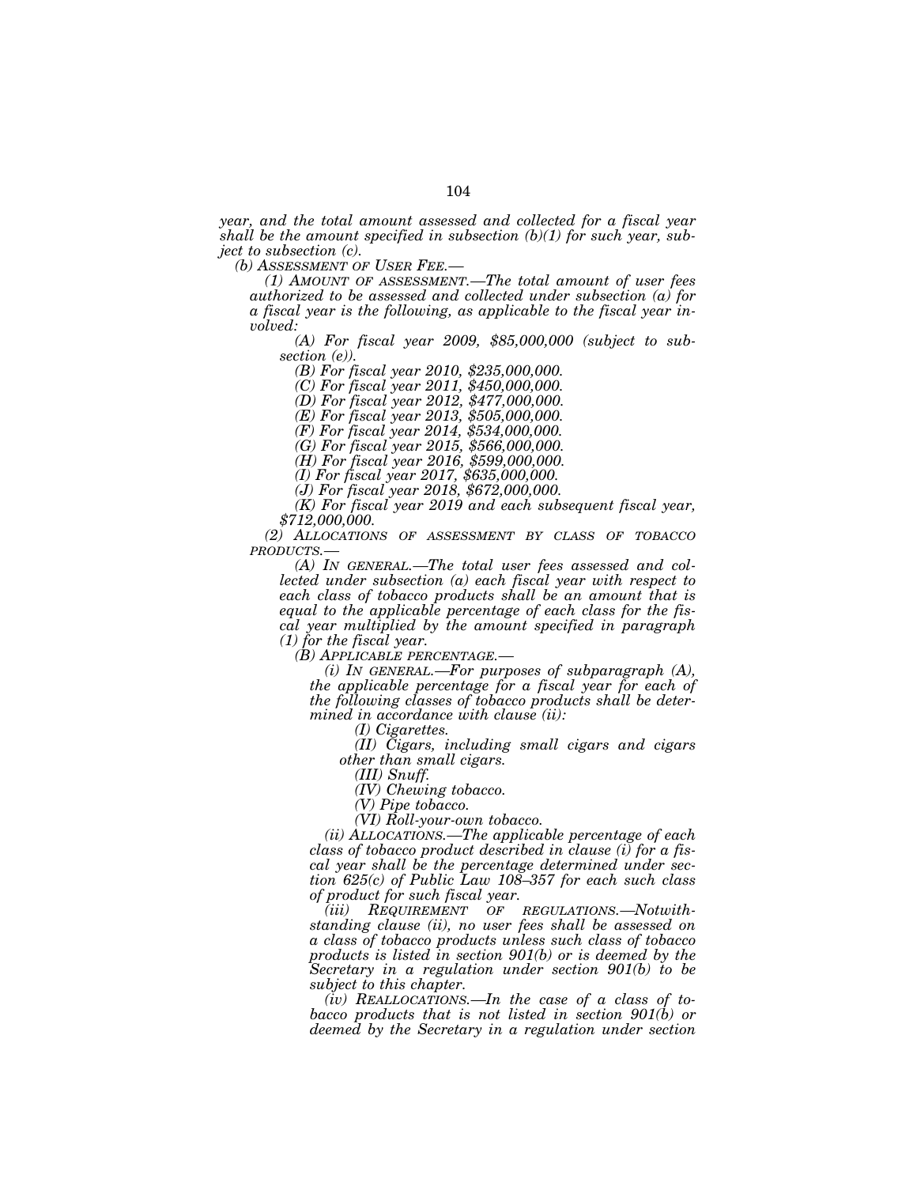*year, and the total amount assessed and collected for a fiscal year shall be the amount specified in subsection (b)(1) for such year, subject to subsection (c).*

*(b) ASSESSMENT OF USER FEE.—*

*(1) AMOUNT OF ASSESSMENT.—The total amount of user fees authorized to be assessed and collected under subsection (a) for a fiscal year is the following, as applicable to the fiscal year involved:*

*(A) For fiscal year 2009, $85,000,000 (subject to subsection (e)).*

*(B) For fiscal year 2010, $235,000,000.*

*(C) For fiscal year 2011, $450,000,000.*

*(D) For fiscal year 2012, $477,000,000.*

*(E) For fiscal year 2013, $505,000,000.*

*(F) For fiscal year 2014, $534,000,000.*

*(G) For fiscal year 2015, $566,000,000.*

*(H) For fiscal year 2016, $599,000,000.*

*(I) For fiscal year 2017, $635,000,000.*

*(J) For fiscal year 2018, $672,000,000.*

*(K) For fiscal year 2019 and each subsequent fiscal year, $712,000,000.*

*(2) ALLOCATIONS OF ASSESSMENT BY CLASS OF TOBACCO PRODUCTS.—*

*(A) IN GENERAL.—The total user fees assessed and collected under subsection (a) each fiscal year with respect to each class of tobacco products shall be an amount that is equal to the applicable percentage of each class for the fiscal year multiplied by the amount specified in paragraph (1) for the fiscal year.*

*(B) APPLICABLE PERCENTAGE.—*

*(i) IN GENERAL.—For purposes of subparagraph (A), the applicable percentage for a fiscal year for each of the following classes of tobacco products shall be determined in accordance with clause (ii):*

*(I) Cigarettes.*

*(II) Cigars, including small cigars and cigars other than small cigars.*

*(III) Snuff.*

*(IV) Chewing tobacco.*

*(V) Pipe tobacco.*

*(VI) Roll-your-own tobacco.*

*(ii) ALLOCATIONS.—The applicable percentage of each class of tobacco product described in clause (i) for a fiscal year shall be the percentage determined under section 625(c) of Public Law 108–357 for each such class of product for such fiscal year.*

*(iii) REQUIREMENT OF REGULATIONS.—Notwithstanding clause (ii), no user fees shall be assessed on a class of tobacco products unless such class of tobacco products is listed in section 901(b) or is deemed by the Secretary in a regulation under section 901(b) to be subject to this chapter.*

*(iv) REALLOCATIONS.—In the case of a class of tobacco products that is not listed in section 901(b) or deemed by the Secretary in a regulation under section*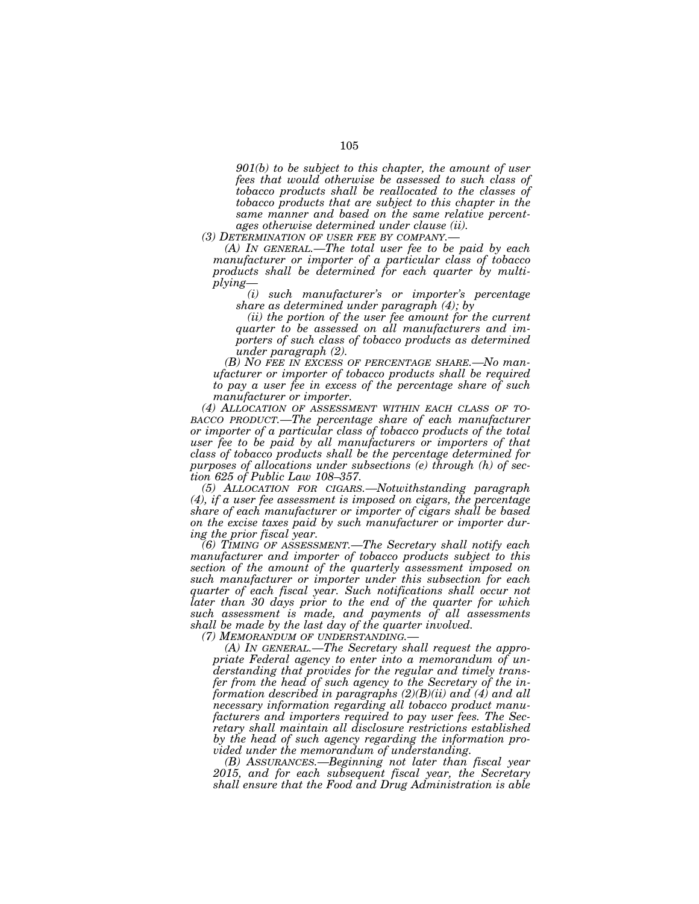*901(b) to be subject to this chapter, the amount of user fees that would otherwise be assessed to such class of tobacco products shall be reallocated to the classes of tobacco products that are subject to this chapter in the same manner and based on the same relative percentages otherwise determined under clause (ii).*

*(3) DETERMINATION OF USER FEE BY COMPANY.—*

*(A) IN GENERAL.—The total user fee to be paid by each manufacturer or importer of a particular class of tobacco products shall be determined for each quarter by multiplying—*

*(i) such manufacturer's or importer's percentage share as determined under paragraph (4); by*

*(ii) the portion of the user fee amount for the current quarter to be assessed on all manufacturers and importers of such class of tobacco products as determined under paragraph (2).*

*(B) NO FEE IN EXCESS OF PERCENTAGE SHARE.—No manufacturer or importer of tobacco products shall be required to pay a user fee in excess of the percentage share of such manufacturer or importer.*

*(4) ALLOCATION OF ASSESSMENT WITHIN EACH CLASS OF TOBACCO PRODUCT.—The percentage share of each manufacturer or importer of a particular class of tobacco products of the total user fee to be paid by all manufacturers or importers of that class of tobacco products shall be the percentage determined for purposes of allocations under subsections (e) through (h) of section 625 of Public Law 108–357.*

*(5) ALLOCATION FOR CIGARS.—Notwithstanding paragraph (4), if a user fee assessment is imposed on cigars, the percentage share of each manufacturer or importer of cigars shall be based on the excise taxes paid by such manufacturer or importer during the prior fiscal year.*

*(6) TIMING OF ASSESSMENT.—The Secretary shall notify each manufacturer and importer of tobacco products subject to this section of the amount of the quarterly assessment imposed on such manufacturer or importer under this subsection for each quarter of each fiscal year. Such notifications shall occur not later than 30 days prior to the end of the quarter for which such assessment is made, and payments of all assessments shall be made by the last day of the quarter involved.*

*(7) MEMORANDUM OF UNDERSTANDING.—*

*(A) IN GENERAL.—The Secretary shall request the appropriate Federal agency to enter into a memorandum of understanding that provides for the regular and timely transfer from the head of such agency to the Secretary of the information described in paragraphs (2)(B)(ii) and (4) and all necessary information regarding all tobacco product manufacturers and importers required to pay user fees. The Secretary shall maintain all disclosure restrictions established by the head of such agency regarding the information provided under the memorandum of understanding.*

*(B) ASSURANCES.—Beginning not later than fiscal year 2015, and for each subsequent fiscal year, the Secretary shall ensure that the Food and Drug Administration is able*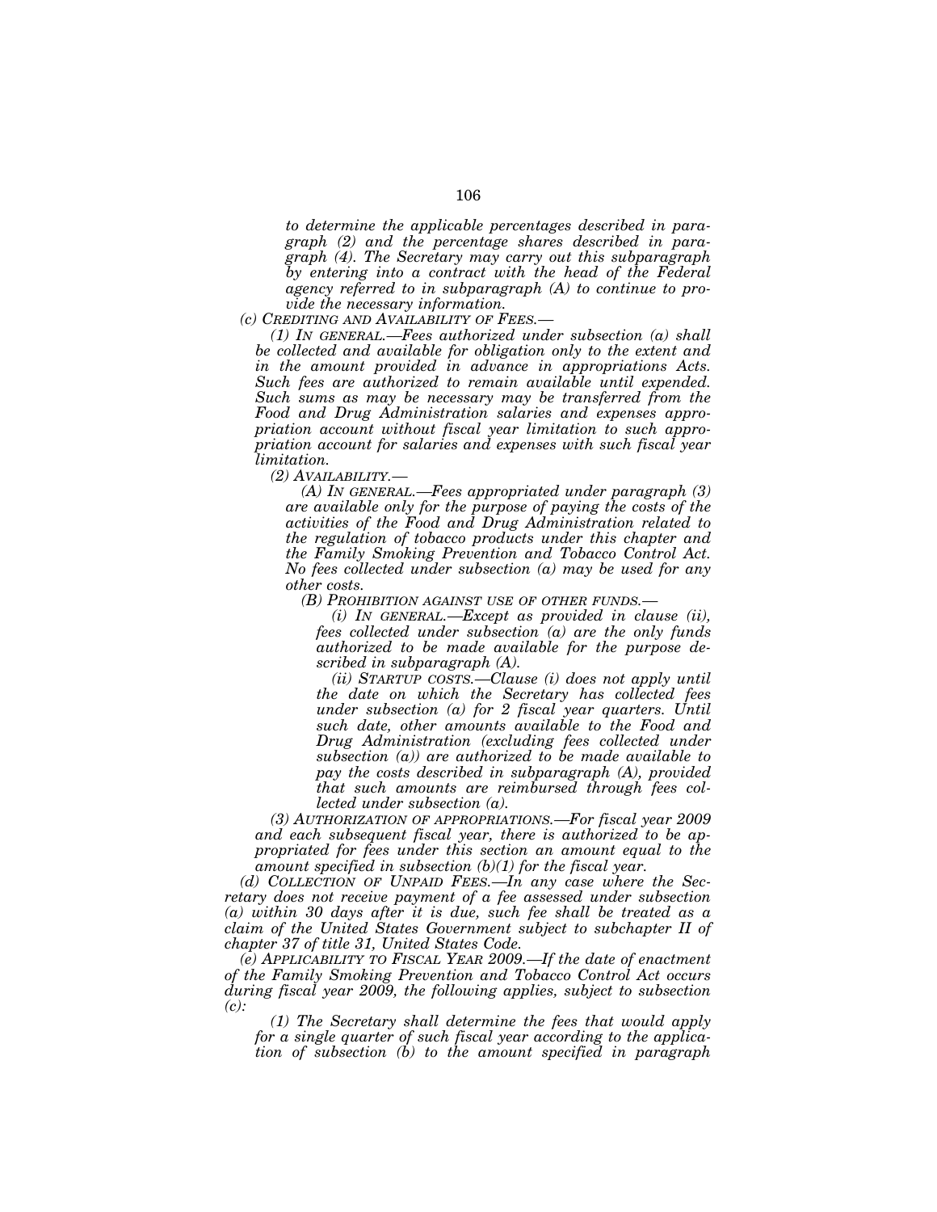*to determine the applicable percentages described in paragraph (2) and the percentage shares described in paragraph (4). The Secretary may carry out this subparagraph by entering into a contract with the head of the Federal agency referred to in subparagraph (A) to continue to provide the necessary information.*

*(c) CREDITING AND AVAILABILITY OF FEES.—*

*(1) IN GENERAL.—Fees authorized under subsection (a) shall be collected and available for obligation only to the extent and in the amount provided in advance in appropriations Acts. Such fees are authorized to remain available until expended. Such sums as may be necessary may be transferred from the Food and Drug Administration salaries and expenses appropriation account without fiscal year limitation to such appropriation account for salaries and expenses with such fiscal year limitation.*

*(2) AVAILABILITY.—*

*(A) IN GENERAL.—Fees appropriated under paragraph (3) are available only for the purpose of paying the costs of the activities of the Food and Drug Administration related to the regulation of tobacco products under this chapter and the Family Smoking Prevention and Tobacco Control Act. No fees collected under subsection (a) may be used for any other costs.*

*(B) PROHIBITION AGAINST USE OF OTHER FUNDS.—*

*(i) IN GENERAL.—Except as provided in clause (ii), fees collected under subsection (a) are the only funds authorized to be made available for the purpose described in subparagraph (A).*

*(ii) STARTUP COSTS.—Clause (i) does not apply until the date on which the Secretary has collected fees under subsection (a) for 2 fiscal year quarters. Until such date, other amounts available to the Food and Drug Administration (excluding fees collected under subsection (a)) are authorized to be made available to pay the costs described in subparagraph (A), provided that such amounts are reimbursed through fees collected under subsection (a).*

*(3) AUTHORIZATION OF APPROPRIATIONS.—For fiscal year 2009 and each subsequent fiscal year, there is authorized to be appropriated for fees under this section an amount equal to the amount specified in subsection (b)(1) for the fiscal year.*

*(d) COLLECTION OF UNPAID FEES.—In any case where the Secretary does not receive payment of a fee assessed under subsection (a) within 30 days after it is due, such fee shall be treated as a claim of the United States Government subject to subchapter II of chapter 37 of title 31, United States Code.*

*(e) APPLICABILITY TO FISCAL YEAR 2009.—If the date of enactment of the Family Smoking Prevention and Tobacco Control Act occurs during fiscal year 2009, the following applies, subject to subsection (c):*

*(1) The Secretary shall determine the fees that would apply for a single quarter of such fiscal year according to the application of subsection (b) to the amount specified in paragraph*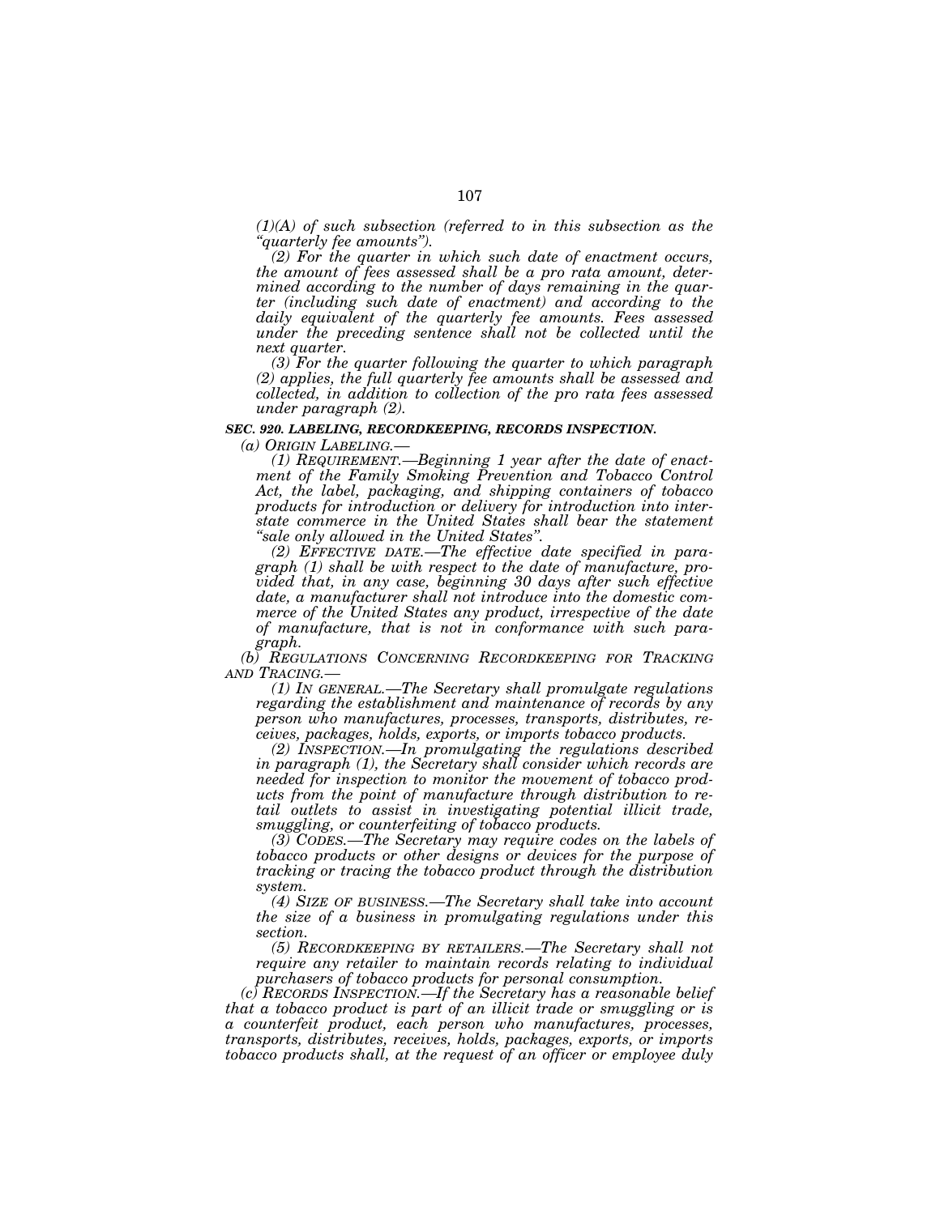*(1)(A) of such subsection (referred to in this subsection as the "quarterly fee amounts").*

*(2) For the quarter in which such date of enactment occurs, the amount of fees assessed shall be a pro rata amount, determined according to the number of days remaining in the quarter (including such date of enactment) and according to the daily equivalent of the quarterly fee amounts. Fees assessed under the preceding sentence shall not be collected until the next quarter.*

*(3) For the quarter following the quarter to which paragraph (2) applies, the full quarterly fee amounts shall be assessed and collected, in addition to collection of the pro rata fees assessed under paragraph (2).*

***SEC. 920. LABELING, RECORDKEEPING, RECORDS INSPECTION.***

*(a) ORIGIN LABELING.—*

*(1) REQUIREMENT.—Beginning 1 year after the date of enactment of the Family Smoking Prevention and Tobacco Control Act, the label, packaging, and shipping containers of tobacco products for introduction or delivery for introduction into interstate commerce in the United States shall bear the statement "sale only allowed in the United States".*

*(2) EFFECTIVE DATE.—The effective date specified in paragraph (1) shall be with respect to the date of manufacture, provided that, in any case, beginning 30 days after such effective date, a manufacturer shall not introduce into the domestic commerce of the United States any product, irrespective of the date of manufacture, that is not in conformance with such paragraph.*

*(b) REGULATIONS CONCERNING RECORDKEEPING FOR TRACKING AND TRACING.—*

*(1) IN GENERAL.—The Secretary shall promulgate regulations regarding the establishment and maintenance of records by any person who manufactures, processes, transports, distributes, receives, packages, holds, exports, or imports tobacco products.*

*(2) INSPECTION.—In promulgating the regulations described in paragraph (1), the Secretary shall consider which records are needed for inspection to monitor the movement of tobacco products from the point of manufacture through distribution to retail outlets to assist in investigating potential illicit trade, smuggling, or counterfeiting of tobacco products.*

*(3) CODES.—The Secretary may require codes on the labels of tobacco products or other designs or devices for the purpose of tracking or tracing the tobacco product through the distribution system.*

*(4) SIZE OF BUSINESS.—The Secretary shall take into account the size of a business in promulgating regulations under this section.*

*(5) RECORDKEEPING BY RETAILERS.—The Secretary shall not require any retailer to maintain records relating to individual purchasers of tobacco products for personal consumption.*

*(c) RECORDS INSPECTION.—If the Secretary has a reasonable belief that a tobacco product is part of an illicit trade or smuggling or is a counterfeit product, each person who manufactures, processes, transports, distributes, receives, holds, packages, exports, or imports tobacco products shall, at the request of an officer or employee duly*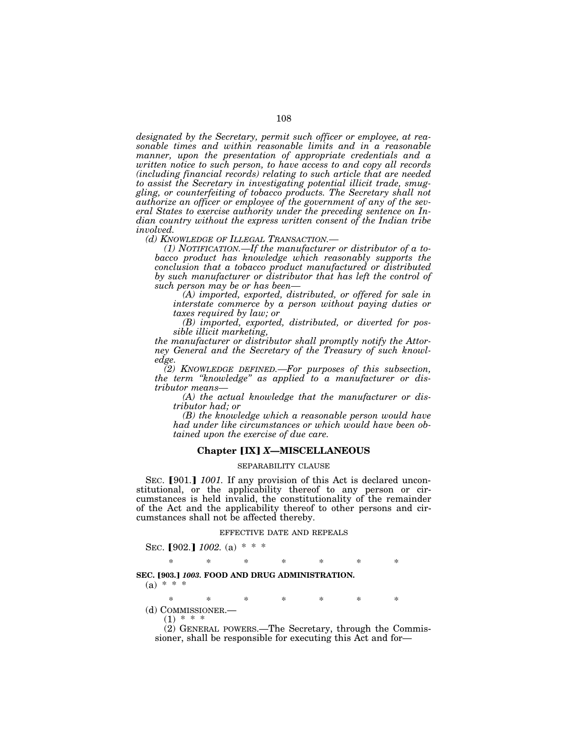*designated by the Secretary, permit such officer or employee, at reasonable times and within reasonable limits and in a reasonable manner, upon the presentation of appropriate credentials and a written notice to such person, to have access to and copy all records (including financial records) relating to such article that are needed to assist the Secretary in investigating potential illicit trade, smuggling, or counterfeiting of tobacco products. The Secretary shall not authorize an officer or employee of the government of any of the several States to exercise authority under the preceding sentence on Indian country without the express written consent of the Indian tribe involved.*

*(d) KNOWLEDGE OF ILLEGAL TRANSACTION.—*

*(1) NOTIFICATION.—If the manufacturer or distributor of a tobacco product has knowledge which reasonably supports the conclusion that a tobacco product manufactured or distributed by such manufacturer or distributor that has left the control of such person may be or has been—*

*(A) imported, exported, distributed, or offered for sale in interstate commerce by a person without paying duties or taxes required by law; or*

*(B) imported, exported, distributed, or diverted for possible illicit marketing,*

*the manufacturer or distributor shall promptly notify the Attorney General and the Secretary of the Treasury of such knowledge.*

*(2) KNOWLEDGE DEFINED.—For purposes of this subsection, the term "knowledge" as applied to a manufacturer or distributor means—*

*(A) the actual knowledge that the manufacturer or distributor had; or*

*(B) the knowledge which a reasonable person would have had under like circumstances or which would have been obtained upon the exercise of due care.*

## Chapter [IX] *X*—MISCELLANEOUS

SEPARABILITY CLAUSE

SEC. [901.] *1001.* If any provision of this Act is declared unconstitutional, or the applicability thereof to any person or circumstances is held invalid, the constitutionality of the remainder of the Act and the applicability thereof to other persons and circumstances shall not be affected thereby.

EFFECTIVE DATE AND REPEALS

SEC. [902.] *1002.* (a) * * *

\* \* \* \* \* \* \*

**SEC. [903.] *1003.* FOOD AND DRUG ADMINISTRATION.**

(a) * * *

\* \* \* \* \* \* \*

(d) COMMISSIONER.—

(1) * * *

(2) GENERAL POWERS.—The Secretary, through the Commissioner, shall be responsible for executing this Act and for—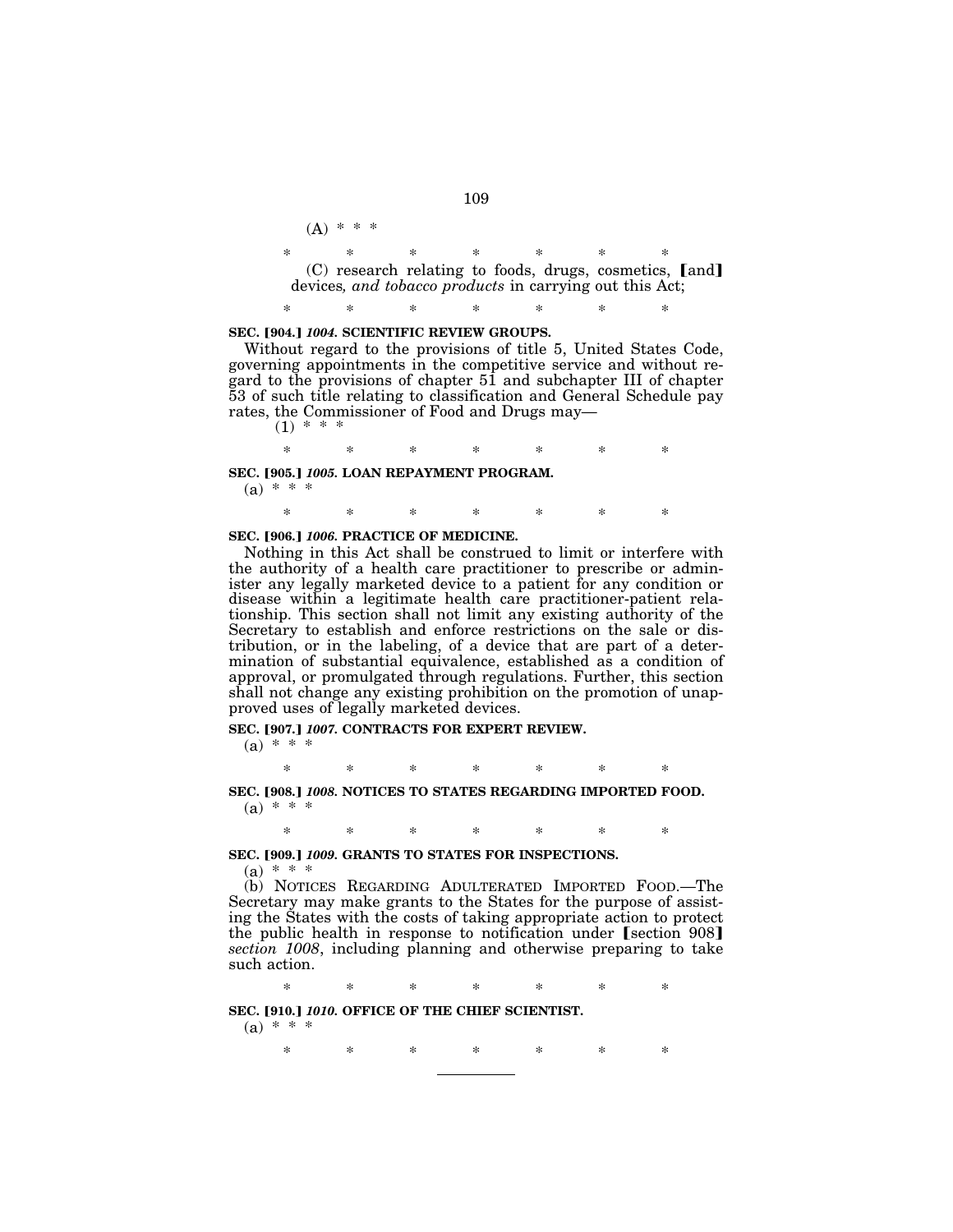(A) * * *

\*       \*       \*       \*       \*       \*       \*

(C) research relating to foods, drugs, cosmetics, [and] devices*, and tobacco products* in carrying out this Act;

\*       \*       \*       \*       \*       \*       \*

**SEC. [904.] *1004.* SCIENTIFIC REVIEW GROUPS.**

Without regard to the provisions of title 5, United States Code, governing appointments in the competitive service and without regard to the provisions of chapter 51 and subchapter III of chapter 53 of such title relating to classification and General Schedule pay rates, the Commissioner of Food and Drugs may—

(1) * * *

\*       \*       \*       \*       \*       \*       \*

**SEC. [905.] *1005.* LOAN REPAYMENT PROGRAM.**

(a) * * *

\*       \*       \*       \*       \*       \*       \*

**SEC. [906.] *1006.* PRACTICE OF MEDICINE.**

Nothing in this Act shall be construed to limit or interfere with the authority of a health care practitioner to prescribe or administer any legally marketed device to a patient for any condition or disease within a legitimate health care practitioner-patient relationship. This section shall not limit any existing authority of the Secretary to establish and enforce restrictions on the sale or distribution, or in the labeling, of a device that are part of a determination of substantial equivalence, established as a condition of approval, or promulgated through regulations. Further, this section shall not change any existing prohibition on the promotion of unapproved uses of legally marketed devices.

**SEC. [907.] *1007.* CONTRACTS FOR EXPERT REVIEW.**

(a) * * *

\*       \*       \*       \*       \*       \*       \*

**SEC. [908.] *1008.* NOTICES TO STATES REGARDING IMPORTED FOOD.**

(a) * * *

\*       \*       \*       \*       \*       \*       \*

**SEC. [909.] *1009.* GRANTS TO STATES FOR INSPECTIONS.**

(a) * * *

(b) NOTICES REGARDING ADULTERATED IMPORTED FOOD.—The Secretary may make grants to the States for the purpose of assisting the States with the costs of taking appropriate action to protect the public health in response to notification under [section 908] *section 1008*, including planning and otherwise preparing to take such action.

\*       \*       \*       \*       \*       \*       \*

**SEC. [910.] *1010.* OFFICE OF THE CHIEF SCIENTIST.**

(a) * * *

\*       \*       \*       \*       \*       \*       \*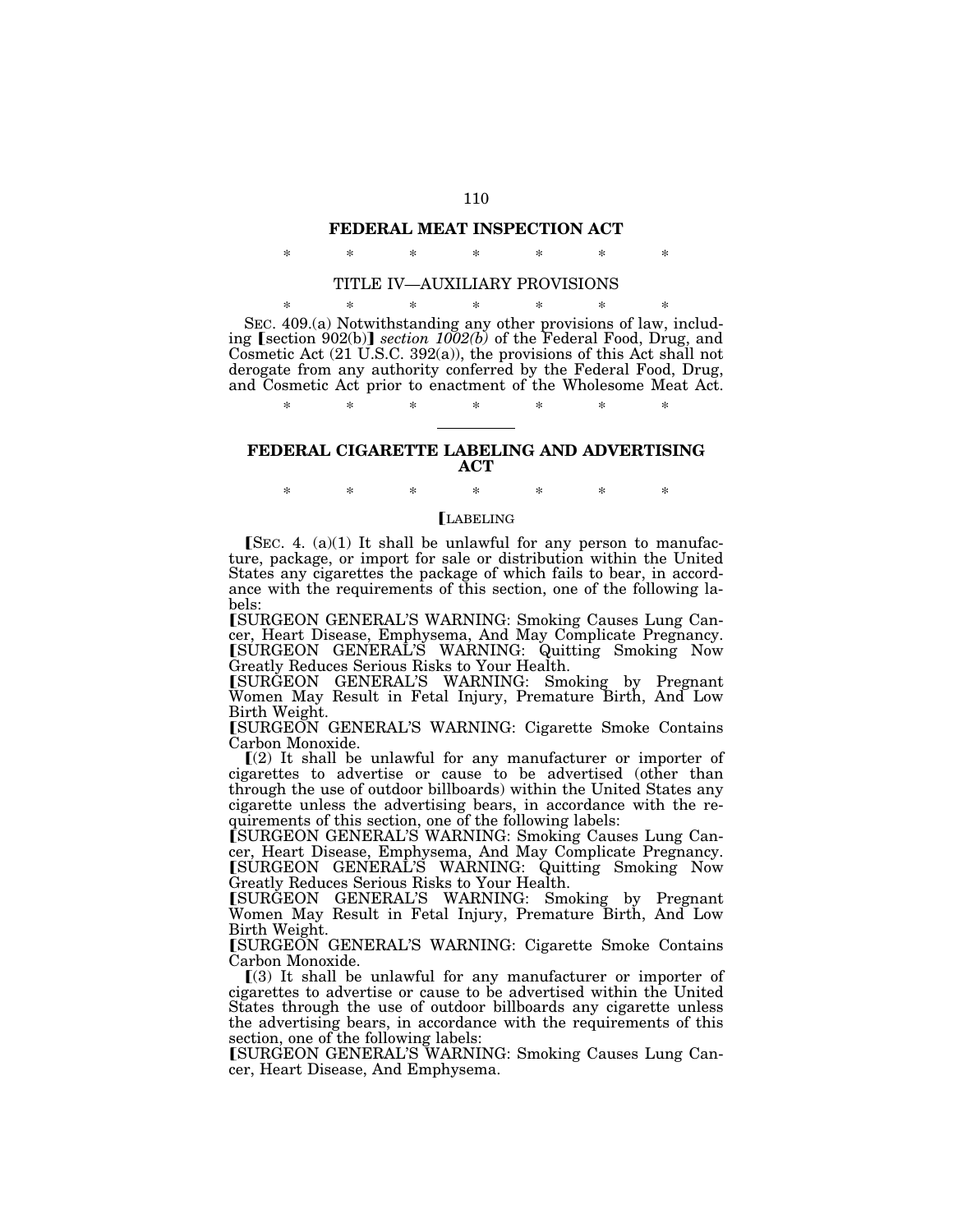## FEDERAL MEAT INSPECTION ACT

\* \* \* \* \* \* \*

### TITLE IV—AUXILIARY PROVISIONS

\* \* \* \* \* \* \*

SEC. 409.(a) Notwithstanding any other provisions of law, including ⟦section 902(b)⟧ *section 1002(b)* of the Federal Food, Drug, and Cosmetic Act (21 U.S.C. 392(a)), the provisions of this Act shall not derogate from any authority conferred by the Federal Food, Drug, and Cosmetic Act prior to enactment of the Wholesome Meat Act.

\* \* \* \* \* \* \*

---

## FEDERAL CIGARETTE LABELING AND ADVERTISING ACT

\* \* \* \* \* \* \*

⟦LABELING

⟦SEC. 4. (a)(1) It shall be unlawful for any person to manufacture, package, or import for sale or distribution within the United States any cigarettes the package of which fails to bear, in accordance with the requirements of this section, one of the following labels:

⟦SURGEON GENERAL'S WARNING: Smoking Causes Lung Cancer, Heart Disease, Emphysema, And May Complicate Pregnancy.

⟦SURGEON GENERAL'S WARNING: Quitting Smoking Now Greatly Reduces Serious Risks to Your Health.

⟦SURGEON GENERAL'S WARNING: Smoking by Pregnant Women May Result in Fetal Injury, Premature Birth, And Low Birth Weight.

⟦SURGEON GENERAL'S WARNING: Cigarette Smoke Contains Carbon Monoxide.

⟦(2) It shall be unlawful for any manufacturer or importer of cigarettes to advertise or cause to be advertised (other than through the use of outdoor billboards) within the United States any cigarette unless the advertising bears, in accordance with the requirements of this section, one of the following labels:

⟦SURGEON GENERAL'S WARNING: Smoking Causes Lung Cancer, Heart Disease, Emphysema, And May Complicate Pregnancy.

⟦SURGEON GENERAL'S WARNING: Quitting Smoking Now Greatly Reduces Serious Risks to Your Health.

⟦SURGEON GENERAL'S WARNING: Smoking by Pregnant Women May Result in Fetal Injury, Premature Birth, And Low Birth Weight.

⟦SURGEON GENERAL'S WARNING: Cigarette Smoke Contains Carbon Monoxide.

⟦(3) It shall be unlawful for any manufacturer or importer of cigarettes to advertise or cause to be advertised within the United States through the use of outdoor billboards any cigarette unless the advertising bears, in accordance with the requirements of this section, one of the following labels:

⟦SURGEON GENERAL'S WARNING: Smoking Causes Lung Cancer, Heart Disease, And Emphysema.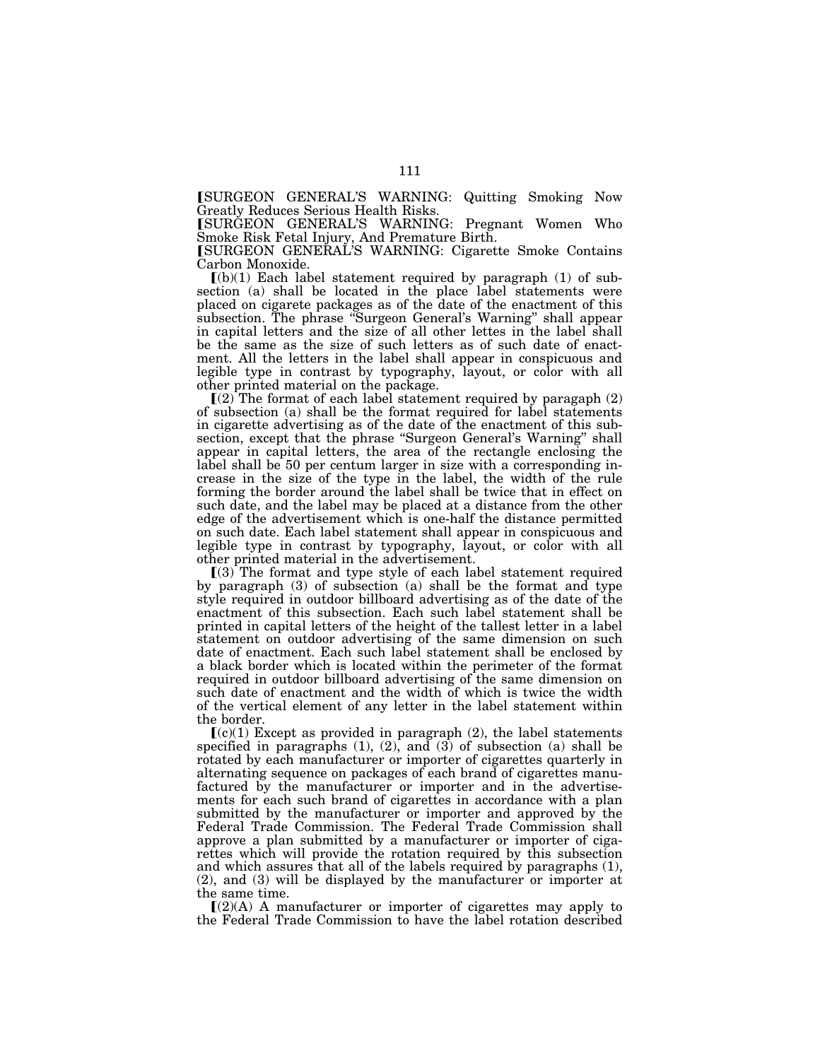⟦SURGEON GENERAL'S WARNING: Quitting Smoking Now Greatly Reduces Serious Health Risks.

⟦SURGEON GENERAL'S WARNING: Pregnant Women Who Smoke Risk Fetal Injury, And Premature Birth.

⟦SURGEON GENERAL'S WARNING: Cigarette Smoke Contains Carbon Monoxide.

⟦(b)(1) Each label statement required by paragraph (1) of subsection (a) shall be located in the place label statements were placed on cigarete packages as of the date of the enactment of this subsection. The phrase "Surgeon General's Warning" shall appear in capital letters and the size of all other lettes in the label shall be the same as the size of such letters as of such date of enactment. All the letters in the label shall appear in conspicuous and legible type in contrast by typography, layout, or color with all other printed material on the package.

⟦(2) The format of each label statement required by paragaph (2) of subsection (a) shall be the format required for label statements in cigarette advertising as of the date of the enactment of this subsection, except that the phrase "Surgeon General's Warning" shall appear in capital letters, the area of the rectangle enclosing the label shall be 50 per centum larger in size with a corresponding increase in the size of the type in the label, the width of the rule forming the border around the label shall be twice that in effect on such date, and the label may be placed at a distance from the other edge of the advertisement which is one-half the distance permitted on such date. Each label statement shall appear in conspicuous and legible type in contrast by typography, layout, or color with all other printed material in the advertisement.

⟦(3) The format and type style of each label statement required by paragraph (3) of subsection (a) shall be the format and type style required in outdoor billboard advertising as of the date of the enactment of this subsection. Each such label statement shall be printed in capital letters of the height of the tallest letter in a label statement on outdoor advertising of the same dimension on such date of enactment. Each such label statement shall be enclosed by a black border which is located within the perimeter of the format required in outdoor billboard advertising of the same dimension on such date of enactment and the width of which is twice the width of the vertical element of any letter in the label statement within the border.

⟦(c)(1) Except as provided in paragraph (2), the label statements specified in paragraphs (1), (2), and (3) of subsection (a) shall be rotated by each manufacturer or importer of cigarettes quarterly in alternating sequence on packages of each brand of cigarettes manufactured by the manufacturer or importer and in the advertisements for each such brand of cigarettes in accordance with a plan submitted by the manufacturer or importer and approved by the Federal Trade Commission. The Federal Trade Commission shall approve a plan submitted by a manufacturer or importer of cigarettes which will provide the rotation required by this subsection and which assures that all of the labels required by paragraphs (1), (2), and (3) will be displayed by the manufacturer or importer at the same time.

⟦(2)(A) A manufacturer or importer of cigarettes may apply to the Federal Trade Commission to have the label rotation described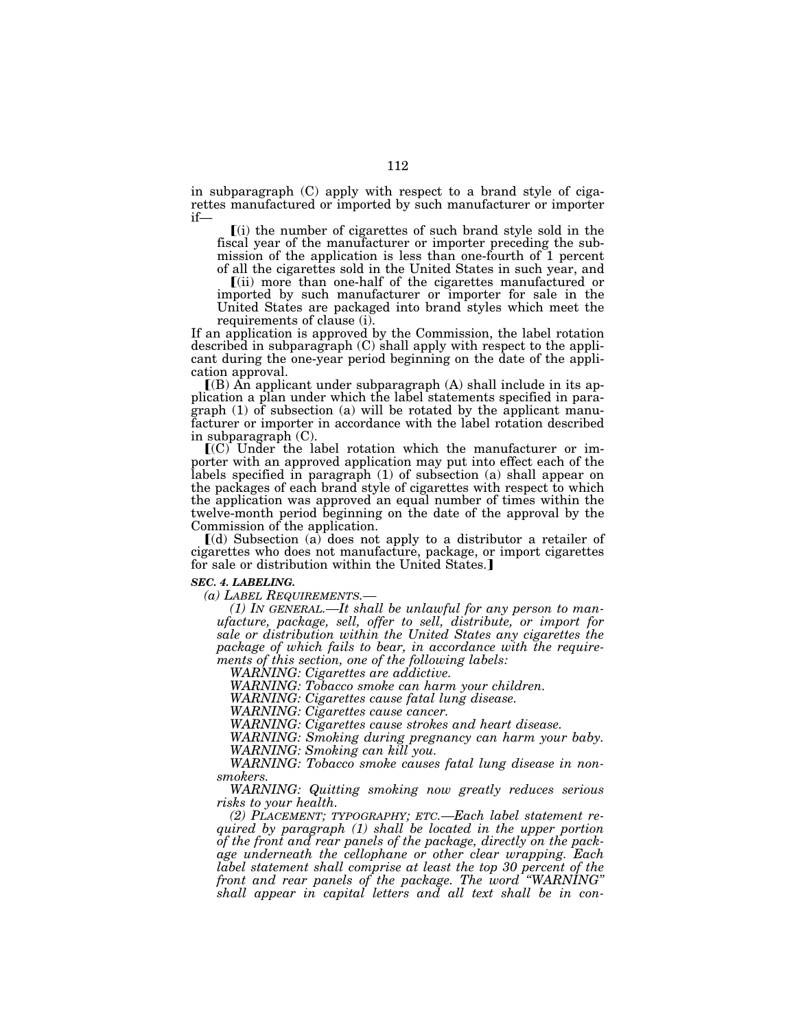in subparagraph (C) apply with respect to a brand style of cigarettes manufactured or imported by such manufacturer or importer if—

⟦(i) the number of cigarettes of such brand style sold in the fiscal year of the manufacturer or importer preceding the submission of the application is less than one-fourth of 1 percent of all the cigarettes sold in the United States in such year, and

⟦(ii) more than one-half of the cigarettes manufactured or imported by such manufacturer or importer for sale in the United States are packaged into brand styles which meet the requirements of clause (i).

If an application is approved by the Commission, the label rotation described in subparagraph (C) shall apply with respect to the applicant during the one-year period beginning on the date of the application approval.

⟦(B) An applicant under subparagraph (A) shall include in its application a plan under which the label statements specified in paragraph (1) of subsection (a) will be rotated by the applicant manufacturer or importer in accordance with the label rotation described in subparagraph (C).

⟦(C) Under the label rotation which the manufacturer or importer with an approved application may put into effect each of the labels specified in paragraph (1) of subsection (a) shall appear on the packages of each brand style of cigarettes with respect to which the application was approved an equal number of times within the twelve-month period beginning on the date of the approval by the Commission of the application.

⟦(d) Subsection (a) does not apply to a distributor a retailer of cigarettes who does not manufacture, package, or import cigarettes for sale or distribution within the United States.⟧

***SEC. 4. LABELING.***

*(a) LABEL REQUIREMENTS.—*

*(1) IN GENERAL.—It shall be unlawful for any person to manufacture, package, sell, offer to sell, distribute, or import for sale or distribution within the United States any cigarettes the package of which fails to bear, in accordance with the requirements of this section, one of the following labels:*

*WARNING: Cigarettes are addictive.*

*WARNING: Tobacco smoke can harm your children.*

*WARNING: Cigarettes cause fatal lung disease.*

*WARNING: Cigarettes cause cancer.*

*WARNING: Cigarettes cause strokes and heart disease.*

*WARNING: Smoking during pregnancy can harm your baby.*

*WARNING: Smoking can kill you.*

*WARNING: Tobacco smoke causes fatal lung disease in nonsmokers.*

*WARNING: Quitting smoking now greatly reduces serious risks to your health.*

*(2) PLACEMENT; TYPOGRAPHY; ETC.—Each label statement required by paragraph (1) shall be located in the upper portion of the front and rear panels of the package, directly on the package underneath the cellophane or other clear wrapping. Each label statement shall comprise at least the top 30 percent of the front and rear panels of the package. The word "WARNING" shall appear in capital letters and all text shall be in con-*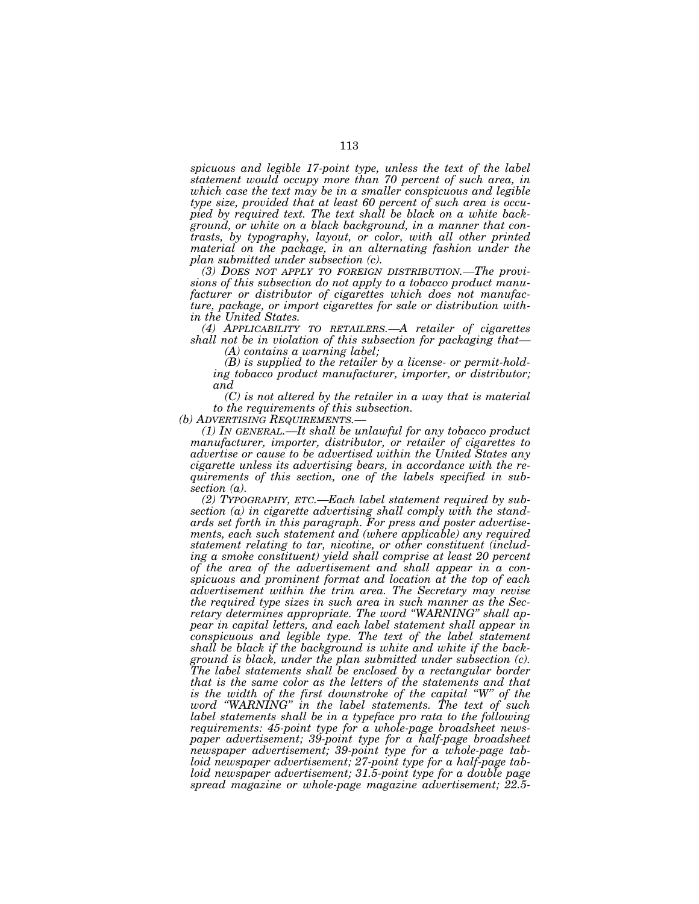*spicuous and legible 17-point type, unless the text of the label statement would occupy more than 70 percent of such area, in which case the text may be in a smaller conspicuous and legible type size, provided that at least 60 percent of such area is occupied by required text. The text shall be black on a white background, or white on a black background, in a manner that contrasts, by typography, layout, or color, with all other printed material on the package, in an alternating fashion under the plan submitted under subsection (c).*

*(3) DOES NOT APPLY TO FOREIGN DISTRIBUTION.—The provisions of this subsection do not apply to a tobacco product manufacturer or distributor of cigarettes which does not manufacture, package, or import cigarettes for sale or distribution within the United States.*

*(4) APPLICABILITY TO RETAILERS.—A retailer of cigarettes shall not be in violation of this subsection for packaging that—*

*(A) contains a warning label;*

*(B) is supplied to the retailer by a license- or permit-holding tobacco product manufacturer, importer, or distributor; and*

*(C) is not altered by the retailer in a way that is material to the requirements of this subsection.*

*(b) ADVERTISING REQUIREMENTS.—*

*(1) IN GENERAL.—It shall be unlawful for any tobacco product manufacturer, importer, distributor, or retailer of cigarettes to advertise or cause to be advertised within the United States any cigarette unless its advertising bears, in accordance with the requirements of this section, one of the labels specified in subsection (a).*

*(2) TYPOGRAPHY, ETC.—Each label statement required by subsection (a) in cigarette advertising shall comply with the standards set forth in this paragraph. For press and poster advertisements, each such statement and (where applicable) any required statement relating to tar, nicotine, or other constituent (including a smoke constituent) yield shall comprise at least 20 percent of the area of the advertisement and shall appear in a conspicuous and prominent format and location at the top of each advertisement within the trim area. The Secretary may revise the required type sizes in such area in such manner as the Secretary determines appropriate. The word "WARNING" shall appear in capital letters, and each label statement shall appear in conspicuous and legible type. The text of the label statement shall be black if the background is white and white if the background is black, under the plan submitted under subsection (c). The label statements shall be enclosed by a rectangular border that is the same color as the letters of the statements and that is the width of the first downstroke of the capital "W" of the word "WARNING" in the label statements. The text of such label statements shall be in a typeface pro rata to the following requirements: 45-point type for a whole-page broadsheet newspaper advertisement; 39-point type for a half-page broadsheet newspaper advertisement; 39-point type for a whole-page tabloid newspaper advertisement; 27-point type for a half-page tabloid newspaper advertisement; 31.5-point type for a double page spread magazine or whole-page magazine advertisement; 22.5-*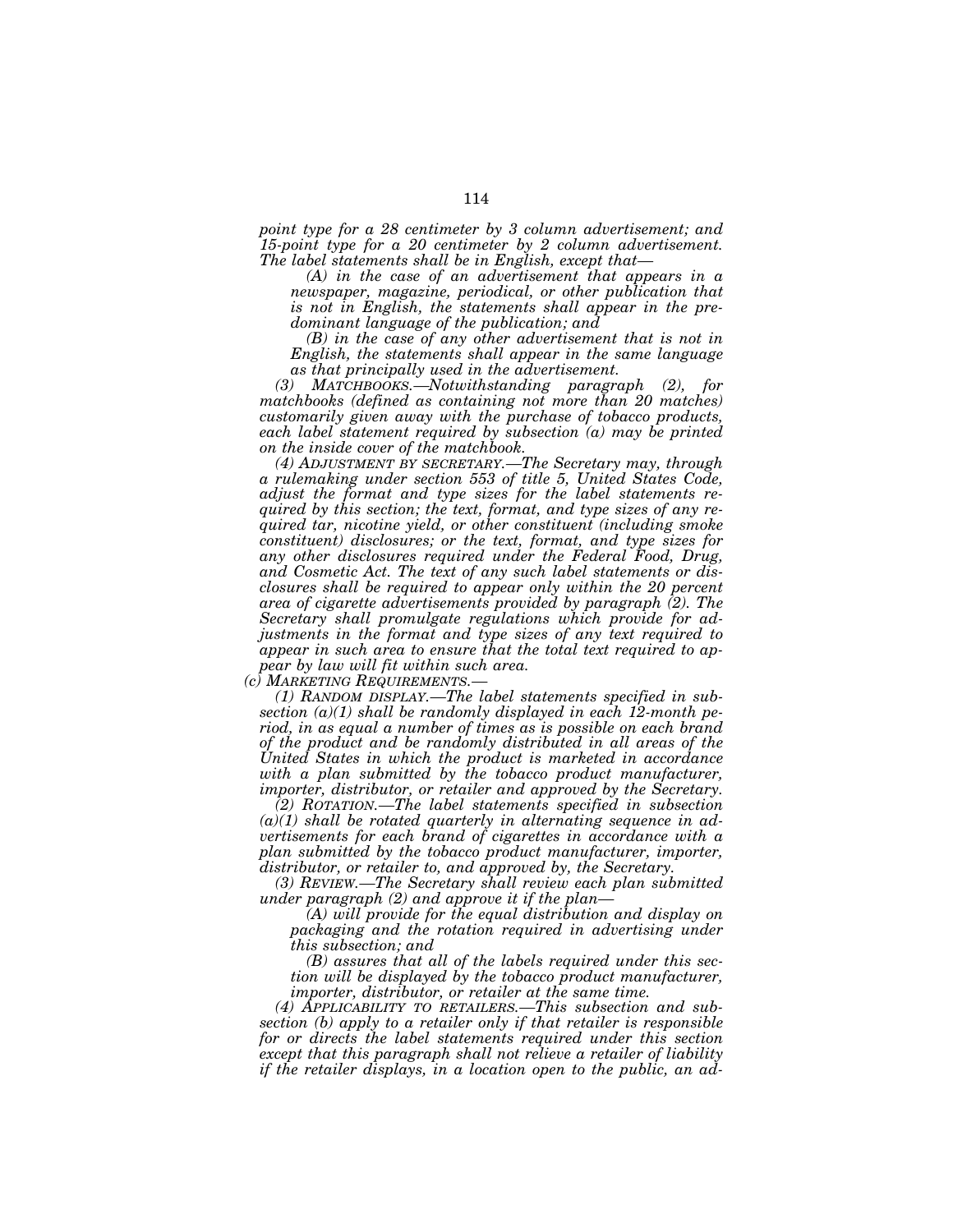*point type for a 28 centimeter by 3 column advertisement; and 15-point type for a 20 centimeter by 2 column advertisement. The label statements shall be in English, except that—*

*(A) in the case of an advertisement that appears in a newspaper, magazine, periodical, or other publication that is not in English, the statements shall appear in the predominant language of the publication; and*

*(B) in the case of any other advertisement that is not in English, the statements shall appear in the same language as that principally used in the advertisement.*

*(3) MATCHBOOKS.—Notwithstanding paragraph (2), for matchbooks (defined as containing not more than 20 matches) customarily given away with the purchase of tobacco products, each label statement required by subsection (a) may be printed on the inside cover of the matchbook.*

*(4) ADJUSTMENT BY SECRETARY.—The Secretary may, through a rulemaking under section 553 of title 5, United States Code, adjust the format and type sizes for the label statements required by this section; the text, format, and type sizes of any required tar, nicotine yield, or other constituent (including smoke constituent) disclosures; or the text, format, and type sizes for any other disclosures required under the Federal Food, Drug, and Cosmetic Act. The text of any such label statements or disclosures shall be required to appear only within the 20 percent area of cigarette advertisements provided by paragraph (2). The Secretary shall promulgate regulations which provide for adjustments in the format and type sizes of any text required to appear in such area to ensure that the total text required to appear by law will fit within such area.*

*(c) MARKETING REQUIREMENTS.—*

*(1) RANDOM DISPLAY.—The label statements specified in subsection (a)(1) shall be randomly displayed in each 12-month period, in as equal a number of times as is possible on each brand of the product and be randomly distributed in all areas of the United States in which the product is marketed in accordance with a plan submitted by the tobacco product manufacturer, importer, distributor, or retailer and approved by the Secretary.*

*(2) ROTATION.—The label statements specified in subsection (a)(1) shall be rotated quarterly in alternating sequence in advertisements for each brand of cigarettes in accordance with a plan submitted by the tobacco product manufacturer, importer, distributor, or retailer to, and approved by, the Secretary.*

*(3) REVIEW.—The Secretary shall review each plan submitted under paragraph (2) and approve it if the plan—*

*(A) will provide for the equal distribution and display on packaging and the rotation required in advertising under this subsection; and*

*(B) assures that all of the labels required under this section will be displayed by the tobacco product manufacturer, importer, distributor, or retailer at the same time.*

*(4) APPLICABILITY TO RETAILERS.—This subsection and subsection (b) apply to a retailer only if that retailer is responsible for or directs the label statements required under this section except that this paragraph shall not relieve a retailer of liability if the retailer displays, in a location open to the public, an ad-*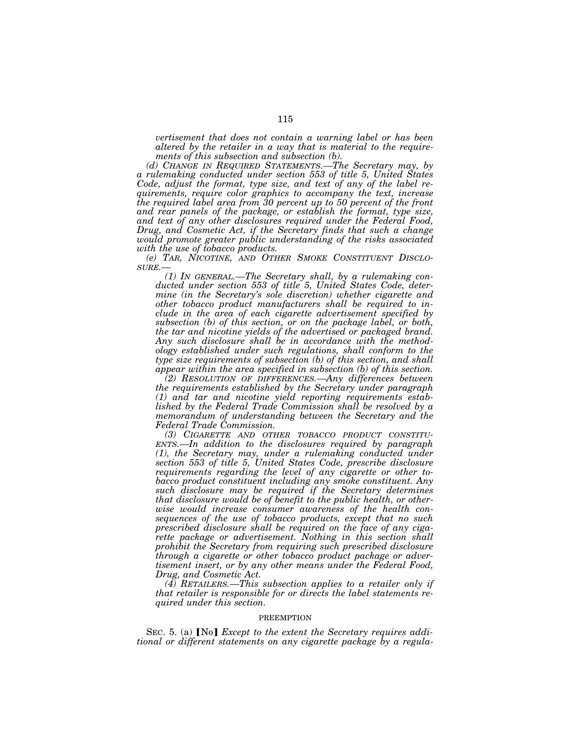*vertisement that does not contain a warning label or has been altered by the retailer in a way that is material to the requirements of this subsection and subsection (b).*

*(d) CHANGE IN REQUIRED STATEMENTS.—The Secretary may, by a rulemaking conducted under section 553 of title 5, United States Code, adjust the format, type size, and text of any of the label requirements, require color graphics to accompany the text, increase the required label area from 30 percent up to 50 percent of the front and rear panels of the package, or establish the format, type size, and text of any other disclosures required under the Federal Food, Drug, and Cosmetic Act, if the Secretary finds that such a change would promote greater public understanding of the risks associated with the use of tobacco products.*

*(e) TAR, NICOTINE, AND OTHER SMOKE CONSTITUENT DISCLOSURE.—*

*(1) IN GENERAL.—The Secretary shall, by a rulemaking conducted under section 553 of title 5, United States Code, determine (in the Secretary's sole discretion) whether cigarette and other tobacco product manufacturers shall be required to include in the area of each cigarette advertisement specified by subsection (b) of this section, or on the package label, or both, the tar and nicotine yields of the advertised or packaged brand. Any such disclosure shall be in accordance with the methodology established under such regulations, shall conform to the type size requirements of subsection (b) of this section, and shall appear within the area specified in subsection (b) of this section.*

*(2) RESOLUTION OF DIFFERENCES.—Any differences between the requirements established by the Secretary under paragraph (1) and tar and nicotine yield reporting requirements established by the Federal Trade Commission shall be resolved by a memorandum of understanding between the Secretary and the Federal Trade Commission.*

*(3) CIGARETTE AND OTHER TOBACCO PRODUCT CONSTITUENTS.—In addition to the disclosures required by paragraph (1), the Secretary may, under a rulemaking conducted under section 553 of title 5, United States Code, prescribe disclosure requirements regarding the level of any cigarette or other tobacco product constituent including any smoke constituent. Any such disclosure may be required if the Secretary determines that disclosure would be of benefit to the public health, or otherwise would increase consumer awareness of the health consequences of the use of tobacco products, except that no such prescribed disclosure shall be required on the face of any cigarette package or advertisement. Nothing in this section shall prohibit the Secretary from requiring such prescribed disclosure through a cigarette or other tobacco product package or advertisement insert, or by any other means under the Federal Food, Drug, and Cosmetic Act.*

*(4) RETAILERS.—This subsection applies to a retailer only if that retailer is responsible for or directs the label statements required under this section.*

PREEMPTION

SEC. 5. (a) [No] *Except to the extent the Secretary requires additional or different statements on any cigarette package by a regula-*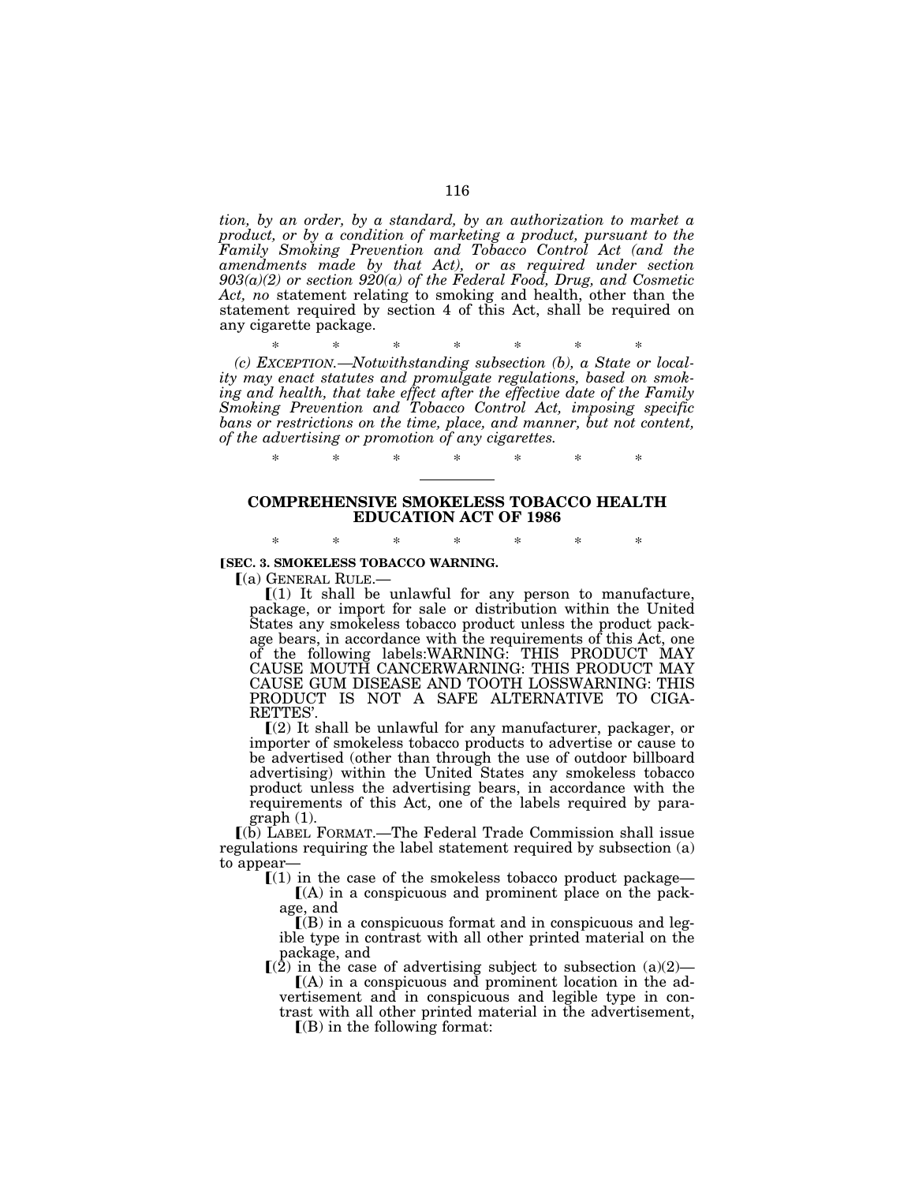*tion, by an order, by a standard, by an authorization to market a product, or by a condition of marketing a product, pursuant to the Family Smoking Prevention and Tobacco Control Act (and the amendments made by that Act), or as required under section 903(a)(2) or section 920(a) of the Federal Food, Drug, and Cosmetic Act, no* statement relating to smoking and health, other than the statement required by section 4 of this Act, shall be required on any cigarette package.

\* \* \* \* \* \* \*

*(c) EXCEPTION.—Notwithstanding subsection (b), a State or locality may enact statutes and promulgate regulations, based on smoking and health, that take effect after the effective date of the Family Smoking Prevention and Tobacco Control Act, imposing specific bans or restrictions on the time, place, and manner, but not content, of the advertising or promotion of any cigarettes.*

\* \* \* \* \* \* \*

---

## COMPREHENSIVE SMOKELESS TOBACCO HEALTH EDUCATION ACT OF 1986

\* \* \* \* \* \* \*

**[SEC. 3. SMOKELESS TOBACCO WARNING.**

[(a) GENERAL RULE.—

[(1) It shall be unlawful for any person to manufacture, package, or import for sale or distribution within the United States any smokeless tobacco product unless the product package bears, in accordance with the requirements of this Act, one of the following labels:WARNING: THIS PRODUCT MAY CAUSE MOUTH CANCERWARNING: THIS PRODUCT MAY CAUSE GUM DISEASE AND TOOTH LOSSWARNING: THIS PRODUCT IS NOT A SAFE ALTERNATIVE TO CIGARETTES'.

[(2) It shall be unlawful for any manufacturer, packager, or importer of smokeless tobacco products to advertise or cause to be advertised (other than through the use of outdoor billboard advertising) within the United States any smokeless tobacco product unless the advertising bears, in accordance with the requirements of this Act, one of the labels required by paragraph (1).

[(b) LABEL FORMAT.—The Federal Trade Commission shall issue regulations requiring the label statement required by subsection (a) to appear—

[(1) in the case of the smokeless tobacco product package—

[(A) in a conspicuous and prominent place on the package, and

[(B) in a conspicuous format and in conspicuous and legible type in contrast with all other printed material on the package, and

[(2) in the case of advertising subject to subsection (a)(2)—

[(A) in a conspicuous and prominent location in the advertisement and in conspicuous and legible type in contrast with all other printed material in the advertisement,

[(B) in the following format: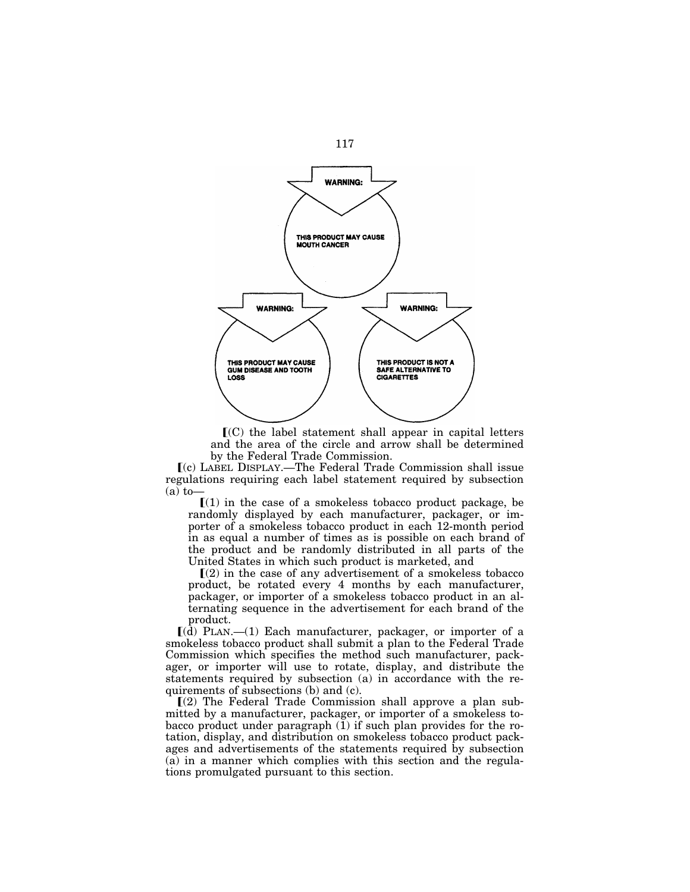WARNING:

THIS PRODUCT MAY CAUSE MOUTH CANCER

WARNING:

THIS PRODUCT MAY CAUSE GUM DISEASE AND TOOTH LOSS

WARNING:

THIS PRODUCT IS NOT A SAFE ALTERNATIVE TO CIGARETTES

[(C) the label statement shall appear in capital letters and the area of the circle and arrow shall be determined by the Federal Trade Commission.

[(c) LABEL DISPLAY.—The Federal Trade Commission shall issue regulations requiring each label statement required by subsection (a) to—

[(1) in the case of a smokeless tobacco product package, be randomly displayed by each manufacturer, packager, or importer of a smokeless tobacco product in each 12-month period in as equal a number of times as is possible on each brand of the product and be randomly distributed in all parts of the United States in which such product is marketed, and

[(2) in the case of any advertisement of a smokeless tobacco product, be rotated every 4 months by each manufacturer, packager, or importer of a smokeless tobacco product in an alternating sequence in the advertisement for each brand of the product.

[(d) PLAN.—(1) Each manufacturer, packager, or importer of a smokeless tobacco product shall submit a plan to the Federal Trade Commission which specifies the method such manufacturer, packager, or importer will use to rotate, display, and distribute the statements required by subsection (a) in accordance with the requirements of subsections (b) and (c).

[(2) The Federal Trade Commission shall approve a plan submitted by a manufacturer, packager, or importer of a smokeless tobacco product under paragraph (1) if such plan provides for the rotation, display, and distribution on smokeless tobacco product packages and advertisements of the statements required by subsection (a) in a manner which complies with this section and the regulations promulgated pursuant to this section.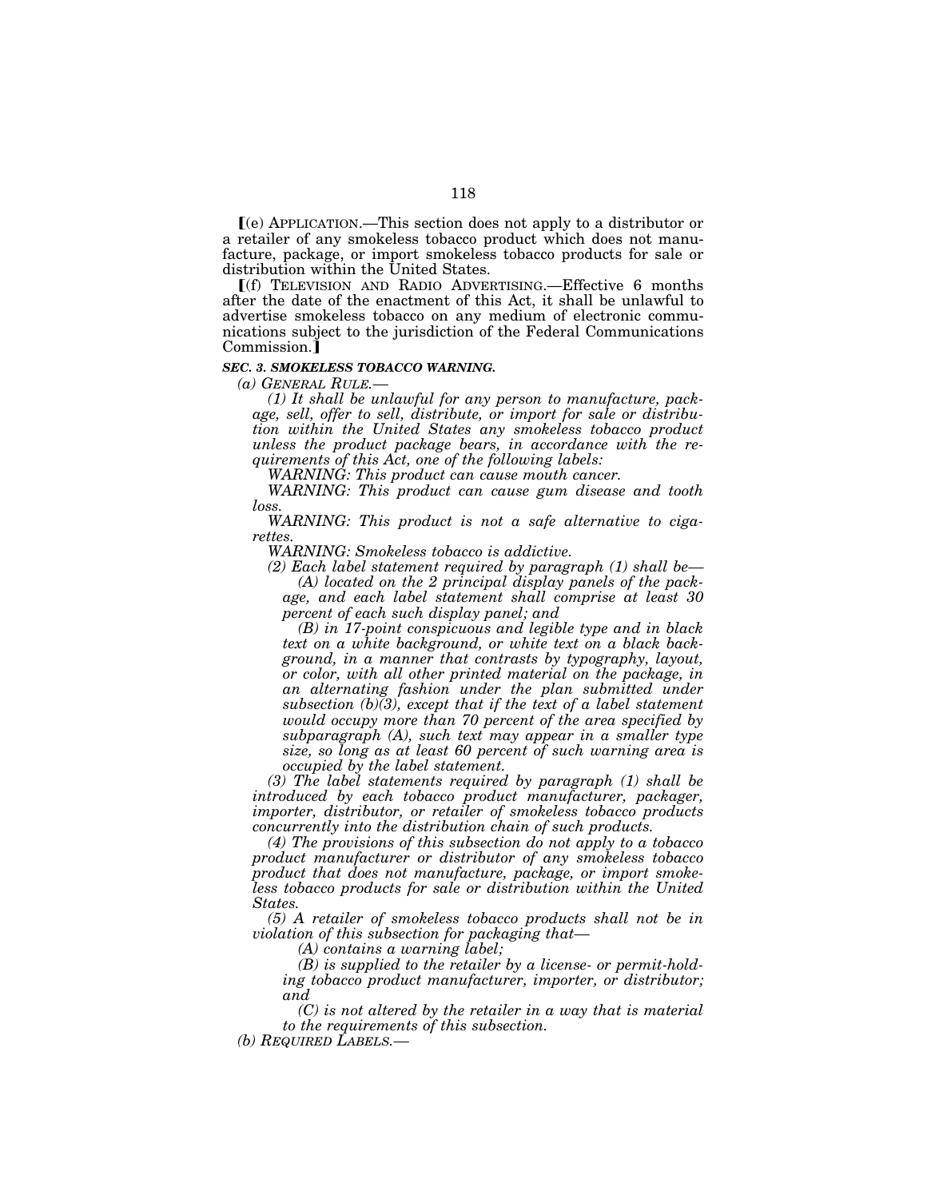⟦(e) APPLICATION.—This section does not apply to a distributor or a retailer of any smokeless tobacco product which does not manufacture, package, or import smokeless tobacco products for sale or distribution within the United States.

⟦(f) TELEVISION AND RADIO ADVERTISING.—Effective 6 months after the date of the enactment of this Act, it shall be unlawful to advertise smokeless tobacco on any medium of electronic communications subject to the jurisdiction of the Federal Communications Commission.⟧

***SEC. 3. SMOKELESS TOBACCO WARNING.***

*(a) GENERAL RULE.—*

*(1) It shall be unlawful for any person to manufacture, package, sell, offer to sell, distribute, or import for sale or distribution within the United States any smokeless tobacco product unless the product package bears, in accordance with the requirements of this Act, one of the following labels:*

*WARNING: This product can cause mouth cancer.*

*WARNING: This product can cause gum disease and tooth loss.*

*WARNING: This product is not a safe alternative to cigarettes.*

*WARNING: Smokeless tobacco is addictive.*

*(2) Each label statement required by paragraph (1) shall be—*

*(A) located on the 2 principal display panels of the package, and each label statement shall comprise at least 30 percent of each such display panel; and*

*(B) in 17-point conspicuous and legible type and in black text on a white background, or white text on a black background, in a manner that contrasts by typography, layout, or color, with all other printed material on the package, in an alternating fashion under the plan submitted under subsection (b)(3), except that if the text of a label statement would occupy more than 70 percent of the area specified by subparagraph (A), such text may appear in a smaller type size, so long as at least 60 percent of such warning area is occupied by the label statement.*

*(3) The label statements required by paragraph (1) shall be introduced by each tobacco product manufacturer, packager, importer, distributor, or retailer of smokeless tobacco products concurrently into the distribution chain of such products.*

*(4) The provisions of this subsection do not apply to a tobacco product manufacturer or distributor of any smokeless tobacco product that does not manufacture, package, or import smokeless tobacco products for sale or distribution within the United States.*

*(5) A retailer of smokeless tobacco products shall not be in violation of this subsection for packaging that—*

*(A) contains a warning label;*

*(B) is supplied to the retailer by a license- or permit-holding tobacco product manufacturer, importer, or distributor; and*

*(C) is not altered by the retailer in a way that is material to the requirements of this subsection.*

*(b) REQUIRED LABELS.—*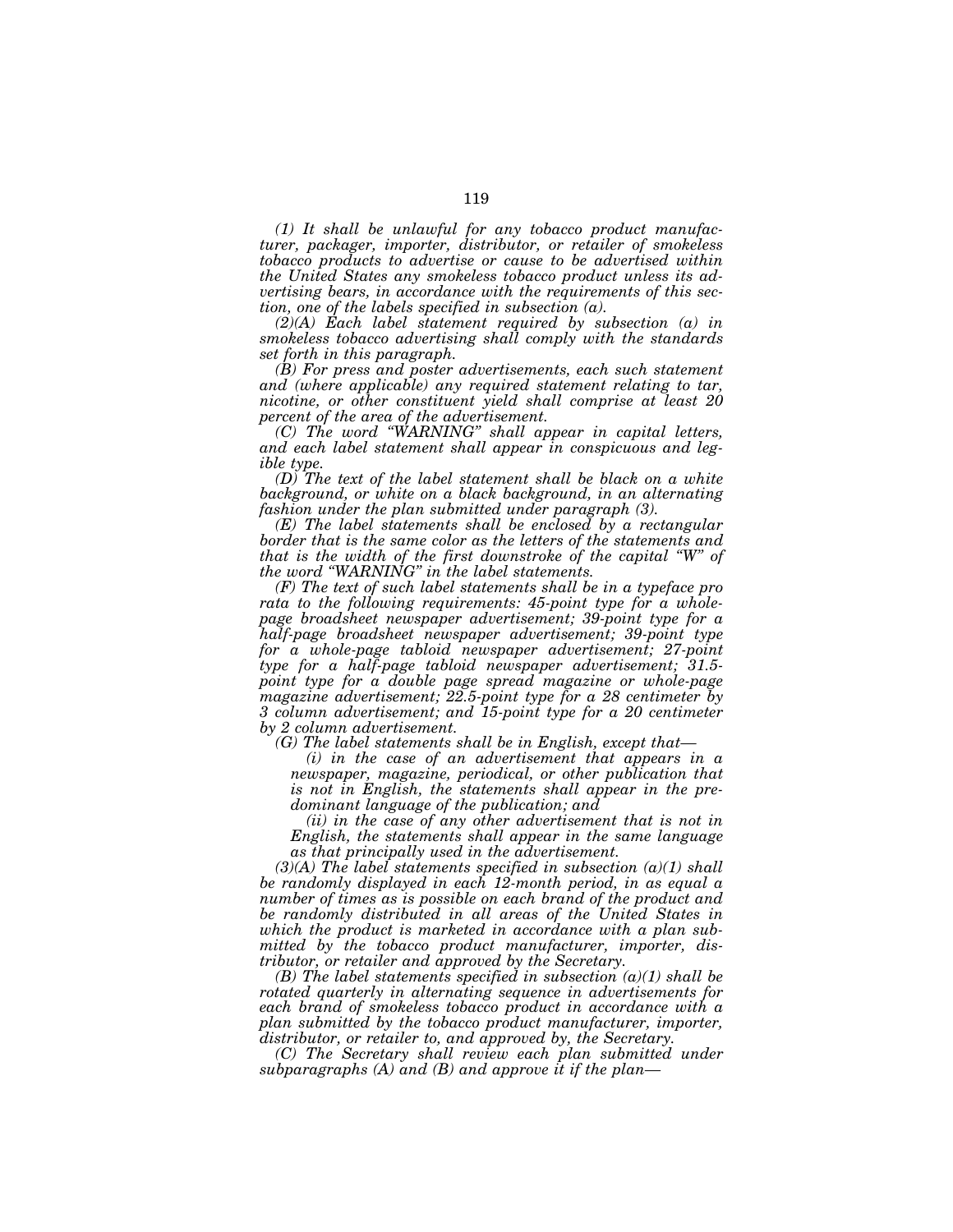*(1) It shall be unlawful for any tobacco product manufacturer, packager, importer, distributor, or retailer of smokeless tobacco products to advertise or cause to be advertised within the United States any smokeless tobacco product unless its advertising bears, in accordance with the requirements of this section, one of the labels specified in subsection (a).*

*(2)(A) Each label statement required by subsection (a) in smokeless tobacco advertising shall comply with the standards set forth in this paragraph.*

*(B) For press and poster advertisements, each such statement and (where applicable) any required statement relating to tar, nicotine, or other constituent yield shall comprise at least 20 percent of the area of the advertisement.*

*(C) The word "WARNING" shall appear in capital letters, and each label statement shall appear in conspicuous and legible type.*

*(D) The text of the label statement shall be black on a white background, or white on a black background, in an alternating fashion under the plan submitted under paragraph (3).*

*(E) The label statements shall be enclosed by a rectangular border that is the same color as the letters of the statements and that is the width of the first downstroke of the capital "W" of the word "WARNING" in the label statements.*

*(F) The text of such label statements shall be in a typeface pro rata to the following requirements: 45-point type for a whole-page broadsheet newspaper advertisement; 39-point type for a half-page broadsheet newspaper advertisement; 39-point type for a whole-page tabloid newspaper advertisement; 27-point type for a half-page tabloid newspaper advertisement; 31.5-point type for a double page spread magazine or whole-page magazine advertisement; 22.5-point type for a 28 centimeter by 3 column advertisement; and 15-point type for a 20 centimeter by 2 column advertisement.*

*(G) The label statements shall be in English, except that—*

*(i) in the case of an advertisement that appears in a newspaper, magazine, periodical, or other publication that is not in English, the statements shall appear in the predominant language of the publication; and*

*(ii) in the case of any other advertisement that is not in English, the statements shall appear in the same language as that principally used in the advertisement.*

*(3)(A) The label statements specified in subsection (a)(1) shall be randomly displayed in each 12-month period, in as equal a number of times as is possible on each brand of the product and be randomly distributed in all areas of the United States in which the product is marketed in accordance with a plan submitted by the tobacco product manufacturer, importer, distributor, or retailer and approved by the Secretary.*

*(B) The label statements specified in subsection (a)(1) shall be rotated quarterly in alternating sequence in advertisements for each brand of smokeless tobacco product in accordance with a plan submitted by the tobacco product manufacturer, importer, distributor, or retailer to, and approved by, the Secretary.*

*(C) The Secretary shall review each plan submitted under subparagraphs (A) and (B) and approve it if the plan—*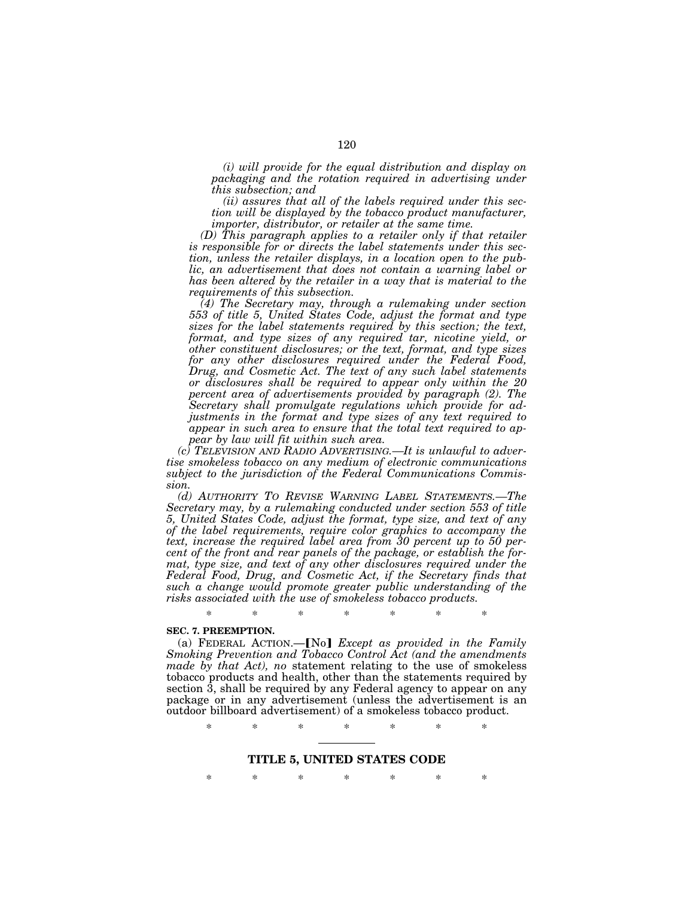*(i) will provide for the equal distribution and display on packaging and the rotation required in advertising under this subsection; and*

*(ii) assures that all of the labels required under this section will be displayed by the tobacco product manufacturer, importer, distributor, or retailer at the same time.*

*(D) This paragraph applies to a retailer only if that retailer is responsible for or directs the label statements under this section, unless the retailer displays, in a location open to the public, an advertisement that does not contain a warning label or has been altered by the retailer in a way that is material to the requirements of this subsection.*

*(4) The Secretary may, through a rulemaking under section 553 of title 5, United States Code, adjust the format and type sizes for the label statements required by this section; the text, format, and type sizes of any required tar, nicotine yield, or other constituent disclosures; or the text, format, and type sizes for any other disclosures required under the Federal Food, Drug, and Cosmetic Act. The text of any such label statements or disclosures shall be required to appear only within the 20 percent area of advertisements provided by paragraph (2). The Secretary shall promulgate regulations which provide for adjustments in the format and type sizes of any text required to appear in such area to ensure that the total text required to appear by law will fit within such area.*

*(c) TELEVISION AND RADIO ADVERTISING.—It is unlawful to advertise smokeless tobacco on any medium of electronic communications subject to the jurisdiction of the Federal Communications Commission.*

*(d) AUTHORITY TO REVISE WARNING LABEL STATEMENTS.—The Secretary may, by a rulemaking conducted under section 553 of title 5, United States Code, adjust the format, type size, and text of any of the label requirements, require color graphics to accompany the text, increase the required label area from 30 percent up to 50 percent of the front and rear panels of the package, or establish the format, type size, and text of any other disclosures required under the Federal Food, Drug, and Cosmetic Act, if the Secretary finds that such a change would promote greater public understanding of the risks associated with the use of smokeless tobacco products.*

\* \* \* \* \* \* \*

**SEC. 7. PREEMPTION.**

(a) FEDERAL ACTION.—【No】 *Except as provided in the Family Smoking Prevention and Tobacco Control Act (and the amendments made by that Act), no* statement relating to the use of smokeless tobacco products and health, other than the statements required by section 3, shall be required by any Federal agency to appear on any package or in any advertisement (unless the advertisement is an outdoor billboard advertisement) of a smokeless tobacco product.

\* \* \* \* \* \* \*

## TITLE 5, UNITED STATES CODE

\* \* \* \* \* \* \*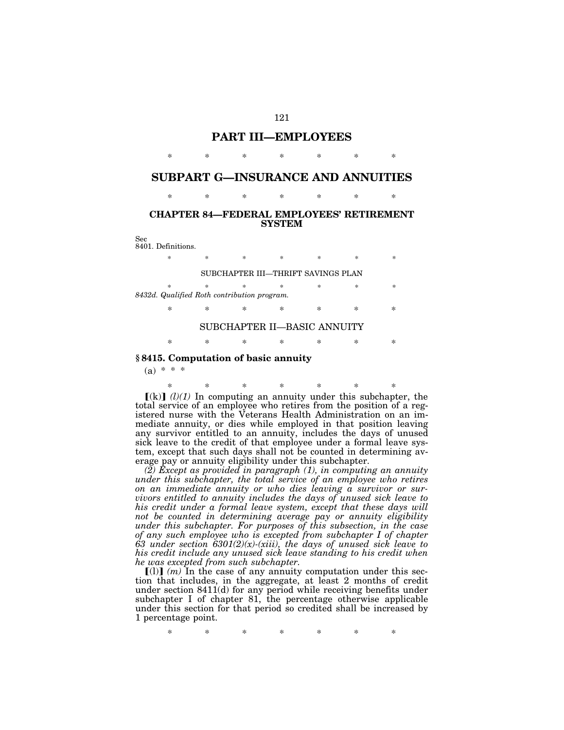# PART III—EMPLOYEES

\* \* \* \* \* \* \*

# SUBPART G—INSURANCE AND ANNUITIES

\* \* \* \* \* \* \*

## CHAPTER 84—FEDERAL EMPLOYEES' RETIREMENT SYSTEM

Sec
8401. Definitions.

\* \* \* \* \* \* \*

SUBCHAPTER III—THRIFT SAVINGS PLAN

\* \* \* \* \* \* \*

*8432d. Qualified Roth contribution program.*

\* \* \* \* \* \* \*

SUBCHAPTER II—BASIC ANNUITY

\* \* \* \* \* \* \*

### § 8415. Computation of basic annuity

(a) \* \* \*

\* \* \* \* \* \* \*

【(k)】 *(l)(1)* In computing an annuity under this subchapter, the total service of an employee who retires from the position of a registered nurse with the Veterans Health Administration on an immediate annuity, or dies while employed in that position leaving any survivor entitled to an annuity, includes the days of unused sick leave to the credit of that employee under a formal leave system, except that such days shall not be counted in determining average pay or annuity eligibility under this subchapter.

*(2) Except as provided in paragraph (1), in computing an annuity under this subchapter, the total service of an employee who retires on an immediate annuity or who dies leaving a survivor or survivors entitled to annuity includes the days of unused sick leave to his credit under a formal leave system, except that these days will not be counted in determining average pay or annuity eligibility under this subchapter. For purposes of this subsection, in the case of any such employee who is excepted from subchapter I of chapter 63 under section 6301(2)(x)-(xiii), the days of unused sick leave to his credit include any unused sick leave standing to his credit when he was excepted from such subchapter.*

【(l)】 *(m)* In the case of any annuity computation under this section that includes, in the aggregate, at least 2 months of credit under section 8411(d) for any period while receiving benefits under subchapter I of chapter 81, the percentage otherwise applicable under this section for that period so credited shall be increased by 1 percentage point.

\* \* \* \* \* \* \*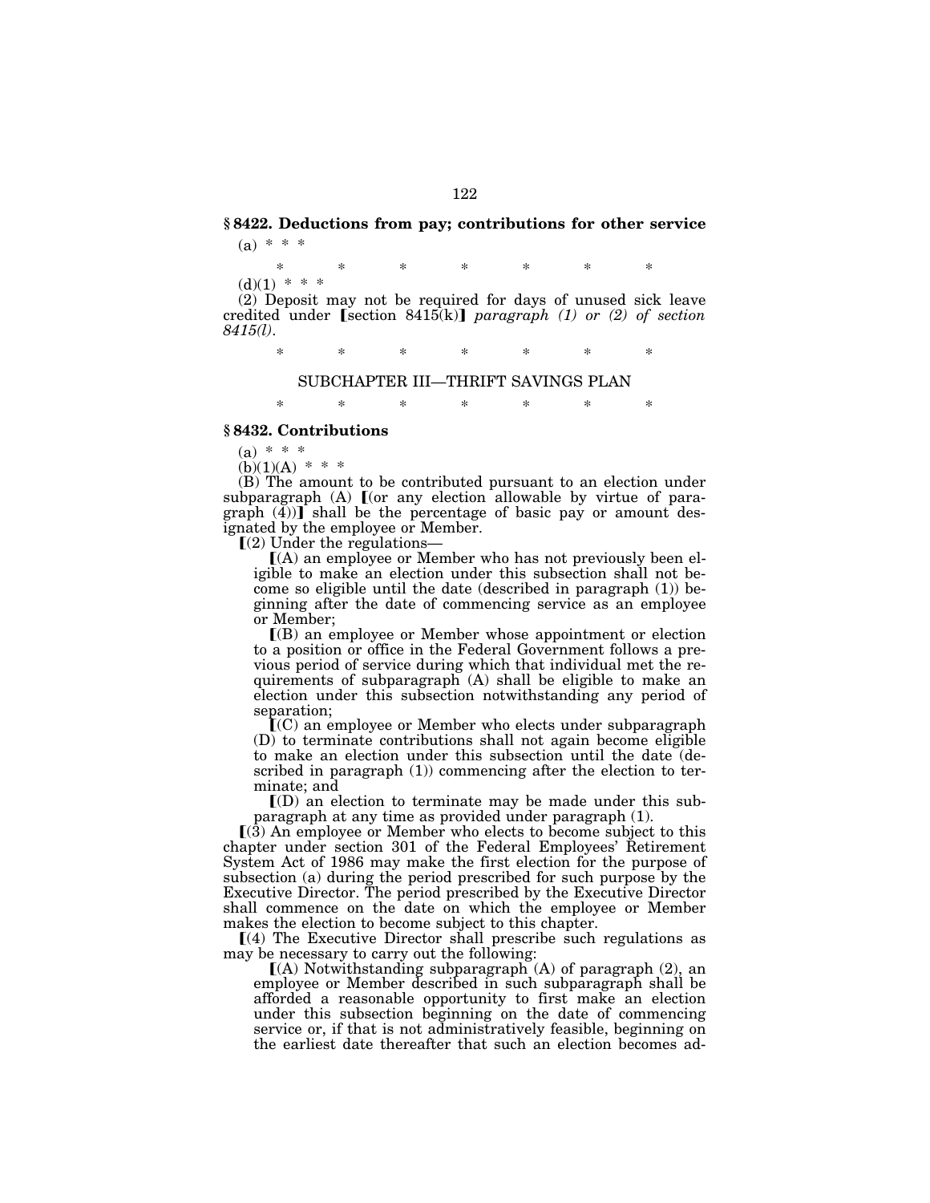### § 8422. Deductions from pay; contributions for other service

(a) * * *

\* \* \* \* \* \* \*

(d)(1) * * *

(2) Deposit may not be required for days of unused sick leave credited under ⟦section 8415(k)⟧ *paragraph (1) or (2) of section 8415(l)*.

\* \* \* \* \* \* \*

SUBCHAPTER III—THRIFT SAVINGS PLAN

\* \* \* \* \* \* \*

### § 8432. Contributions

(a) * * *

(b)(1)(A) * * *

(B) The amount to be contributed pursuant to an election under subparagraph (A) ⟦(or any election allowable by virtue of paragraph (4))⟧ shall be the percentage of basic pay or amount designated by the employee or Member.

⟦(2) Under the regulations—

⟦(A) an employee or Member who has not previously been eligible to make an election under this subsection shall not become so eligible until the date (described in paragraph (1)) beginning after the date of commencing service as an employee or Member;

⟦(B) an employee or Member whose appointment or election to a position or office in the Federal Government follows a previous period of service during which that individual met the requirements of subparagraph (A) shall be eligible to make an election under this subsection notwithstanding any period of separation;

⟦(C) an employee or Member who elects under subparagraph (D) to terminate contributions shall not again become eligible to make an election under this subsection until the date (described in paragraph (1)) commencing after the election to terminate; and

⟦(D) an election to terminate may be made under this subparagraph at any time as provided under paragraph (1).

⟦(3) An employee or Member who elects to become subject to this chapter under section 301 of the Federal Employees' Retirement System Act of 1986 may make the first election for the purpose of subsection (a) during the period prescribed for such purpose by the Executive Director. The period prescribed by the Executive Director shall commence on the date on which the employee or Member makes the election to become subject to this chapter.

⟦(4) The Executive Director shall prescribe such regulations as may be necessary to carry out the following:

⟦(A) Notwithstanding subparagraph (A) of paragraph (2), an employee or Member described in such subparagraph shall be afforded a reasonable opportunity to first make an election under this subsection beginning on the date of commencing service or, if that is not administratively feasible, beginning on the earliest date thereafter that such an election becomes ad-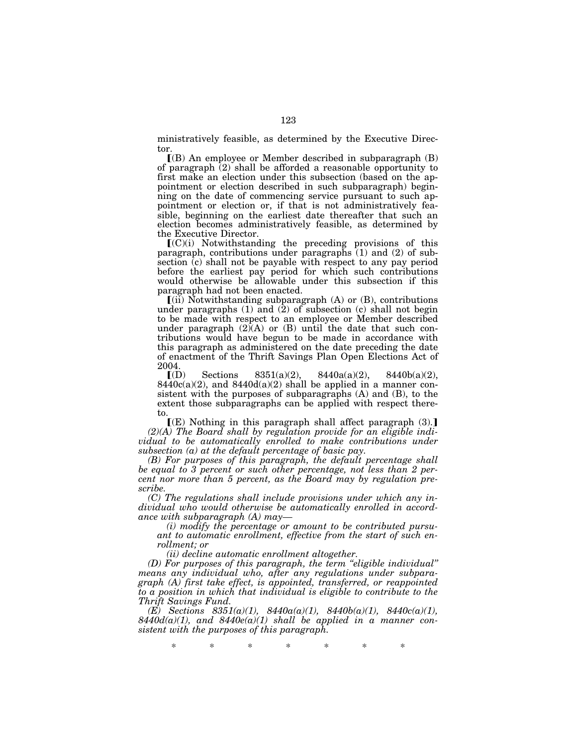ministratively feasible, as determined by the Executive Director.

⟦(B) An employee or Member described in subparagraph (B) of paragraph (2) shall be afforded a reasonable opportunity to first make an election under this subsection (based on the appointment or election described in such subparagraph) beginning on the date of commencing service pursuant to such appointment or election or, if that is not administratively feasible, beginning on the earliest date thereafter that such an election becomes administratively feasible, as determined by the Executive Director.

⟦(C)(i) Notwithstanding the preceding provisions of this paragraph, contributions under paragraphs (1) and (2) of subsection (c) shall not be payable with respect to any pay period before the earliest pay period for which such contributions would otherwise be allowable under this subsection if this paragraph had not been enacted.

⟦(ii) Notwithstanding subparagraph (A) or (B), contributions under paragraphs (1) and (2) of subsection (c) shall not begin to be made with respect to an employee or Member described under paragraph (2)(A) or (B) until the date that such contributions would have begun to be made in accordance with this paragraph as administered on the date preceding the date of enactment of the Thrift Savings Plan Open Elections Act of 2004.

⟦(D) Sections 8351(a)(2), 8440a(a)(2), 8440b(a)(2), 8440c(a)(2), and 8440d(a)(2) shall be applied in a manner consistent with the purposes of subparagraphs (A) and (B), to the extent those subparagraphs can be applied with respect thereto.

⟦(E) Nothing in this paragraph shall affect paragraph (3).⟧

*(2)(A) The Board shall by regulation provide for an eligible individual to be automatically enrolled to make contributions under subsection (a) at the default percentage of basic pay.*

*(B) For purposes of this paragraph, the default percentage shall be equal to 3 percent or such other percentage, not less than 2 percent nor more than 5 percent, as the Board may by regulation prescribe.*

*(C) The regulations shall include provisions under which any individual who would otherwise be automatically enrolled in accordance with subparagraph (A) may—*

*(i) modify the percentage or amount to be contributed pursuant to automatic enrollment, effective from the start of such enrollment; or*

*(ii) decline automatic enrollment altogether.*

*(D) For purposes of this paragraph, the term "eligible individual" means any individual who, after any regulations under subparagraph (A) first take effect, is appointed, transferred, or reappointed to a position in which that individual is eligible to contribute to the Thrift Savings Fund.*

*(E) Sections 8351(a)(1), 8440a(a)(1), 8440b(a)(1), 8440c(a)(1), 8440d(a)(1), and 8440e(a)(1) shall be applied in a manner consistent with the purposes of this paragraph.*

\* \* \* \* \* \* \*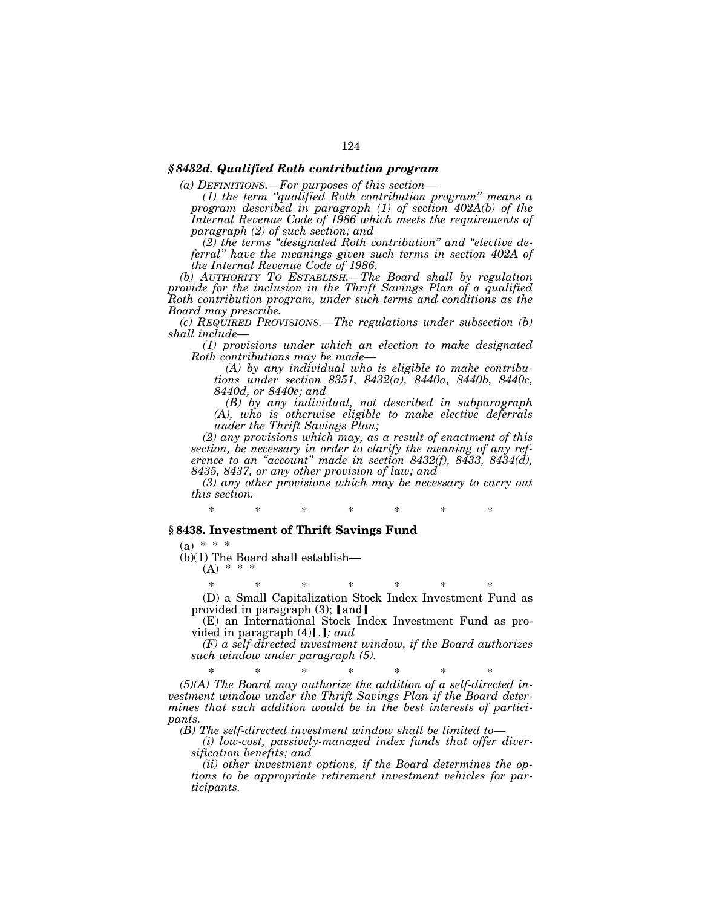### *§ 8432d. Qualified Roth contribution program*

*(a) DEFINITIONS.—For purposes of this section—*

*(1) the term "qualified Roth contribution program" means a program described in paragraph (1) of section 402A(b) of the Internal Revenue Code of 1986 which meets the requirements of paragraph (2) of such section; and*

*(2) the terms "designated Roth contribution" and "elective deferral" have the meanings given such terms in section 402A of the Internal Revenue Code of 1986.*

*(b) AUTHORITY TO ESTABLISH.—The Board shall by regulation provide for the inclusion in the Thrift Savings Plan of a qualified Roth contribution program, under such terms and conditions as the Board may prescribe.*

*(c) REQUIRED PROVISIONS.—The regulations under subsection (b) shall include—*

*(1) provisions under which an election to make designated Roth contributions may be made—*

*(A) by any individual who is eligible to make contributions under section 8351, 8432(a), 8440a, 8440b, 8440c, 8440d, or 8440e; and*

*(B) by any individual, not described in subparagraph (A), who is otherwise eligible to make elective deferrals under the Thrift Savings Plan;*

*(2) any provisions which may, as a result of enactment of this section, be necessary in order to clarify the meaning of any reference to an "account" made in section 8432(f), 8433, 8434(d), 8435, 8437, or any other provision of law; and*

*(3) any other provisions which may be necessary to carry out this section.*

\* \* \* \* \* \* \*

### § 8438. Investment of Thrift Savings Fund

(a) \* \* \*

(b)(1) The Board shall establish—

(A) \* \* \*

\* \* \* \* \* \* \*

(D) a Small Capitalization Stock Index Investment Fund as provided in paragraph (3); [and]

(E) an International Stock Index Investment Fund as provided in paragraph (4)[.]*; and*

*(F) a self-directed investment window, if the Board authorizes such window under paragraph (5).*

\* \* \* \* \* \* \*

*(5)(A) The Board may authorize the addition of a self-directed investment window under the Thrift Savings Plan if the Board determines that such addition would be in the best interests of participants.*

*(B) The self-directed investment window shall be limited to—*

*(i) low-cost, passively-managed index funds that offer diversification benefits; and*

*(ii) other investment options, if the Board determines the options to be appropriate retirement investment vehicles for participants.*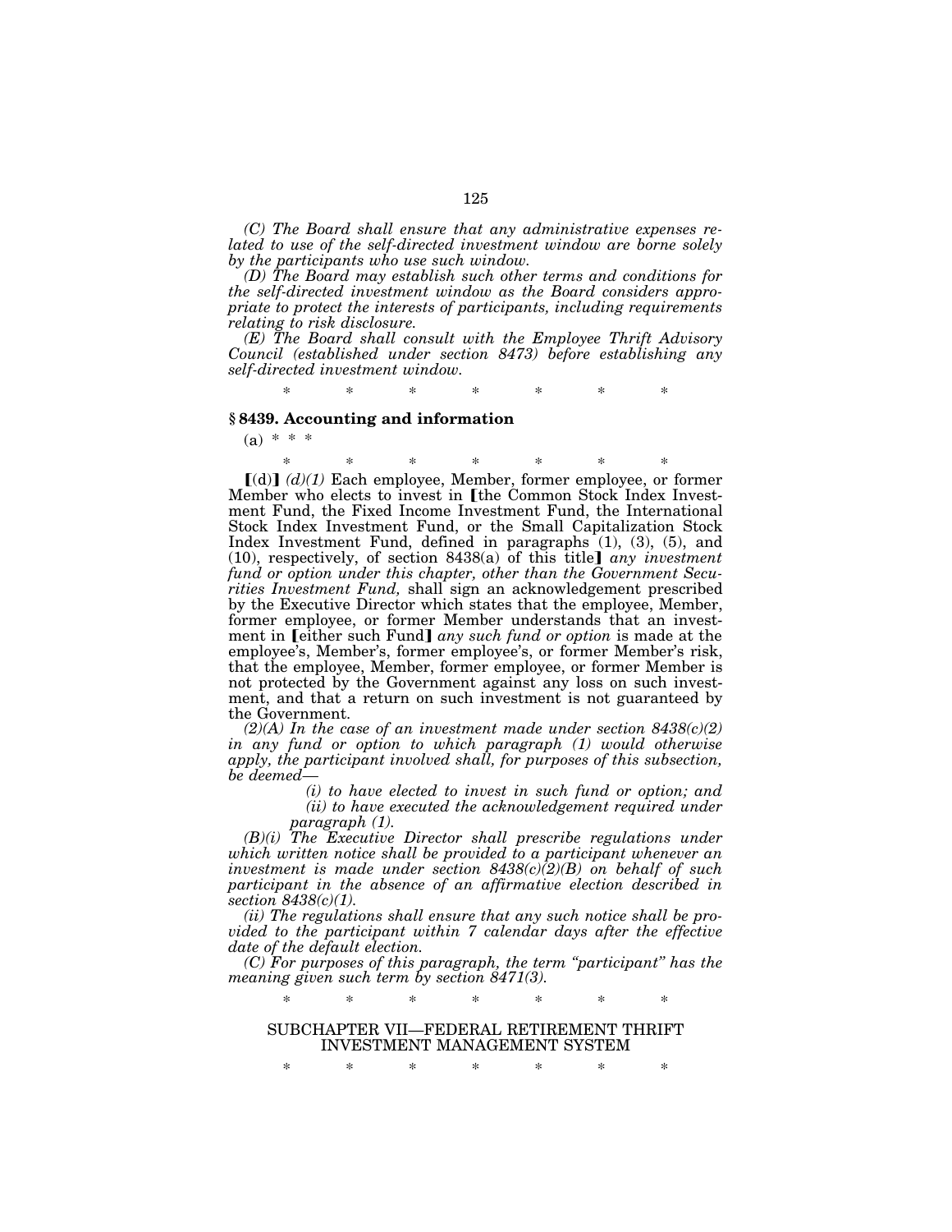*(C) The Board shall ensure that any administrative expenses related to use of the self-directed investment window are borne solely by the participants who use such window.*

*(D) The Board may establish such other terms and conditions for the self-directed investment window as the Board considers appropriate to protect the interests of participants, including requirements relating to risk disclosure.*

*(E) The Board shall consult with the Employee Thrift Advisory Council (established under section 8473) before establishing any self-directed investment window.*

\* \* \* \* \* \* \*

### § 8439. Accounting and information

(a) \* \* \*

\* \* \* \* \* \* \*

【(d)】 *(d)(1)* Each employee, Member, former employee, or former Member who elects to invest in 【the Common Stock Index Investment Fund, the Fixed Income Investment Fund, the International Stock Index Investment Fund, or the Small Capitalization Stock Index Investment Fund, defined in paragraphs (1), (3), (5), and (10), respectively, of section 8438(a) of this title】 *any investment fund or option under this chapter, other than the Government Securities Investment Fund,* shall sign an acknowledgement prescribed by the Executive Director which states that the employee, Member, former employee, or former Member understands that an investment in 【either such Fund】 *any such fund or option* is made at the employee's, Member's, former employee's, or former Member's risk, that the employee, Member, former employee, or former Member is not protected by the Government against any loss on such investment, and that a return on such investment is not guaranteed by the Government.

*(2)(A) In the case of an investment made under section 8438(c)(2) in any fund or option to which paragraph (1) would otherwise apply, the participant involved shall, for purposes of this subsection, be deemed—*

*(i) to have elected to invest in such fund or option; and*

*(ii) to have executed the acknowledgement required under paragraph (1).*

*(B)(i) The Executive Director shall prescribe regulations under which written notice shall be provided to a participant whenever an investment is made under section 8438(c)(2)(B) on behalf of such participant in the absence of an affirmative election described in section 8438(c)(1).*

*(ii) The regulations shall ensure that any such notice shall be provided to the participant within 7 calendar days after the effective date of the default election.*

*(C) For purposes of this paragraph, the term "participant" has the meaning given such term by section 8471(3).*

\* \* \* \* \* \* \*

SUBCHAPTER VII—FEDERAL RETIREMENT THRIFT INVESTMENT MANAGEMENT SYSTEM

\* \* \* \* \* \* \*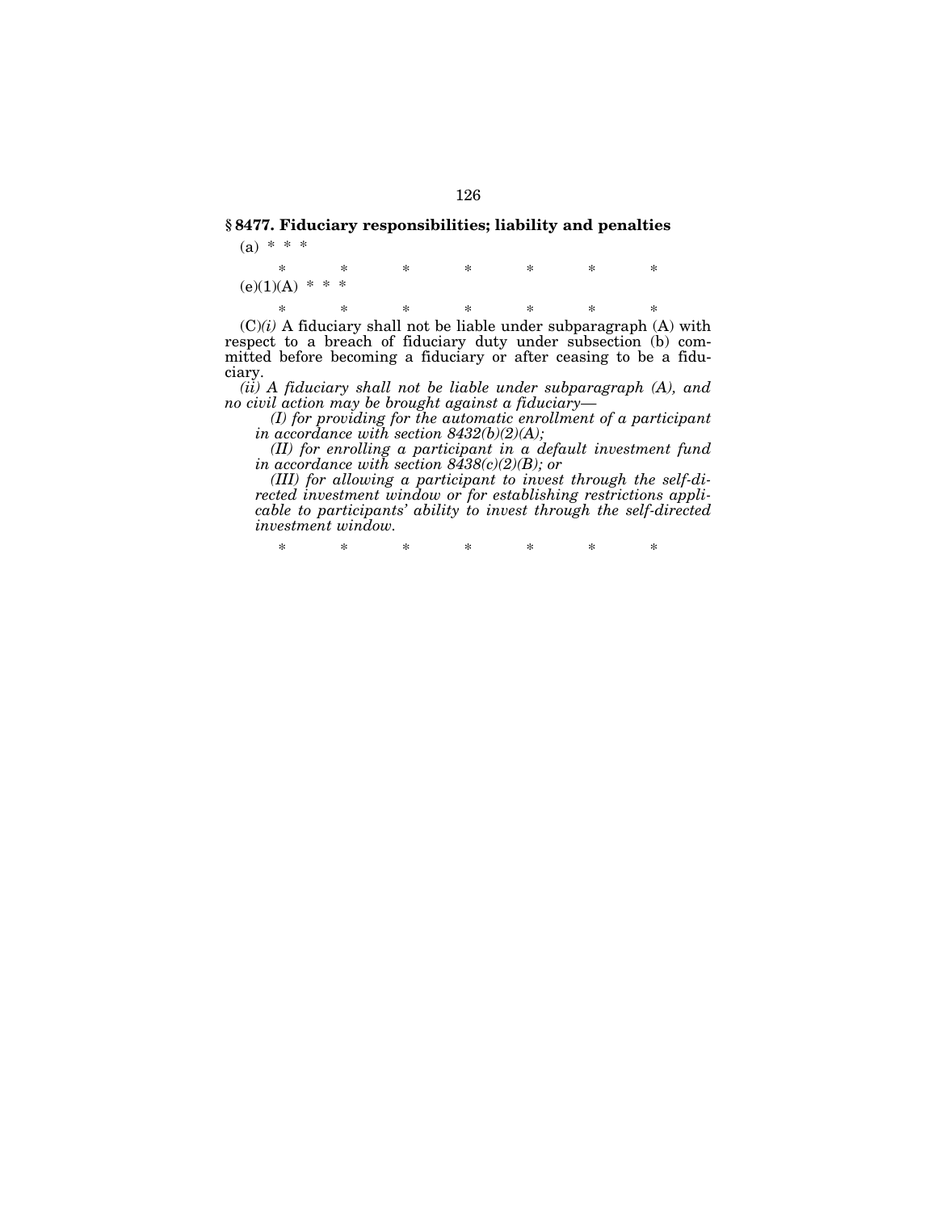## § 8477. Fiduciary responsibilities; liability and penalties

(a) * * *

\* \* \* \* \* \* \*

(e)(1)(A) * * *

\* \* \* \* \* \* \*

(C)*(i)* A fiduciary shall not be liable under subparagraph (A) with respect to a breach of fiduciary duty under subsection (b) committed before becoming a fiduciary or after ceasing to be a fiduciary.

*(ii) A fiduciary shall not be liable under subparagraph (A), and no civil action may be brought against a fiduciary—*

> *(I) for providing for the automatic enrollment of a participant in accordance with section 8432(b)(2)(A);*
>
> *(II) for enrolling a participant in a default investment fund in accordance with section 8438(c)(2)(B); or*
>
> *(III) for allowing a participant to invest through the self-directed investment window or for establishing restrictions applicable to participants' ability to invest through the self-directed investment window.*

\* \* \* \* \* \* \*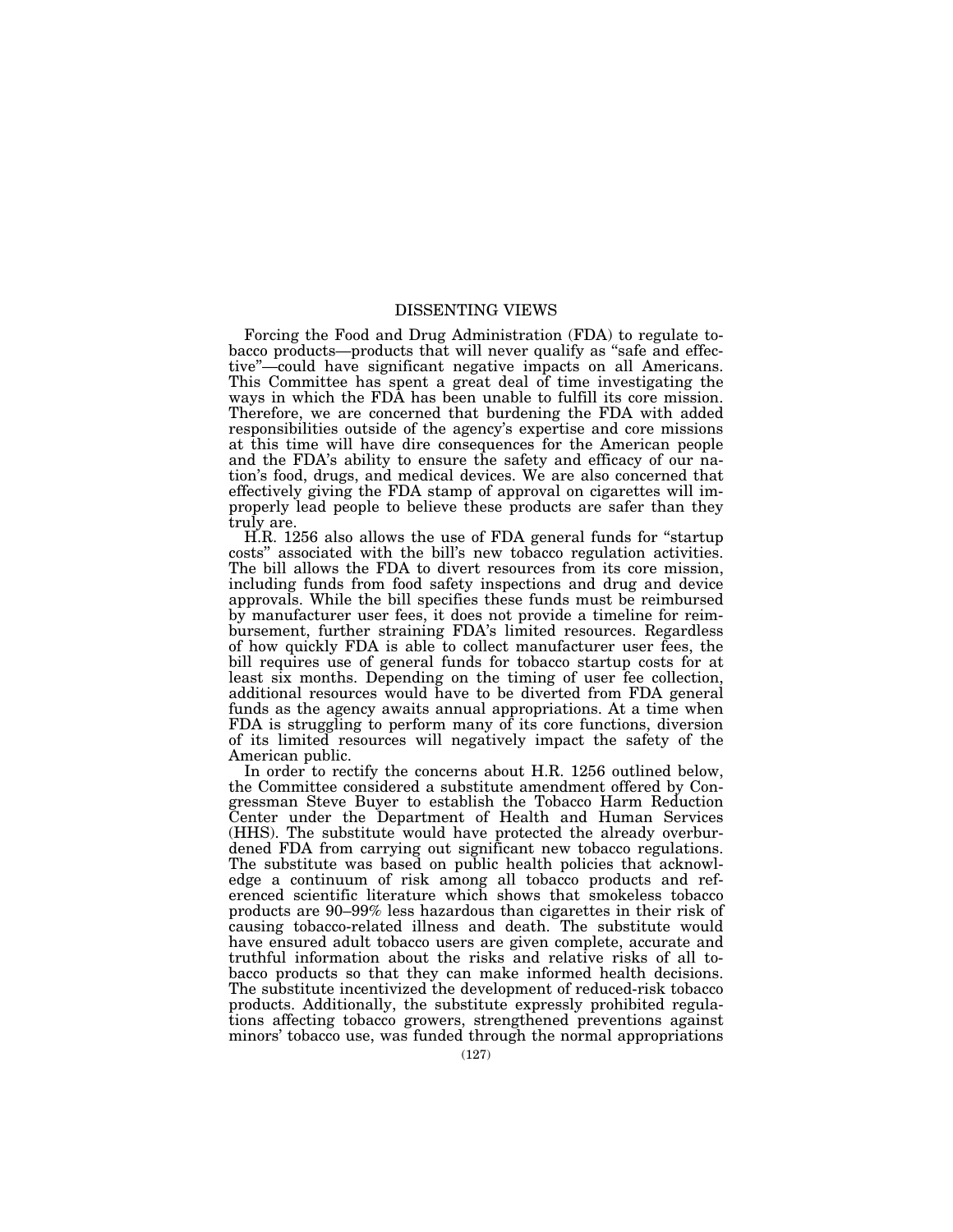## DISSENTING VIEWS

Forcing the Food and Drug Administration (FDA) to regulate tobacco products—products that will never qualify as "safe and effective"—could have significant negative impacts on all Americans. This Committee has spent a great deal of time investigating the ways in which the FDA has been unable to fulfill its core mission. Therefore, we are concerned that burdening the FDA with added responsibilities outside of the agency's expertise and core missions at this time will have dire consequences for the American people and the FDA's ability to ensure the safety and efficacy of our nation's food, drugs, and medical devices. We are also concerned that effectively giving the FDA stamp of approval on cigarettes will improperly lead people to believe these products are safer than they truly are.

H.R. 1256 also allows the use of FDA general funds for "startup costs" associated with the bill's new tobacco regulation activities. The bill allows the FDA to divert resources from its core mission, including funds from food safety inspections and drug and device approvals. While the bill specifies these funds must be reimbursed by manufacturer user fees, it does not provide a timeline for reimbursement, further straining FDA's limited resources. Regardless of how quickly FDA is able to collect manufacturer user fees, the bill requires use of general funds for tobacco startup costs for at least six months. Depending on the timing of user fee collection, additional resources would have to be diverted from FDA general funds as the agency awaits annual appropriations. At a time when FDA is struggling to perform many of its core functions, diversion of its limited resources will negatively impact the safety of the American public.

In order to rectify the concerns about H.R. 1256 outlined below, the Committee considered a substitute amendment offered by Congressman Steve Buyer to establish the Tobacco Harm Reduction Center under the Department of Health and Human Services (HHS). The substitute would have protected the already overburdened FDA from carrying out significant new tobacco regulations. The substitute was based on public health policies that acknowledge a continuum of risk among all tobacco products and referenced scientific literature which shows that smokeless tobacco products are 90–99% less hazardous than cigarettes in their risk of causing tobacco-related illness and death. The substitute would have ensured adult tobacco users are given complete, accurate and truthful information about the risks and relative risks of all tobacco products so that they can make informed health decisions. The substitute incentivized the development of reduced-risk tobacco products. Additionally, the substitute expressly prohibited regulations affecting tobacco growers, strengthened preventions against minors' tobacco use, was funded through the normal appropriations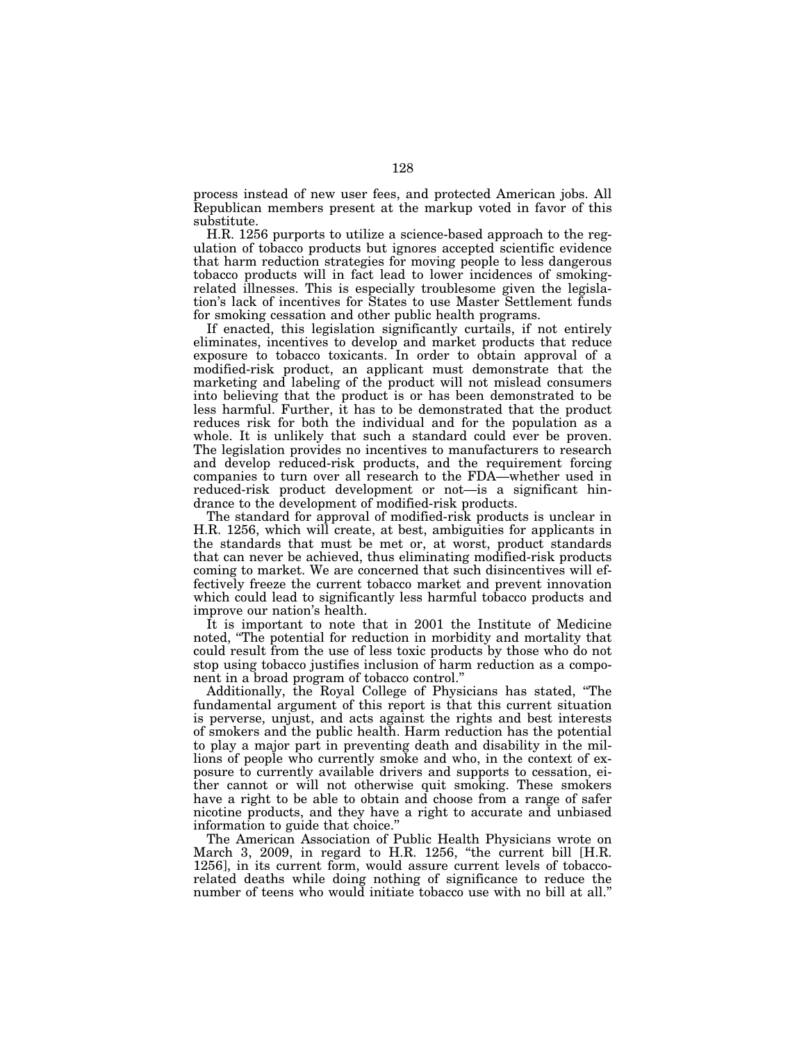process instead of new user fees, and protected American jobs. All Republican members present at the markup voted in favor of this substitute.

H.R. 1256 purports to utilize a science-based approach to the regulation of tobacco products but ignores accepted scientific evidence that harm reduction strategies for moving people to less dangerous tobacco products will in fact lead to lower incidences of smoking-related illnesses. This is especially troublesome given the legislation's lack of incentives for States to use Master Settlement funds for smoking cessation and other public health programs.

If enacted, this legislation significantly curtails, if not entirely eliminates, incentives to develop and market products that reduce exposure to tobacco toxicants. In order to obtain approval of a modified-risk product, an applicant must demonstrate that the marketing and labeling of the product will not mislead consumers into believing that the product is or has been demonstrated to be less harmful. Further, it has to be demonstrated that the product reduces risk for both the individual and for the population as a whole. It is unlikely that such a standard could ever be proven. The legislation provides no incentives to manufacturers to research and develop reduced-risk products, and the requirement forcing companies to turn over all research to the FDA—whether used in reduced-risk product development or not—is a significant hindrance to the development of modified-risk products.

The standard for approval of modified-risk products is unclear in H.R. 1256, which will create, at best, ambiguities for applicants in the standards that must be met or, at worst, product standards that can never be achieved, thus eliminating modified-risk products coming to market. We are concerned that such disincentives will effectively freeze the current tobacco market and prevent innovation which could lead to significantly less harmful tobacco products and improve our nation's health.

It is important to note that in 2001 the Institute of Medicine noted, "The potential for reduction in morbidity and mortality that could result from the use of less toxic products by those who do not stop using tobacco justifies inclusion of harm reduction as a component in a broad program of tobacco control."

Additionally, the Royal College of Physicians has stated, "The fundamental argument of this report is that this current situation is perverse, unjust, and acts against the rights and best interests of smokers and the public health. Harm reduction has the potential to play a major part in preventing death and disability in the millions of people who currently smoke and who, in the context of exposure to currently available drivers and supports to cessation, either cannot or will not otherwise quit smoking. These smokers have a right to be able to obtain and choose from a range of safer nicotine products, and they have a right to accurate and unbiased information to guide that choice."

The American Association of Public Health Physicians wrote on March 3, 2009, in regard to H.R. 1256, "the current bill [H.R. 1256], in its current form, would assure current levels of tobacco-related deaths while doing nothing of significance to reduce the number of teens who would initiate tobacco use with no bill at all."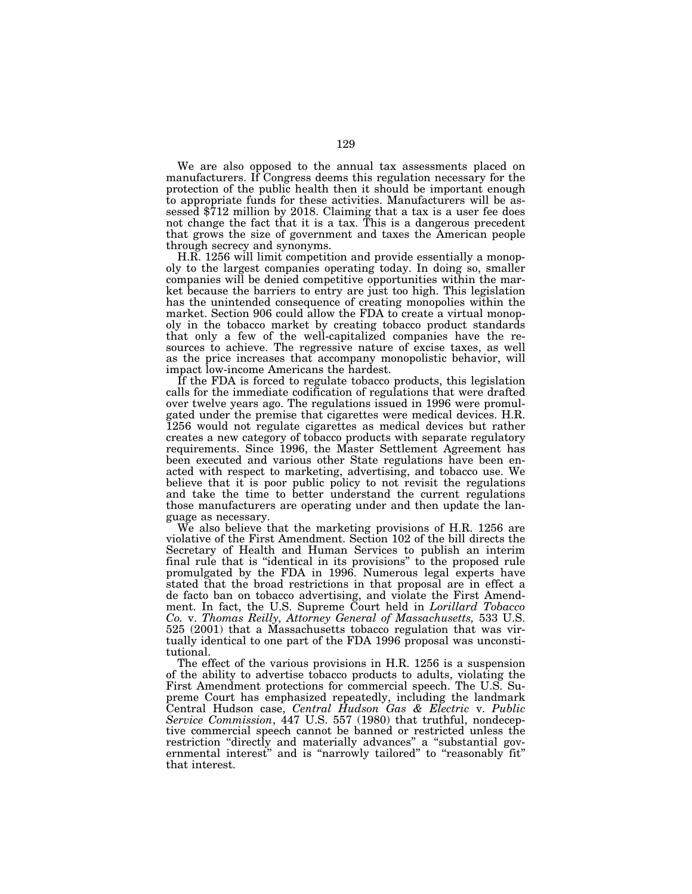We are also opposed to the annual tax assessments placed on manufacturers. If Congress deems this regulation necessary for the protection of the public health then it should be important enough to appropriate funds for these activities. Manufacturers will be assessed $712 million by 2018. Claiming that a tax is a user fee does not change the fact that it is a tax. This is a dangerous precedent that grows the size of government and taxes the American people through secrecy and synonyms.

H.R. 1256 will limit competition and provide essentially a monopoly to the largest companies operating today. In doing so, smaller companies will be denied competitive opportunities within the market because the barriers to entry are just too high. This legislation has the unintended consequence of creating monopolies within the market. Section 906 could allow the FDA to create a virtual monopoly in the tobacco market by creating tobacco product standards that only a few of the well-capitalized companies have the resources to achieve. The regressive nature of excise taxes, as well as the price increases that accompany monopolistic behavior, will impact low-income Americans the hardest.

If the FDA is forced to regulate tobacco products, this legislation calls for the immediate codification of regulations that were drafted over twelve years ago. The regulations issued in 1996 were promulgated under the premise that cigarettes were medical devices. H.R. 1256 would not regulate cigarettes as medical devices but rather creates a new category of tobacco products with separate regulatory requirements. Since 1996, the Master Settlement Agreement has been executed and various other State regulations have been enacted with respect to marketing, advertising, and tobacco use. We believe that it is poor public policy to not revisit the regulations and take the time to better understand the current regulations those manufacturers are operating under and then update the language as necessary.

We also believe that the marketing provisions of H.R. 1256 are violative of the First Amendment. Section 102 of the bill directs the Secretary of Health and Human Services to publish an interim final rule that is "identical in its provisions" to the proposed rule promulgated by the FDA in 1996. Numerous legal experts have stated that the broad restrictions in that proposal are in effect a de facto ban on tobacco advertising, and violate the First Amendment. In fact, the U.S. Supreme Court held in *Lorillard Tobacco Co.* v. *Thomas Reilly, Attorney General of Massachusetts,* 533 U.S. 525 (2001) that a Massachusetts tobacco regulation that was virtually identical to one part of the FDA 1996 proposal was unconstitutional.

The effect of the various provisions in H.R. 1256 is a suspension of the ability to advertise tobacco products to adults, violating the First Amendment protections for commercial speech. The U.S. Supreme Court has emphasized repeatedly, including the landmark Central Hudson case, *Central Hudson Gas & Electric* v. *Public Service Commission*, 447 U.S. 557 (1980) that truthful, nondeceptive commercial speech cannot be banned or restricted unless the restriction "directly and materially advances" a "substantial governmental interest" and is "narrowly tailored" to "reasonably fit" that interest.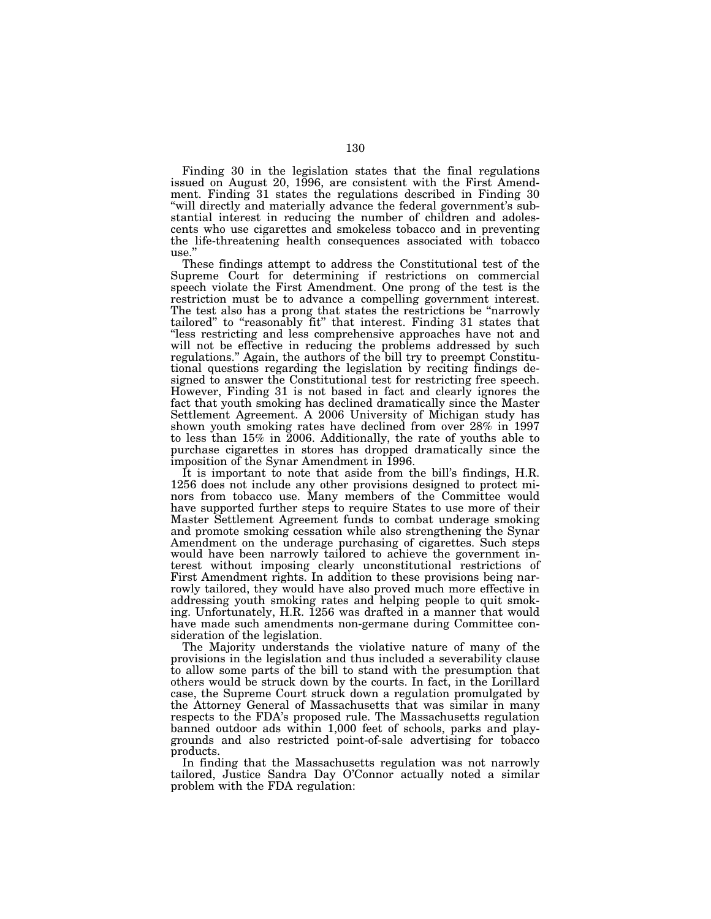Finding 30 in the legislation states that the final regulations issued on August 20, 1996, are consistent with the First Amendment. Finding 31 states the regulations described in Finding 30 "will directly and materially advance the federal government's substantial interest in reducing the number of children and adolescents who use cigarettes and smokeless tobacco and in preventing the life-threatening health consequences associated with tobacco use."

These findings attempt to address the Constitutional test of the Supreme Court for determining if restrictions on commercial speech violate the First Amendment. One prong of the test is the restriction must be to advance a compelling government interest. The test also has a prong that states the restrictions be "narrowly tailored" to "reasonably fit" that interest. Finding 31 states that "less restricting and less comprehensive approaches have not and will not be effective in reducing the problems addressed by such regulations." Again, the authors of the bill try to preempt Constitutional questions regarding the legislation by reciting findings designed to answer the Constitutional test for restricting free speech. However, Finding 31 is not based in fact and clearly ignores the fact that youth smoking has declined dramatically since the Master Settlement Agreement. A 2006 University of Michigan study has shown youth smoking rates have declined from over 28% in 1997 to less than 15% in 2006. Additionally, the rate of youths able to purchase cigarettes in stores has dropped dramatically since the imposition of the Synar Amendment in 1996.

It is important to note that aside from the bill's findings, H.R. 1256 does not include any other provisions designed to protect minors from tobacco use. Many members of the Committee would have supported further steps to require States to use more of their Master Settlement Agreement funds to combat underage smoking and promote smoking cessation while also strengthening the Synar Amendment on the underage purchasing of cigarettes. Such steps would have been narrowly tailored to achieve the government interest without imposing clearly unconstitutional restrictions of First Amendment rights. In addition to these provisions being narrowly tailored, they would have also proved much more effective in addressing youth smoking rates and helping people to quit smoking. Unfortunately, H.R. 1256 was drafted in a manner that would have made such amendments non-germane during Committee consideration of the legislation.

The Majority understands the violative nature of many of the provisions in the legislation and thus included a severability clause to allow some parts of the bill to stand with the presumption that others would be struck down by the courts. In fact, in the Lorillard case, the Supreme Court struck down a regulation promulgated by the Attorney General of Massachusetts that was similar in many respects to the FDA's proposed rule. The Massachusetts regulation banned outdoor ads within 1,000 feet of schools, parks and playgrounds and also restricted point-of-sale advertising for tobacco products.

In finding that the Massachusetts regulation was not narrowly tailored, Justice Sandra Day O'Connor actually noted a similar problem with the FDA regulation: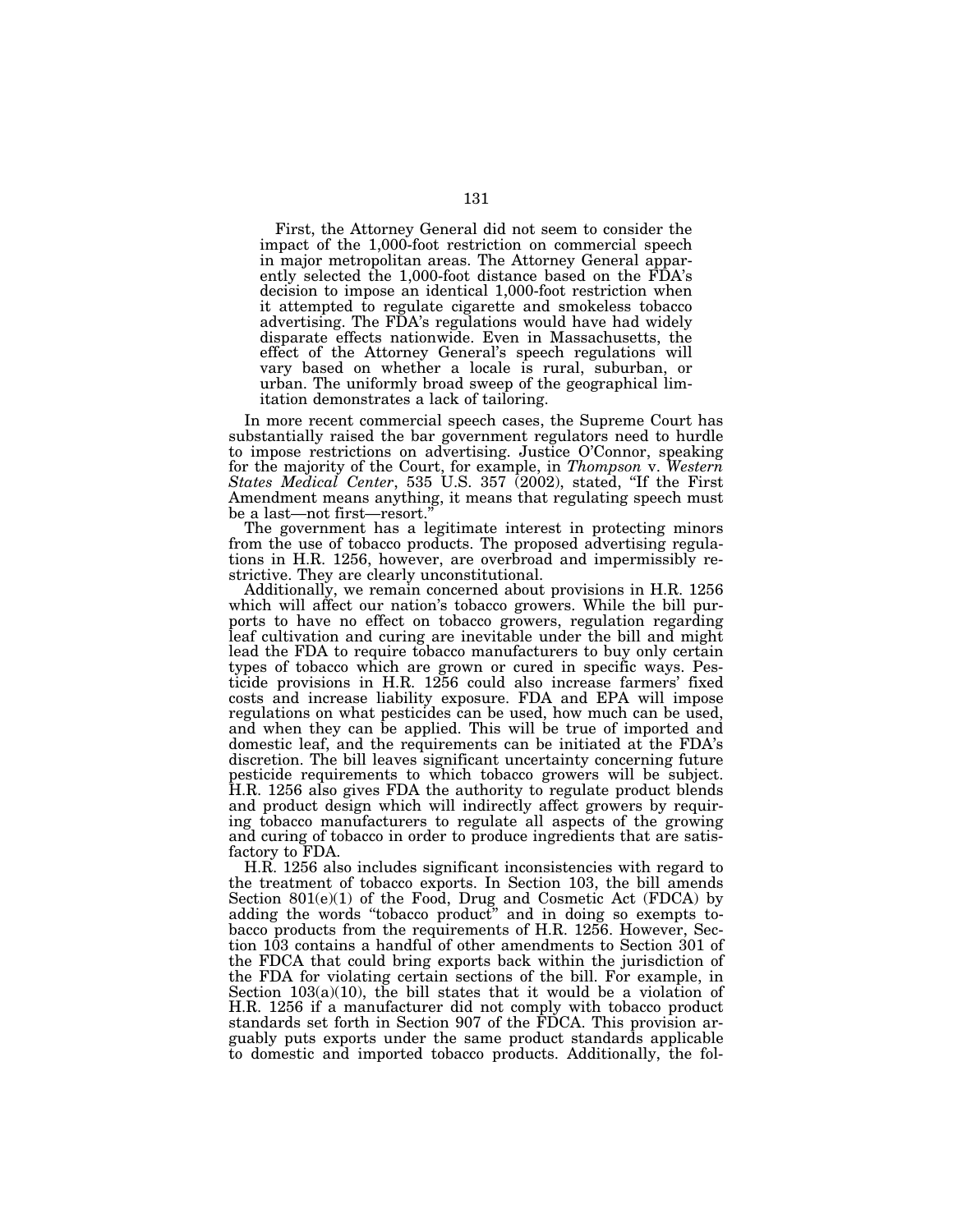> First, the Attorney General did not seem to consider the impact of the 1,000-foot restriction on commercial speech in major metropolitan areas. The Attorney General apparently selected the 1,000-foot distance based on the FDA's decision to impose an identical 1,000-foot restriction when it attempted to regulate cigarette and smokeless tobacco advertising. The FDA's regulations would have had widely disparate effects nationwide. Even in Massachusetts, the effect of the Attorney General's speech regulations will vary based on whether a locale is rural, suburban, or urban. The uniformly broad sweep of the geographical limitation demonstrates a lack of tailoring.

In more recent commercial speech cases, the Supreme Court has substantially raised the bar government regulators need to hurdle to impose restrictions on advertising. Justice O'Connor, speaking for the majority of the Court, for example, in *Thompson* v. *Western States Medical Center*, 535 U.S. 357 (2002), stated, "If the First Amendment means anything, it means that regulating speech must be a last—not first—resort."

The government has a legitimate interest in protecting minors from the use of tobacco products. The proposed advertising regulations in H.R. 1256, however, are overbroad and impermissibly restrictive. They are clearly unconstitutional.

Additionally, we remain concerned about provisions in H.R. 1256 which will affect our nation's tobacco growers. While the bill purports to have no effect on tobacco growers, regulation regarding leaf cultivation and curing are inevitable under the bill and might lead the FDA to require tobacco manufacturers to buy only certain types of tobacco which are grown or cured in specific ways. Pesticide provisions in H.R. 1256 could also increase farmers' fixed costs and increase liability exposure. FDA and EPA will impose regulations on what pesticides can be used, how much can be used, and when they can be applied. This will be true of imported and domestic leaf, and the requirements can be initiated at the FDA's discretion. The bill leaves significant uncertainty concerning future pesticide requirements to which tobacco growers will be subject. H.R. 1256 also gives FDA the authority to regulate product blends and product design which will indirectly affect growers by requiring tobacco manufacturers to regulate all aspects of the growing and curing of tobacco in order to produce ingredients that are satisfactory to FDA.

H.R. 1256 also includes significant inconsistencies with regard to the treatment of tobacco exports. In Section 103, the bill amends Section 801(e)(1) of the Food, Drug and Cosmetic Act (FDCA) by adding the words "tobacco product" and in doing so exempts tobacco products from the requirements of H.R. 1256. However, Section 103 contains a handful of other amendments to Section 301 of the FDCA that could bring exports back within the jurisdiction of the FDA for violating certain sections of the bill. For example, in Section 103(a)(10), the bill states that it would be a violation of H.R. 1256 if a manufacturer did not comply with tobacco product standards set forth in Section 907 of the FDCA. This provision arguably puts exports under the same product standards applicable to domestic and imported tobacco products. Additionally, the fol-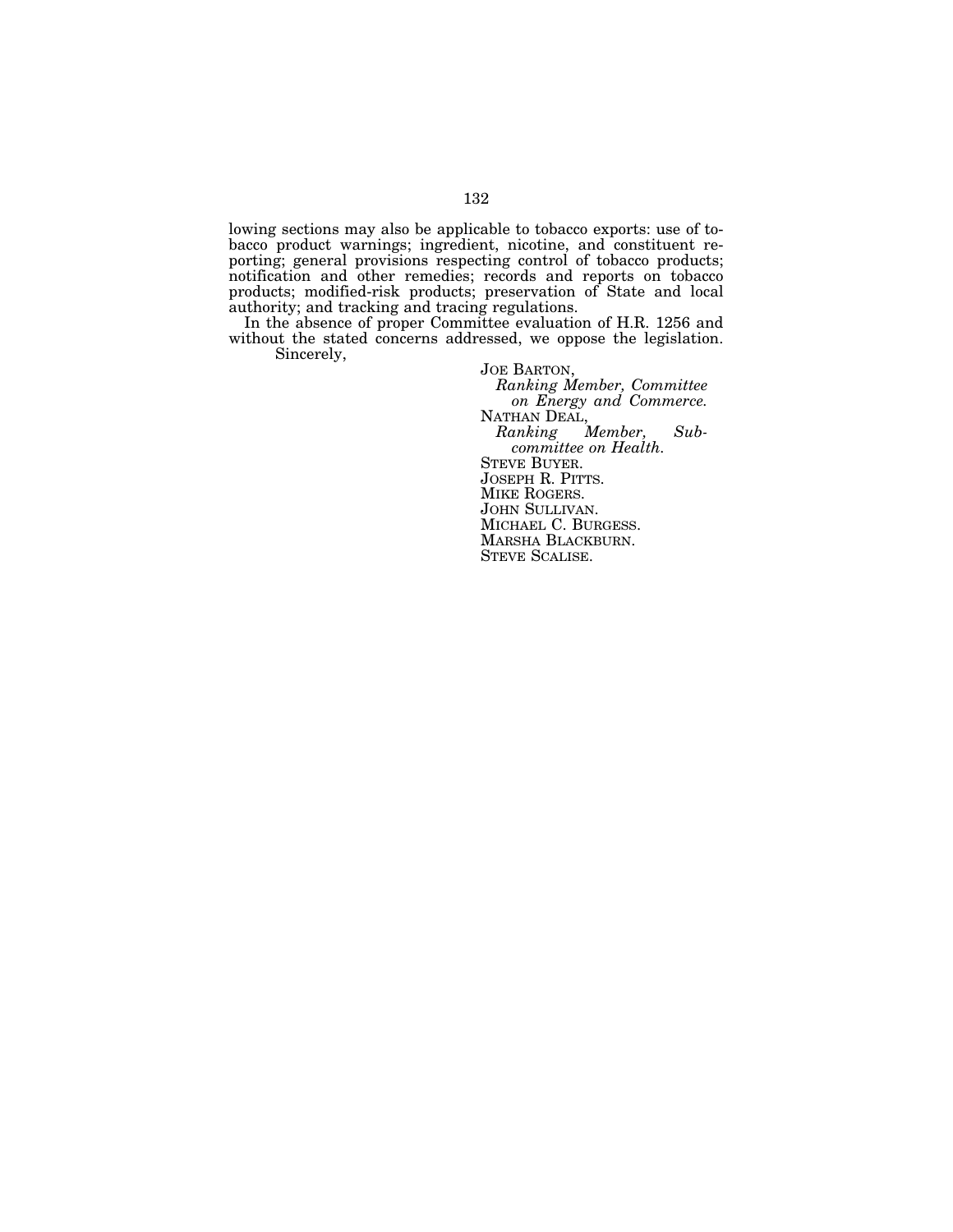lowing sections may also be applicable to tobacco exports: use of tobacco product warnings; ingredient, nicotine, and constituent reporting; general provisions respecting control of tobacco products; notification and other remedies; records and reports on tobacco products; modified-risk products; preservation of State and local authority; and tracking and tracing regulations.

In the absence of proper Committee evaluation of H.R. 1256 and without the stated concerns addressed, we oppose the legislation.

Sincerely,

JOE BARTON,
*Ranking Member, Committee on Energy and Commerce.*
NATHAN DEAL,
*Ranking Member, Subcommittee on Health.*
STEVE BUYER.
JOSEPH R. PITTS.
MIKE ROGERS.
JOHN SULLIVAN.
MICHAEL C. BURGESS.
MARSHA BLACKBURN.
STEVE SCALISE.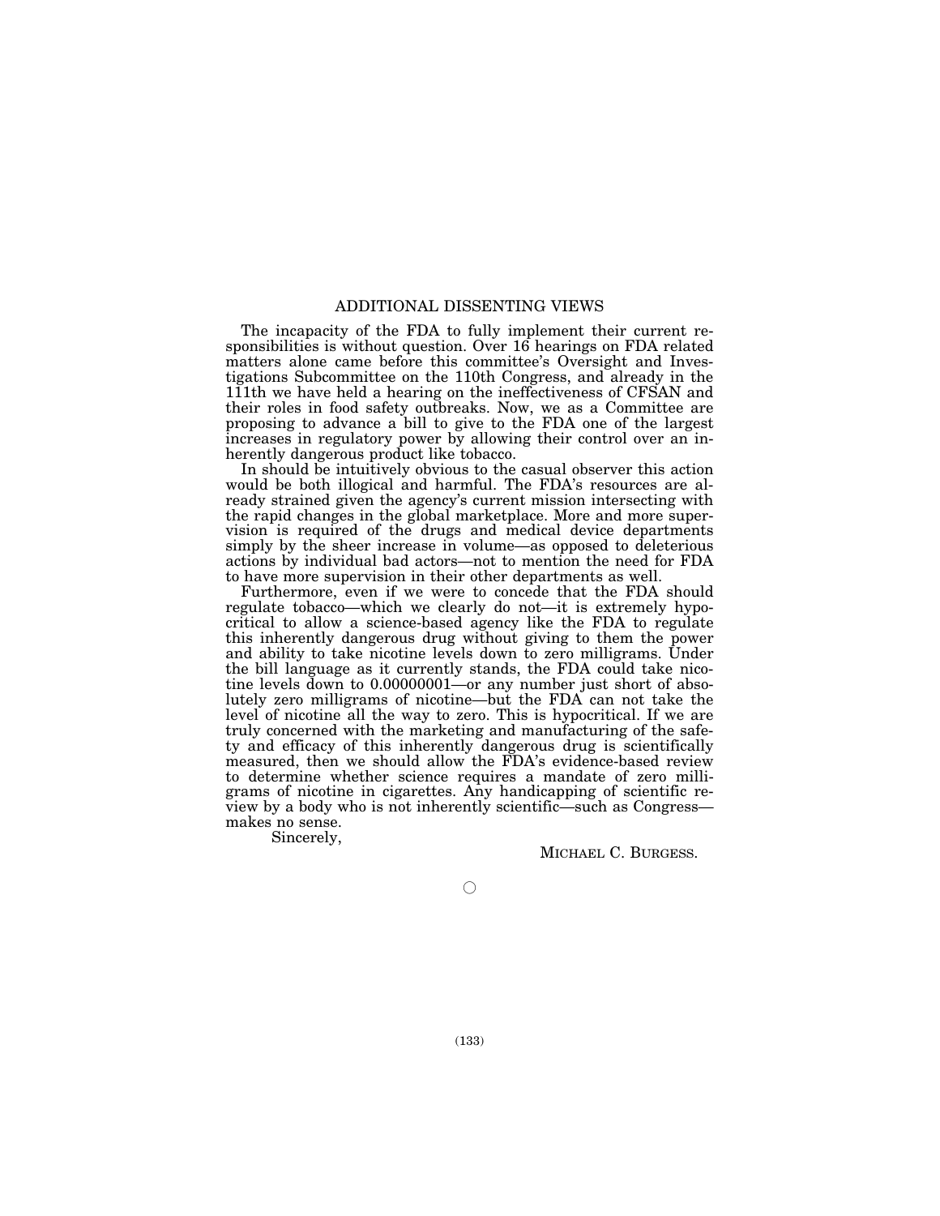## ADDITIONAL DISSENTING VIEWS

The incapacity of the FDA to fully implement their current responsibilities is without question. Over 16 hearings on FDA related matters alone came before this committee's Oversight and Investigations Subcommittee on the 110th Congress, and already in the 111th we have held a hearing on the ineffectiveness of CFSAN and their roles in food safety outbreaks. Now, we as a Committee are proposing to advance a bill to give to the FDA one of the largest increases in regulatory power by allowing their control over an inherently dangerous product like tobacco.

In should be intuitively obvious to the casual observer this action would be both illogical and harmful. The FDA's resources are already strained given the agency's current mission intersecting with the rapid changes in the global marketplace. More and more supervision is required of the drugs and medical device departments simply by the sheer increase in volume—as opposed to deleterious actions by individual bad actors—not to mention the need for FDA to have more supervision in their other departments as well.

Furthermore, even if we were to concede that the FDA should regulate tobacco—which we clearly do not—it is extremely hypocritical to allow a science-based agency like the FDA to regulate this inherently dangerous drug without giving to them the power and ability to take nicotine levels down to zero milligrams. Under the bill language as it currently stands, the FDA could take nicotine levels down to 0.00000001—or any number just short of absolutely zero milligrams of nicotine—but the FDA can not take the level of nicotine all the way to zero. This is hypocritical. If we are truly concerned with the marketing and manufacturing of the safety and efficacy of this inherently dangerous drug is scientifically measured, then we should allow the FDA's evidence-based review to determine whether science requires a mandate of zero milligrams of nicotine in cigarettes. Any handicapping of scientific review by a body who is not inherently scientific—such as Congress—makes no sense.

Sincerely,

MICHAEL C. BURGESS.

○